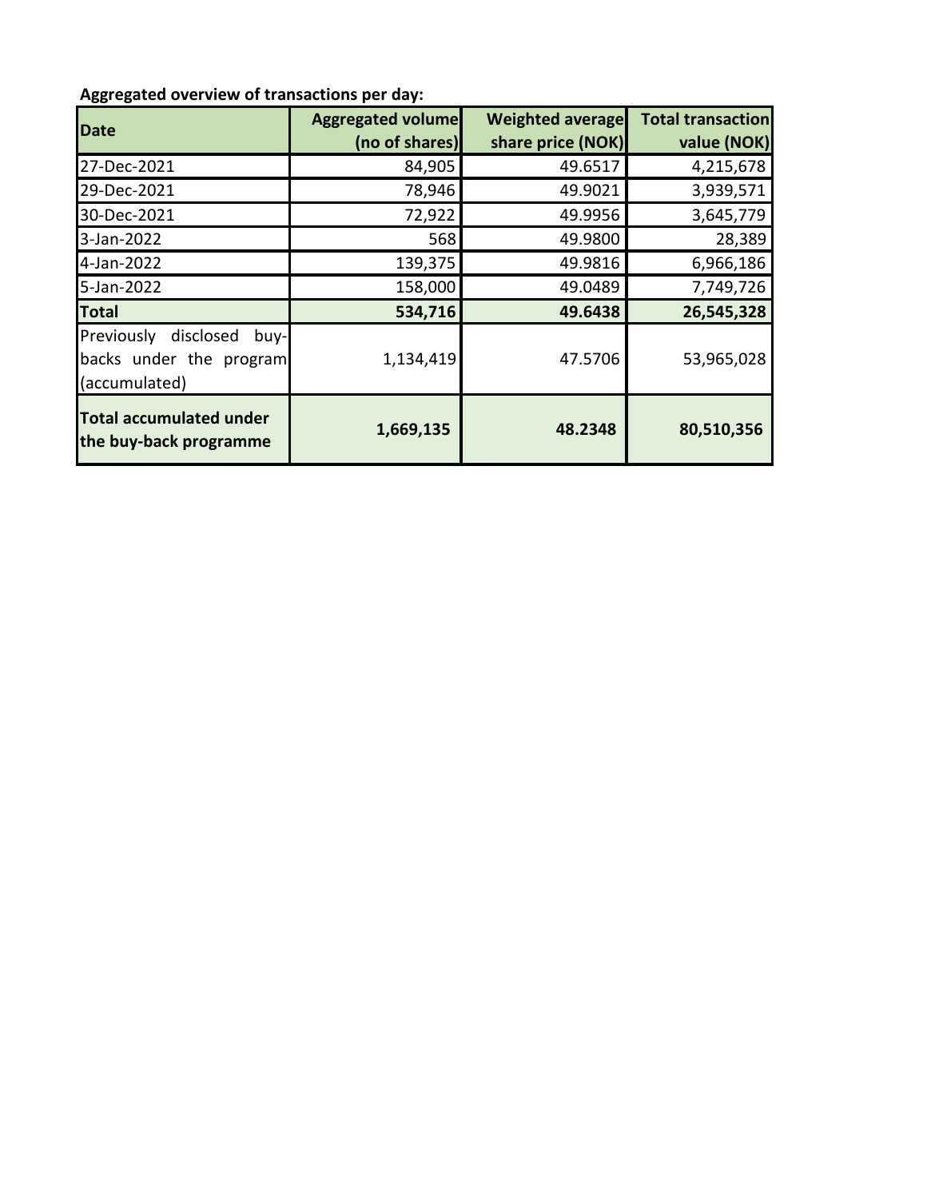**Aggregated overview of transactions per day:**

| Date | Aggregated volume (no of shares) | Weighted average share price (NOK) | Total transaction value (NOK) |
|---|---|---|---|
| 27-Dec-2021 | 84,905 | 49.6517 | 4,215,678 |
| 29-Dec-2021 | 78,946 | 49.9021 | 3,939,571 |
| 30-Dec-2021 | 72,922 | 49.9956 | 3,645,779 |
| 3-Jan-2022 | 568 | 49.9800 | 28,389 |
| 4-Jan-2022 | 139,375 | 49.9816 | 6,966,186 |
| 5-Jan-2022 | 158,000 | 49.0489 | 7,749,726 |
| **Total** | **534,716** | **49.6438** | **26,545,328** |
| Previously disclosed buy-backs under the program (accumulated) | 1,134,419 | 47.5706 | 53,965,028 |
| **Total accumulated under the buy-back programme** | **1,669,135** | **48.2348** | **80,510,356** |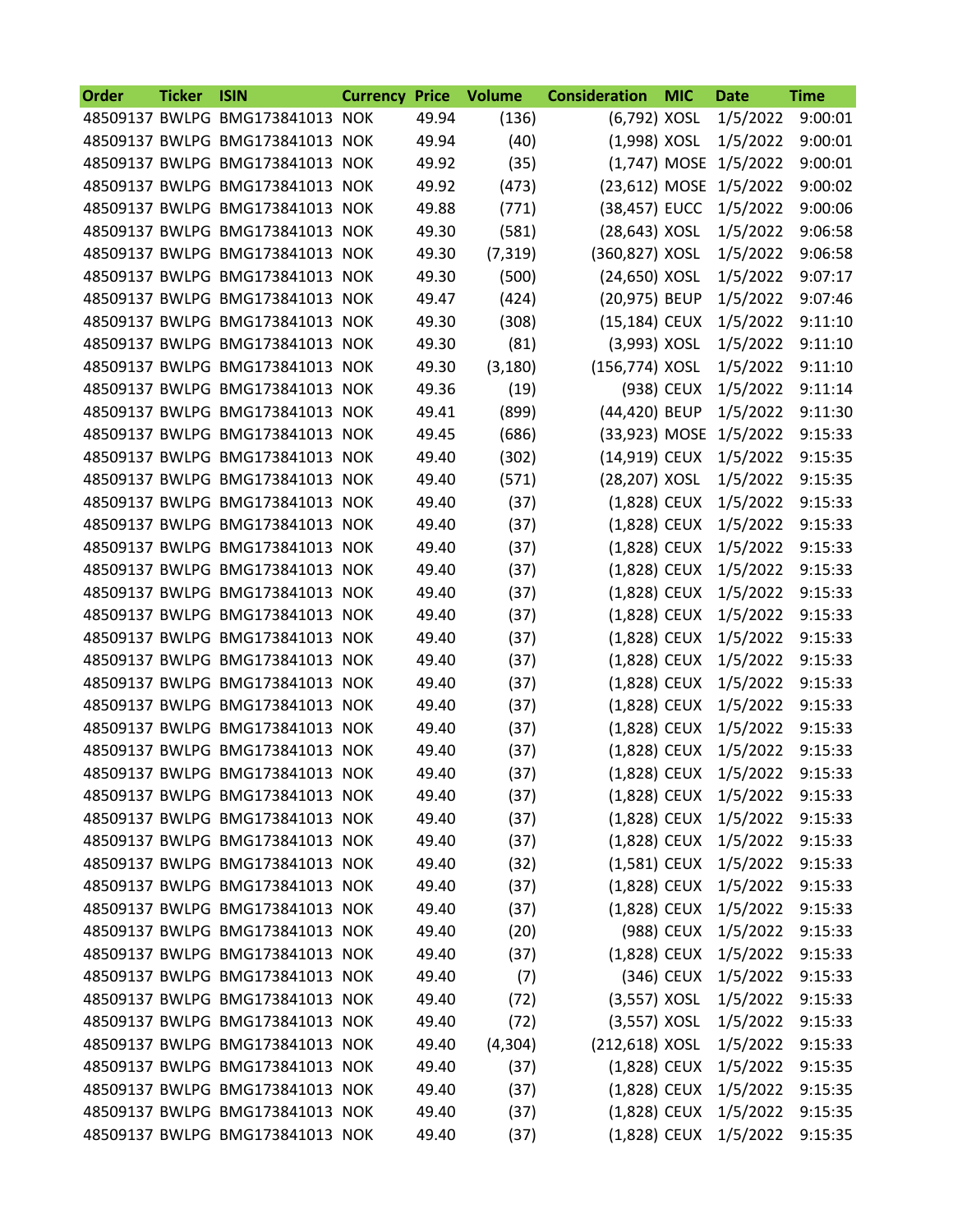| Order | Ticker | ISIN | Currency | Price | Volume | Consideration | MIC | Date | Time |
|---|---|---|---|---|---|---|---|---|---|
| 48509137 | BWLPG | BMG173841013 | NOK | 49.94 | (136) | (6,792) | XOSL | 1/5/2022 | 9:00:01 |
| 48509137 | BWLPG | BMG173841013 | NOK | 49.94 | (40) | (1,998) | XOSL | 1/5/2022 | 9:00:01 |
| 48509137 | BWLPG | BMG173841013 | NOK | 49.92 | (35) | (1,747) | MOSE | 1/5/2022 | 9:00:01 |
| 48509137 | BWLPG | BMG173841013 | NOK | 49.92 | (473) | (23,612) | MOSE | 1/5/2022 | 9:00:02 |
| 48509137 | BWLPG | BMG173841013 | NOK | 49.88 | (771) | (38,457) | EUCC | 1/5/2022 | 9:00:06 |
| 48509137 | BWLPG | BMG173841013 | NOK | 49.30 | (581) | (28,643) | XOSL | 1/5/2022 | 9:06:58 |
| 48509137 | BWLPG | BMG173841013 | NOK | 49.30 | (7,319) | (360,827) | XOSL | 1/5/2022 | 9:06:58 |
| 48509137 | BWLPG | BMG173841013 | NOK | 49.30 | (500) | (24,650) | XOSL | 1/5/2022 | 9:07:17 |
| 48509137 | BWLPG | BMG173841013 | NOK | 49.47 | (424) | (20,975) | BEUP | 1/5/2022 | 9:07:46 |
| 48509137 | BWLPG | BMG173841013 | NOK | 49.30 | (308) | (15,184) | CEUX | 1/5/2022 | 9:11:10 |
| 48509137 | BWLPG | BMG173841013 | NOK | 49.30 | (81) | (3,993) | XOSL | 1/5/2022 | 9:11:10 |
| 48509137 | BWLPG | BMG173841013 | NOK | 49.30 | (3,180) | (156,774) | XOSL | 1/5/2022 | 9:11:10 |
| 48509137 | BWLPG | BMG173841013 | NOK | 49.36 | (19) | (938) | CEUX | 1/5/2022 | 9:11:14 |
| 48509137 | BWLPG | BMG173841013 | NOK | 49.41 | (899) | (44,420) | BEUP | 1/5/2022 | 9:11:30 |
| 48509137 | BWLPG | BMG173841013 | NOK | 49.45 | (686) | (33,923) | MOSE | 1/5/2022 | 9:15:33 |
| 48509137 | BWLPG | BMG173841013 | NOK | 49.40 | (302) | (14,919) | CEUX | 1/5/2022 | 9:15:35 |
| 48509137 | BWLPG | BMG173841013 | NOK | 49.40 | (571) | (28,207) | XOSL | 1/5/2022 | 9:15:35 |
| 48509137 | BWLPG | BMG173841013 | NOK | 49.40 | (37) | (1,828) | CEUX | 1/5/2022 | 9:15:33 |
| 48509137 | BWLPG | BMG173841013 | NOK | 49.40 | (37) | (1,828) | CEUX | 1/5/2022 | 9:15:33 |
| 48509137 | BWLPG | BMG173841013 | NOK | 49.40 | (37) | (1,828) | CEUX | 1/5/2022 | 9:15:33 |
| 48509137 | BWLPG | BMG173841013 | NOK | 49.40 | (37) | (1,828) | CEUX | 1/5/2022 | 9:15:33 |
| 48509137 | BWLPG | BMG173841013 | NOK | 49.40 | (37) | (1,828) | CEUX | 1/5/2022 | 9:15:33 |
| 48509137 | BWLPG | BMG173841013 | NOK | 49.40 | (37) | (1,828) | CEUX | 1/5/2022 | 9:15:33 |
| 48509137 | BWLPG | BMG173841013 | NOK | 49.40 | (37) | (1,828) | CEUX | 1/5/2022 | 9:15:33 |
| 48509137 | BWLPG | BMG173841013 | NOK | 49.40 | (37) | (1,828) | CEUX | 1/5/2022 | 9:15:33 |
| 48509137 | BWLPG | BMG173841013 | NOK | 49.40 | (37) | (1,828) | CEUX | 1/5/2022 | 9:15:33 |
| 48509137 | BWLPG | BMG173841013 | NOK | 49.40 | (37) | (1,828) | CEUX | 1/5/2022 | 9:15:33 |
| 48509137 | BWLPG | BMG173841013 | NOK | 49.40 | (37) | (1,828) | CEUX | 1/5/2022 | 9:15:33 |
| 48509137 | BWLPG | BMG173841013 | NOK | 49.40 | (37) | (1,828) | CEUX | 1/5/2022 | 9:15:33 |
| 48509137 | BWLPG | BMG173841013 | NOK | 49.40 | (37) | (1,828) | CEUX | 1/5/2022 | 9:15:33 |
| 48509137 | BWLPG | BMG173841013 | NOK | 49.40 | (37) | (1,828) | CEUX | 1/5/2022 | 9:15:33 |
| 48509137 | BWLPG | BMG173841013 | NOK | 49.40 | (37) | (1,828) | CEUX | 1/5/2022 | 9:15:33 |
| 48509137 | BWLPG | BMG173841013 | NOK | 49.40 | (37) | (1,828) | CEUX | 1/5/2022 | 9:15:33 |
| 48509137 | BWLPG | BMG173841013 | NOK | 49.40 | (32) | (1,581) | CEUX | 1/5/2022 | 9:15:33 |
| 48509137 | BWLPG | BMG173841013 | NOK | 49.40 | (37) | (1,828) | CEUX | 1/5/2022 | 9:15:33 |
| 48509137 | BWLPG | BMG173841013 | NOK | 49.40 | (37) | (1,828) | CEUX | 1/5/2022 | 9:15:33 |
| 48509137 | BWLPG | BMG173841013 | NOK | 49.40 | (20) | (988) | CEUX | 1/5/2022 | 9:15:33 |
| 48509137 | BWLPG | BMG173841013 | NOK | 49.40 | (37) | (1,828) | CEUX | 1/5/2022 | 9:15:33 |
| 48509137 | BWLPG | BMG173841013 | NOK | 49.40 | (7) | (346) | CEUX | 1/5/2022 | 9:15:33 |
| 48509137 | BWLPG | BMG173841013 | NOK | 49.40 | (72) | (3,557) | XOSL | 1/5/2022 | 9:15:33 |
| 48509137 | BWLPG | BMG173841013 | NOK | 49.40 | (72) | (3,557) | XOSL | 1/5/2022 | 9:15:33 |
| 48509137 | BWLPG | BMG173841013 | NOK | 49.40 | (4,304) | (212,618) | XOSL | 1/5/2022 | 9:15:33 |
| 48509137 | BWLPG | BMG173841013 | NOK | 49.40 | (37) | (1,828) | CEUX | 1/5/2022 | 9:15:35 |
| 48509137 | BWLPG | BMG173841013 | NOK | 49.40 | (37) | (1,828) | CEUX | 1/5/2022 | 9:15:35 |
| 48509137 | BWLPG | BMG173841013 | NOK | 49.40 | (37) | (1,828) | CEUX | 1/5/2022 | 9:15:35 |
| 48509137 | BWLPG | BMG173841013 | NOK | 49.40 | (37) | (1,828) | CEUX | 1/5/2022 | 9:15:35 |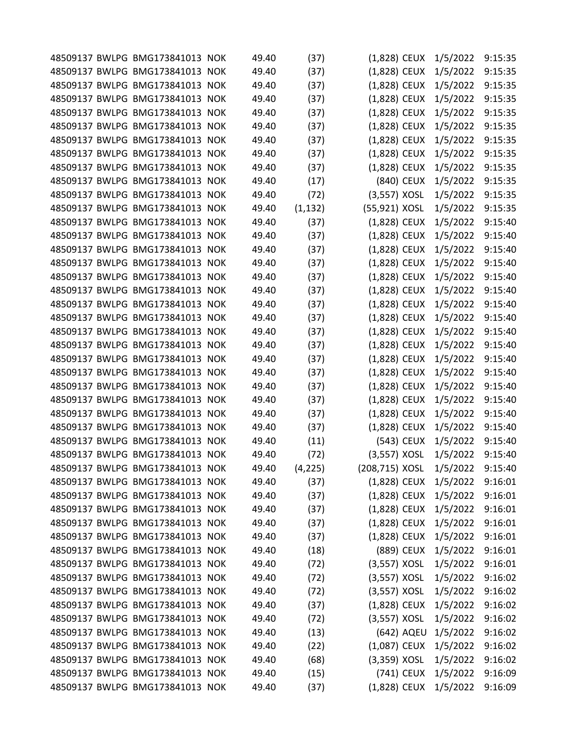| | | | | | | | | | |
|---|---|---|---|---|---|---|---|---|---|
| 48509137 | BWLPG | BMG173841013 | NOK | 49.40 | (37) | (1,828) | CEUX | 1/5/2022 | 9:15:35 |
| 48509137 | BWLPG | BMG173841013 | NOK | 49.40 | (37) | (1,828) | CEUX | 1/5/2022 | 9:15:35 |
| 48509137 | BWLPG | BMG173841013 | NOK | 49.40 | (37) | (1,828) | CEUX | 1/5/2022 | 9:15:35 |
| 48509137 | BWLPG | BMG173841013 | NOK | 49.40 | (37) | (1,828) | CEUX | 1/5/2022 | 9:15:35 |
| 48509137 | BWLPG | BMG173841013 | NOK | 49.40 | (37) | (1,828) | CEUX | 1/5/2022 | 9:15:35 |
| 48509137 | BWLPG | BMG173841013 | NOK | 49.40 | (37) | (1,828) | CEUX | 1/5/2022 | 9:15:35 |
| 48509137 | BWLPG | BMG173841013 | NOK | 49.40 | (37) | (1,828) | CEUX | 1/5/2022 | 9:15:35 |
| 48509137 | BWLPG | BMG173841013 | NOK | 49.40 | (37) | (1,828) | CEUX | 1/5/2022 | 9:15:35 |
| 48509137 | BWLPG | BMG173841013 | NOK | 49.40 | (37) | (1,828) | CEUX | 1/5/2022 | 9:15:35 |
| 48509137 | BWLPG | BMG173841013 | NOK | 49.40 | (17) | (840) | CEUX | 1/5/2022 | 9:15:35 |
| 48509137 | BWLPG | BMG173841013 | NOK | 49.40 | (72) | (3,557) | XOSL | 1/5/2022 | 9:15:35 |
| 48509137 | BWLPG | BMG173841013 | NOK | 49.40 | (1,132) | (55,921) | XOSL | 1/5/2022 | 9:15:35 |
| 48509137 | BWLPG | BMG173841013 | NOK | 49.40 | (37) | (1,828) | CEUX | 1/5/2022 | 9:15:40 |
| 48509137 | BWLPG | BMG173841013 | NOK | 49.40 | (37) | (1,828) | CEUX | 1/5/2022 | 9:15:40 |
| 48509137 | BWLPG | BMG173841013 | NOK | 49.40 | (37) | (1,828) | CEUX | 1/5/2022 | 9:15:40 |
| 48509137 | BWLPG | BMG173841013 | NOK | 49.40 | (37) | (1,828) | CEUX | 1/5/2022 | 9:15:40 |
| 48509137 | BWLPG | BMG173841013 | NOK | 49.40 | (37) | (1,828) | CEUX | 1/5/2022 | 9:15:40 |
| 48509137 | BWLPG | BMG173841013 | NOK | 49.40 | (37) | (1,828) | CEUX | 1/5/2022 | 9:15:40 |
| 48509137 | BWLPG | BMG173841013 | NOK | 49.40 | (37) | (1,828) | CEUX | 1/5/2022 | 9:15:40 |
| 48509137 | BWLPG | BMG173841013 | NOK | 49.40 | (37) | (1,828) | CEUX | 1/5/2022 | 9:15:40 |
| 48509137 | BWLPG | BMG173841013 | NOK | 49.40 | (37) | (1,828) | CEUX | 1/5/2022 | 9:15:40 |
| 48509137 | BWLPG | BMG173841013 | NOK | 49.40 | (37) | (1,828) | CEUX | 1/5/2022 | 9:15:40 |
| 48509137 | BWLPG | BMG173841013 | NOK | 49.40 | (37) | (1,828) | CEUX | 1/5/2022 | 9:15:40 |
| 48509137 | BWLPG | BMG173841013 | NOK | 49.40 | (37) | (1,828) | CEUX | 1/5/2022 | 9:15:40 |
| 48509137 | BWLPG | BMG173841013 | NOK | 49.40 | (37) | (1,828) | CEUX | 1/5/2022 | 9:15:40 |
| 48509137 | BWLPG | BMG173841013 | NOK | 49.40 | (37) | (1,828) | CEUX | 1/5/2022 | 9:15:40 |
| 48509137 | BWLPG | BMG173841013 | NOK | 49.40 | (37) | (1,828) | CEUX | 1/5/2022 | 9:15:40 |
| 48509137 | BWLPG | BMG173841013 | NOK | 49.40 | (37) | (1,828) | CEUX | 1/5/2022 | 9:15:40 |
| 48509137 | BWLPG | BMG173841013 | NOK | 49.40 | (11) | (543) | CEUX | 1/5/2022 | 9:15:40 |
| 48509137 | BWLPG | BMG173841013 | NOK | 49.40 | (72) | (3,557) | XOSL | 1/5/2022 | 9:15:40 |
| 48509137 | BWLPG | BMG173841013 | NOK | 49.40 | (4,225) | (208,715) | XOSL | 1/5/2022 | 9:15:40 |
| 48509137 | BWLPG | BMG173841013 | NOK | 49.40 | (37) | (1,828) | CEUX | 1/5/2022 | 9:16:01 |
| 48509137 | BWLPG | BMG173841013 | NOK | 49.40 | (37) | (1,828) | CEUX | 1/5/2022 | 9:16:01 |
| 48509137 | BWLPG | BMG173841013 | NOK | 49.40 | (37) | (1,828) | CEUX | 1/5/2022 | 9:16:01 |
| 48509137 | BWLPG | BMG173841013 | NOK | 49.40 | (37) | (1,828) | CEUX | 1/5/2022 | 9:16:01 |
| 48509137 | BWLPG | BMG173841013 | NOK | 49.40 | (37) | (1,828) | CEUX | 1/5/2022 | 9:16:01 |
| 48509137 | BWLPG | BMG173841013 | NOK | 49.40 | (18) | (889) | CEUX | 1/5/2022 | 9:16:01 |
| 48509137 | BWLPG | BMG173841013 | NOK | 49.40 | (72) | (3,557) | XOSL | 1/5/2022 | 9:16:01 |
| 48509137 | BWLPG | BMG173841013 | NOK | 49.40 | (72) | (3,557) | XOSL | 1/5/2022 | 9:16:02 |
| 48509137 | BWLPG | BMG173841013 | NOK | 49.40 | (72) | (3,557) | XOSL | 1/5/2022 | 9:16:02 |
| 48509137 | BWLPG | BMG173841013 | NOK | 49.40 | (37) | (1,828) | CEUX | 1/5/2022 | 9:16:02 |
| 48509137 | BWLPG | BMG173841013 | NOK | 49.40 | (72) | (3,557) | XOSL | 1/5/2022 | 9:16:02 |
| 48509137 | BWLPG | BMG173841013 | NOK | 49.40 | (13) | (642) | AQEU | 1/5/2022 | 9:16:02 |
| 48509137 | BWLPG | BMG173841013 | NOK | 49.40 | (22) | (1,087) | CEUX | 1/5/2022 | 9:16:02 |
| 48509137 | BWLPG | BMG173841013 | NOK | 49.40 | (68) | (3,359) | XOSL | 1/5/2022 | 9:16:02 |
| 48509137 | BWLPG | BMG173841013 | NOK | 49.40 | (15) | (741) | CEUX | 1/5/2022 | 9:16:09 |
| 48509137 | BWLPG | BMG173841013 | NOK | 49.40 | (37) | (1,828) | CEUX | 1/5/2022 | 9:16:09 |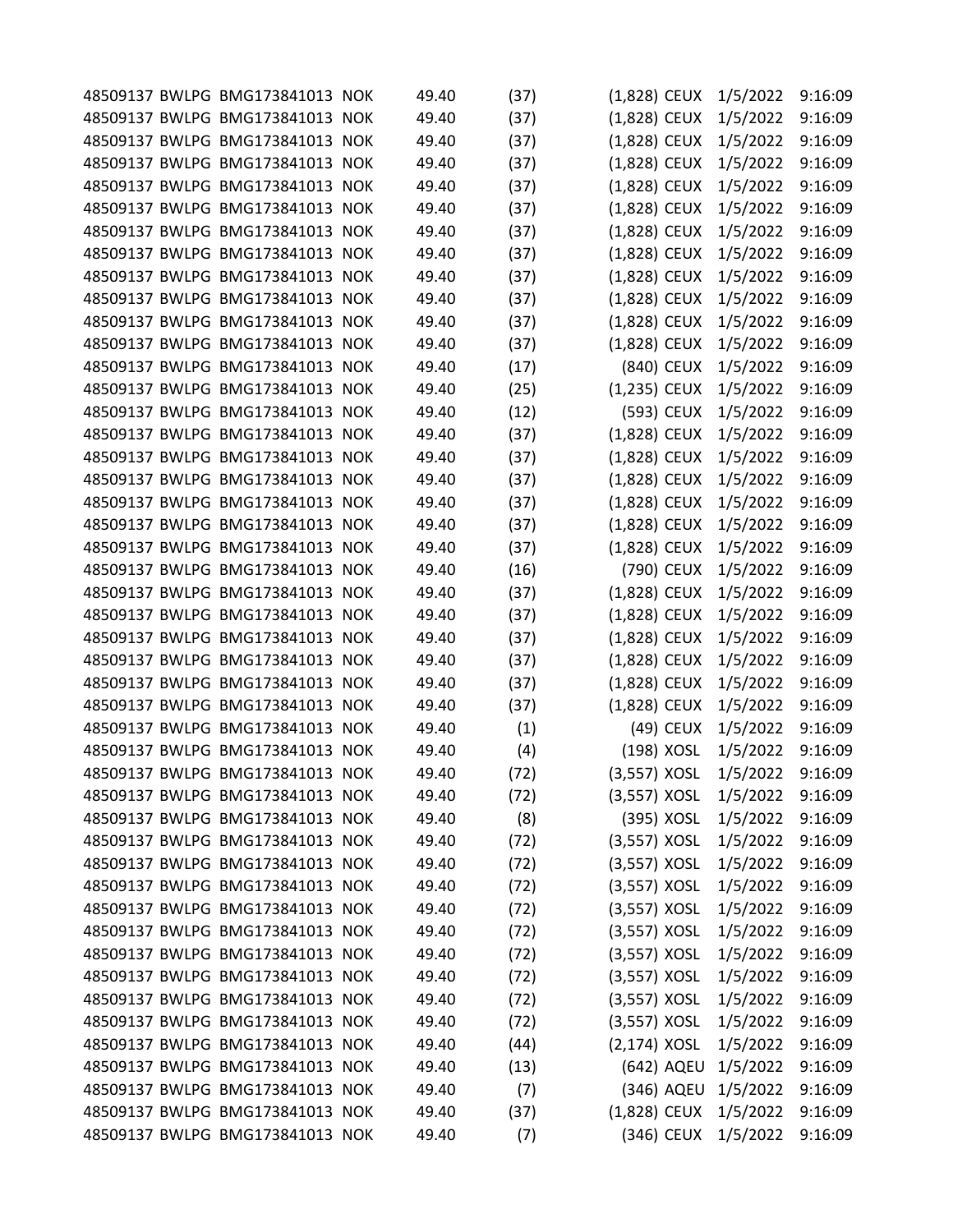| | | | | | | | | | |
|---|---|---|---|---|---|---|---|---|---|
| 48509137 | BWLPG | BMG173841013 | NOK | 49.40 | (37) | (1,828) | CEUX | 1/5/2022 | 9:16:09 |
| 48509137 | BWLPG | BMG173841013 | NOK | 49.40 | (37) | (1,828) | CEUX | 1/5/2022 | 9:16:09 |
| 48509137 | BWLPG | BMG173841013 | NOK | 49.40 | (37) | (1,828) | CEUX | 1/5/2022 | 9:16:09 |
| 48509137 | BWLPG | BMG173841013 | NOK | 49.40 | (37) | (1,828) | CEUX | 1/5/2022 | 9:16:09 |
| 48509137 | BWLPG | BMG173841013 | NOK | 49.40 | (37) | (1,828) | CEUX | 1/5/2022 | 9:16:09 |
| 48509137 | BWLPG | BMG173841013 | NOK | 49.40 | (37) | (1,828) | CEUX | 1/5/2022 | 9:16:09 |
| 48509137 | BWLPG | BMG173841013 | NOK | 49.40 | (37) | (1,828) | CEUX | 1/5/2022 | 9:16:09 |
| 48509137 | BWLPG | BMG173841013 | NOK | 49.40 | (37) | (1,828) | CEUX | 1/5/2022 | 9:16:09 |
| 48509137 | BWLPG | BMG173841013 | NOK | 49.40 | (37) | (1,828) | CEUX | 1/5/2022 | 9:16:09 |
| 48509137 | BWLPG | BMG173841013 | NOK | 49.40 | (37) | (1,828) | CEUX | 1/5/2022 | 9:16:09 |
| 48509137 | BWLPG | BMG173841013 | NOK | 49.40 | (37) | (1,828) | CEUX | 1/5/2022 | 9:16:09 |
| 48509137 | BWLPG | BMG173841013 | NOK | 49.40 | (37) | (1,828) | CEUX | 1/5/2022 | 9:16:09 |
| 48509137 | BWLPG | BMG173841013 | NOK | 49.40 | (17) | (840) | CEUX | 1/5/2022 | 9:16:09 |
| 48509137 | BWLPG | BMG173841013 | NOK | 49.40 | (25) | (1,235) | CEUX | 1/5/2022 | 9:16:09 |
| 48509137 | BWLPG | BMG173841013 | NOK | 49.40 | (12) | (593) | CEUX | 1/5/2022 | 9:16:09 |
| 48509137 | BWLPG | BMG173841013 | NOK | 49.40 | (37) | (1,828) | CEUX | 1/5/2022 | 9:16:09 |
| 48509137 | BWLPG | BMG173841013 | NOK | 49.40 | (37) | (1,828) | CEUX | 1/5/2022 | 9:16:09 |
| 48509137 | BWLPG | BMG173841013 | NOK | 49.40 | (37) | (1,828) | CEUX | 1/5/2022 | 9:16:09 |
| 48509137 | BWLPG | BMG173841013 | NOK | 49.40 | (37) | (1,828) | CEUX | 1/5/2022 | 9:16:09 |
| 48509137 | BWLPG | BMG173841013 | NOK | 49.40 | (37) | (1,828) | CEUX | 1/5/2022 | 9:16:09 |
| 48509137 | BWLPG | BMG173841013 | NOK | 49.40 | (37) | (1,828) | CEUX | 1/5/2022 | 9:16:09 |
| 48509137 | BWLPG | BMG173841013 | NOK | 49.40 | (16) | (790) | CEUX | 1/5/2022 | 9:16:09 |
| 48509137 | BWLPG | BMG173841013 | NOK | 49.40 | (37) | (1,828) | CEUX | 1/5/2022 | 9:16:09 |
| 48509137 | BWLPG | BMG173841013 | NOK | 49.40 | (37) | (1,828) | CEUX | 1/5/2022 | 9:16:09 |
| 48509137 | BWLPG | BMG173841013 | NOK | 49.40 | (37) | (1,828) | CEUX | 1/5/2022 | 9:16:09 |
| 48509137 | BWLPG | BMG173841013 | NOK | 49.40 | (37) | (1,828) | CEUX | 1/5/2022 | 9:16:09 |
| 48509137 | BWLPG | BMG173841013 | NOK | 49.40 | (37) | (1,828) | CEUX | 1/5/2022 | 9:16:09 |
| 48509137 | BWLPG | BMG173841013 | NOK | 49.40 | (37) | (1,828) | CEUX | 1/5/2022 | 9:16:09 |
| 48509137 | BWLPG | BMG173841013 | NOK | 49.40 | (1) | (49) | CEUX | 1/5/2022 | 9:16:09 |
| 48509137 | BWLPG | BMG173841013 | NOK | 49.40 | (4) | (198) | XOSL | 1/5/2022 | 9:16:09 |
| 48509137 | BWLPG | BMG173841013 | NOK | 49.40 | (72) | (3,557) | XOSL | 1/5/2022 | 9:16:09 |
| 48509137 | BWLPG | BMG173841013 | NOK | 49.40 | (72) | (3,557) | XOSL | 1/5/2022 | 9:16:09 |
| 48509137 | BWLPG | BMG173841013 | NOK | 49.40 | (8) | (395) | XOSL | 1/5/2022 | 9:16:09 |
| 48509137 | BWLPG | BMG173841013 | NOK | 49.40 | (72) | (3,557) | XOSL | 1/5/2022 | 9:16:09 |
| 48509137 | BWLPG | BMG173841013 | NOK | 49.40 | (72) | (3,557) | XOSL | 1/5/2022 | 9:16:09 |
| 48509137 | BWLPG | BMG173841013 | NOK | 49.40 | (72) | (3,557) | XOSL | 1/5/2022 | 9:16:09 |
| 48509137 | BWLPG | BMG173841013 | NOK | 49.40 | (72) | (3,557) | XOSL | 1/5/2022 | 9:16:09 |
| 48509137 | BWLPG | BMG173841013 | NOK | 49.40 | (72) | (3,557) | XOSL | 1/5/2022 | 9:16:09 |
| 48509137 | BWLPG | BMG173841013 | NOK | 49.40 | (72) | (3,557) | XOSL | 1/5/2022 | 9:16:09 |
| 48509137 | BWLPG | BMG173841013 | NOK | 49.40 | (72) | (3,557) | XOSL | 1/5/2022 | 9:16:09 |
| 48509137 | BWLPG | BMG173841013 | NOK | 49.40 | (72) | (3,557) | XOSL | 1/5/2022 | 9:16:09 |
| 48509137 | BWLPG | BMG173841013 | NOK | 49.40 | (72) | (3,557) | XOSL | 1/5/2022 | 9:16:09 |
| 48509137 | BWLPG | BMG173841013 | NOK | 49.40 | (44) | (2,174) | XOSL | 1/5/2022 | 9:16:09 |
| 48509137 | BWLPG | BMG173841013 | NOK | 49.40 | (13) | (642) | AQEU | 1/5/2022 | 9:16:09 |
| 48509137 | BWLPG | BMG173841013 | NOK | 49.40 | (7) | (346) | AQEU | 1/5/2022 | 9:16:09 |
| 48509137 | BWLPG | BMG173841013 | NOK | 49.40 | (37) | (1,828) | CEUX | 1/5/2022 | 9:16:09 |
| 48509137 | BWLPG | BMG173841013 | NOK | 49.40 | (7) | (346) | CEUX | 1/5/2022 | 9:16:09 |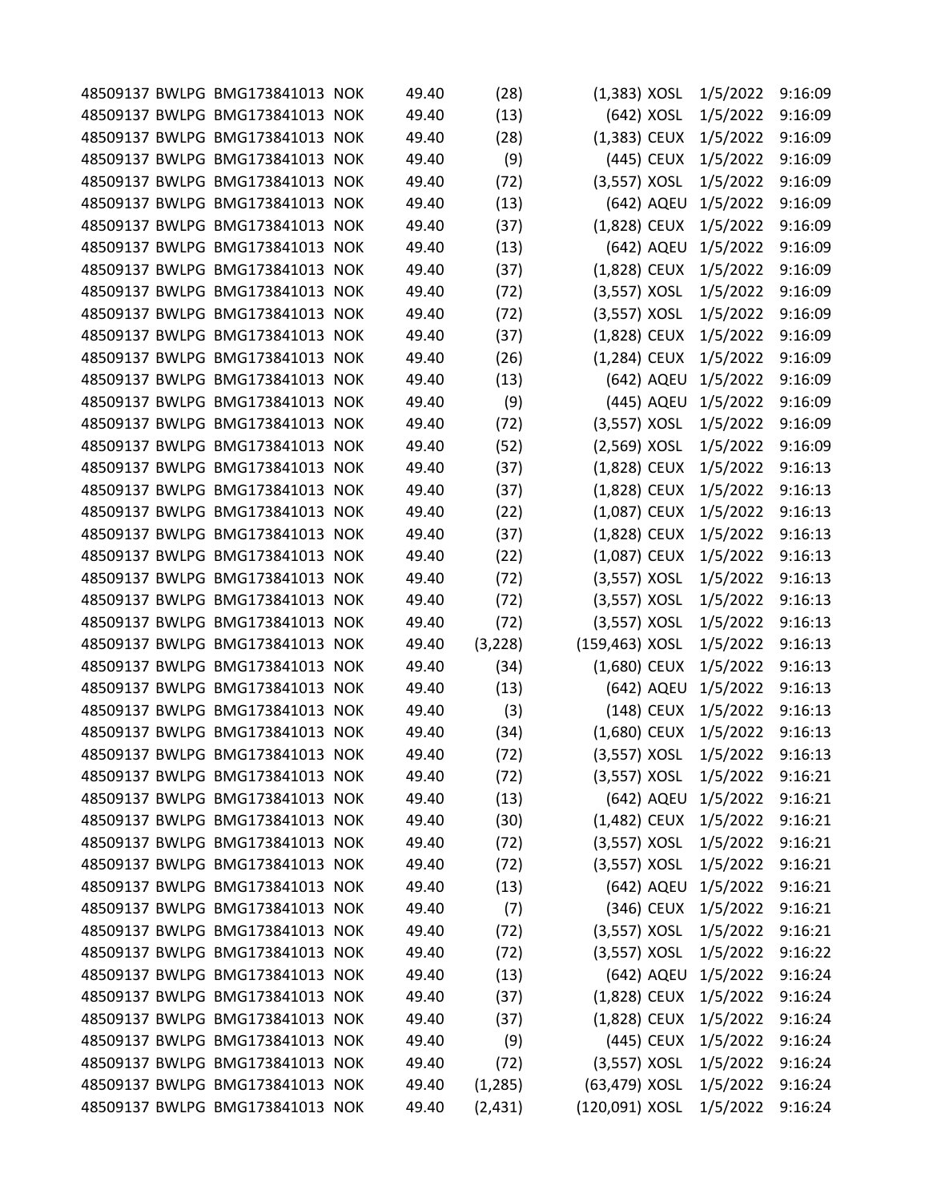| | | | | | | | | | |
|---|---|---|---|---|---|---|---|---|---|
| 48509137 | BWLPG | BMG173841013 | NOK | 49.40 | (28) | (1,383) | XOSL | 1/5/2022 | 9:16:09 |
| 48509137 | BWLPG | BMG173841013 | NOK | 49.40 | (13) | (642) | XOSL | 1/5/2022 | 9:16:09 |
| 48509137 | BWLPG | BMG173841013 | NOK | 49.40 | (28) | (1,383) | CEUX | 1/5/2022 | 9:16:09 |
| 48509137 | BWLPG | BMG173841013 | NOK | 49.40 | (9) | (445) | CEUX | 1/5/2022 | 9:16:09 |
| 48509137 | BWLPG | BMG173841013 | NOK | 49.40 | (72) | (3,557) | XOSL | 1/5/2022 | 9:16:09 |
| 48509137 | BWLPG | BMG173841013 | NOK | 49.40 | (13) | (642) | AQEU | 1/5/2022 | 9:16:09 |
| 48509137 | BWLPG | BMG173841013 | NOK | 49.40 | (37) | (1,828) | CEUX | 1/5/2022 | 9:16:09 |
| 48509137 | BWLPG | BMG173841013 | NOK | 49.40 | (13) | (642) | AQEU | 1/5/2022 | 9:16:09 |
| 48509137 | BWLPG | BMG173841013 | NOK | 49.40 | (37) | (1,828) | CEUX | 1/5/2022 | 9:16:09 |
| 48509137 | BWLPG | BMG173841013 | NOK | 49.40 | (72) | (3,557) | XOSL | 1/5/2022 | 9:16:09 |
| 48509137 | BWLPG | BMG173841013 | NOK | 49.40 | (72) | (3,557) | XOSL | 1/5/2022 | 9:16:09 |
| 48509137 | BWLPG | BMG173841013 | NOK | 49.40 | (37) | (1,828) | CEUX | 1/5/2022 | 9:16:09 |
| 48509137 | BWLPG | BMG173841013 | NOK | 49.40 | (26) | (1,284) | CEUX | 1/5/2022 | 9:16:09 |
| 48509137 | BWLPG | BMG173841013 | NOK | 49.40 | (13) | (642) | AQEU | 1/5/2022 | 9:16:09 |
| 48509137 | BWLPG | BMG173841013 | NOK | 49.40 | (9) | (445) | AQEU | 1/5/2022 | 9:16:09 |
| 48509137 | BWLPG | BMG173841013 | NOK | 49.40 | (72) | (3,557) | XOSL | 1/5/2022 | 9:16:09 |
| 48509137 | BWLPG | BMG173841013 | NOK | 49.40 | (52) | (2,569) | XOSL | 1/5/2022 | 9:16:09 |
| 48509137 | BWLPG | BMG173841013 | NOK | 49.40 | (37) | (1,828) | CEUX | 1/5/2022 | 9:16:13 |
| 48509137 | BWLPG | BMG173841013 | NOK | 49.40 | (37) | (1,828) | CEUX | 1/5/2022 | 9:16:13 |
| 48509137 | BWLPG | BMG173841013 | NOK | 49.40 | (22) | (1,087) | CEUX | 1/5/2022 | 9:16:13 |
| 48509137 | BWLPG | BMG173841013 | NOK | 49.40 | (37) | (1,828) | CEUX | 1/5/2022 | 9:16:13 |
| 48509137 | BWLPG | BMG173841013 | NOK | 49.40 | (22) | (1,087) | CEUX | 1/5/2022 | 9:16:13 |
| 48509137 | BWLPG | BMG173841013 | NOK | 49.40 | (72) | (3,557) | XOSL | 1/5/2022 | 9:16:13 |
| 48509137 | BWLPG | BMG173841013 | NOK | 49.40 | (72) | (3,557) | XOSL | 1/5/2022 | 9:16:13 |
| 48509137 | BWLPG | BMG173841013 | NOK | 49.40 | (72) | (3,557) | XOSL | 1/5/2022 | 9:16:13 |
| 48509137 | BWLPG | BMG173841013 | NOK | 49.40 | (3,228) | (159,463) | XOSL | 1/5/2022 | 9:16:13 |
| 48509137 | BWLPG | BMG173841013 | NOK | 49.40 | (34) | (1,680) | CEUX | 1/5/2022 | 9:16:13 |
| 48509137 | BWLPG | BMG173841013 | NOK | 49.40 | (13) | (642) | AQEU | 1/5/2022 | 9:16:13 |
| 48509137 | BWLPG | BMG173841013 | NOK | 49.40 | (3) | (148) | CEUX | 1/5/2022 | 9:16:13 |
| 48509137 | BWLPG | BMG173841013 | NOK | 49.40 | (34) | (1,680) | CEUX | 1/5/2022 | 9:16:13 |
| 48509137 | BWLPG | BMG173841013 | NOK | 49.40 | (72) | (3,557) | XOSL | 1/5/2022 | 9:16:13 |
| 48509137 | BWLPG | BMG173841013 | NOK | 49.40 | (72) | (3,557) | XOSL | 1/5/2022 | 9:16:21 |
| 48509137 | BWLPG | BMG173841013 | NOK | 49.40 | (13) | (642) | AQEU | 1/5/2022 | 9:16:21 |
| 48509137 | BWLPG | BMG173841013 | NOK | 49.40 | (30) | (1,482) | CEUX | 1/5/2022 | 9:16:21 |
| 48509137 | BWLPG | BMG173841013 | NOK | 49.40 | (72) | (3,557) | XOSL | 1/5/2022 | 9:16:21 |
| 48509137 | BWLPG | BMG173841013 | NOK | 49.40 | (72) | (3,557) | XOSL | 1/5/2022 | 9:16:21 |
| 48509137 | BWLPG | BMG173841013 | NOK | 49.40 | (13) | (642) | AQEU | 1/5/2022 | 9:16:21 |
| 48509137 | BWLPG | BMG173841013 | NOK | 49.40 | (7) | (346) | CEUX | 1/5/2022 | 9:16:21 |
| 48509137 | BWLPG | BMG173841013 | NOK | 49.40 | (72) | (3,557) | XOSL | 1/5/2022 | 9:16:21 |
| 48509137 | BWLPG | BMG173841013 | NOK | 49.40 | (72) | (3,557) | XOSL | 1/5/2022 | 9:16:22 |
| 48509137 | BWLPG | BMG173841013 | NOK | 49.40 | (13) | (642) | AQEU | 1/5/2022 | 9:16:24 |
| 48509137 | BWLPG | BMG173841013 | NOK | 49.40 | (37) | (1,828) | CEUX | 1/5/2022 | 9:16:24 |
| 48509137 | BWLPG | BMG173841013 | NOK | 49.40 | (37) | (1,828) | CEUX | 1/5/2022 | 9:16:24 |
| 48509137 | BWLPG | BMG173841013 | NOK | 49.40 | (9) | (445) | CEUX | 1/5/2022 | 9:16:24 |
| 48509137 | BWLPG | BMG173841013 | NOK | 49.40 | (72) | (3,557) | XOSL | 1/5/2022 | 9:16:24 |
| 48509137 | BWLPG | BMG173841013 | NOK | 49.40 | (1,285) | (63,479) | XOSL | 1/5/2022 | 9:16:24 |
| 48509137 | BWLPG | BMG173841013 | NOK | 49.40 | (2,431) | (120,091) | XOSL | 1/5/2022 | 9:16:24 |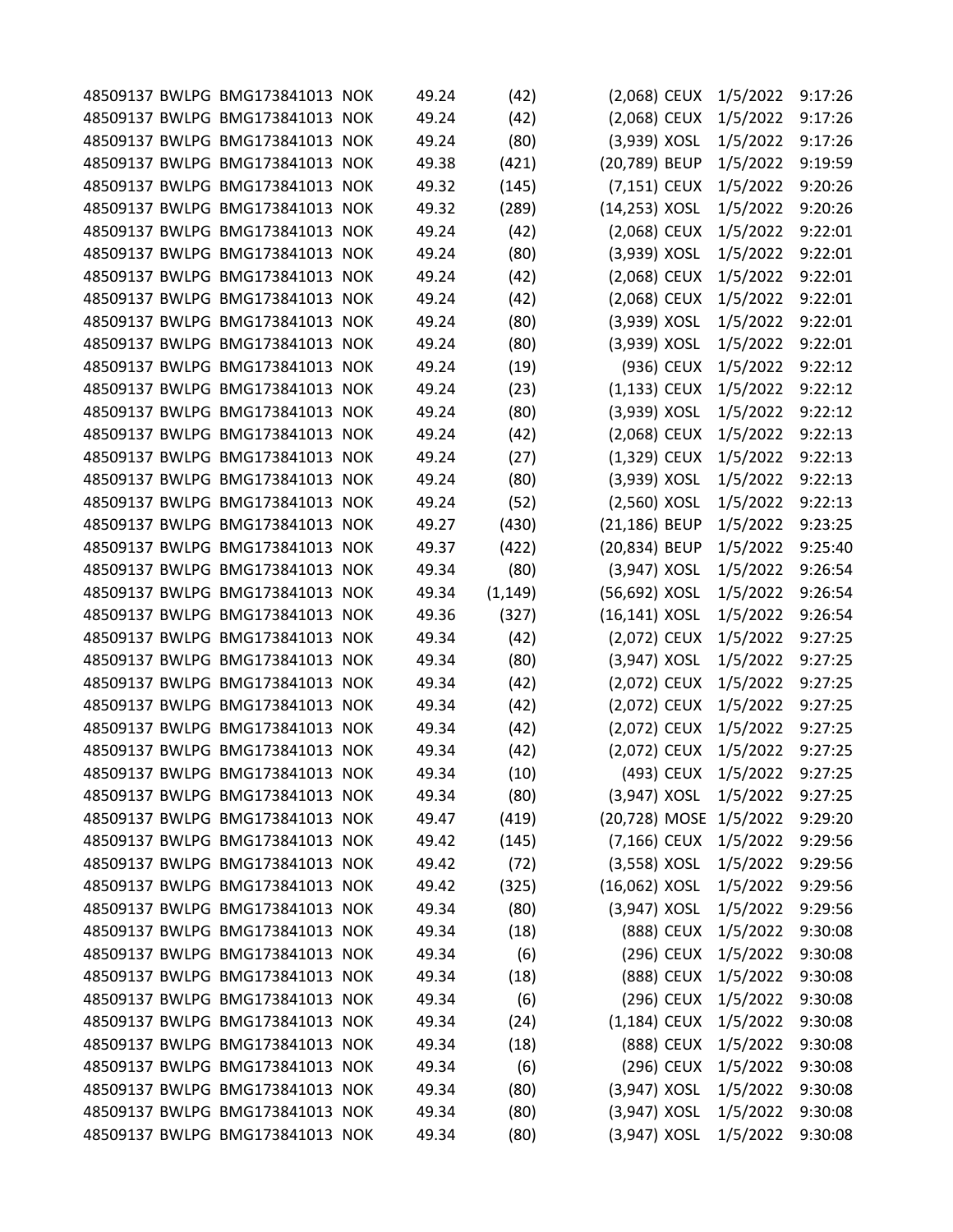| | | | | | | | | | |
|---|---|---|---|---|---|---|---|---|---|
| 48509137 | BWLPG | BMG173841013 | NOK | 49.24 | (42) | (2,068) | CEUX | 1/5/2022 | 9:17:26 |
| 48509137 | BWLPG | BMG173841013 | NOK | 49.24 | (42) | (2,068) | CEUX | 1/5/2022 | 9:17:26 |
| 48509137 | BWLPG | BMG173841013 | NOK | 49.24 | (80) | (3,939) | XOSL | 1/5/2022 | 9:17:26 |
| 48509137 | BWLPG | BMG173841013 | NOK | 49.38 | (421) | (20,789) | BEUP | 1/5/2022 | 9:19:59 |
| 48509137 | BWLPG | BMG173841013 | NOK | 49.32 | (145) | (7,151) | CEUX | 1/5/2022 | 9:20:26 |
| 48509137 | BWLPG | BMG173841013 | NOK | 49.32 | (289) | (14,253) | XOSL | 1/5/2022 | 9:20:26 |
| 48509137 | BWLPG | BMG173841013 | NOK | 49.24 | (42) | (2,068) | CEUX | 1/5/2022 | 9:22:01 |
| 48509137 | BWLPG | BMG173841013 | NOK | 49.24 | (80) | (3,939) | XOSL | 1/5/2022 | 9:22:01 |
| 48509137 | BWLPG | BMG173841013 | NOK | 49.24 | (42) | (2,068) | CEUX | 1/5/2022 | 9:22:01 |
| 48509137 | BWLPG | BMG173841013 | NOK | 49.24 | (42) | (2,068) | CEUX | 1/5/2022 | 9:22:01 |
| 48509137 | BWLPG | BMG173841013 | NOK | 49.24 | (80) | (3,939) | XOSL | 1/5/2022 | 9:22:01 |
| 48509137 | BWLPG | BMG173841013 | NOK | 49.24 | (80) | (3,939) | XOSL | 1/5/2022 | 9:22:01 |
| 48509137 | BWLPG | BMG173841013 | NOK | 49.24 | (19) | (936) | CEUX | 1/5/2022 | 9:22:12 |
| 48509137 | BWLPG | BMG173841013 | NOK | 49.24 | (23) | (1,133) | CEUX | 1/5/2022 | 9:22:12 |
| 48509137 | BWLPG | BMG173841013 | NOK | 49.24 | (80) | (3,939) | XOSL | 1/5/2022 | 9:22:12 |
| 48509137 | BWLPG | BMG173841013 | NOK | 49.24 | (42) | (2,068) | CEUX | 1/5/2022 | 9:22:13 |
| 48509137 | BWLPG | BMG173841013 | NOK | 49.24 | (27) | (1,329) | CEUX | 1/5/2022 | 9:22:13 |
| 48509137 | BWLPG | BMG173841013 | NOK | 49.24 | (80) | (3,939) | XOSL | 1/5/2022 | 9:22:13 |
| 48509137 | BWLPG | BMG173841013 | NOK | 49.24 | (52) | (2,560) | XOSL | 1/5/2022 | 9:22:13 |
| 48509137 | BWLPG | BMG173841013 | NOK | 49.27 | (430) | (21,186) | BEUP | 1/5/2022 | 9:23:25 |
| 48509137 | BWLPG | BMG173841013 | NOK | 49.37 | (422) | (20,834) | BEUP | 1/5/2022 | 9:25:40 |
| 48509137 | BWLPG | BMG173841013 | NOK | 49.34 | (80) | (3,947) | XOSL | 1/5/2022 | 9:26:54 |
| 48509137 | BWLPG | BMG173841013 | NOK | 49.34 | (1,149) | (56,692) | XOSL | 1/5/2022 | 9:26:54 |
| 48509137 | BWLPG | BMG173841013 | NOK | 49.36 | (327) | (16,141) | XOSL | 1/5/2022 | 9:26:54 |
| 48509137 | BWLPG | BMG173841013 | NOK | 49.34 | (42) | (2,072) | CEUX | 1/5/2022 | 9:27:25 |
| 48509137 | BWLPG | BMG173841013 | NOK | 49.34 | (80) | (3,947) | XOSL | 1/5/2022 | 9:27:25 |
| 48509137 | BWLPG | BMG173841013 | NOK | 49.34 | (42) | (2,072) | CEUX | 1/5/2022 | 9:27:25 |
| 48509137 | BWLPG | BMG173841013 | NOK | 49.34 | (42) | (2,072) | CEUX | 1/5/2022 | 9:27:25 |
| 48509137 | BWLPG | BMG173841013 | NOK | 49.34 | (42) | (2,072) | CEUX | 1/5/2022 | 9:27:25 |
| 48509137 | BWLPG | BMG173841013 | NOK | 49.34 | (42) | (2,072) | CEUX | 1/5/2022 | 9:27:25 |
| 48509137 | BWLPG | BMG173841013 | NOK | 49.34 | (10) | (493) | CEUX | 1/5/2022 | 9:27:25 |
| 48509137 | BWLPG | BMG173841013 | NOK | 49.34 | (80) | (3,947) | XOSL | 1/5/2022 | 9:27:25 |
| 48509137 | BWLPG | BMG173841013 | NOK | 49.47 | (419) | (20,728) | MOSE | 1/5/2022 | 9:29:20 |
| 48509137 | BWLPG | BMG173841013 | NOK | 49.42 | (145) | (7,166) | CEUX | 1/5/2022 | 9:29:56 |
| 48509137 | BWLPG | BMG173841013 | NOK | 49.42 | (72) | (3,558) | XOSL | 1/5/2022 | 9:29:56 |
| 48509137 | BWLPG | BMG173841013 | NOK | 49.42 | (325) | (16,062) | XOSL | 1/5/2022 | 9:29:56 |
| 48509137 | BWLPG | BMG173841013 | NOK | 49.34 | (80) | (3,947) | XOSL | 1/5/2022 | 9:29:56 |
| 48509137 | BWLPG | BMG173841013 | NOK | 49.34 | (18) | (888) | CEUX | 1/5/2022 | 9:30:08 |
| 48509137 | BWLPG | BMG173841013 | NOK | 49.34 | (6) | (296) | CEUX | 1/5/2022 | 9:30:08 |
| 48509137 | BWLPG | BMG173841013 | NOK | 49.34 | (18) | (888) | CEUX | 1/5/2022 | 9:30:08 |
| 48509137 | BWLPG | BMG173841013 | NOK | 49.34 | (6) | (296) | CEUX | 1/5/2022 | 9:30:08 |
| 48509137 | BWLPG | BMG173841013 | NOK | 49.34 | (24) | (1,184) | CEUX | 1/5/2022 | 9:30:08 |
| 48509137 | BWLPG | BMG173841013 | NOK | 49.34 | (18) | (888) | CEUX | 1/5/2022 | 9:30:08 |
| 48509137 | BWLPG | BMG173841013 | NOK | 49.34 | (6) | (296) | CEUX | 1/5/2022 | 9:30:08 |
| 48509137 | BWLPG | BMG173841013 | NOK | 49.34 | (80) | (3,947) | XOSL | 1/5/2022 | 9:30:08 |
| 48509137 | BWLPG | BMG173841013 | NOK | 49.34 | (80) | (3,947) | XOSL | 1/5/2022 | 9:30:08 |
| 48509137 | BWLPG | BMG173841013 | NOK | 49.34 | (80) | (3,947) | XOSL | 1/5/2022 | 9:30:08 |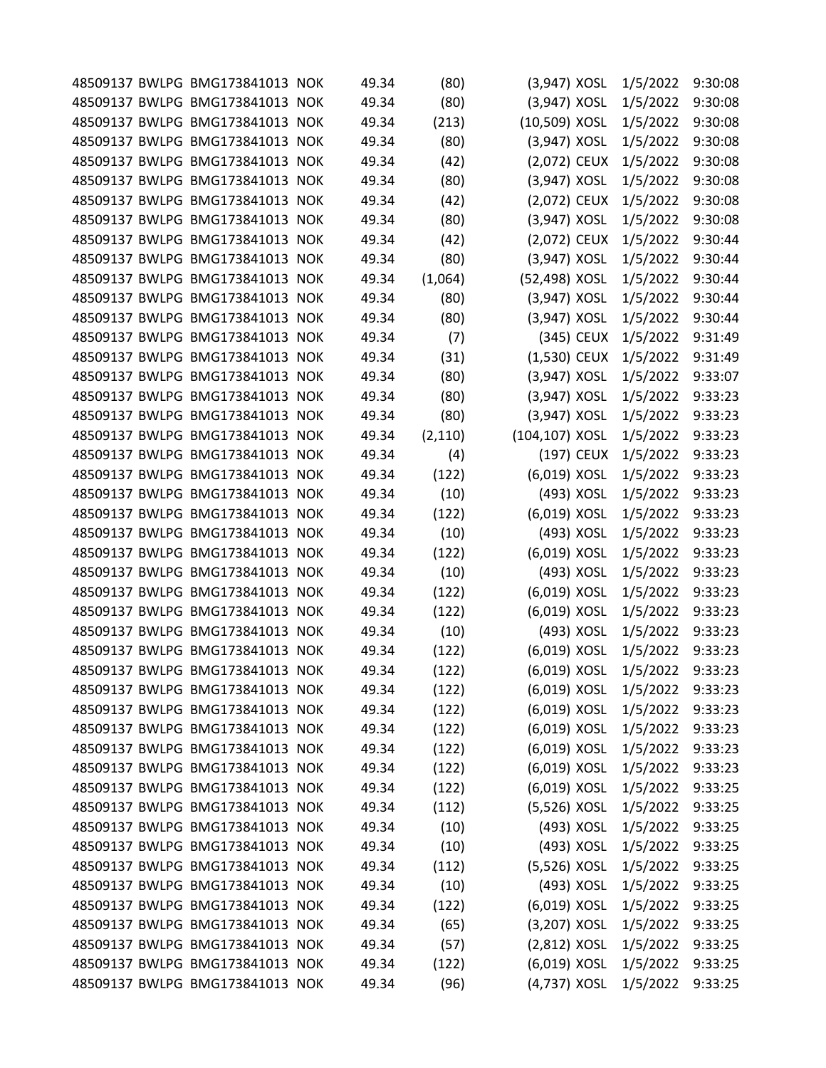| | | | | | | | | | |
|---|---|---|---|---|---|---|---|---|---|
| 48509137 | BWLPG | BMG173841013 | NOK | 49.34 | (80) | (3,947) | XOSL | 1/5/2022 | 9:30:08 |
| 48509137 | BWLPG | BMG173841013 | NOK | 49.34 | (80) | (3,947) | XOSL | 1/5/2022 | 9:30:08 |
| 48509137 | BWLPG | BMG173841013 | NOK | 49.34 | (213) | (10,509) | XOSL | 1/5/2022 | 9:30:08 |
| 48509137 | BWLPG | BMG173841013 | NOK | 49.34 | (80) | (3,947) | XOSL | 1/5/2022 | 9:30:08 |
| 48509137 | BWLPG | BMG173841013 | NOK | 49.34 | (42) | (2,072) | CEUX | 1/5/2022 | 9:30:08 |
| 48509137 | BWLPG | BMG173841013 | NOK | 49.34 | (80) | (3,947) | XOSL | 1/5/2022 | 9:30:08 |
| 48509137 | BWLPG | BMG173841013 | NOK | 49.34 | (42) | (2,072) | CEUX | 1/5/2022 | 9:30:08 |
| 48509137 | BWLPG | BMG173841013 | NOK | 49.34 | (80) | (3,947) | XOSL | 1/5/2022 | 9:30:08 |
| 48509137 | BWLPG | BMG173841013 | NOK | 49.34 | (42) | (2,072) | CEUX | 1/5/2022 | 9:30:44 |
| 48509137 | BWLPG | BMG173841013 | NOK | 49.34 | (80) | (3,947) | XOSL | 1/5/2022 | 9:30:44 |
| 48509137 | BWLPG | BMG173841013 | NOK | 49.34 | (1,064) | (52,498) | XOSL | 1/5/2022 | 9:30:44 |
| 48509137 | BWLPG | BMG173841013 | NOK | 49.34 | (80) | (3,947) | XOSL | 1/5/2022 | 9:30:44 |
| 48509137 | BWLPG | BMG173841013 | NOK | 49.34 | (80) | (3,947) | XOSL | 1/5/2022 | 9:30:44 |
| 48509137 | BWLPG | BMG173841013 | NOK | 49.34 | (7) | (345) | CEUX | 1/5/2022 | 9:31:49 |
| 48509137 | BWLPG | BMG173841013 | NOK | 49.34 | (31) | (1,530) | CEUX | 1/5/2022 | 9:31:49 |
| 48509137 | BWLPG | BMG173841013 | NOK | 49.34 | (80) | (3,947) | XOSL | 1/5/2022 | 9:33:07 |
| 48509137 | BWLPG | BMG173841013 | NOK | 49.34 | (80) | (3,947) | XOSL | 1/5/2022 | 9:33:23 |
| 48509137 | BWLPG | BMG173841013 | NOK | 49.34 | (80) | (3,947) | XOSL | 1/5/2022 | 9:33:23 |
| 48509137 | BWLPG | BMG173841013 | NOK | 49.34 | (2,110) | (104,107) | XOSL | 1/5/2022 | 9:33:23 |
| 48509137 | BWLPG | BMG173841013 | NOK | 49.34 | (4) | (197) | CEUX | 1/5/2022 | 9:33:23 |
| 48509137 | BWLPG | BMG173841013 | NOK | 49.34 | (122) | (6,019) | XOSL | 1/5/2022 | 9:33:23 |
| 48509137 | BWLPG | BMG173841013 | NOK | 49.34 | (10) | (493) | XOSL | 1/5/2022 | 9:33:23 |
| 48509137 | BWLPG | BMG173841013 | NOK | 49.34 | (122) | (6,019) | XOSL | 1/5/2022 | 9:33:23 |
| 48509137 | BWLPG | BMG173841013 | NOK | 49.34 | (10) | (493) | XOSL | 1/5/2022 | 9:33:23 |
| 48509137 | BWLPG | BMG173841013 | NOK | 49.34 | (122) | (6,019) | XOSL | 1/5/2022 | 9:33:23 |
| 48509137 | BWLPG | BMG173841013 | NOK | 49.34 | (10) | (493) | XOSL | 1/5/2022 | 9:33:23 |
| 48509137 | BWLPG | BMG173841013 | NOK | 49.34 | (122) | (6,019) | XOSL | 1/5/2022 | 9:33:23 |
| 48509137 | BWLPG | BMG173841013 | NOK | 49.34 | (122) | (6,019) | XOSL | 1/5/2022 | 9:33:23 |
| 48509137 | BWLPG | BMG173841013 | NOK | 49.34 | (10) | (493) | XOSL | 1/5/2022 | 9:33:23 |
| 48509137 | BWLPG | BMG173841013 | NOK | 49.34 | (122) | (6,019) | XOSL | 1/5/2022 | 9:33:23 |
| 48509137 | BWLPG | BMG173841013 | NOK | 49.34 | (122) | (6,019) | XOSL | 1/5/2022 | 9:33:23 |
| 48509137 | BWLPG | BMG173841013 | NOK | 49.34 | (122) | (6,019) | XOSL | 1/5/2022 | 9:33:23 |
| 48509137 | BWLPG | BMG173841013 | NOK | 49.34 | (122) | (6,019) | XOSL | 1/5/2022 | 9:33:23 |
| 48509137 | BWLPG | BMG173841013 | NOK | 49.34 | (122) | (6,019) | XOSL | 1/5/2022 | 9:33:23 |
| 48509137 | BWLPG | BMG173841013 | NOK | 49.34 | (122) | (6,019) | XOSL | 1/5/2022 | 9:33:23 |
| 48509137 | BWLPG | BMG173841013 | NOK | 49.34 | (122) | (6,019) | XOSL | 1/5/2022 | 9:33:23 |
| 48509137 | BWLPG | BMG173841013 | NOK | 49.34 | (122) | (6,019) | XOSL | 1/5/2022 | 9:33:25 |
| 48509137 | BWLPG | BMG173841013 | NOK | 49.34 | (112) | (5,526) | XOSL | 1/5/2022 | 9:33:25 |
| 48509137 | BWLPG | BMG173841013 | NOK | 49.34 | (10) | (493) | XOSL | 1/5/2022 | 9:33:25 |
| 48509137 | BWLPG | BMG173841013 | NOK | 49.34 | (10) | (493) | XOSL | 1/5/2022 | 9:33:25 |
| 48509137 | BWLPG | BMG173841013 | NOK | 49.34 | (112) | (5,526) | XOSL | 1/5/2022 | 9:33:25 |
| 48509137 | BWLPG | BMG173841013 | NOK | 49.34 | (10) | (493) | XOSL | 1/5/2022 | 9:33:25 |
| 48509137 | BWLPG | BMG173841013 | NOK | 49.34 | (122) | (6,019) | XOSL | 1/5/2022 | 9:33:25 |
| 48509137 | BWLPG | BMG173841013 | NOK | 49.34 | (65) | (3,207) | XOSL | 1/5/2022 | 9:33:25 |
| 48509137 | BWLPG | BMG173841013 | NOK | 49.34 | (57) | (2,812) | XOSL | 1/5/2022 | 9:33:25 |
| 48509137 | BWLPG | BMG173841013 | NOK | 49.34 | (122) | (6,019) | XOSL | 1/5/2022 | 9:33:25 |
| 48509137 | BWLPG | BMG173841013 | NOK | 49.34 | (96) | (4,737) | XOSL | 1/5/2022 | 9:33:25 |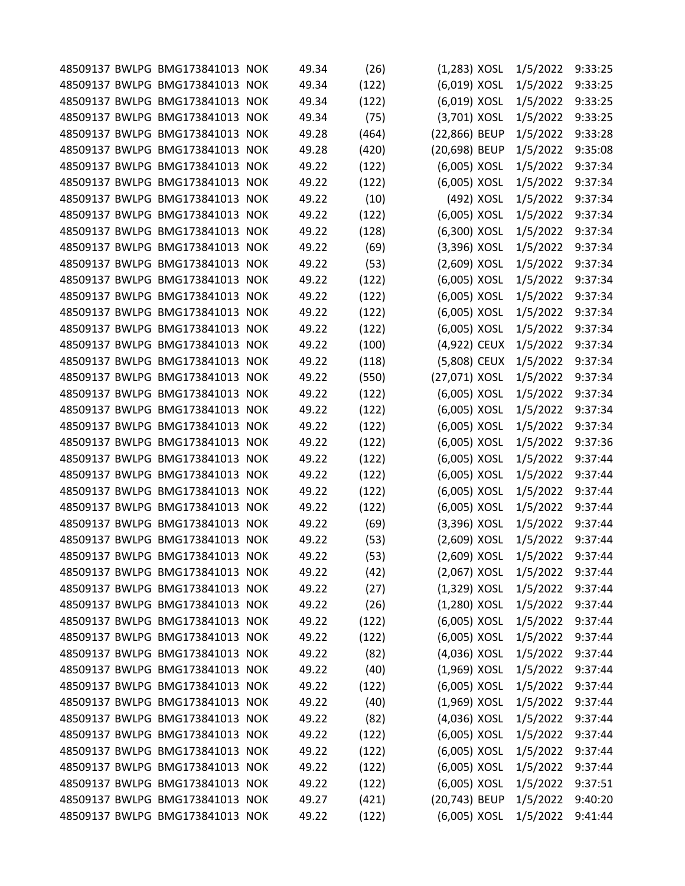| | | | | | | | | | |
|---|---|---|---|---|---|---|---|---|---|
| 48509137 | BWLPG | BMG173841013 | NOK | 49.34 | (26) | (1,283) | XOSL | 1/5/2022 | 9:33:25 |
| 48509137 | BWLPG | BMG173841013 | NOK | 49.34 | (122) | (6,019) | XOSL | 1/5/2022 | 9:33:25 |
| 48509137 | BWLPG | BMG173841013 | NOK | 49.34 | (122) | (6,019) | XOSL | 1/5/2022 | 9:33:25 |
| 48509137 | BWLPG | BMG173841013 | NOK | 49.34 | (75) | (3,701) | XOSL | 1/5/2022 | 9:33:25 |
| 48509137 | BWLPG | BMG173841013 | NOK | 49.28 | (464) | (22,866) | BEUP | 1/5/2022 | 9:33:28 |
| 48509137 | BWLPG | BMG173841013 | NOK | 49.28 | (420) | (20,698) | BEUP | 1/5/2022 | 9:35:08 |
| 48509137 | BWLPG | BMG173841013 | NOK | 49.22 | (122) | (6,005) | XOSL | 1/5/2022 | 9:37:34 |
| 48509137 | BWLPG | BMG173841013 | NOK | 49.22 | (122) | (6,005) | XOSL | 1/5/2022 | 9:37:34 |
| 48509137 | BWLPG | BMG173841013 | NOK | 49.22 | (10) | (492) | XOSL | 1/5/2022 | 9:37:34 |
| 48509137 | BWLPG | BMG173841013 | NOK | 49.22 | (122) | (6,005) | XOSL | 1/5/2022 | 9:37:34 |
| 48509137 | BWLPG | BMG173841013 | NOK | 49.22 | (128) | (6,300) | XOSL | 1/5/2022 | 9:37:34 |
| 48509137 | BWLPG | BMG173841013 | NOK | 49.22 | (69) | (3,396) | XOSL | 1/5/2022 | 9:37:34 |
| 48509137 | BWLPG | BMG173841013 | NOK | 49.22 | (53) | (2,609) | XOSL | 1/5/2022 | 9:37:34 |
| 48509137 | BWLPG | BMG173841013 | NOK | 49.22 | (122) | (6,005) | XOSL | 1/5/2022 | 9:37:34 |
| 48509137 | BWLPG | BMG173841013 | NOK | 49.22 | (122) | (6,005) | XOSL | 1/5/2022 | 9:37:34 |
| 48509137 | BWLPG | BMG173841013 | NOK | 49.22 | (122) | (6,005) | XOSL | 1/5/2022 | 9:37:34 |
| 48509137 | BWLPG | BMG173841013 | NOK | 49.22 | (122) | (6,005) | XOSL | 1/5/2022 | 9:37:34 |
| 48509137 | BWLPG | BMG173841013 | NOK | 49.22 | (100) | (4,922) | CEUX | 1/5/2022 | 9:37:34 |
| 48509137 | BWLPG | BMG173841013 | NOK | 49.22 | (118) | (5,808) | CEUX | 1/5/2022 | 9:37:34 |
| 48509137 | BWLPG | BMG173841013 | NOK | 49.22 | (550) | (27,071) | XOSL | 1/5/2022 | 9:37:34 |
| 48509137 | BWLPG | BMG173841013 | NOK | 49.22 | (122) | (6,005) | XOSL | 1/5/2022 | 9:37:34 |
| 48509137 | BWLPG | BMG173841013 | NOK | 49.22 | (122) | (6,005) | XOSL | 1/5/2022 | 9:37:34 |
| 48509137 | BWLPG | BMG173841013 | NOK | 49.22 | (122) | (6,005) | XOSL | 1/5/2022 | 9:37:34 |
| 48509137 | BWLPG | BMG173841013 | NOK | 49.22 | (122) | (6,005) | XOSL | 1/5/2022 | 9:37:36 |
| 48509137 | BWLPG | BMG173841013 | NOK | 49.22 | (122) | (6,005) | XOSL | 1/5/2022 | 9:37:44 |
| 48509137 | BWLPG | BMG173841013 | NOK | 49.22 | (122) | (6,005) | XOSL | 1/5/2022 | 9:37:44 |
| 48509137 | BWLPG | BMG173841013 | NOK | 49.22 | (122) | (6,005) | XOSL | 1/5/2022 | 9:37:44 |
| 48509137 | BWLPG | BMG173841013 | NOK | 49.22 | (122) | (6,005) | XOSL | 1/5/2022 | 9:37:44 |
| 48509137 | BWLPG | BMG173841013 | NOK | 49.22 | (69) | (3,396) | XOSL | 1/5/2022 | 9:37:44 |
| 48509137 | BWLPG | BMG173841013 | NOK | 49.22 | (53) | (2,609) | XOSL | 1/5/2022 | 9:37:44 |
| 48509137 | BWLPG | BMG173841013 | NOK | 49.22 | (53) | (2,609) | XOSL | 1/5/2022 | 9:37:44 |
| 48509137 | BWLPG | BMG173841013 | NOK | 49.22 | (42) | (2,067) | XOSL | 1/5/2022 | 9:37:44 |
| 48509137 | BWLPG | BMG173841013 | NOK | 49.22 | (27) | (1,329) | XOSL | 1/5/2022 | 9:37:44 |
| 48509137 | BWLPG | BMG173841013 | NOK | 49.22 | (26) | (1,280) | XOSL | 1/5/2022 | 9:37:44 |
| 48509137 | BWLPG | BMG173841013 | NOK | 49.22 | (122) | (6,005) | XOSL | 1/5/2022 | 9:37:44 |
| 48509137 | BWLPG | BMG173841013 | NOK | 49.22 | (122) | (6,005) | XOSL | 1/5/2022 | 9:37:44 |
| 48509137 | BWLPG | BMG173841013 | NOK | 49.22 | (82) | (4,036) | XOSL | 1/5/2022 | 9:37:44 |
| 48509137 | BWLPG | BMG173841013 | NOK | 49.22 | (40) | (1,969) | XOSL | 1/5/2022 | 9:37:44 |
| 48509137 | BWLPG | BMG173841013 | NOK | 49.22 | (122) | (6,005) | XOSL | 1/5/2022 | 9:37:44 |
| 48509137 | BWLPG | BMG173841013 | NOK | 49.22 | (40) | (1,969) | XOSL | 1/5/2022 | 9:37:44 |
| 48509137 | BWLPG | BMG173841013 | NOK | 49.22 | (82) | (4,036) | XOSL | 1/5/2022 | 9:37:44 |
| 48509137 | BWLPG | BMG173841013 | NOK | 49.22 | (122) | (6,005) | XOSL | 1/5/2022 | 9:37:44 |
| 48509137 | BWLPG | BMG173841013 | NOK | 49.22 | (122) | (6,005) | XOSL | 1/5/2022 | 9:37:44 |
| 48509137 | BWLPG | BMG173841013 | NOK | 49.22 | (122) | (6,005) | XOSL | 1/5/2022 | 9:37:44 |
| 48509137 | BWLPG | BMG173841013 | NOK | 49.22 | (122) | (6,005) | XOSL | 1/5/2022 | 9:37:51 |
| 48509137 | BWLPG | BMG173841013 | NOK | 49.27 | (421) | (20,743) | BEUP | 1/5/2022 | 9:40:20 |
| 48509137 | BWLPG | BMG173841013 | NOK | 49.22 | (122) | (6,005) | XOSL | 1/5/2022 | 9:41:44 |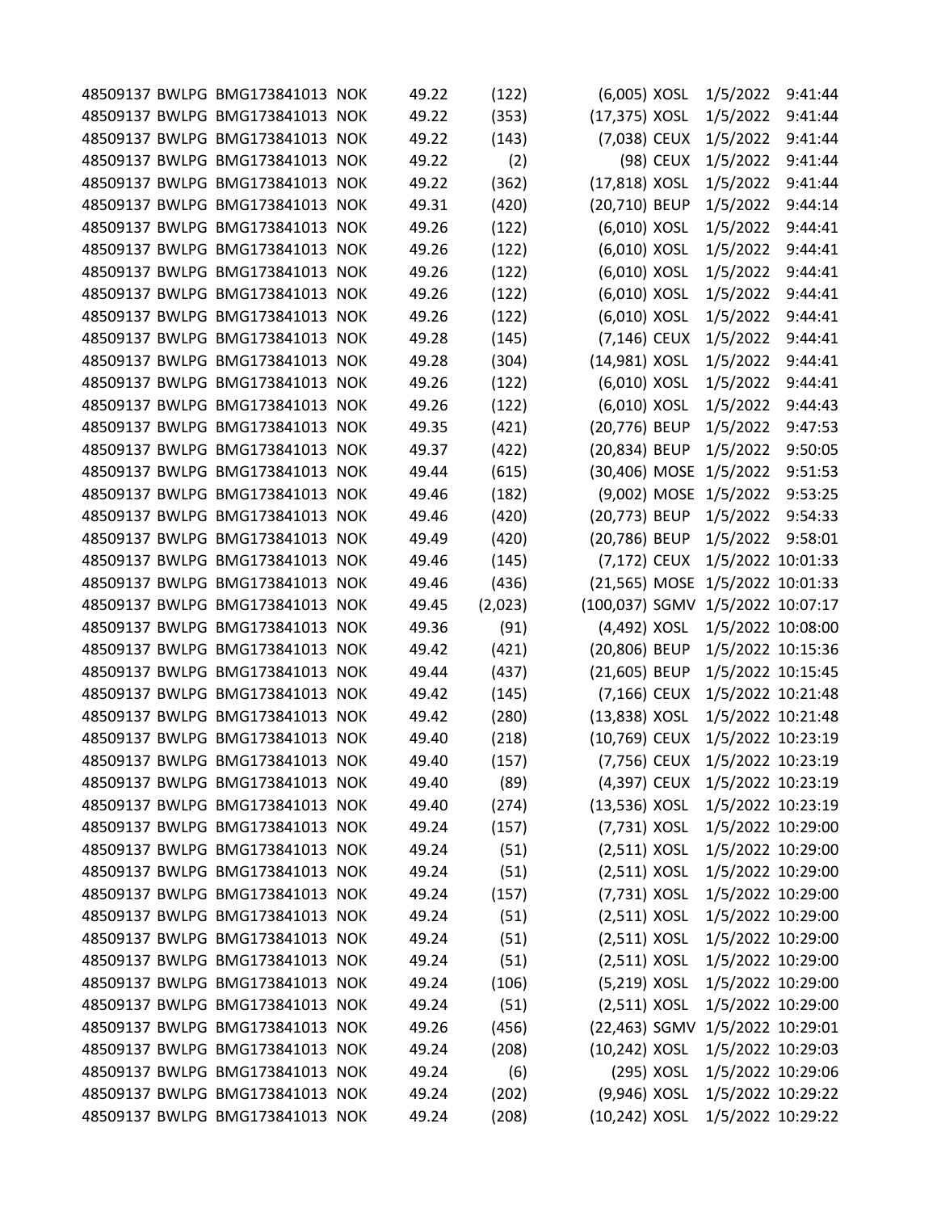| | | | | | | | | | |
|---|---|---|---|---|---|---|---|---|---|
| 48509137 | BWLPG | BMG173841013 | NOK | 49.22 | (122) | (6,005) | XOSL | 1/5/2022 | 9:41:44 |
| 48509137 | BWLPG | BMG173841013 | NOK | 49.22 | (353) | (17,375) | XOSL | 1/5/2022 | 9:41:44 |
| 48509137 | BWLPG | BMG173841013 | NOK | 49.22 | (143) | (7,038) | CEUX | 1/5/2022 | 9:41:44 |
| 48509137 | BWLPG | BMG173841013 | NOK | 49.22 | (2) | (98) | CEUX | 1/5/2022 | 9:41:44 |
| 48509137 | BWLPG | BMG173841013 | NOK | 49.22 | (362) | (17,818) | XOSL | 1/5/2022 | 9:41:44 |
| 48509137 | BWLPG | BMG173841013 | NOK | 49.31 | (420) | (20,710) | BEUP | 1/5/2022 | 9:44:14 |
| 48509137 | BWLPG | BMG173841013 | NOK | 49.26 | (122) | (6,010) | XOSL | 1/5/2022 | 9:44:41 |
| 48509137 | BWLPG | BMG173841013 | NOK | 49.26 | (122) | (6,010) | XOSL | 1/5/2022 | 9:44:41 |
| 48509137 | BWLPG | BMG173841013 | NOK | 49.26 | (122) | (6,010) | XOSL | 1/5/2022 | 9:44:41 |
| 48509137 | BWLPG | BMG173841013 | NOK | 49.26 | (122) | (6,010) | XOSL | 1/5/2022 | 9:44:41 |
| 48509137 | BWLPG | BMG173841013 | NOK | 49.26 | (122) | (6,010) | XOSL | 1/5/2022 | 9:44:41 |
| 48509137 | BWLPG | BMG173841013 | NOK | 49.28 | (145) | (7,146) | CEUX | 1/5/2022 | 9:44:41 |
| 48509137 | BWLPG | BMG173841013 | NOK | 49.28 | (304) | (14,981) | XOSL | 1/5/2022 | 9:44:41 |
| 48509137 | BWLPG | BMG173841013 | NOK | 49.26 | (122) | (6,010) | XOSL | 1/5/2022 | 9:44:41 |
| 48509137 | BWLPG | BMG173841013 | NOK | 49.26 | (122) | (6,010) | XOSL | 1/5/2022 | 9:44:43 |
| 48509137 | BWLPG | BMG173841013 | NOK | 49.35 | (421) | (20,776) | BEUP | 1/5/2022 | 9:47:53 |
| 48509137 | BWLPG | BMG173841013 | NOK | 49.37 | (422) | (20,834) | BEUP | 1/5/2022 | 9:50:05 |
| 48509137 | BWLPG | BMG173841013 | NOK | 49.44 | (615) | (30,406) | MOSE | 1/5/2022 | 9:51:53 |
| 48509137 | BWLPG | BMG173841013 | NOK | 49.46 | (182) | (9,002) | MOSE | 1/5/2022 | 9:53:25 |
| 48509137 | BWLPG | BMG173841013 | NOK | 49.46 | (420) | (20,773) | BEUP | 1/5/2022 | 9:54:33 |
| 48509137 | BWLPG | BMG173841013 | NOK | 49.49 | (420) | (20,786) | BEUP | 1/5/2022 | 9:58:01 |
| 48509137 | BWLPG | BMG173841013 | NOK | 49.46 | (145) | (7,172) | CEUX | 1/5/2022 | 10:01:33 |
| 48509137 | BWLPG | BMG173841013 | NOK | 49.46 | (436) | (21,565) | MOSE | 1/5/2022 | 10:01:33 |
| 48509137 | BWLPG | BMG173841013 | NOK | 49.45 | (2,023) | (100,037) | SGMV | 1/5/2022 | 10:07:17 |
| 48509137 | BWLPG | BMG173841013 | NOK | 49.36 | (91) | (4,492) | XOSL | 1/5/2022 | 10:08:00 |
| 48509137 | BWLPG | BMG173841013 | NOK | 49.42 | (421) | (20,806) | BEUP | 1/5/2022 | 10:15:36 |
| 48509137 | BWLPG | BMG173841013 | NOK | 49.44 | (437) | (21,605) | BEUP | 1/5/2022 | 10:15:45 |
| 48509137 | BWLPG | BMG173841013 | NOK | 49.42 | (145) | (7,166) | CEUX | 1/5/2022 | 10:21:48 |
| 48509137 | BWLPG | BMG173841013 | NOK | 49.42 | (280) | (13,838) | XOSL | 1/5/2022 | 10:21:48 |
| 48509137 | BWLPG | BMG173841013 | NOK | 49.40 | (218) | (10,769) | CEUX | 1/5/2022 | 10:23:19 |
| 48509137 | BWLPG | BMG173841013 | NOK | 49.40 | (157) | (7,756) | CEUX | 1/5/2022 | 10:23:19 |
| 48509137 | BWLPG | BMG173841013 | NOK | 49.40 | (89) | (4,397) | CEUX | 1/5/2022 | 10:23:19 |
| 48509137 | BWLPG | BMG173841013 | NOK | 49.40 | (274) | (13,536) | XOSL | 1/5/2022 | 10:23:19 |
| 48509137 | BWLPG | BMG173841013 | NOK | 49.24 | (157) | (7,731) | XOSL | 1/5/2022 | 10:29:00 |
| 48509137 | BWLPG | BMG173841013 | NOK | 49.24 | (51) | (2,511) | XOSL | 1/5/2022 | 10:29:00 |
| 48509137 | BWLPG | BMG173841013 | NOK | 49.24 | (51) | (2,511) | XOSL | 1/5/2022 | 10:29:00 |
| 48509137 | BWLPG | BMG173841013 | NOK | 49.24 | (157) | (7,731) | XOSL | 1/5/2022 | 10:29:00 |
| 48509137 | BWLPG | BMG173841013 | NOK | 49.24 | (51) | (2,511) | XOSL | 1/5/2022 | 10:29:00 |
| 48509137 | BWLPG | BMG173841013 | NOK | 49.24 | (51) | (2,511) | XOSL | 1/5/2022 | 10:29:00 |
| 48509137 | BWLPG | BMG173841013 | NOK | 49.24 | (51) | (2,511) | XOSL | 1/5/2022 | 10:29:00 |
| 48509137 | BWLPG | BMG173841013 | NOK | 49.24 | (106) | (5,219) | XOSL | 1/5/2022 | 10:29:00 |
| 48509137 | BWLPG | BMG173841013 | NOK | 49.24 | (51) | (2,511) | XOSL | 1/5/2022 | 10:29:00 |
| 48509137 | BWLPG | BMG173841013 | NOK | 49.26 | (456) | (22,463) | SGMV | 1/5/2022 | 10:29:01 |
| 48509137 | BWLPG | BMG173841013 | NOK | 49.24 | (208) | (10,242) | XOSL | 1/5/2022 | 10:29:03 |
| 48509137 | BWLPG | BMG173841013 | NOK | 49.24 | (6) | (295) | XOSL | 1/5/2022 | 10:29:06 |
| 48509137 | BWLPG | BMG173841013 | NOK | 49.24 | (202) | (9,946) | XOSL | 1/5/2022 | 10:29:22 |
| 48509137 | BWLPG | BMG173841013 | NOK | 49.24 | (208) | (10,242) | XOSL | 1/5/2022 | 10:29:22 |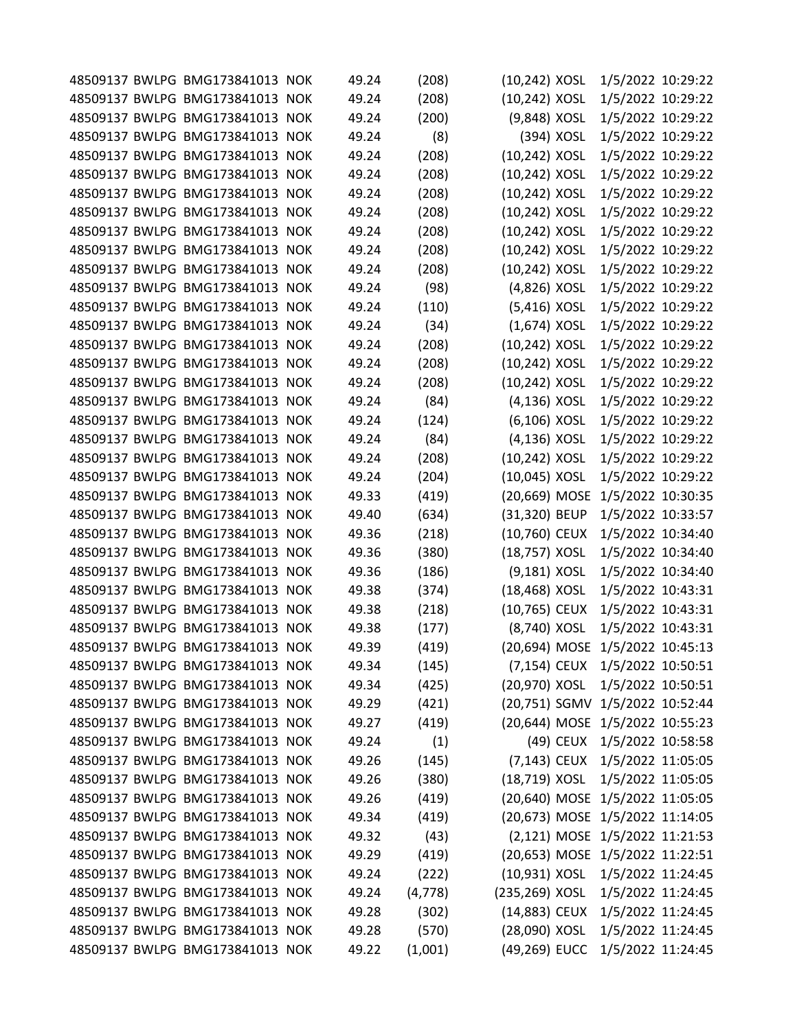| | | | | | | | | | |
|---|---|---|---|---|---|---|---|---|---|
| 48509137 | BWLPG | BMG173841013 | NOK | 49.24 | (208) | (10,242) | XOSL | 1/5/2022 | 10:29:22 |
| 48509137 | BWLPG | BMG173841013 | NOK | 49.24 | (208) | (10,242) | XOSL | 1/5/2022 | 10:29:22 |
| 48509137 | BWLPG | BMG173841013 | NOK | 49.24 | (200) | (9,848) | XOSL | 1/5/2022 | 10:29:22 |
| 48509137 | BWLPG | BMG173841013 | NOK | 49.24 | (8) | (394) | XOSL | 1/5/2022 | 10:29:22 |
| 48509137 | BWLPG | BMG173841013 | NOK | 49.24 | (208) | (10,242) | XOSL | 1/5/2022 | 10:29:22 |
| 48509137 | BWLPG | BMG173841013 | NOK | 49.24 | (208) | (10,242) | XOSL | 1/5/2022 | 10:29:22 |
| 48509137 | BWLPG | BMG173841013 | NOK | 49.24 | (208) | (10,242) | XOSL | 1/5/2022 | 10:29:22 |
| 48509137 | BWLPG | BMG173841013 | NOK | 49.24 | (208) | (10,242) | XOSL | 1/5/2022 | 10:29:22 |
| 48509137 | BWLPG | BMG173841013 | NOK | 49.24 | (208) | (10,242) | XOSL | 1/5/2022 | 10:29:22 |
| 48509137 | BWLPG | BMG173841013 | NOK | 49.24 | (208) | (10,242) | XOSL | 1/5/2022 | 10:29:22 |
| 48509137 | BWLPG | BMG173841013 | NOK | 49.24 | (208) | (10,242) | XOSL | 1/5/2022 | 10:29:22 |
| 48509137 | BWLPG | BMG173841013 | NOK | 49.24 | (98) | (4,826) | XOSL | 1/5/2022 | 10:29:22 |
| 48509137 | BWLPG | BMG173841013 | NOK | 49.24 | (110) | (5,416) | XOSL | 1/5/2022 | 10:29:22 |
| 48509137 | BWLPG | BMG173841013 | NOK | 49.24 | (34) | (1,674) | XOSL | 1/5/2022 | 10:29:22 |
| 48509137 | BWLPG | BMG173841013 | NOK | 49.24 | (208) | (10,242) | XOSL | 1/5/2022 | 10:29:22 |
| 48509137 | BWLPG | BMG173841013 | NOK | 49.24 | (208) | (10,242) | XOSL | 1/5/2022 | 10:29:22 |
| 48509137 | BWLPG | BMG173841013 | NOK | 49.24 | (208) | (10,242) | XOSL | 1/5/2022 | 10:29:22 |
| 48509137 | BWLPG | BMG173841013 | NOK | 49.24 | (84) | (4,136) | XOSL | 1/5/2022 | 10:29:22 |
| 48509137 | BWLPG | BMG173841013 | NOK | 49.24 | (124) | (6,106) | XOSL | 1/5/2022 | 10:29:22 |
| 48509137 | BWLPG | BMG173841013 | NOK | 49.24 | (84) | (4,136) | XOSL | 1/5/2022 | 10:29:22 |
| 48509137 | BWLPG | BMG173841013 | NOK | 49.24 | (208) | (10,242) | XOSL | 1/5/2022 | 10:29:22 |
| 48509137 | BWLPG | BMG173841013 | NOK | 49.24 | (204) | (10,045) | XOSL | 1/5/2022 | 10:29:22 |
| 48509137 | BWLPG | BMG173841013 | NOK | 49.33 | (419) | (20,669) | MOSE | 1/5/2022 | 10:30:35 |
| 48509137 | BWLPG | BMG173841013 | NOK | 49.40 | (634) | (31,320) | BEUP | 1/5/2022 | 10:33:57 |
| 48509137 | BWLPG | BMG173841013 | NOK | 49.36 | (218) | (10,760) | CEUX | 1/5/2022 | 10:34:40 |
| 48509137 | BWLPG | BMG173841013 | NOK | 49.36 | (380) | (18,757) | XOSL | 1/5/2022 | 10:34:40 |
| 48509137 | BWLPG | BMG173841013 | NOK | 49.36 | (186) | (9,181) | XOSL | 1/5/2022 | 10:34:40 |
| 48509137 | BWLPG | BMG173841013 | NOK | 49.38 | (374) | (18,468) | XOSL | 1/5/2022 | 10:43:31 |
| 48509137 | BWLPG | BMG173841013 | NOK | 49.38 | (218) | (10,765) | CEUX | 1/5/2022 | 10:43:31 |
| 48509137 | BWLPG | BMG173841013 | NOK | 49.38 | (177) | (8,740) | XOSL | 1/5/2022 | 10:43:31 |
| 48509137 | BWLPG | BMG173841013 | NOK | 49.39 | (419) | (20,694) | MOSE | 1/5/2022 | 10:45:13 |
| 48509137 | BWLPG | BMG173841013 | NOK | 49.34 | (145) | (7,154) | CEUX | 1/5/2022 | 10:50:51 |
| 48509137 | BWLPG | BMG173841013 | NOK | 49.34 | (425) | (20,970) | XOSL | 1/5/2022 | 10:50:51 |
| 48509137 | BWLPG | BMG173841013 | NOK | 49.29 | (421) | (20,751) | SGMV | 1/5/2022 | 10:52:44 |
| 48509137 | BWLPG | BMG173841013 | NOK | 49.27 | (419) | (20,644) | MOSE | 1/5/2022 | 10:55:23 |
| 48509137 | BWLPG | BMG173841013 | NOK | 49.24 | (1) | (49) | CEUX | 1/5/2022 | 10:58:58 |
| 48509137 | BWLPG | BMG173841013 | NOK | 49.26 | (145) | (7,143) | CEUX | 1/5/2022 | 11:05:05 |
| 48509137 | BWLPG | BMG173841013 | NOK | 49.26 | (380) | (18,719) | XOSL | 1/5/2022 | 11:05:05 |
| 48509137 | BWLPG | BMG173841013 | NOK | 49.26 | (419) | (20,640) | MOSE | 1/5/2022 | 11:05:05 |
| 48509137 | BWLPG | BMG173841013 | NOK | 49.34 | (419) | (20,673) | MOSE | 1/5/2022 | 11:14:05 |
| 48509137 | BWLPG | BMG173841013 | NOK | 49.32 | (43) | (2,121) | MOSE | 1/5/2022 | 11:21:53 |
| 48509137 | BWLPG | BMG173841013 | NOK | 49.29 | (419) | (20,653) | MOSE | 1/5/2022 | 11:22:51 |
| 48509137 | BWLPG | BMG173841013 | NOK | 49.24 | (222) | (10,931) | XOSL | 1/5/2022 | 11:24:45 |
| 48509137 | BWLPG | BMG173841013 | NOK | 49.24 | (4,778) | (235,269) | XOSL | 1/5/2022 | 11:24:45 |
| 48509137 | BWLPG | BMG173841013 | NOK | 49.28 | (302) | (14,883) | CEUX | 1/5/2022 | 11:24:45 |
| 48509137 | BWLPG | BMG173841013 | NOK | 49.28 | (570) | (28,090) | XOSL | 1/5/2022 | 11:24:45 |
| 48509137 | BWLPG | BMG173841013 | NOK | 49.22 | (1,001) | (49,269) | EUCC | 1/5/2022 | 11:24:45 |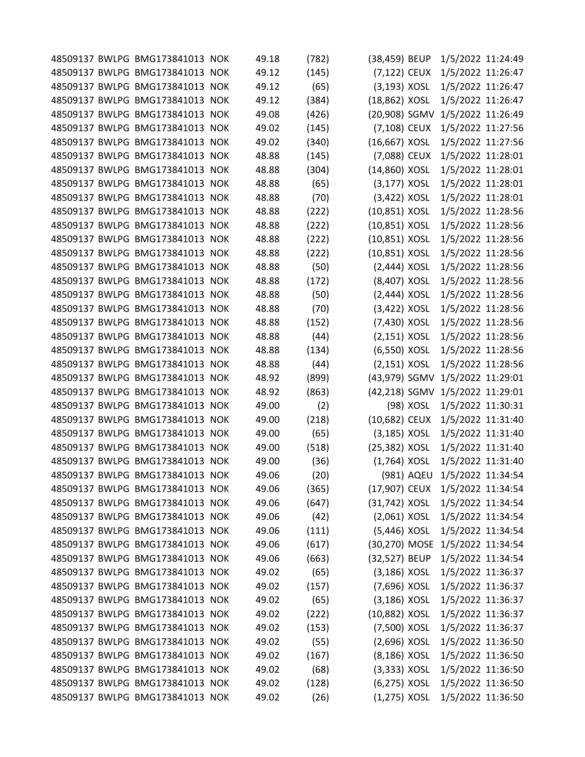| | | | | | | | | |
|---|---|---|---|---|---|---|---|---|
| 48509137 | BWLPG | BMG173841013 | NOK | 49.18 | (782) | (38,459) | BEUP | 1/5/2022 11:24:49 |
| 48509137 | BWLPG | BMG173841013 | NOK | 49.12 | (145) | (7,122) | CEUX | 1/5/2022 11:26:47 |
| 48509137 | BWLPG | BMG173841013 | NOK | 49.12 | (65) | (3,193) | XOSL | 1/5/2022 11:26:47 |
| 48509137 | BWLPG | BMG173841013 | NOK | 49.12 | (384) | (18,862) | XOSL | 1/5/2022 11:26:47 |
| 48509137 | BWLPG | BMG173841013 | NOK | 49.08 | (426) | (20,908) | SGMV | 1/5/2022 11:26:49 |
| 48509137 | BWLPG | BMG173841013 | NOK | 49.02 | (145) | (7,108) | CEUX | 1/5/2022 11:27:56 |
| 48509137 | BWLPG | BMG173841013 | NOK | 49.02 | (340) | (16,667) | XOSL | 1/5/2022 11:27:56 |
| 48509137 | BWLPG | BMG173841013 | NOK | 48.88 | (145) | (7,088) | CEUX | 1/5/2022 11:28:01 |
| 48509137 | BWLPG | BMG173841013 | NOK | 48.88 | (304) | (14,860) | XOSL | 1/5/2022 11:28:01 |
| 48509137 | BWLPG | BMG173841013 | NOK | 48.88 | (65) | (3,177) | XOSL | 1/5/2022 11:28:01 |
| 48509137 | BWLPG | BMG173841013 | NOK | 48.88 | (70) | (3,422) | XOSL | 1/5/2022 11:28:01 |
| 48509137 | BWLPG | BMG173841013 | NOK | 48.88 | (222) | (10,851) | XOSL | 1/5/2022 11:28:56 |
| 48509137 | BWLPG | BMG173841013 | NOK | 48.88 | (222) | (10,851) | XOSL | 1/5/2022 11:28:56 |
| 48509137 | BWLPG | BMG173841013 | NOK | 48.88 | (222) | (10,851) | XOSL | 1/5/2022 11:28:56 |
| 48509137 | BWLPG | BMG173841013 | NOK | 48.88 | (222) | (10,851) | XOSL | 1/5/2022 11:28:56 |
| 48509137 | BWLPG | BMG173841013 | NOK | 48.88 | (50) | (2,444) | XOSL | 1/5/2022 11:28:56 |
| 48509137 | BWLPG | BMG173841013 | NOK | 48.88 | (172) | (8,407) | XOSL | 1/5/2022 11:28:56 |
| 48509137 | BWLPG | BMG173841013 | NOK | 48.88 | (50) | (2,444) | XOSL | 1/5/2022 11:28:56 |
| 48509137 | BWLPG | BMG173841013 | NOK | 48.88 | (70) | (3,422) | XOSL | 1/5/2022 11:28:56 |
| 48509137 | BWLPG | BMG173841013 | NOK | 48.88 | (152) | (7,430) | XOSL | 1/5/2022 11:28:56 |
| 48509137 | BWLPG | BMG173841013 | NOK | 48.88 | (44) | (2,151) | XOSL | 1/5/2022 11:28:56 |
| 48509137 | BWLPG | BMG173841013 | NOK | 48.88 | (134) | (6,550) | XOSL | 1/5/2022 11:28:56 |
| 48509137 | BWLPG | BMG173841013 | NOK | 48.88 | (44) | (2,151) | XOSL | 1/5/2022 11:28:56 |
| 48509137 | BWLPG | BMG173841013 | NOK | 48.92 | (899) | (43,979) | SGMV | 1/5/2022 11:29:01 |
| 48509137 | BWLPG | BMG173841013 | NOK | 48.92 | (863) | (42,218) | SGMV | 1/5/2022 11:29:01 |
| 48509137 | BWLPG | BMG173841013 | NOK | 49.00 | (2) | (98) | XOSL | 1/5/2022 11:30:31 |
| 48509137 | BWLPG | BMG173841013 | NOK | 49.00 | (218) | (10,682) | CEUX | 1/5/2022 11:31:40 |
| 48509137 | BWLPG | BMG173841013 | NOK | 49.00 | (65) | (3,185) | XOSL | 1/5/2022 11:31:40 |
| 48509137 | BWLPG | BMG173841013 | NOK | 49.00 | (518) | (25,382) | XOSL | 1/5/2022 11:31:40 |
| 48509137 | BWLPG | BMG173841013 | NOK | 49.00 | (36) | (1,764) | XOSL | 1/5/2022 11:31:40 |
| 48509137 | BWLPG | BMG173841013 | NOK | 49.06 | (20) | (981) | AQEU | 1/5/2022 11:34:54 |
| 48509137 | BWLPG | BMG173841013 | NOK | 49.06 | (365) | (17,907) | CEUX | 1/5/2022 11:34:54 |
| 48509137 | BWLPG | BMG173841013 | NOK | 49.06 | (647) | (31,742) | XOSL | 1/5/2022 11:34:54 |
| 48509137 | BWLPG | BMG173841013 | NOK | 49.06 | (42) | (2,061) | XOSL | 1/5/2022 11:34:54 |
| 48509137 | BWLPG | BMG173841013 | NOK | 49.06 | (111) | (5,446) | XOSL | 1/5/2022 11:34:54 |
| 48509137 | BWLPG | BMG173841013 | NOK | 49.06 | (617) | (30,270) | MOSE | 1/5/2022 11:34:54 |
| 48509137 | BWLPG | BMG173841013 | NOK | 49.06 | (663) | (32,527) | BEUP | 1/5/2022 11:34:54 |
| 48509137 | BWLPG | BMG173841013 | NOK | 49.02 | (65) | (3,186) | XOSL | 1/5/2022 11:36:37 |
| 48509137 | BWLPG | BMG173841013 | NOK | 49.02 | (157) | (7,696) | XOSL | 1/5/2022 11:36:37 |
| 48509137 | BWLPG | BMG173841013 | NOK | 49.02 | (65) | (3,186) | XOSL | 1/5/2022 11:36:37 |
| 48509137 | BWLPG | BMG173841013 | NOK | 49.02 | (222) | (10,882) | XOSL | 1/5/2022 11:36:37 |
| 48509137 | BWLPG | BMG173841013 | NOK | 49.02 | (153) | (7,500) | XOSL | 1/5/2022 11:36:37 |
| 48509137 | BWLPG | BMG173841013 | NOK | 49.02 | (55) | (2,696) | XOSL | 1/5/2022 11:36:50 |
| 48509137 | BWLPG | BMG173841013 | NOK | 49.02 | (167) | (8,186) | XOSL | 1/5/2022 11:36:50 |
| 48509137 | BWLPG | BMG173841013 | NOK | 49.02 | (68) | (3,333) | XOSL | 1/5/2022 11:36:50 |
| 48509137 | BWLPG | BMG173841013 | NOK | 49.02 | (128) | (6,275) | XOSL | 1/5/2022 11:36:50 |
| 48509137 | BWLPG | BMG173841013 | NOK | 49.02 | (26) | (1,275) | XOSL | 1/5/2022 11:36:50 |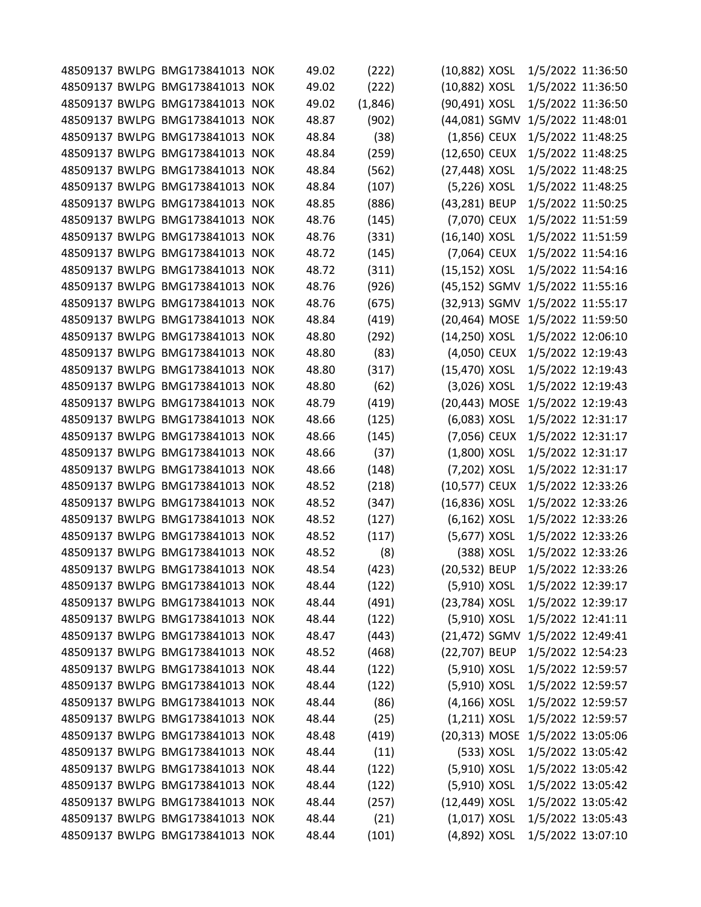| | | | | | | | | |
|---|---|---|---|---|---|---|---|---|
| 48509137 | BWLPG | BMG173841013 | NOK | 49.02 | (222) | (10,882) | XOSL | 1/5/2022 11:36:50 |
| 48509137 | BWLPG | BMG173841013 | NOK | 49.02 | (222) | (10,882) | XOSL | 1/5/2022 11:36:50 |
| 48509137 | BWLPG | BMG173841013 | NOK | 49.02 | (1,846) | (90,491) | XOSL | 1/5/2022 11:36:50 |
| 48509137 | BWLPG | BMG173841013 | NOK | 48.87 | (902) | (44,081) | SGMV | 1/5/2022 11:48:01 |
| 48509137 | BWLPG | BMG173841013 | NOK | 48.84 | (38) | (1,856) | CEUX | 1/5/2022 11:48:25 |
| 48509137 | BWLPG | BMG173841013 | NOK | 48.84 | (259) | (12,650) | CEUX | 1/5/2022 11:48:25 |
| 48509137 | BWLPG | BMG173841013 | NOK | 48.84 | (562) | (27,448) | XOSL | 1/5/2022 11:48:25 |
| 48509137 | BWLPG | BMG173841013 | NOK | 48.84 | (107) | (5,226) | XOSL | 1/5/2022 11:48:25 |
| 48509137 | BWLPG | BMG173841013 | NOK | 48.85 | (886) | (43,281) | BEUP | 1/5/2022 11:50:25 |
| 48509137 | BWLPG | BMG173841013 | NOK | 48.76 | (145) | (7,070) | CEUX | 1/5/2022 11:51:59 |
| 48509137 | BWLPG | BMG173841013 | NOK | 48.76 | (331) | (16,140) | XOSL | 1/5/2022 11:51:59 |
| 48509137 | BWLPG | BMG173841013 | NOK | 48.72 | (145) | (7,064) | CEUX | 1/5/2022 11:54:16 |
| 48509137 | BWLPG | BMG173841013 | NOK | 48.72 | (311) | (15,152) | XOSL | 1/5/2022 11:54:16 |
| 48509137 | BWLPG | BMG173841013 | NOK | 48.76 | (926) | (45,152) | SGMV | 1/5/2022 11:55:16 |
| 48509137 | BWLPG | BMG173841013 | NOK | 48.76 | (675) | (32,913) | SGMV | 1/5/2022 11:55:17 |
| 48509137 | BWLPG | BMG173841013 | NOK | 48.84 | (419) | (20,464) | MOSE | 1/5/2022 11:59:50 |
| 48509137 | BWLPG | BMG173841013 | NOK | 48.80 | (292) | (14,250) | XOSL | 1/5/2022 12:06:10 |
| 48509137 | BWLPG | BMG173841013 | NOK | 48.80 | (83) | (4,050) | CEUX | 1/5/2022 12:19:43 |
| 48509137 | BWLPG | BMG173841013 | NOK | 48.80 | (317) | (15,470) | XOSL | 1/5/2022 12:19:43 |
| 48509137 | BWLPG | BMG173841013 | NOK | 48.80 | (62) | (3,026) | XOSL | 1/5/2022 12:19:43 |
| 48509137 | BWLPG | BMG173841013 | NOK | 48.79 | (419) | (20,443) | MOSE | 1/5/2022 12:19:43 |
| 48509137 | BWLPG | BMG173841013 | NOK | 48.66 | (125) | (6,083) | XOSL | 1/5/2022 12:31:17 |
| 48509137 | BWLPG | BMG173841013 | NOK | 48.66 | (145) | (7,056) | CEUX | 1/5/2022 12:31:17 |
| 48509137 | BWLPG | BMG173841013 | NOK | 48.66 | (37) | (1,800) | XOSL | 1/5/2022 12:31:17 |
| 48509137 | BWLPG | BMG173841013 | NOK | 48.66 | (148) | (7,202) | XOSL | 1/5/2022 12:31:17 |
| 48509137 | BWLPG | BMG173841013 | NOK | 48.52 | (218) | (10,577) | CEUX | 1/5/2022 12:33:26 |
| 48509137 | BWLPG | BMG173841013 | NOK | 48.52 | (347) | (16,836) | XOSL | 1/5/2022 12:33:26 |
| 48509137 | BWLPG | BMG173841013 | NOK | 48.52 | (127) | (6,162) | XOSL | 1/5/2022 12:33:26 |
| 48509137 | BWLPG | BMG173841013 | NOK | 48.52 | (117) | (5,677) | XOSL | 1/5/2022 12:33:26 |
| 48509137 | BWLPG | BMG173841013 | NOK | 48.52 | (8) | (388) | XOSL | 1/5/2022 12:33:26 |
| 48509137 | BWLPG | BMG173841013 | NOK | 48.54 | (423) | (20,532) | BEUP | 1/5/2022 12:33:26 |
| 48509137 | BWLPG | BMG173841013 | NOK | 48.44 | (122) | (5,910) | XOSL | 1/5/2022 12:39:17 |
| 48509137 | BWLPG | BMG173841013 | NOK | 48.44 | (491) | (23,784) | XOSL | 1/5/2022 12:39:17 |
| 48509137 | BWLPG | BMG173841013 | NOK | 48.44 | (122) | (5,910) | XOSL | 1/5/2022 12:41:11 |
| 48509137 | BWLPG | BMG173841013 | NOK | 48.47 | (443) | (21,472) | SGMV | 1/5/2022 12:49:41 |
| 48509137 | BWLPG | BMG173841013 | NOK | 48.52 | (468) | (22,707) | BEUP | 1/5/2022 12:54:23 |
| 48509137 | BWLPG | BMG173841013 | NOK | 48.44 | (122) | (5,910) | XOSL | 1/5/2022 12:59:57 |
| 48509137 | BWLPG | BMG173841013 | NOK | 48.44 | (122) | (5,910) | XOSL | 1/5/2022 12:59:57 |
| 48509137 | BWLPG | BMG173841013 | NOK | 48.44 | (86) | (4,166) | XOSL | 1/5/2022 12:59:57 |
| 48509137 | BWLPG | BMG173841013 | NOK | 48.44 | (25) | (1,211) | XOSL | 1/5/2022 12:59:57 |
| 48509137 | BWLPG | BMG173841013 | NOK | 48.48 | (419) | (20,313) | MOSE | 1/5/2022 13:05:06 |
| 48509137 | BWLPG | BMG173841013 | NOK | 48.44 | (11) | (533) | XOSL | 1/5/2022 13:05:42 |
| 48509137 | BWLPG | BMG173841013 | NOK | 48.44 | (122) | (5,910) | XOSL | 1/5/2022 13:05:42 |
| 48509137 | BWLPG | BMG173841013 | NOK | 48.44 | (122) | (5,910) | XOSL | 1/5/2022 13:05:42 |
| 48509137 | BWLPG | BMG173841013 | NOK | 48.44 | (257) | (12,449) | XOSL | 1/5/2022 13:05:42 |
| 48509137 | BWLPG | BMG173841013 | NOK | 48.44 | (21) | (1,017) | XOSL | 1/5/2022 13:05:43 |
| 48509137 | BWLPG | BMG173841013 | NOK | 48.44 | (101) | (4,892) | XOSL | 1/5/2022 13:07:10 |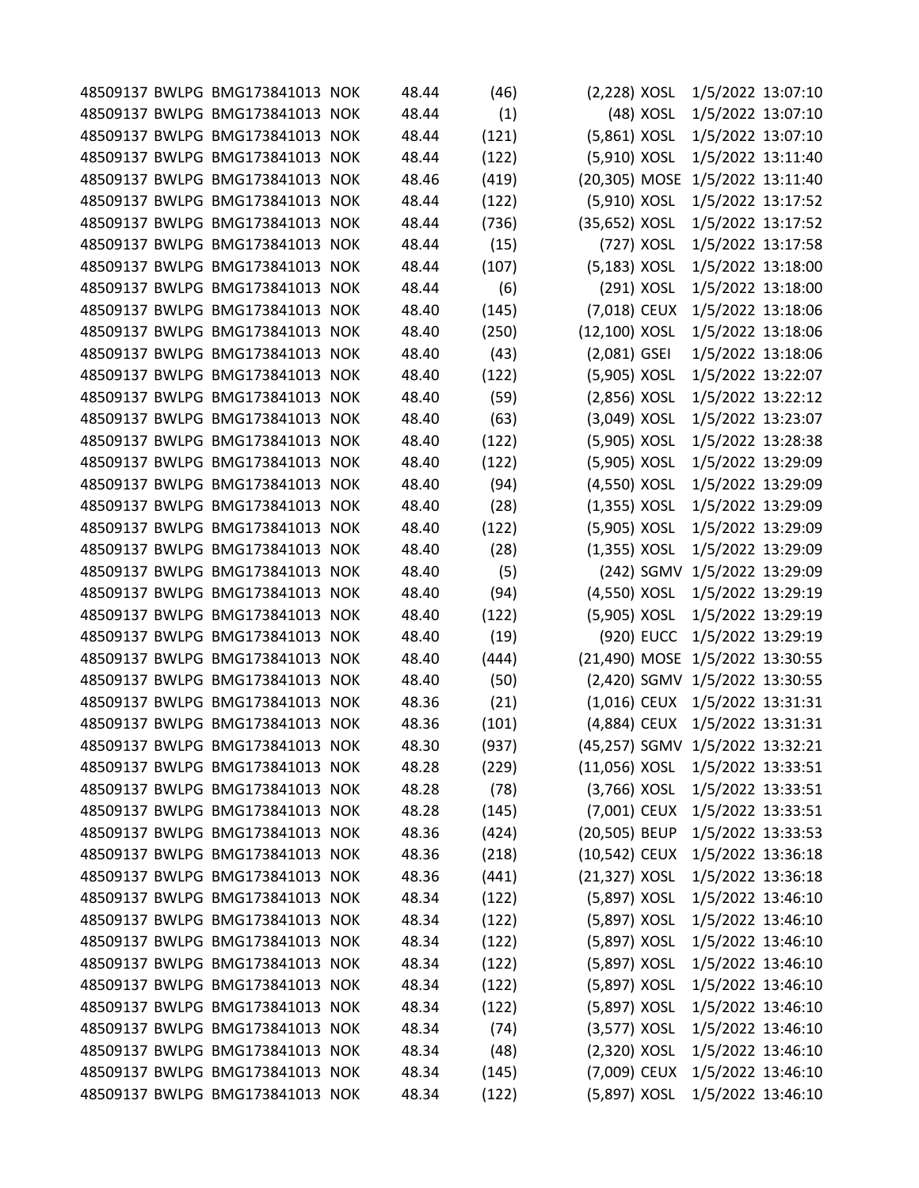| | | | | | | | | | |
|---|---|---|---|---|---|---|---|---|---|
| 48509137 | BWLPG | BMG173841013 | NOK | 48.44 | (46) | (2,228) | XOSL | 1/5/2022 | 13:07:10 |
| 48509137 | BWLPG | BMG173841013 | NOK | 48.44 | (1) | (48) | XOSL | 1/5/2022 | 13:07:10 |
| 48509137 | BWLPG | BMG173841013 | NOK | 48.44 | (121) | (5,861) | XOSL | 1/5/2022 | 13:07:10 |
| 48509137 | BWLPG | BMG173841013 | NOK | 48.44 | (122) | (5,910) | XOSL | 1/5/2022 | 13:11:40 |
| 48509137 | BWLPG | BMG173841013 | NOK | 48.46 | (419) | (20,305) | MOSE | 1/5/2022 | 13:11:40 |
| 48509137 | BWLPG | BMG173841013 | NOK | 48.44 | (122) | (5,910) | XOSL | 1/5/2022 | 13:17:52 |
| 48509137 | BWLPG | BMG173841013 | NOK | 48.44 | (736) | (35,652) | XOSL | 1/5/2022 | 13:17:52 |
| 48509137 | BWLPG | BMG173841013 | NOK | 48.44 | (15) | (727) | XOSL | 1/5/2022 | 13:17:58 |
| 48509137 | BWLPG | BMG173841013 | NOK | 48.44 | (107) | (5,183) | XOSL | 1/5/2022 | 13:18:00 |
| 48509137 | BWLPG | BMG173841013 | NOK | 48.44 | (6) | (291) | XOSL | 1/5/2022 | 13:18:00 |
| 48509137 | BWLPG | BMG173841013 | NOK | 48.40 | (145) | (7,018) | CEUX | 1/5/2022 | 13:18:06 |
| 48509137 | BWLPG | BMG173841013 | NOK | 48.40 | (250) | (12,100) | XOSL | 1/5/2022 | 13:18:06 |
| 48509137 | BWLPG | BMG173841013 | NOK | 48.40 | (43) | (2,081) | GSEI | 1/5/2022 | 13:18:06 |
| 48509137 | BWLPG | BMG173841013 | NOK | 48.40 | (122) | (5,905) | XOSL | 1/5/2022 | 13:22:07 |
| 48509137 | BWLPG | BMG173841013 | NOK | 48.40 | (59) | (2,856) | XOSL | 1/5/2022 | 13:22:12 |
| 48509137 | BWLPG | BMG173841013 | NOK | 48.40 | (63) | (3,049) | XOSL | 1/5/2022 | 13:23:07 |
| 48509137 | BWLPG | BMG173841013 | NOK | 48.40 | (122) | (5,905) | XOSL | 1/5/2022 | 13:28:38 |
| 48509137 | BWLPG | BMG173841013 | NOK | 48.40 | (122) | (5,905) | XOSL | 1/5/2022 | 13:29:09 |
| 48509137 | BWLPG | BMG173841013 | NOK | 48.40 | (94) | (4,550) | XOSL | 1/5/2022 | 13:29:09 |
| 48509137 | BWLPG | BMG173841013 | NOK | 48.40 | (28) | (1,355) | XOSL | 1/5/2022 | 13:29:09 |
| 48509137 | BWLPG | BMG173841013 | NOK | 48.40 | (122) | (5,905) | XOSL | 1/5/2022 | 13:29:09 |
| 48509137 | BWLPG | BMG173841013 | NOK | 48.40 | (28) | (1,355) | XOSL | 1/5/2022 | 13:29:09 |
| 48509137 | BWLPG | BMG173841013 | NOK | 48.40 | (5) | (242) | SGMV | 1/5/2022 | 13:29:09 |
| 48509137 | BWLPG | BMG173841013 | NOK | 48.40 | (94) | (4,550) | XOSL | 1/5/2022 | 13:29:19 |
| 48509137 | BWLPG | BMG173841013 | NOK | 48.40 | (122) | (5,905) | XOSL | 1/5/2022 | 13:29:19 |
| 48509137 | BWLPG | BMG173841013 | NOK | 48.40 | (19) | (920) | EUCC | 1/5/2022 | 13:29:19 |
| 48509137 | BWLPG | BMG173841013 | NOK | 48.40 | (444) | (21,490) | MOSE | 1/5/2022 | 13:30:55 |
| 48509137 | BWLPG | BMG173841013 | NOK | 48.40 | (50) | (2,420) | SGMV | 1/5/2022 | 13:30:55 |
| 48509137 | BWLPG | BMG173841013 | NOK | 48.36 | (21) | (1,016) | CEUX | 1/5/2022 | 13:31:31 |
| 48509137 | BWLPG | BMG173841013 | NOK | 48.36 | (101) | (4,884) | CEUX | 1/5/2022 | 13:31:31 |
| 48509137 | BWLPG | BMG173841013 | NOK | 48.30 | (937) | (45,257) | SGMV | 1/5/2022 | 13:32:21 |
| 48509137 | BWLPG | BMG173841013 | NOK | 48.28 | (229) | (11,056) | XOSL | 1/5/2022 | 13:33:51 |
| 48509137 | BWLPG | BMG173841013 | NOK | 48.28 | (78) | (3,766) | XOSL | 1/5/2022 | 13:33:51 |
| 48509137 | BWLPG | BMG173841013 | NOK | 48.28 | (145) | (7,001) | CEUX | 1/5/2022 | 13:33:51 |
| 48509137 | BWLPG | BMG173841013 | NOK | 48.36 | (424) | (20,505) | BEUP | 1/5/2022 | 13:33:53 |
| 48509137 | BWLPG | BMG173841013 | NOK | 48.36 | (218) | (10,542) | CEUX | 1/5/2022 | 13:36:18 |
| 48509137 | BWLPG | BMG173841013 | NOK | 48.36 | (441) | (21,327) | XOSL | 1/5/2022 | 13:36:18 |
| 48509137 | BWLPG | BMG173841013 | NOK | 48.34 | (122) | (5,897) | XOSL | 1/5/2022 | 13:46:10 |
| 48509137 | BWLPG | BMG173841013 | NOK | 48.34 | (122) | (5,897) | XOSL | 1/5/2022 | 13:46:10 |
| 48509137 | BWLPG | BMG173841013 | NOK | 48.34 | (122) | (5,897) | XOSL | 1/5/2022 | 13:46:10 |
| 48509137 | BWLPG | BMG173841013 | NOK | 48.34 | (122) | (5,897) | XOSL | 1/5/2022 | 13:46:10 |
| 48509137 | BWLPG | BMG173841013 | NOK | 48.34 | (122) | (5,897) | XOSL | 1/5/2022 | 13:46:10 |
| 48509137 | BWLPG | BMG173841013 | NOK | 48.34 | (122) | (5,897) | XOSL | 1/5/2022 | 13:46:10 |
| 48509137 | BWLPG | BMG173841013 | NOK | 48.34 | (74) | (3,577) | XOSL | 1/5/2022 | 13:46:10 |
| 48509137 | BWLPG | BMG173841013 | NOK | 48.34 | (48) | (2,320) | XOSL | 1/5/2022 | 13:46:10 |
| 48509137 | BWLPG | BMG173841013 | NOK | 48.34 | (145) | (7,009) | CEUX | 1/5/2022 | 13:46:10 |
| 48509137 | BWLPG | BMG173841013 | NOK | 48.34 | (122) | (5,897) | XOSL | 1/5/2022 | 13:46:10 |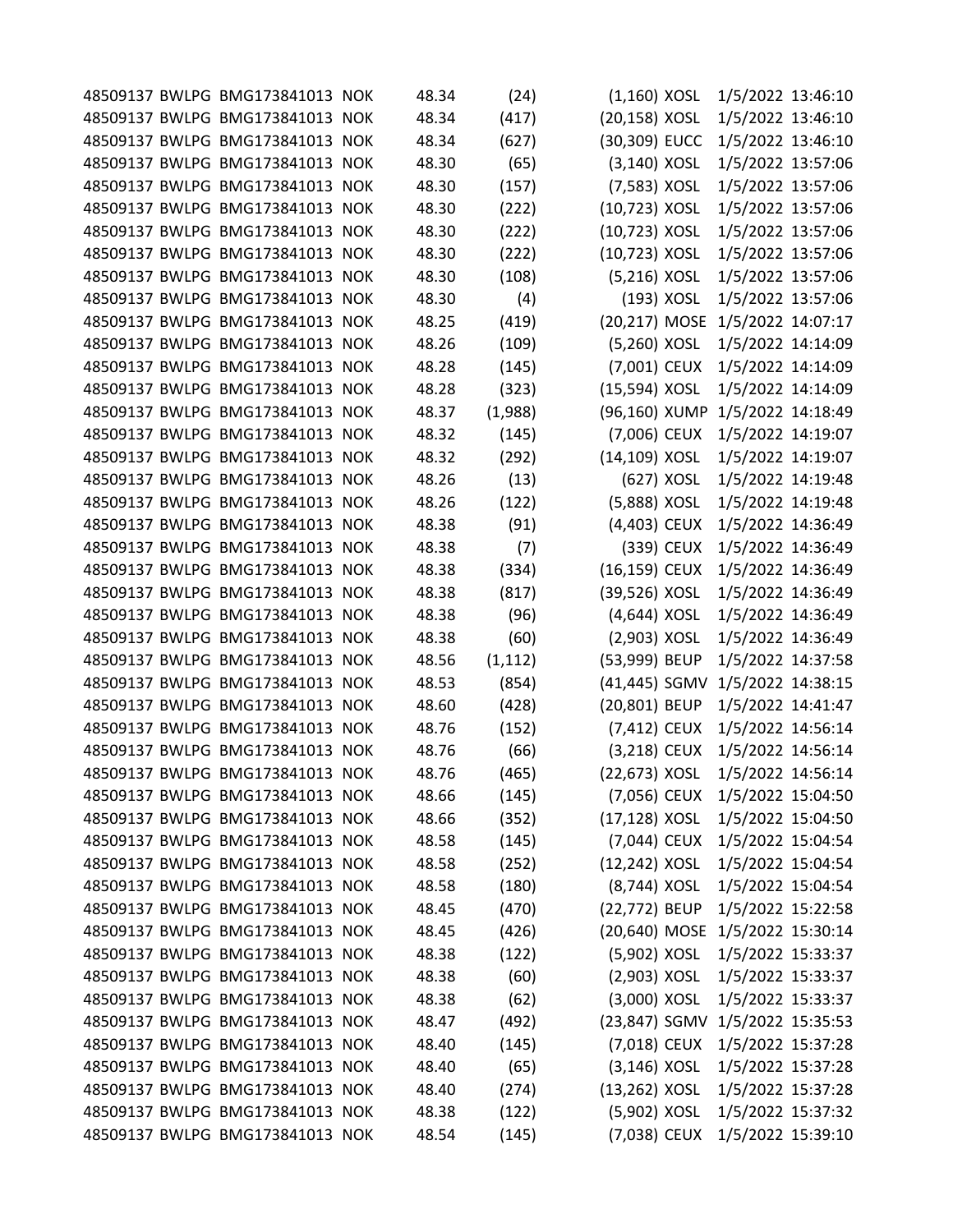| | | | | | | | | | |
|---|---|---|---|---|---|---|---|---|---|
| 48509137 | BWLPG | BMG173841013 | NOK | 48.34 | (24) | (1,160) | XOSL | 1/5/2022 | 13:46:10 |
| 48509137 | BWLPG | BMG173841013 | NOK | 48.34 | (417) | (20,158) | XOSL | 1/5/2022 | 13:46:10 |
| 48509137 | BWLPG | BMG173841013 | NOK | 48.34 | (627) | (30,309) | EUCC | 1/5/2022 | 13:46:10 |
| 48509137 | BWLPG | BMG173841013 | NOK | 48.30 | (65) | (3,140) | XOSL | 1/5/2022 | 13:57:06 |
| 48509137 | BWLPG | BMG173841013 | NOK | 48.30 | (157) | (7,583) | XOSL | 1/5/2022 | 13:57:06 |
| 48509137 | BWLPG | BMG173841013 | NOK | 48.30 | (222) | (10,723) | XOSL | 1/5/2022 | 13:57:06 |
| 48509137 | BWLPG | BMG173841013 | NOK | 48.30 | (222) | (10,723) | XOSL | 1/5/2022 | 13:57:06 |
| 48509137 | BWLPG | BMG173841013 | NOK | 48.30 | (222) | (10,723) | XOSL | 1/5/2022 | 13:57:06 |
| 48509137 | BWLPG | BMG173841013 | NOK | 48.30 | (108) | (5,216) | XOSL | 1/5/2022 | 13:57:06 |
| 48509137 | BWLPG | BMG173841013 | NOK | 48.30 | (4) | (193) | XOSL | 1/5/2022 | 13:57:06 |
| 48509137 | BWLPG | BMG173841013 | NOK | 48.25 | (419) | (20,217) | MOSE | 1/5/2022 | 14:07:17 |
| 48509137 | BWLPG | BMG173841013 | NOK | 48.26 | (109) | (5,260) | XOSL | 1/5/2022 | 14:14:09 |
| 48509137 | BWLPG | BMG173841013 | NOK | 48.28 | (145) | (7,001) | CEUX | 1/5/2022 | 14:14:09 |
| 48509137 | BWLPG | BMG173841013 | NOK | 48.28 | (323) | (15,594) | XOSL | 1/5/2022 | 14:14:09 |
| 48509137 | BWLPG | BMG173841013 | NOK | 48.37 | (1,988) | (96,160) | XUMP | 1/5/2022 | 14:18:49 |
| 48509137 | BWLPG | BMG173841013 | NOK | 48.32 | (145) | (7,006) | CEUX | 1/5/2022 | 14:19:07 |
| 48509137 | BWLPG | BMG173841013 | NOK | 48.32 | (292) | (14,109) | XOSL | 1/5/2022 | 14:19:07 |
| 48509137 | BWLPG | BMG173841013 | NOK | 48.26 | (13) | (627) | XOSL | 1/5/2022 | 14:19:48 |
| 48509137 | BWLPG | BMG173841013 | NOK | 48.26 | (122) | (5,888) | XOSL | 1/5/2022 | 14:19:48 |
| 48509137 | BWLPG | BMG173841013 | NOK | 48.38 | (91) | (4,403) | CEUX | 1/5/2022 | 14:36:49 |
| 48509137 | BWLPG | BMG173841013 | NOK | 48.38 | (7) | (339) | CEUX | 1/5/2022 | 14:36:49 |
| 48509137 | BWLPG | BMG173841013 | NOK | 48.38 | (334) | (16,159) | CEUX | 1/5/2022 | 14:36:49 |
| 48509137 | BWLPG | BMG173841013 | NOK | 48.38 | (817) | (39,526) | XOSL | 1/5/2022 | 14:36:49 |
| 48509137 | BWLPG | BMG173841013 | NOK | 48.38 | (96) | (4,644) | XOSL | 1/5/2022 | 14:36:49 |
| 48509137 | BWLPG | BMG173841013 | NOK | 48.38 | (60) | (2,903) | XOSL | 1/5/2022 | 14:36:49 |
| 48509137 | BWLPG | BMG173841013 | NOK | 48.56 | (1,112) | (53,999) | BEUP | 1/5/2022 | 14:37:58 |
| 48509137 | BWLPG | BMG173841013 | NOK | 48.53 | (854) | (41,445) | SGMV | 1/5/2022 | 14:38:15 |
| 48509137 | BWLPG | BMG173841013 | NOK | 48.60 | (428) | (20,801) | BEUP | 1/5/2022 | 14:41:47 |
| 48509137 | BWLPG | BMG173841013 | NOK | 48.76 | (152) | (7,412) | CEUX | 1/5/2022 | 14:56:14 |
| 48509137 | BWLPG | BMG173841013 | NOK | 48.76 | (66) | (3,218) | CEUX | 1/5/2022 | 14:56:14 |
| 48509137 | BWLPG | BMG173841013 | NOK | 48.76 | (465) | (22,673) | XOSL | 1/5/2022 | 14:56:14 |
| 48509137 | BWLPG | BMG173841013 | NOK | 48.66 | (145) | (7,056) | CEUX | 1/5/2022 | 15:04:50 |
| 48509137 | BWLPG | BMG173841013 | NOK | 48.66 | (352) | (17,128) | XOSL | 1/5/2022 | 15:04:50 |
| 48509137 | BWLPG | BMG173841013 | NOK | 48.58 | (145) | (7,044) | CEUX | 1/5/2022 | 15:04:54 |
| 48509137 | BWLPG | BMG173841013 | NOK | 48.58 | (252) | (12,242) | XOSL | 1/5/2022 | 15:04:54 |
| 48509137 | BWLPG | BMG173841013 | NOK | 48.58 | (180) | (8,744) | XOSL | 1/5/2022 | 15:04:54 |
| 48509137 | BWLPG | BMG173841013 | NOK | 48.45 | (470) | (22,772) | BEUP | 1/5/2022 | 15:22:58 |
| 48509137 | BWLPG | BMG173841013 | NOK | 48.45 | (426) | (20,640) | MOSE | 1/5/2022 | 15:30:14 |
| 48509137 | BWLPG | BMG173841013 | NOK | 48.38 | (122) | (5,902) | XOSL | 1/5/2022 | 15:33:37 |
| 48509137 | BWLPG | BMG173841013 | NOK | 48.38 | (60) | (2,903) | XOSL | 1/5/2022 | 15:33:37 |
| 48509137 | BWLPG | BMG173841013 | NOK | 48.38 | (62) | (3,000) | XOSL | 1/5/2022 | 15:33:37 |
| 48509137 | BWLPG | BMG173841013 | NOK | 48.47 | (492) | (23,847) | SGMV | 1/5/2022 | 15:35:53 |
| 48509137 | BWLPG | BMG173841013 | NOK | 48.40 | (145) | (7,018) | CEUX | 1/5/2022 | 15:37:28 |
| 48509137 | BWLPG | BMG173841013 | NOK | 48.40 | (65) | (3,146) | XOSL | 1/5/2022 | 15:37:28 |
| 48509137 | BWLPG | BMG173841013 | NOK | 48.40 | (274) | (13,262) | XOSL | 1/5/2022 | 15:37:28 |
| 48509137 | BWLPG | BMG173841013 | NOK | 48.38 | (122) | (5,902) | XOSL | 1/5/2022 | 15:37:32 |
| 48509137 | BWLPG | BMG173841013 | NOK | 48.54 | (145) | (7,038) | CEUX | 1/5/2022 | 15:39:10 |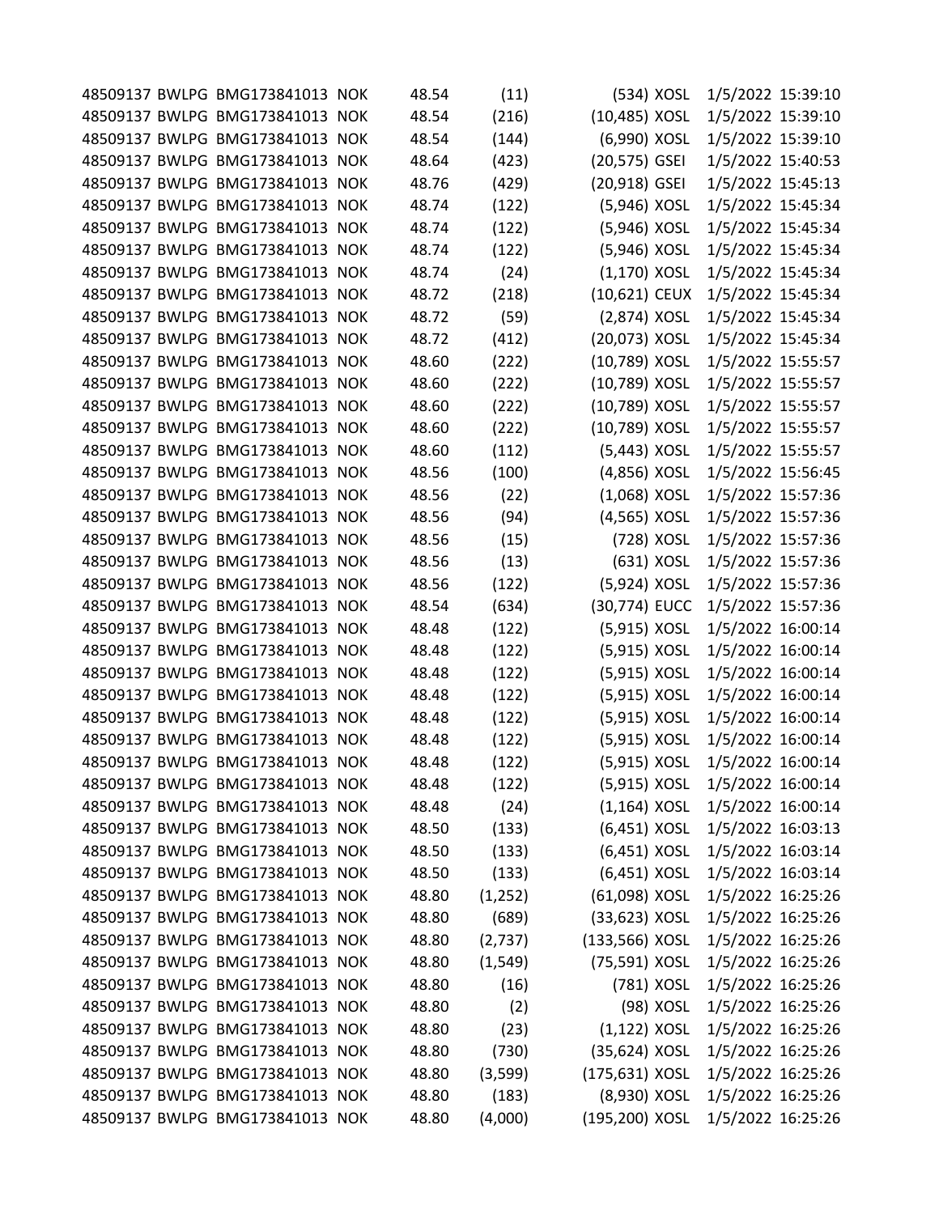| | | | | | | | | | |
|---|---|---|---|---|---|---|---|---|---|
| 48509137 | BWLPG | BMG173841013 | NOK | 48.54 | (11) | (534) | XOSL | 1/5/2022 | 15:39:10 |
| 48509137 | BWLPG | BMG173841013 | NOK | 48.54 | (216) | (10,485) | XOSL | 1/5/2022 | 15:39:10 |
| 48509137 | BWLPG | BMG173841013 | NOK | 48.54 | (144) | (6,990) | XOSL | 1/5/2022 | 15:39:10 |
| 48509137 | BWLPG | BMG173841013 | NOK | 48.64 | (423) | (20,575) | GSEI | 1/5/2022 | 15:40:53 |
| 48509137 | BWLPG | BMG173841013 | NOK | 48.76 | (429) | (20,918) | GSEI | 1/5/2022 | 15:45:13 |
| 48509137 | BWLPG | BMG173841013 | NOK | 48.74 | (122) | (5,946) | XOSL | 1/5/2022 | 15:45:34 |
| 48509137 | BWLPG | BMG173841013 | NOK | 48.74 | (122) | (5,946) | XOSL | 1/5/2022 | 15:45:34 |
| 48509137 | BWLPG | BMG173841013 | NOK | 48.74 | (122) | (5,946) | XOSL | 1/5/2022 | 15:45:34 |
| 48509137 | BWLPG | BMG173841013 | NOK | 48.74 | (24) | (1,170) | XOSL | 1/5/2022 | 15:45:34 |
| 48509137 | BWLPG | BMG173841013 | NOK | 48.72 | (218) | (10,621) | CEUX | 1/5/2022 | 15:45:34 |
| 48509137 | BWLPG | BMG173841013 | NOK | 48.72 | (59) | (2,874) | XOSL | 1/5/2022 | 15:45:34 |
| 48509137 | BWLPG | BMG173841013 | NOK | 48.72 | (412) | (20,073) | XOSL | 1/5/2022 | 15:45:34 |
| 48509137 | BWLPG | BMG173841013 | NOK | 48.60 | (222) | (10,789) | XOSL | 1/5/2022 | 15:55:57 |
| 48509137 | BWLPG | BMG173841013 | NOK | 48.60 | (222) | (10,789) | XOSL | 1/5/2022 | 15:55:57 |
| 48509137 | BWLPG | BMG173841013 | NOK | 48.60 | (222) | (10,789) | XOSL | 1/5/2022 | 15:55:57 |
| 48509137 | BWLPG | BMG173841013 | NOK | 48.60 | (222) | (10,789) | XOSL | 1/5/2022 | 15:55:57 |
| 48509137 | BWLPG | BMG173841013 | NOK | 48.60 | (112) | (5,443) | XOSL | 1/5/2022 | 15:55:57 |
| 48509137 | BWLPG | BMG173841013 | NOK | 48.56 | (100) | (4,856) | XOSL | 1/5/2022 | 15:56:45 |
| 48509137 | BWLPG | BMG173841013 | NOK | 48.56 | (22) | (1,068) | XOSL | 1/5/2022 | 15:57:36 |
| 48509137 | BWLPG | BMG173841013 | NOK | 48.56 | (94) | (4,565) | XOSL | 1/5/2022 | 15:57:36 |
| 48509137 | BWLPG | BMG173841013 | NOK | 48.56 | (15) | (728) | XOSL | 1/5/2022 | 15:57:36 |
| 48509137 | BWLPG | BMG173841013 | NOK | 48.56 | (13) | (631) | XOSL | 1/5/2022 | 15:57:36 |
| 48509137 | BWLPG | BMG173841013 | NOK | 48.56 | (122) | (5,924) | XOSL | 1/5/2022 | 15:57:36 |
| 48509137 | BWLPG | BMG173841013 | NOK | 48.54 | (634) | (30,774) | EUCC | 1/5/2022 | 15:57:36 |
| 48509137 | BWLPG | BMG173841013 | NOK | 48.48 | (122) | (5,915) | XOSL | 1/5/2022 | 16:00:14 |
| 48509137 | BWLPG | BMG173841013 | NOK | 48.48 | (122) | (5,915) | XOSL | 1/5/2022 | 16:00:14 |
| 48509137 | BWLPG | BMG173841013 | NOK | 48.48 | (122) | (5,915) | XOSL | 1/5/2022 | 16:00:14 |
| 48509137 | BWLPG | BMG173841013 | NOK | 48.48 | (122) | (5,915) | XOSL | 1/5/2022 | 16:00:14 |
| 48509137 | BWLPG | BMG173841013 | NOK | 48.48 | (122) | (5,915) | XOSL | 1/5/2022 | 16:00:14 |
| 48509137 | BWLPG | BMG173841013 | NOK | 48.48 | (122) | (5,915) | XOSL | 1/5/2022 | 16:00:14 |
| 48509137 | BWLPG | BMG173841013 | NOK | 48.48 | (122) | (5,915) | XOSL | 1/5/2022 | 16:00:14 |
| 48509137 | BWLPG | BMG173841013 | NOK | 48.48 | (122) | (5,915) | XOSL | 1/5/2022 | 16:00:14 |
| 48509137 | BWLPG | BMG173841013 | NOK | 48.48 | (24) | (1,164) | XOSL | 1/5/2022 | 16:00:14 |
| 48509137 | BWLPG | BMG173841013 | NOK | 48.50 | (133) | (6,451) | XOSL | 1/5/2022 | 16:03:13 |
| 48509137 | BWLPG | BMG173841013 | NOK | 48.50 | (133) | (6,451) | XOSL | 1/5/2022 | 16:03:14 |
| 48509137 | BWLPG | BMG173841013 | NOK | 48.50 | (133) | (6,451) | XOSL | 1/5/2022 | 16:03:14 |
| 48509137 | BWLPG | BMG173841013 | NOK | 48.80 | (1,252) | (61,098) | XOSL | 1/5/2022 | 16:25:26 |
| 48509137 | BWLPG | BMG173841013 | NOK | 48.80 | (689) | (33,623) | XOSL | 1/5/2022 | 16:25:26 |
| 48509137 | BWLPG | BMG173841013 | NOK | 48.80 | (2,737) | (133,566) | XOSL | 1/5/2022 | 16:25:26 |
| 48509137 | BWLPG | BMG173841013 | NOK | 48.80 | (1,549) | (75,591) | XOSL | 1/5/2022 | 16:25:26 |
| 48509137 | BWLPG | BMG173841013 | NOK | 48.80 | (16) | (781) | XOSL | 1/5/2022 | 16:25:26 |
| 48509137 | BWLPG | BMG173841013 | NOK | 48.80 | (2) | (98) | XOSL | 1/5/2022 | 16:25:26 |
| 48509137 | BWLPG | BMG173841013 | NOK | 48.80 | (23) | (1,122) | XOSL | 1/5/2022 | 16:25:26 |
| 48509137 | BWLPG | BMG173841013 | NOK | 48.80 | (730) | (35,624) | XOSL | 1/5/2022 | 16:25:26 |
| 48509137 | BWLPG | BMG173841013 | NOK | 48.80 | (3,599) | (175,631) | XOSL | 1/5/2022 | 16:25:26 |
| 48509137 | BWLPG | BMG173841013 | NOK | 48.80 | (183) | (8,930) | XOSL | 1/5/2022 | 16:25:26 |
| 48509137 | BWLPG | BMG173841013 | NOK | 48.80 | (4,000) | (195,200) | XOSL | 1/5/2022 | 16:25:26 |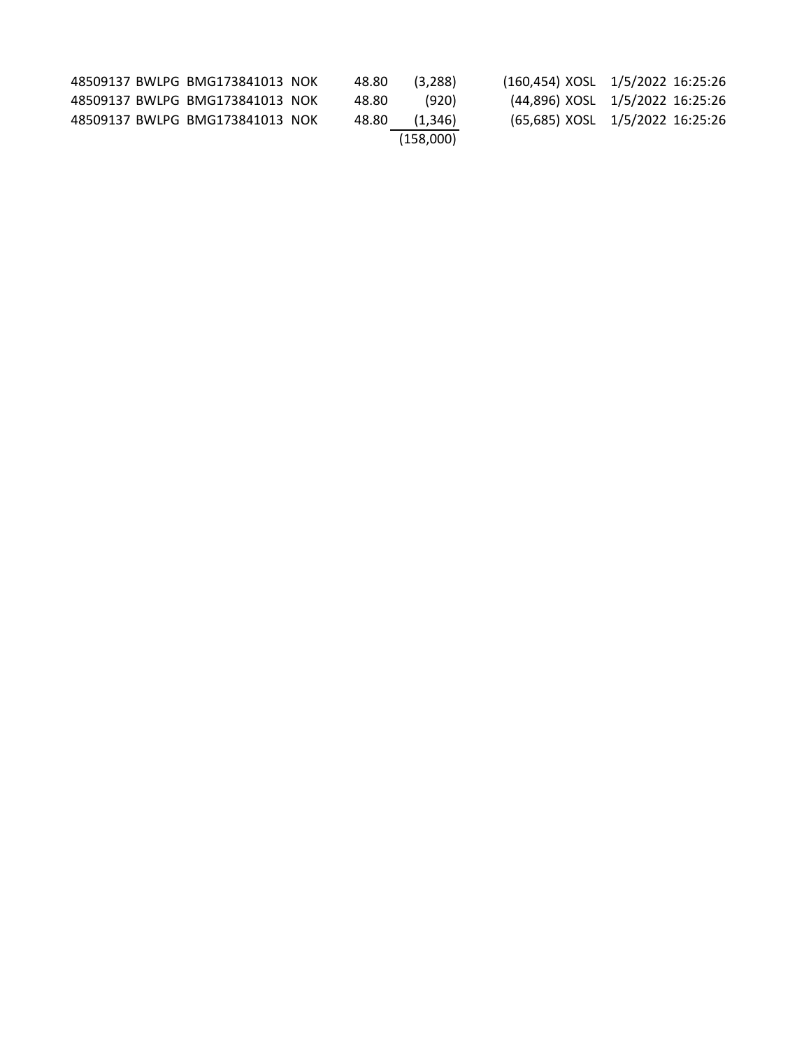| | | | | | | | | | |
|---|---|---|---|---|---|---|---|---|---|
| 48509137 | BWLPG | BMG173841013 | NOK | 48.80 | (3,288) | (160,454) | XOSL | 1/5/2022 | 16:25:26 |
| 48509137 | BWLPG | BMG173841013 | NOK | 48.80 | (920) | (44,896) | XOSL | 1/5/2022 | 16:25:26 |
| 48509137 | BWLPG | BMG173841013 | NOK | 48.80 | (1,346) | (65,685) | XOSL | 1/5/2022 | 16:25:26 |
| | | | | | (158,000) | | | | |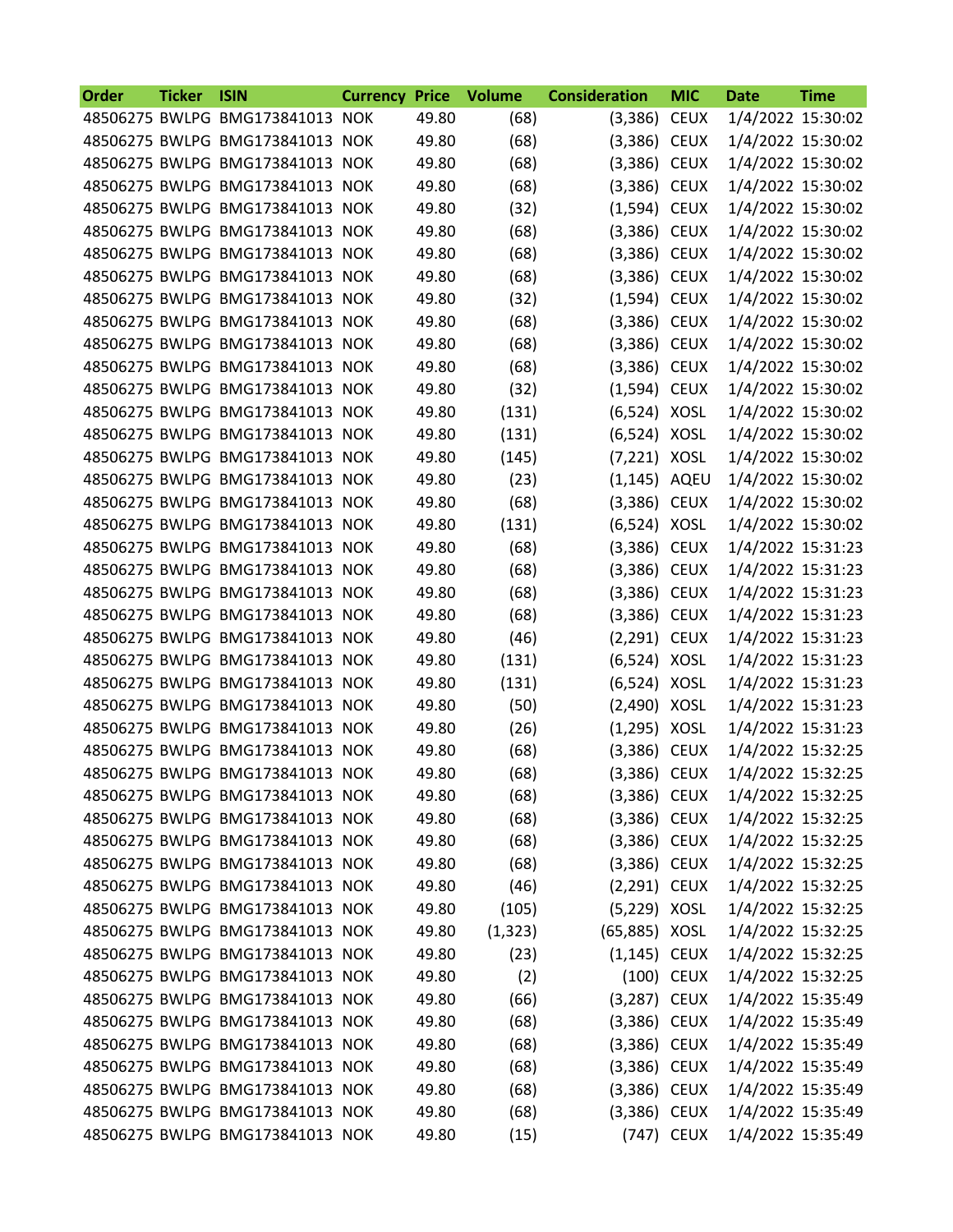| Order | Ticker | ISIN | Currency | Price | Volume | Consideration | MIC | Date | Time |
|---|---|---|---|---|---|---|---|---|---|
| 48506275 | BWLPG | BMG173841013 | NOK | 49.80 | (68) | (3,386) | CEUX | 1/4/2022 | 15:30:02 |
| 48506275 | BWLPG | BMG173841013 | NOK | 49.80 | (68) | (3,386) | CEUX | 1/4/2022 | 15:30:02 |
| 48506275 | BWLPG | BMG173841013 | NOK | 49.80 | (68) | (3,386) | CEUX | 1/4/2022 | 15:30:02 |
| 48506275 | BWLPG | BMG173841013 | NOK | 49.80 | (68) | (3,386) | CEUX | 1/4/2022 | 15:30:02 |
| 48506275 | BWLPG | BMG173841013 | NOK | 49.80 | (32) | (1,594) | CEUX | 1/4/2022 | 15:30:02 |
| 48506275 | BWLPG | BMG173841013 | NOK | 49.80 | (68) | (3,386) | CEUX | 1/4/2022 | 15:30:02 |
| 48506275 | BWLPG | BMG173841013 | NOK | 49.80 | (68) | (3,386) | CEUX | 1/4/2022 | 15:30:02 |
| 48506275 | BWLPG | BMG173841013 | NOK | 49.80 | (68) | (3,386) | CEUX | 1/4/2022 | 15:30:02 |
| 48506275 | BWLPG | BMG173841013 | NOK | 49.80 | (32) | (1,594) | CEUX | 1/4/2022 | 15:30:02 |
| 48506275 | BWLPG | BMG173841013 | NOK | 49.80 | (68) | (3,386) | CEUX | 1/4/2022 | 15:30:02 |
| 48506275 | BWLPG | BMG173841013 | NOK | 49.80 | (68) | (3,386) | CEUX | 1/4/2022 | 15:30:02 |
| 48506275 | BWLPG | BMG173841013 | NOK | 49.80 | (68) | (3,386) | CEUX | 1/4/2022 | 15:30:02 |
| 48506275 | BWLPG | BMG173841013 | NOK | 49.80 | (32) | (1,594) | CEUX | 1/4/2022 | 15:30:02 |
| 48506275 | BWLPG | BMG173841013 | NOK | 49.80 | (131) | (6,524) | XOSL | 1/4/2022 | 15:30:02 |
| 48506275 | BWLPG | BMG173841013 | NOK | 49.80 | (131) | (6,524) | XOSL | 1/4/2022 | 15:30:02 |
| 48506275 | BWLPG | BMG173841013 | NOK | 49.80 | (145) | (7,221) | XOSL | 1/4/2022 | 15:30:02 |
| 48506275 | BWLPG | BMG173841013 | NOK | 49.80 | (23) | (1,145) | AQEU | 1/4/2022 | 15:30:02 |
| 48506275 | BWLPG | BMG173841013 | NOK | 49.80 | (68) | (3,386) | CEUX | 1/4/2022 | 15:30:02 |
| 48506275 | BWLPG | BMG173841013 | NOK | 49.80 | (131) | (6,524) | XOSL | 1/4/2022 | 15:30:02 |
| 48506275 | BWLPG | BMG173841013 | NOK | 49.80 | (68) | (3,386) | CEUX | 1/4/2022 | 15:31:23 |
| 48506275 | BWLPG | BMG173841013 | NOK | 49.80 | (68) | (3,386) | CEUX | 1/4/2022 | 15:31:23 |
| 48506275 | BWLPG | BMG173841013 | NOK | 49.80 | (68) | (3,386) | CEUX | 1/4/2022 | 15:31:23 |
| 48506275 | BWLPG | BMG173841013 | NOK | 49.80 | (68) | (3,386) | CEUX | 1/4/2022 | 15:31:23 |
| 48506275 | BWLPG | BMG173841013 | NOK | 49.80 | (46) | (2,291) | CEUX | 1/4/2022 | 15:31:23 |
| 48506275 | BWLPG | BMG173841013 | NOK | 49.80 | (131) | (6,524) | XOSL | 1/4/2022 | 15:31:23 |
| 48506275 | BWLPG | BMG173841013 | NOK | 49.80 | (131) | (6,524) | XOSL | 1/4/2022 | 15:31:23 |
| 48506275 | BWLPG | BMG173841013 | NOK | 49.80 | (50) | (2,490) | XOSL | 1/4/2022 | 15:31:23 |
| 48506275 | BWLPG | BMG173841013 | NOK | 49.80 | (26) | (1,295) | XOSL | 1/4/2022 | 15:31:23 |
| 48506275 | BWLPG | BMG173841013 | NOK | 49.80 | (68) | (3,386) | CEUX | 1/4/2022 | 15:32:25 |
| 48506275 | BWLPG | BMG173841013 | NOK | 49.80 | (68) | (3,386) | CEUX | 1/4/2022 | 15:32:25 |
| 48506275 | BWLPG | BMG173841013 | NOK | 49.80 | (68) | (3,386) | CEUX | 1/4/2022 | 15:32:25 |
| 48506275 | BWLPG | BMG173841013 | NOK | 49.80 | (68) | (3,386) | CEUX | 1/4/2022 | 15:32:25 |
| 48506275 | BWLPG | BMG173841013 | NOK | 49.80 | (68) | (3,386) | CEUX | 1/4/2022 | 15:32:25 |
| 48506275 | BWLPG | BMG173841013 | NOK | 49.80 | (68) | (3,386) | CEUX | 1/4/2022 | 15:32:25 |
| 48506275 | BWLPG | BMG173841013 | NOK | 49.80 | (46) | (2,291) | CEUX | 1/4/2022 | 15:32:25 |
| 48506275 | BWLPG | BMG173841013 | NOK | 49.80 | (105) | (5,229) | XOSL | 1/4/2022 | 15:32:25 |
| 48506275 | BWLPG | BMG173841013 | NOK | 49.80 | (1,323) | (65,885) | XOSL | 1/4/2022 | 15:32:25 |
| 48506275 | BWLPG | BMG173841013 | NOK | 49.80 | (23) | (1,145) | CEUX | 1/4/2022 | 15:32:25 |
| 48506275 | BWLPG | BMG173841013 | NOK | 49.80 | (2) | (100) | CEUX | 1/4/2022 | 15:32:25 |
| 48506275 | BWLPG | BMG173841013 | NOK | 49.80 | (66) | (3,287) | CEUX | 1/4/2022 | 15:35:49 |
| 48506275 | BWLPG | BMG173841013 | NOK | 49.80 | (68) | (3,386) | CEUX | 1/4/2022 | 15:35:49 |
| 48506275 | BWLPG | BMG173841013 | NOK | 49.80 | (68) | (3,386) | CEUX | 1/4/2022 | 15:35:49 |
| 48506275 | BWLPG | BMG173841013 | NOK | 49.80 | (68) | (3,386) | CEUX | 1/4/2022 | 15:35:49 |
| 48506275 | BWLPG | BMG173841013 | NOK | 49.80 | (68) | (3,386) | CEUX | 1/4/2022 | 15:35:49 |
| 48506275 | BWLPG | BMG173841013 | NOK | 49.80 | (68) | (3,386) | CEUX | 1/4/2022 | 15:35:49 |
| 48506275 | BWLPG | BMG173841013 | NOK | 49.80 | (15) | (747) | CEUX | 1/4/2022 | 15:35:49 |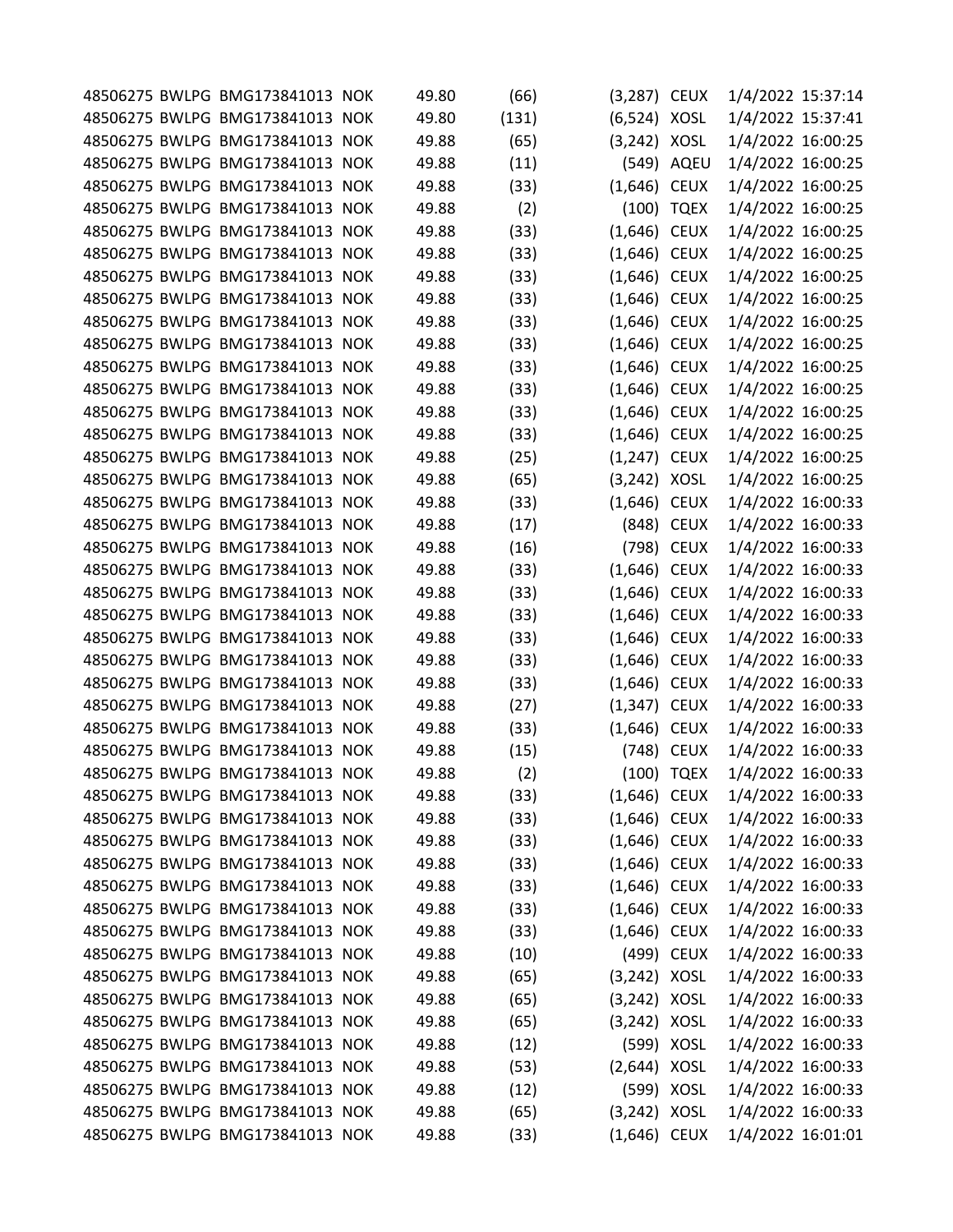| | | | | | | | | | |
|---|---|---|---|---|---|---|---|---|---|
| 48506275 | BWLPG | BMG173841013 | NOK | 49.80 | (66) | (3,287) | CEUX | 1/4/2022 | 15:37:14 |
| 48506275 | BWLPG | BMG173841013 | NOK | 49.80 | (131) | (6,524) | XOSL | 1/4/2022 | 15:37:41 |
| 48506275 | BWLPG | BMG173841013 | NOK | 49.88 | (65) | (3,242) | XOSL | 1/4/2022 | 16:00:25 |
| 48506275 | BWLPG | BMG173841013 | NOK | 49.88 | (11) | (549) | AQEU | 1/4/2022 | 16:00:25 |
| 48506275 | BWLPG | BMG173841013 | NOK | 49.88 | (33) | (1,646) | CEUX | 1/4/2022 | 16:00:25 |
| 48506275 | BWLPG | BMG173841013 | NOK | 49.88 | (2) | (100) | TQEX | 1/4/2022 | 16:00:25 |
| 48506275 | BWLPG | BMG173841013 | NOK | 49.88 | (33) | (1,646) | CEUX | 1/4/2022 | 16:00:25 |
| 48506275 | BWLPG | BMG173841013 | NOK | 49.88 | (33) | (1,646) | CEUX | 1/4/2022 | 16:00:25 |
| 48506275 | BWLPG | BMG173841013 | NOK | 49.88 | (33) | (1,646) | CEUX | 1/4/2022 | 16:00:25 |
| 48506275 | BWLPG | BMG173841013 | NOK | 49.88 | (33) | (1,646) | CEUX | 1/4/2022 | 16:00:25 |
| 48506275 | BWLPG | BMG173841013 | NOK | 49.88 | (33) | (1,646) | CEUX | 1/4/2022 | 16:00:25 |
| 48506275 | BWLPG | BMG173841013 | NOK | 49.88 | (33) | (1,646) | CEUX | 1/4/2022 | 16:00:25 |
| 48506275 | BWLPG | BMG173841013 | NOK | 49.88 | (33) | (1,646) | CEUX | 1/4/2022 | 16:00:25 |
| 48506275 | BWLPG | BMG173841013 | NOK | 49.88 | (33) | (1,646) | CEUX | 1/4/2022 | 16:00:25 |
| 48506275 | BWLPG | BMG173841013 | NOK | 49.88 | (33) | (1,646) | CEUX | 1/4/2022 | 16:00:25 |
| 48506275 | BWLPG | BMG173841013 | NOK | 49.88 | (33) | (1,646) | CEUX | 1/4/2022 | 16:00:25 |
| 48506275 | BWLPG | BMG173841013 | NOK | 49.88 | (25) | (1,247) | CEUX | 1/4/2022 | 16:00:25 |
| 48506275 | BWLPG | BMG173841013 | NOK | 49.88 | (65) | (3,242) | XOSL | 1/4/2022 | 16:00:25 |
| 48506275 | BWLPG | BMG173841013 | NOK | 49.88 | (33) | (1,646) | CEUX | 1/4/2022 | 16:00:33 |
| 48506275 | BWLPG | BMG173841013 | NOK | 49.88 | (17) | (848) | CEUX | 1/4/2022 | 16:00:33 |
| 48506275 | BWLPG | BMG173841013 | NOK | 49.88 | (16) | (798) | CEUX | 1/4/2022 | 16:00:33 |
| 48506275 | BWLPG | BMG173841013 | NOK | 49.88 | (33) | (1,646) | CEUX | 1/4/2022 | 16:00:33 |
| 48506275 | BWLPG | BMG173841013 | NOK | 49.88 | (33) | (1,646) | CEUX | 1/4/2022 | 16:00:33 |
| 48506275 | BWLPG | BMG173841013 | NOK | 49.88 | (33) | (1,646) | CEUX | 1/4/2022 | 16:00:33 |
| 48506275 | BWLPG | BMG173841013 | NOK | 49.88 | (33) | (1,646) | CEUX | 1/4/2022 | 16:00:33 |
| 48506275 | BWLPG | BMG173841013 | NOK | 49.88 | (33) | (1,646) | CEUX | 1/4/2022 | 16:00:33 |
| 48506275 | BWLPG | BMG173841013 | NOK | 49.88 | (33) | (1,646) | CEUX | 1/4/2022 | 16:00:33 |
| 48506275 | BWLPG | BMG173841013 | NOK | 49.88 | (27) | (1,347) | CEUX | 1/4/2022 | 16:00:33 |
| 48506275 | BWLPG | BMG173841013 | NOK | 49.88 | (33) | (1,646) | CEUX | 1/4/2022 | 16:00:33 |
| 48506275 | BWLPG | BMG173841013 | NOK | 49.88 | (15) | (748) | CEUX | 1/4/2022 | 16:00:33 |
| 48506275 | BWLPG | BMG173841013 | NOK | 49.88 | (2) | (100) | TQEX | 1/4/2022 | 16:00:33 |
| 48506275 | BWLPG | BMG173841013 | NOK | 49.88 | (33) | (1,646) | CEUX | 1/4/2022 | 16:00:33 |
| 48506275 | BWLPG | BMG173841013 | NOK | 49.88 | (33) | (1,646) | CEUX | 1/4/2022 | 16:00:33 |
| 48506275 | BWLPG | BMG173841013 | NOK | 49.88 | (33) | (1,646) | CEUX | 1/4/2022 | 16:00:33 |
| 48506275 | BWLPG | BMG173841013 | NOK | 49.88 | (33) | (1,646) | CEUX | 1/4/2022 | 16:00:33 |
| 48506275 | BWLPG | BMG173841013 | NOK | 49.88 | (33) | (1,646) | CEUX | 1/4/2022 | 16:00:33 |
| 48506275 | BWLPG | BMG173841013 | NOK | 49.88 | (33) | (1,646) | CEUX | 1/4/2022 | 16:00:33 |
| 48506275 | BWLPG | BMG173841013 | NOK | 49.88 | (33) | (1,646) | CEUX | 1/4/2022 | 16:00:33 |
| 48506275 | BWLPG | BMG173841013 | NOK | 49.88 | (10) | (499) | CEUX | 1/4/2022 | 16:00:33 |
| 48506275 | BWLPG | BMG173841013 | NOK | 49.88 | (65) | (3,242) | XOSL | 1/4/2022 | 16:00:33 |
| 48506275 | BWLPG | BMG173841013 | NOK | 49.88 | (65) | (3,242) | XOSL | 1/4/2022 | 16:00:33 |
| 48506275 | BWLPG | BMG173841013 | NOK | 49.88 | (65) | (3,242) | XOSL | 1/4/2022 | 16:00:33 |
| 48506275 | BWLPG | BMG173841013 | NOK | 49.88 | (12) | (599) | XOSL | 1/4/2022 | 16:00:33 |
| 48506275 | BWLPG | BMG173841013 | NOK | 49.88 | (53) | (2,644) | XOSL | 1/4/2022 | 16:00:33 |
| 48506275 | BWLPG | BMG173841013 | NOK | 49.88 | (12) | (599) | XOSL | 1/4/2022 | 16:00:33 |
| 48506275 | BWLPG | BMG173841013 | NOK | 49.88 | (65) | (3,242) | XOSL | 1/4/2022 | 16:00:33 |
| 48506275 | BWLPG | BMG173841013 | NOK | 49.88 | (33) | (1,646) | CEUX | 1/4/2022 | 16:01:01 |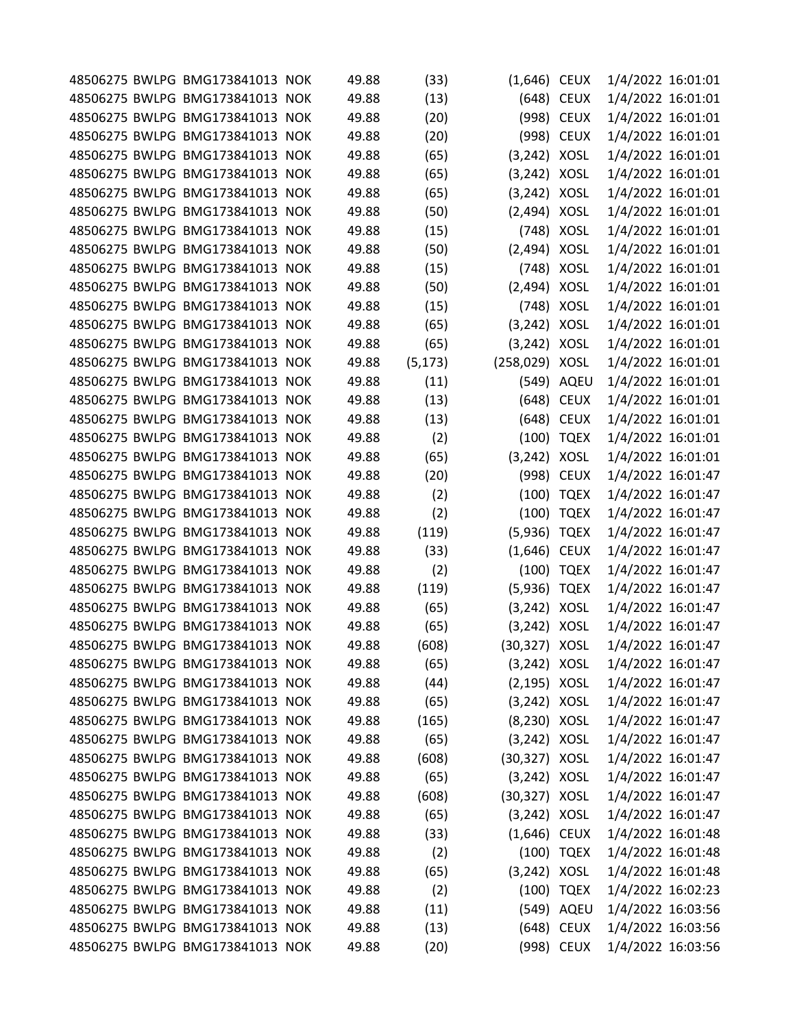| | | | | | | | | |
|---|---|---|---|---|---|---|---|---|
| 48506275 | BWLPG | BMG173841013 | NOK | 49.88 | (33) | (1,646) | CEUX | 1/4/2022 16:01:01 |
| 48506275 | BWLPG | BMG173841013 | NOK | 49.88 | (13) | (648) | CEUX | 1/4/2022 16:01:01 |
| 48506275 | BWLPG | BMG173841013 | NOK | 49.88 | (20) | (998) | CEUX | 1/4/2022 16:01:01 |
| 48506275 | BWLPG | BMG173841013 | NOK | 49.88 | (20) | (998) | CEUX | 1/4/2022 16:01:01 |
| 48506275 | BWLPG | BMG173841013 | NOK | 49.88 | (65) | (3,242) | XOSL | 1/4/2022 16:01:01 |
| 48506275 | BWLPG | BMG173841013 | NOK | 49.88 | (65) | (3,242) | XOSL | 1/4/2022 16:01:01 |
| 48506275 | BWLPG | BMG173841013 | NOK | 49.88 | (65) | (3,242) | XOSL | 1/4/2022 16:01:01 |
| 48506275 | BWLPG | BMG173841013 | NOK | 49.88 | (50) | (2,494) | XOSL | 1/4/2022 16:01:01 |
| 48506275 | BWLPG | BMG173841013 | NOK | 49.88 | (15) | (748) | XOSL | 1/4/2022 16:01:01 |
| 48506275 | BWLPG | BMG173841013 | NOK | 49.88 | (50) | (2,494) | XOSL | 1/4/2022 16:01:01 |
| 48506275 | BWLPG | BMG173841013 | NOK | 49.88 | (15) | (748) | XOSL | 1/4/2022 16:01:01 |
| 48506275 | BWLPG | BMG173841013 | NOK | 49.88 | (50) | (2,494) | XOSL | 1/4/2022 16:01:01 |
| 48506275 | BWLPG | BMG173841013 | NOK | 49.88 | (15) | (748) | XOSL | 1/4/2022 16:01:01 |
| 48506275 | BWLPG | BMG173841013 | NOK | 49.88 | (65) | (3,242) | XOSL | 1/4/2022 16:01:01 |
| 48506275 | BWLPG | BMG173841013 | NOK | 49.88 | (65) | (3,242) | XOSL | 1/4/2022 16:01:01 |
| 48506275 | BWLPG | BMG173841013 | NOK | 49.88 | (5,173) | (258,029) | XOSL | 1/4/2022 16:01:01 |
| 48506275 | BWLPG | BMG173841013 | NOK | 49.88 | (11) | (549) | AQEU | 1/4/2022 16:01:01 |
| 48506275 | BWLPG | BMG173841013 | NOK | 49.88 | (13) | (648) | CEUX | 1/4/2022 16:01:01 |
| 48506275 | BWLPG | BMG173841013 | NOK | 49.88 | (13) | (648) | CEUX | 1/4/2022 16:01:01 |
| 48506275 | BWLPG | BMG173841013 | NOK | 49.88 | (2) | (100) | TQEX | 1/4/2022 16:01:01 |
| 48506275 | BWLPG | BMG173841013 | NOK | 49.88 | (65) | (3,242) | XOSL | 1/4/2022 16:01:01 |
| 48506275 | BWLPG | BMG173841013 | NOK | 49.88 | (20) | (998) | CEUX | 1/4/2022 16:01:47 |
| 48506275 | BWLPG | BMG173841013 | NOK | 49.88 | (2) | (100) | TQEX | 1/4/2022 16:01:47 |
| 48506275 | BWLPG | BMG173841013 | NOK | 49.88 | (2) | (100) | TQEX | 1/4/2022 16:01:47 |
| 48506275 | BWLPG | BMG173841013 | NOK | 49.88 | (119) | (5,936) | TQEX | 1/4/2022 16:01:47 |
| 48506275 | BWLPG | BMG173841013 | NOK | 49.88 | (33) | (1,646) | CEUX | 1/4/2022 16:01:47 |
| 48506275 | BWLPG | BMG173841013 | NOK | 49.88 | (2) | (100) | TQEX | 1/4/2022 16:01:47 |
| 48506275 | BWLPG | BMG173841013 | NOK | 49.88 | (119) | (5,936) | TQEX | 1/4/2022 16:01:47 |
| 48506275 | BWLPG | BMG173841013 | NOK | 49.88 | (65) | (3,242) | XOSL | 1/4/2022 16:01:47 |
| 48506275 | BWLPG | BMG173841013 | NOK | 49.88 | (65) | (3,242) | XOSL | 1/4/2022 16:01:47 |
| 48506275 | BWLPG | BMG173841013 | NOK | 49.88 | (608) | (30,327) | XOSL | 1/4/2022 16:01:47 |
| 48506275 | BWLPG | BMG173841013 | NOK | 49.88 | (65) | (3,242) | XOSL | 1/4/2022 16:01:47 |
| 48506275 | BWLPG | BMG173841013 | NOK | 49.88 | (44) | (2,195) | XOSL | 1/4/2022 16:01:47 |
| 48506275 | BWLPG | BMG173841013 | NOK | 49.88 | (65) | (3,242) | XOSL | 1/4/2022 16:01:47 |
| 48506275 | BWLPG | BMG173841013 | NOK | 49.88 | (165) | (8,230) | XOSL | 1/4/2022 16:01:47 |
| 48506275 | BWLPG | BMG173841013 | NOK | 49.88 | (65) | (3,242) | XOSL | 1/4/2022 16:01:47 |
| 48506275 | BWLPG | BMG173841013 | NOK | 49.88 | (608) | (30,327) | XOSL | 1/4/2022 16:01:47 |
| 48506275 | BWLPG | BMG173841013 | NOK | 49.88 | (65) | (3,242) | XOSL | 1/4/2022 16:01:47 |
| 48506275 | BWLPG | BMG173841013 | NOK | 49.88 | (608) | (30,327) | XOSL | 1/4/2022 16:01:47 |
| 48506275 | BWLPG | BMG173841013 | NOK | 49.88 | (65) | (3,242) | XOSL | 1/4/2022 16:01:47 |
| 48506275 | BWLPG | BMG173841013 | NOK | 49.88 | (33) | (1,646) | CEUX | 1/4/2022 16:01:48 |
| 48506275 | BWLPG | BMG173841013 | NOK | 49.88 | (2) | (100) | TQEX | 1/4/2022 16:01:48 |
| 48506275 | BWLPG | BMG173841013 | NOK | 49.88 | (65) | (3,242) | XOSL | 1/4/2022 16:01:48 |
| 48506275 | BWLPG | BMG173841013 | NOK | 49.88 | (2) | (100) | TQEX | 1/4/2022 16:02:23 |
| 48506275 | BWLPG | BMG173841013 | NOK | 49.88 | (11) | (549) | AQEU | 1/4/2022 16:03:56 |
| 48506275 | BWLPG | BMG173841013 | NOK | 49.88 | (13) | (648) | CEUX | 1/4/2022 16:03:56 |
| 48506275 | BWLPG | BMG173841013 | NOK | 49.88 | (20) | (998) | CEUX | 1/4/2022 16:03:56 |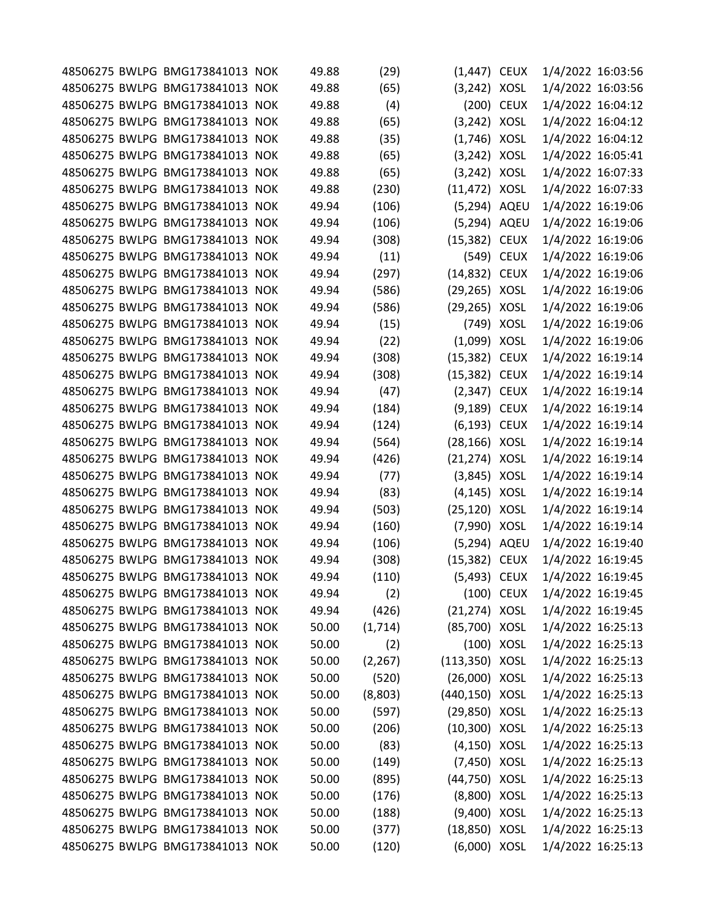| | | | | | | | | |
|---|---|---|---|---|---|---|---|---|
| 48506275 | BWLPG | BMG173841013 | NOK | 49.88 | (29) | (1,447) | CEUX | 1/4/2022 16:03:56 |
| 48506275 | BWLPG | BMG173841013 | NOK | 49.88 | (65) | (3,242) | XOSL | 1/4/2022 16:03:56 |
| 48506275 | BWLPG | BMG173841013 | NOK | 49.88 | (4) | (200) | CEUX | 1/4/2022 16:04:12 |
| 48506275 | BWLPG | BMG173841013 | NOK | 49.88 | (65) | (3,242) | XOSL | 1/4/2022 16:04:12 |
| 48506275 | BWLPG | BMG173841013 | NOK | 49.88 | (35) | (1,746) | XOSL | 1/4/2022 16:04:12 |
| 48506275 | BWLPG | BMG173841013 | NOK | 49.88 | (65) | (3,242) | XOSL | 1/4/2022 16:05:41 |
| 48506275 | BWLPG | BMG173841013 | NOK | 49.88 | (65) | (3,242) | XOSL | 1/4/2022 16:07:33 |
| 48506275 | BWLPG | BMG173841013 | NOK | 49.88 | (230) | (11,472) | XOSL | 1/4/2022 16:07:33 |
| 48506275 | BWLPG | BMG173841013 | NOK | 49.94 | (106) | (5,294) | AQEU | 1/4/2022 16:19:06 |
| 48506275 | BWLPG | BMG173841013 | NOK | 49.94 | (106) | (5,294) | AQEU | 1/4/2022 16:19:06 |
| 48506275 | BWLPG | BMG173841013 | NOK | 49.94 | (308) | (15,382) | CEUX | 1/4/2022 16:19:06 |
| 48506275 | BWLPG | BMG173841013 | NOK | 49.94 | (11) | (549) | CEUX | 1/4/2022 16:19:06 |
| 48506275 | BWLPG | BMG173841013 | NOK | 49.94 | (297) | (14,832) | CEUX | 1/4/2022 16:19:06 |
| 48506275 | BWLPG | BMG173841013 | NOK | 49.94 | (586) | (29,265) | XOSL | 1/4/2022 16:19:06 |
| 48506275 | BWLPG | BMG173841013 | NOK | 49.94 | (586) | (29,265) | XOSL | 1/4/2022 16:19:06 |
| 48506275 | BWLPG | BMG173841013 | NOK | 49.94 | (15) | (749) | XOSL | 1/4/2022 16:19:06 |
| 48506275 | BWLPG | BMG173841013 | NOK | 49.94 | (22) | (1,099) | XOSL | 1/4/2022 16:19:06 |
| 48506275 | BWLPG | BMG173841013 | NOK | 49.94 | (308) | (15,382) | CEUX | 1/4/2022 16:19:14 |
| 48506275 | BWLPG | BMG173841013 | NOK | 49.94 | (308) | (15,382) | CEUX | 1/4/2022 16:19:14 |
| 48506275 | BWLPG | BMG173841013 | NOK | 49.94 | (47) | (2,347) | CEUX | 1/4/2022 16:19:14 |
| 48506275 | BWLPG | BMG173841013 | NOK | 49.94 | (184) | (9,189) | CEUX | 1/4/2022 16:19:14 |
| 48506275 | BWLPG | BMG173841013 | NOK | 49.94 | (124) | (6,193) | CEUX | 1/4/2022 16:19:14 |
| 48506275 | BWLPG | BMG173841013 | NOK | 49.94 | (564) | (28,166) | XOSL | 1/4/2022 16:19:14 |
| 48506275 | BWLPG | BMG173841013 | NOK | 49.94 | (426) | (21,274) | XOSL | 1/4/2022 16:19:14 |
| 48506275 | BWLPG | BMG173841013 | NOK | 49.94 | (77) | (3,845) | XOSL | 1/4/2022 16:19:14 |
| 48506275 | BWLPG | BMG173841013 | NOK | 49.94 | (83) | (4,145) | XOSL | 1/4/2022 16:19:14 |
| 48506275 | BWLPG | BMG173841013 | NOK | 49.94 | (503) | (25,120) | XOSL | 1/4/2022 16:19:14 |
| 48506275 | BWLPG | BMG173841013 | NOK | 49.94 | (160) | (7,990) | XOSL | 1/4/2022 16:19:14 |
| 48506275 | BWLPG | BMG173841013 | NOK | 49.94 | (106) | (5,294) | AQEU | 1/4/2022 16:19:40 |
| 48506275 | BWLPG | BMG173841013 | NOK | 49.94 | (308) | (15,382) | CEUX | 1/4/2022 16:19:45 |
| 48506275 | BWLPG | BMG173841013 | NOK | 49.94 | (110) | (5,493) | CEUX | 1/4/2022 16:19:45 |
| 48506275 | BWLPG | BMG173841013 | NOK | 49.94 | (2) | (100) | CEUX | 1/4/2022 16:19:45 |
| 48506275 | BWLPG | BMG173841013 | NOK | 49.94 | (426) | (21,274) | XOSL | 1/4/2022 16:19:45 |
| 48506275 | BWLPG | BMG173841013 | NOK | 50.00 | (1,714) | (85,700) | XOSL | 1/4/2022 16:25:13 |
| 48506275 | BWLPG | BMG173841013 | NOK | 50.00 | (2) | (100) | XOSL | 1/4/2022 16:25:13 |
| 48506275 | BWLPG | BMG173841013 | NOK | 50.00 | (2,267) | (113,350) | XOSL | 1/4/2022 16:25:13 |
| 48506275 | BWLPG | BMG173841013 | NOK | 50.00 | (520) | (26,000) | XOSL | 1/4/2022 16:25:13 |
| 48506275 | BWLPG | BMG173841013 | NOK | 50.00 | (8,803) | (440,150) | XOSL | 1/4/2022 16:25:13 |
| 48506275 | BWLPG | BMG173841013 | NOK | 50.00 | (597) | (29,850) | XOSL | 1/4/2022 16:25:13 |
| 48506275 | BWLPG | BMG173841013 | NOK | 50.00 | (206) | (10,300) | XOSL | 1/4/2022 16:25:13 |
| 48506275 | BWLPG | BMG173841013 | NOK | 50.00 | (83) | (4,150) | XOSL | 1/4/2022 16:25:13 |
| 48506275 | BWLPG | BMG173841013 | NOK | 50.00 | (149) | (7,450) | XOSL | 1/4/2022 16:25:13 |
| 48506275 | BWLPG | BMG173841013 | NOK | 50.00 | (895) | (44,750) | XOSL | 1/4/2022 16:25:13 |
| 48506275 | BWLPG | BMG173841013 | NOK | 50.00 | (176) | (8,800) | XOSL | 1/4/2022 16:25:13 |
| 48506275 | BWLPG | BMG173841013 | NOK | 50.00 | (188) | (9,400) | XOSL | 1/4/2022 16:25:13 |
| 48506275 | BWLPG | BMG173841013 | NOK | 50.00 | (377) | (18,850) | XOSL | 1/4/2022 16:25:13 |
| 48506275 | BWLPG | BMG173841013 | NOK | 50.00 | (120) | (6,000) | XOSL | 1/4/2022 16:25:13 |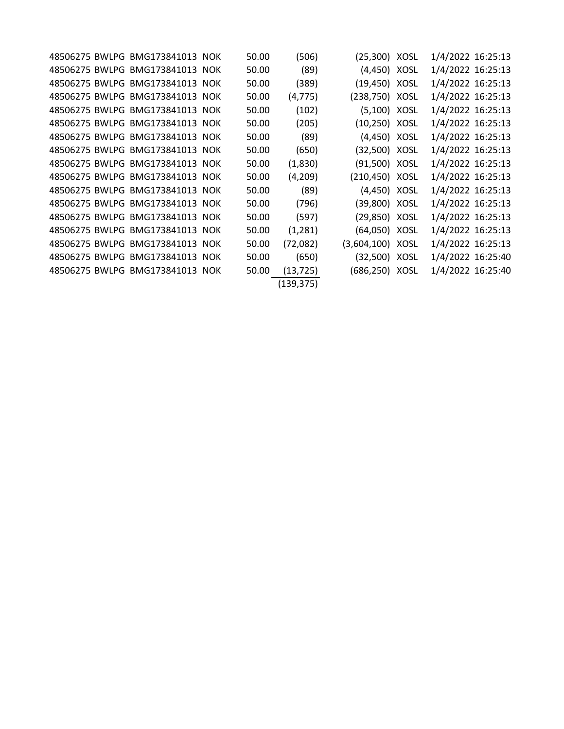| | | | | | | | | |
|---|---|---|---|---|---|---|---|---|
| 48506275 | BWLPG | BMG173841013 | NOK | 50.00 | (506) | (25,300) | XOSL | 1/4/2022 16:25:13 |
| 48506275 | BWLPG | BMG173841013 | NOK | 50.00 | (89) | (4,450) | XOSL | 1/4/2022 16:25:13 |
| 48506275 | BWLPG | BMG173841013 | NOK | 50.00 | (389) | (19,450) | XOSL | 1/4/2022 16:25:13 |
| 48506275 | BWLPG | BMG173841013 | NOK | 50.00 | (4,775) | (238,750) | XOSL | 1/4/2022 16:25:13 |
| 48506275 | BWLPG | BMG173841013 | NOK | 50.00 | (102) | (5,100) | XOSL | 1/4/2022 16:25:13 |
| 48506275 | BWLPG | BMG173841013 | NOK | 50.00 | (205) | (10,250) | XOSL | 1/4/2022 16:25:13 |
| 48506275 | BWLPG | BMG173841013 | NOK | 50.00 | (89) | (4,450) | XOSL | 1/4/2022 16:25:13 |
| 48506275 | BWLPG | BMG173841013 | NOK | 50.00 | (650) | (32,500) | XOSL | 1/4/2022 16:25:13 |
| 48506275 | BWLPG | BMG173841013 | NOK | 50.00 | (1,830) | (91,500) | XOSL | 1/4/2022 16:25:13 |
| 48506275 | BWLPG | BMG173841013 | NOK | 50.00 | (4,209) | (210,450) | XOSL | 1/4/2022 16:25:13 |
| 48506275 | BWLPG | BMG173841013 | NOK | 50.00 | (89) | (4,450) | XOSL | 1/4/2022 16:25:13 |
| 48506275 | BWLPG | BMG173841013 | NOK | 50.00 | (796) | (39,800) | XOSL | 1/4/2022 16:25:13 |
| 48506275 | BWLPG | BMG173841013 | NOK | 50.00 | (597) | (29,850) | XOSL | 1/4/2022 16:25:13 |
| 48506275 | BWLPG | BMG173841013 | NOK | 50.00 | (1,281) | (64,050) | XOSL | 1/4/2022 16:25:13 |
| 48506275 | BWLPG | BMG173841013 | NOK | 50.00 | (72,082) | (3,604,100) | XOSL | 1/4/2022 16:25:13 |
| 48506275 | BWLPG | BMG173841013 | NOK | 50.00 | (650) | (32,500) | XOSL | 1/4/2022 16:25:40 |
| 48506275 | BWLPG | BMG173841013 | NOK | 50.00 | (13,725) | (686,250) | XOSL | 1/4/2022 16:25:40 |
| | | | | | (139,375) | | | |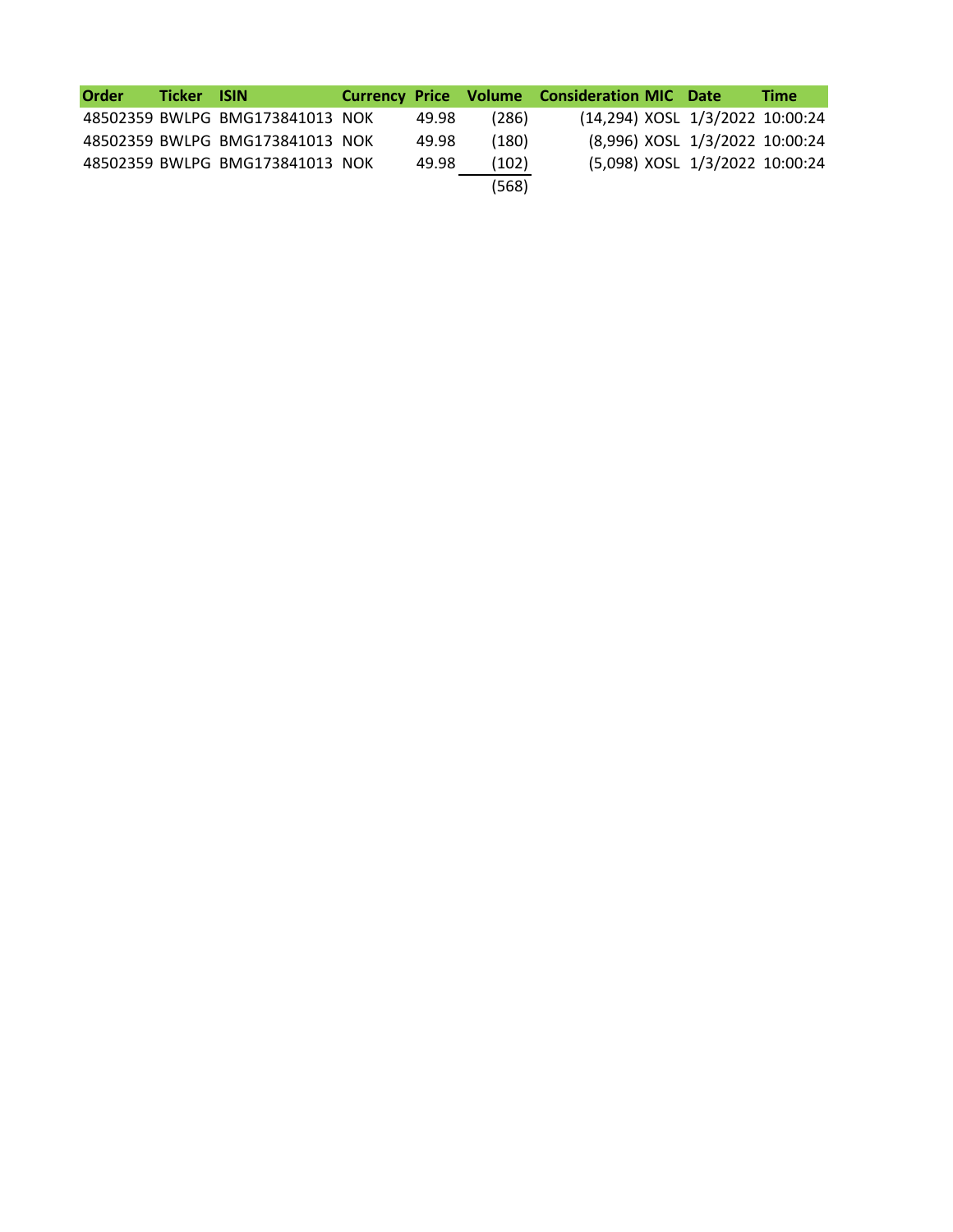| Order | Ticker | ISIN | Currency | Price | Volume | Consideration | MIC | Date | Time |
|---|---|---|---|---|---|---|---|---|---|
| 48502359 | BWLPG | BMG173841013 | NOK | 49.98 | (286) | (14,294) | XOSL | 1/3/2022 | 10:00:24 |
| 48502359 | BWLPG | BMG173841013 | NOK | 49.98 | (180) | (8,996) | XOSL | 1/3/2022 | 10:00:24 |
| 48502359 | BWLPG | BMG173841013 | NOK | 49.98 | (102) | (5,098) | XOSL | 1/3/2022 | 10:00:24 |
| | | | | | (568) | | | | |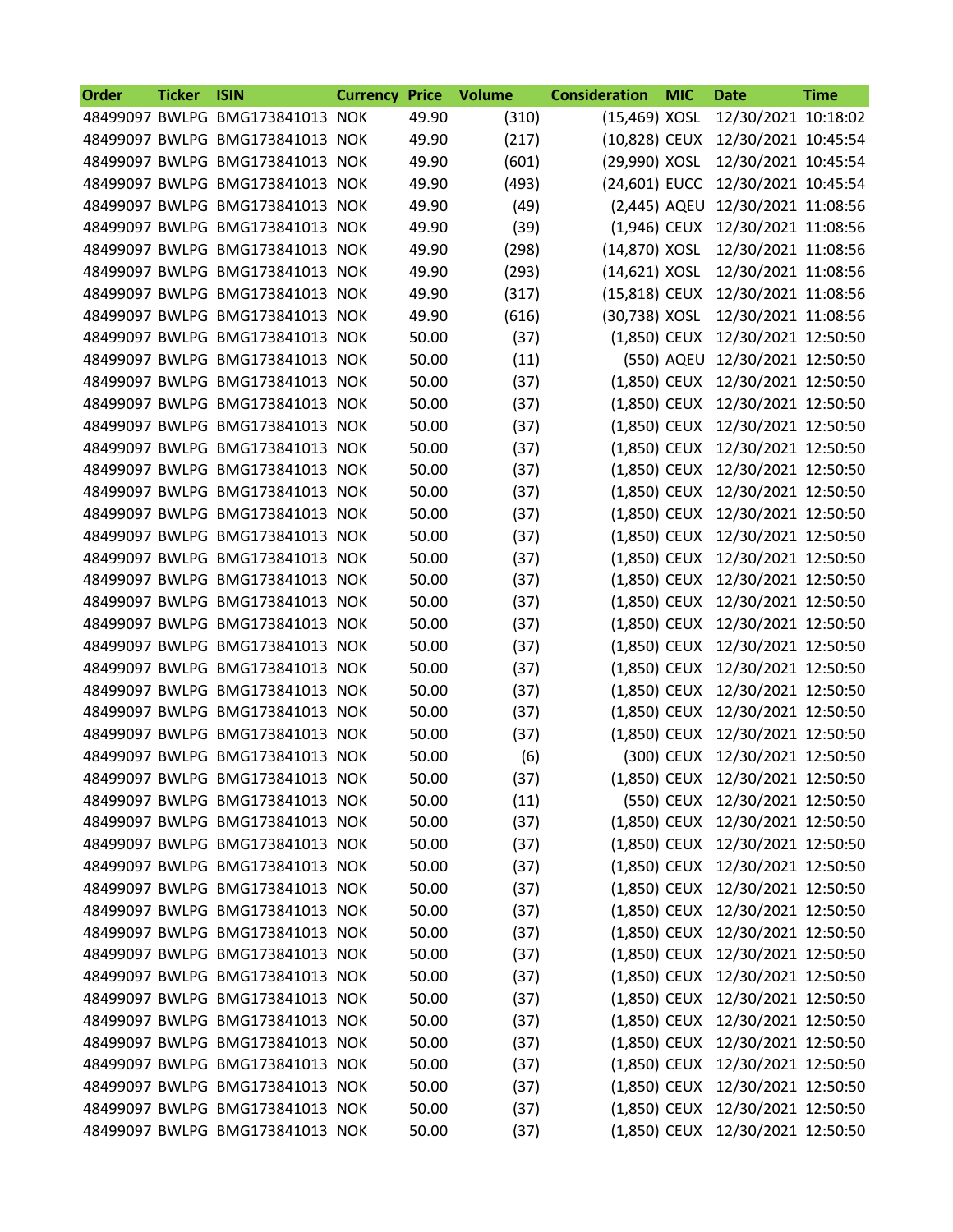| Order | Ticker | ISIN | Currency | Price | Volume | Consideration | MIC | Date | Time |
|---|---|---|---|---|---|---|---|---|---|
| 48499097 | BWLPG | BMG173841013 | NOK | 49.90 | (310) | (15,469) | XOSL | 12/30/2021 | 10:18:02 |
| 48499097 | BWLPG | BMG173841013 | NOK | 49.90 | (217) | (10,828) | CEUX | 12/30/2021 | 10:45:54 |
| 48499097 | BWLPG | BMG173841013 | NOK | 49.90 | (601) | (29,990) | XOSL | 12/30/2021 | 10:45:54 |
| 48499097 | BWLPG | BMG173841013 | NOK | 49.90 | (493) | (24,601) | EUCC | 12/30/2021 | 10:45:54 |
| 48499097 | BWLPG | BMG173841013 | NOK | 49.90 | (49) | (2,445) | AQEU | 12/30/2021 | 11:08:56 |
| 48499097 | BWLPG | BMG173841013 | NOK | 49.90 | (39) | (1,946) | CEUX | 12/30/2021 | 11:08:56 |
| 48499097 | BWLPG | BMG173841013 | NOK | 49.90 | (298) | (14,870) | XOSL | 12/30/2021 | 11:08:56 |
| 48499097 | BWLPG | BMG173841013 | NOK | 49.90 | (293) | (14,621) | XOSL | 12/30/2021 | 11:08:56 |
| 48499097 | BWLPG | BMG173841013 | NOK | 49.90 | (317) | (15,818) | CEUX | 12/30/2021 | 11:08:56 |
| 48499097 | BWLPG | BMG173841013 | NOK | 49.90 | (616) | (30,738) | XOSL | 12/30/2021 | 11:08:56 |
| 48499097 | BWLPG | BMG173841013 | NOK | 50.00 | (37) | (1,850) | CEUX | 12/30/2021 | 12:50:50 |
| 48499097 | BWLPG | BMG173841013 | NOK | 50.00 | (11) | (550) | AQEU | 12/30/2021 | 12:50:50 |
| 48499097 | BWLPG | BMG173841013 | NOK | 50.00 | (37) | (1,850) | CEUX | 12/30/2021 | 12:50:50 |
| 48499097 | BWLPG | BMG173841013 | NOK | 50.00 | (37) | (1,850) | CEUX | 12/30/2021 | 12:50:50 |
| 48499097 | BWLPG | BMG173841013 | NOK | 50.00 | (37) | (1,850) | CEUX | 12/30/2021 | 12:50:50 |
| 48499097 | BWLPG | BMG173841013 | NOK | 50.00 | (37) | (1,850) | CEUX | 12/30/2021 | 12:50:50 |
| 48499097 | BWLPG | BMG173841013 | NOK | 50.00 | (37) | (1,850) | CEUX | 12/30/2021 | 12:50:50 |
| 48499097 | BWLPG | BMG173841013 | NOK | 50.00 | (37) | (1,850) | CEUX | 12/30/2021 | 12:50:50 |
| 48499097 | BWLPG | BMG173841013 | NOK | 50.00 | (37) | (1,850) | CEUX | 12/30/2021 | 12:50:50 |
| 48499097 | BWLPG | BMG173841013 | NOK | 50.00 | (37) | (1,850) | CEUX | 12/30/2021 | 12:50:50 |
| 48499097 | BWLPG | BMG173841013 | NOK | 50.00 | (37) | (1,850) | CEUX | 12/30/2021 | 12:50:50 |
| 48499097 | BWLPG | BMG173841013 | NOK | 50.00 | (37) | (1,850) | CEUX | 12/30/2021 | 12:50:50 |
| 48499097 | BWLPG | BMG173841013 | NOK | 50.00 | (37) | (1,850) | CEUX | 12/30/2021 | 12:50:50 |
| 48499097 | BWLPG | BMG173841013 | NOK | 50.00 | (37) | (1,850) | CEUX | 12/30/2021 | 12:50:50 |
| 48499097 | BWLPG | BMG173841013 | NOK | 50.00 | (37) | (1,850) | CEUX | 12/30/2021 | 12:50:50 |
| 48499097 | BWLPG | BMG173841013 | NOK | 50.00 | (37) | (1,850) | CEUX | 12/30/2021 | 12:50:50 |
| 48499097 | BWLPG | BMG173841013 | NOK | 50.00 | (37) | (1,850) | CEUX | 12/30/2021 | 12:50:50 |
| 48499097 | BWLPG | BMG173841013 | NOK | 50.00 | (37) | (1,850) | CEUX | 12/30/2021 | 12:50:50 |
| 48499097 | BWLPG | BMG173841013 | NOK | 50.00 | (37) | (1,850) | CEUX | 12/30/2021 | 12:50:50 |
| 48499097 | BWLPG | BMG173841013 | NOK | 50.00 | (6) | (300) | CEUX | 12/30/2021 | 12:50:50 |
| 48499097 | BWLPG | BMG173841013 | NOK | 50.00 | (37) | (1,850) | CEUX | 12/30/2021 | 12:50:50 |
| 48499097 | BWLPG | BMG173841013 | NOK | 50.00 | (11) | (550) | CEUX | 12/30/2021 | 12:50:50 |
| 48499097 | BWLPG | BMG173841013 | NOK | 50.00 | (37) | (1,850) | CEUX | 12/30/2021 | 12:50:50 |
| 48499097 | BWLPG | BMG173841013 | NOK | 50.00 | (37) | (1,850) | CEUX | 12/30/2021 | 12:50:50 |
| 48499097 | BWLPG | BMG173841013 | NOK | 50.00 | (37) | (1,850) | CEUX | 12/30/2021 | 12:50:50 |
| 48499097 | BWLPG | BMG173841013 | NOK | 50.00 | (37) | (1,850) | CEUX | 12/30/2021 | 12:50:50 |
| 48499097 | BWLPG | BMG173841013 | NOK | 50.00 | (37) | (1,850) | CEUX | 12/30/2021 | 12:50:50 |
| 48499097 | BWLPG | BMG173841013 | NOK | 50.00 | (37) | (1,850) | CEUX | 12/30/2021 | 12:50:50 |
| 48499097 | BWLPG | BMG173841013 | NOK | 50.00 | (37) | (1,850) | CEUX | 12/30/2021 | 12:50:50 |
| 48499097 | BWLPG | BMG173841013 | NOK | 50.00 | (37) | (1,850) | CEUX | 12/30/2021 | 12:50:50 |
| 48499097 | BWLPG | BMG173841013 | NOK | 50.00 | (37) | (1,850) | CEUX | 12/30/2021 | 12:50:50 |
| 48499097 | BWLPG | BMG173841013 | NOK | 50.00 | (37) | (1,850) | CEUX | 12/30/2021 | 12:50:50 |
| 48499097 | BWLPG | BMG173841013 | NOK | 50.00 | (37) | (1,850) | CEUX | 12/30/2021 | 12:50:50 |
| 48499097 | BWLPG | BMG173841013 | NOK | 50.00 | (37) | (1,850) | CEUX | 12/30/2021 | 12:50:50 |
| 48499097 | BWLPG | BMG173841013 | NOK | 50.00 | (37) | (1,850) | CEUX | 12/30/2021 | 12:50:50 |
| 48499097 | BWLPG | BMG173841013 | NOK | 50.00 | (37) | (1,850) | CEUX | 12/30/2021 | 12:50:50 |
| 48499097 | BWLPG | BMG173841013 | NOK | 50.00 | (37) | (1,850) | CEUX | 12/30/2021 | 12:50:50 |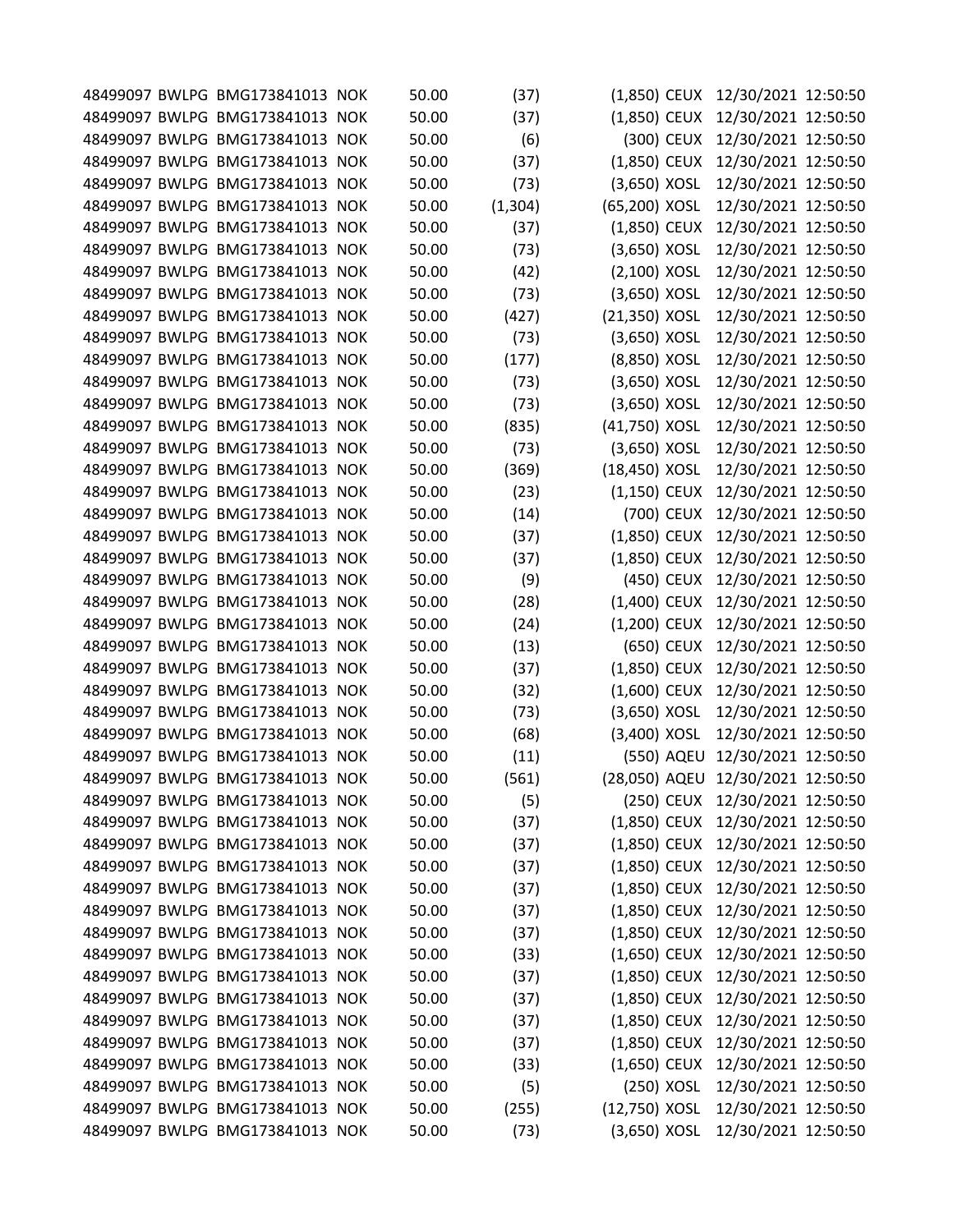| | | | | | | | | | |
|---|---|---|---|---|---|---|---|---|---|
| 48499097 | BWLPG | BMG173841013 | NOK | 50.00 | (37) | (1,850) | CEUX | 12/30/2021 | 12:50:50 |
| 48499097 | BWLPG | BMG173841013 | NOK | 50.00 | (37) | (1,850) | CEUX | 12/30/2021 | 12:50:50 |
| 48499097 | BWLPG | BMG173841013 | NOK | 50.00 | (6) | (300) | CEUX | 12/30/2021 | 12:50:50 |
| 48499097 | BWLPG | BMG173841013 | NOK | 50.00 | (37) | (1,850) | CEUX | 12/30/2021 | 12:50:50 |
| 48499097 | BWLPG | BMG173841013 | NOK | 50.00 | (73) | (3,650) | XOSL | 12/30/2021 | 12:50:50 |
| 48499097 | BWLPG | BMG173841013 | NOK | 50.00 | (1,304) | (65,200) | XOSL | 12/30/2021 | 12:50:50 |
| 48499097 | BWLPG | BMG173841013 | NOK | 50.00 | (37) | (1,850) | CEUX | 12/30/2021 | 12:50:50 |
| 48499097 | BWLPG | BMG173841013 | NOK | 50.00 | (73) | (3,650) | XOSL | 12/30/2021 | 12:50:50 |
| 48499097 | BWLPG | BMG173841013 | NOK | 50.00 | (42) | (2,100) | XOSL | 12/30/2021 | 12:50:50 |
| 48499097 | BWLPG | BMG173841013 | NOK | 50.00 | (73) | (3,650) | XOSL | 12/30/2021 | 12:50:50 |
| 48499097 | BWLPG | BMG173841013 | NOK | 50.00 | (427) | (21,350) | XOSL | 12/30/2021 | 12:50:50 |
| 48499097 | BWLPG | BMG173841013 | NOK | 50.00 | (73) | (3,650) | XOSL | 12/30/2021 | 12:50:50 |
| 48499097 | BWLPG | BMG173841013 | NOK | 50.00 | (177) | (8,850) | XOSL | 12/30/2021 | 12:50:50 |
| 48499097 | BWLPG | BMG173841013 | NOK | 50.00 | (73) | (3,650) | XOSL | 12/30/2021 | 12:50:50 |
| 48499097 | BWLPG | BMG173841013 | NOK | 50.00 | (73) | (3,650) | XOSL | 12/30/2021 | 12:50:50 |
| 48499097 | BWLPG | BMG173841013 | NOK | 50.00 | (835) | (41,750) | XOSL | 12/30/2021 | 12:50:50 |
| 48499097 | BWLPG | BMG173841013 | NOK | 50.00 | (73) | (3,650) | XOSL | 12/30/2021 | 12:50:50 |
| 48499097 | BWLPG | BMG173841013 | NOK | 50.00 | (369) | (18,450) | XOSL | 12/30/2021 | 12:50:50 |
| 48499097 | BWLPG | BMG173841013 | NOK | 50.00 | (23) | (1,150) | CEUX | 12/30/2021 | 12:50:50 |
| 48499097 | BWLPG | BMG173841013 | NOK | 50.00 | (14) | (700) | CEUX | 12/30/2021 | 12:50:50 |
| 48499097 | BWLPG | BMG173841013 | NOK | 50.00 | (37) | (1,850) | CEUX | 12/30/2021 | 12:50:50 |
| 48499097 | BWLPG | BMG173841013 | NOK | 50.00 | (37) | (1,850) | CEUX | 12/30/2021 | 12:50:50 |
| 48499097 | BWLPG | BMG173841013 | NOK | 50.00 | (9) | (450) | CEUX | 12/30/2021 | 12:50:50 |
| 48499097 | BWLPG | BMG173841013 | NOK | 50.00 | (28) | (1,400) | CEUX | 12/30/2021 | 12:50:50 |
| 48499097 | BWLPG | BMG173841013 | NOK | 50.00 | (24) | (1,200) | CEUX | 12/30/2021 | 12:50:50 |
| 48499097 | BWLPG | BMG173841013 | NOK | 50.00 | (13) | (650) | CEUX | 12/30/2021 | 12:50:50 |
| 48499097 | BWLPG | BMG173841013 | NOK | 50.00 | (37) | (1,850) | CEUX | 12/30/2021 | 12:50:50 |
| 48499097 | BWLPG | BMG173841013 | NOK | 50.00 | (32) | (1,600) | CEUX | 12/30/2021 | 12:50:50 |
| 48499097 | BWLPG | BMG173841013 | NOK | 50.00 | (73) | (3,650) | XOSL | 12/30/2021 | 12:50:50 |
| 48499097 | BWLPG | BMG173841013 | NOK | 50.00 | (68) | (3,400) | XOSL | 12/30/2021 | 12:50:50 |
| 48499097 | BWLPG | BMG173841013 | NOK | 50.00 | (11) | (550) | AQEU | 12/30/2021 | 12:50:50 |
| 48499097 | BWLPG | BMG173841013 | NOK | 50.00 | (561) | (28,050) | AQEU | 12/30/2021 | 12:50:50 |
| 48499097 | BWLPG | BMG173841013 | NOK | 50.00 | (5) | (250) | CEUX | 12/30/2021 | 12:50:50 |
| 48499097 | BWLPG | BMG173841013 | NOK | 50.00 | (37) | (1,850) | CEUX | 12/30/2021 | 12:50:50 |
| 48499097 | BWLPG | BMG173841013 | NOK | 50.00 | (37) | (1,850) | CEUX | 12/30/2021 | 12:50:50 |
| 48499097 | BWLPG | BMG173841013 | NOK | 50.00 | (37) | (1,850) | CEUX | 12/30/2021 | 12:50:50 |
| 48499097 | BWLPG | BMG173841013 | NOK | 50.00 | (37) | (1,850) | CEUX | 12/30/2021 | 12:50:50 |
| 48499097 | BWLPG | BMG173841013 | NOK | 50.00 | (37) | (1,850) | CEUX | 12/30/2021 | 12:50:50 |
| 48499097 | BWLPG | BMG173841013 | NOK | 50.00 | (37) | (1,850) | CEUX | 12/30/2021 | 12:50:50 |
| 48499097 | BWLPG | BMG173841013 | NOK | 50.00 | (33) | (1,650) | CEUX | 12/30/2021 | 12:50:50 |
| 48499097 | BWLPG | BMG173841013 | NOK | 50.00 | (37) | (1,850) | CEUX | 12/30/2021 | 12:50:50 |
| 48499097 | BWLPG | BMG173841013 | NOK | 50.00 | (37) | (1,850) | CEUX | 12/30/2021 | 12:50:50 |
| 48499097 | BWLPG | BMG173841013 | NOK | 50.00 | (37) | (1,850) | CEUX | 12/30/2021 | 12:50:50 |
| 48499097 | BWLPG | BMG173841013 | NOK | 50.00 | (37) | (1,850) | CEUX | 12/30/2021 | 12:50:50 |
| 48499097 | BWLPG | BMG173841013 | NOK | 50.00 | (33) | (1,650) | CEUX | 12/30/2021 | 12:50:50 |
| 48499097 | BWLPG | BMG173841013 | NOK | 50.00 | (5) | (250) | XOSL | 12/30/2021 | 12:50:50 |
| 48499097 | BWLPG | BMG173841013 | NOK | 50.00 | (255) | (12,750) | XOSL | 12/30/2021 | 12:50:50 |
| 48499097 | BWLPG | BMG173841013 | NOK | 50.00 | (73) | (3,650) | XOSL | 12/30/2021 | 12:50:50 |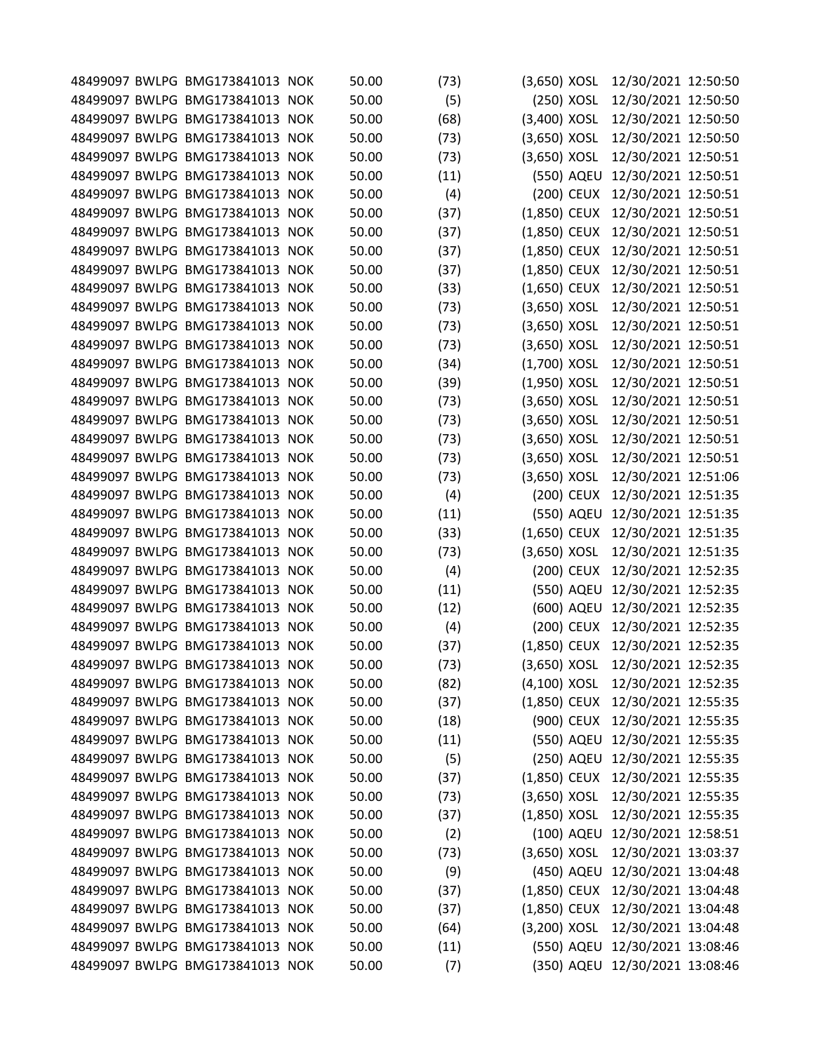| | | | | | | | | | |
|---|---|---|---|---|---|---|---|---|---|
| 48499097 | BWLPG | BMG173841013 | NOK | 50.00 | (73) | (3,650) | XOSL | 12/30/2021 | 12:50:50 |
| 48499097 | BWLPG | BMG173841013 | NOK | 50.00 | (5) | (250) | XOSL | 12/30/2021 | 12:50:50 |
| 48499097 | BWLPG | BMG173841013 | NOK | 50.00 | (68) | (3,400) | XOSL | 12/30/2021 | 12:50:50 |
| 48499097 | BWLPG | BMG173841013 | NOK | 50.00 | (73) | (3,650) | XOSL | 12/30/2021 | 12:50:50 |
| 48499097 | BWLPG | BMG173841013 | NOK | 50.00 | (73) | (3,650) | XOSL | 12/30/2021 | 12:50:51 |
| 48499097 | BWLPG | BMG173841013 | NOK | 50.00 | (11) | (550) | AQEU | 12/30/2021 | 12:50:51 |
| 48499097 | BWLPG | BMG173841013 | NOK | 50.00 | (4) | (200) | CEUX | 12/30/2021 | 12:50:51 |
| 48499097 | BWLPG | BMG173841013 | NOK | 50.00 | (37) | (1,850) | CEUX | 12/30/2021 | 12:50:51 |
| 48499097 | BWLPG | BMG173841013 | NOK | 50.00 | (37) | (1,850) | CEUX | 12/30/2021 | 12:50:51 |
| 48499097 | BWLPG | BMG173841013 | NOK | 50.00 | (37) | (1,850) | CEUX | 12/30/2021 | 12:50:51 |
| 48499097 | BWLPG | BMG173841013 | NOK | 50.00 | (37) | (1,850) | CEUX | 12/30/2021 | 12:50:51 |
| 48499097 | BWLPG | BMG173841013 | NOK | 50.00 | (33) | (1,650) | CEUX | 12/30/2021 | 12:50:51 |
| 48499097 | BWLPG | BMG173841013 | NOK | 50.00 | (73) | (3,650) | XOSL | 12/30/2021 | 12:50:51 |
| 48499097 | BWLPG | BMG173841013 | NOK | 50.00 | (73) | (3,650) | XOSL | 12/30/2021 | 12:50:51 |
| 48499097 | BWLPG | BMG173841013 | NOK | 50.00 | (73) | (3,650) | XOSL | 12/30/2021 | 12:50:51 |
| 48499097 | BWLPG | BMG173841013 | NOK | 50.00 | (34) | (1,700) | XOSL | 12/30/2021 | 12:50:51 |
| 48499097 | BWLPG | BMG173841013 | NOK | 50.00 | (39) | (1,950) | XOSL | 12/30/2021 | 12:50:51 |
| 48499097 | BWLPG | BMG173841013 | NOK | 50.00 | (73) | (3,650) | XOSL | 12/30/2021 | 12:50:51 |
| 48499097 | BWLPG | BMG173841013 | NOK | 50.00 | (73) | (3,650) | XOSL | 12/30/2021 | 12:50:51 |
| 48499097 | BWLPG | BMG173841013 | NOK | 50.00 | (73) | (3,650) | XOSL | 12/30/2021 | 12:50:51 |
| 48499097 | BWLPG | BMG173841013 | NOK | 50.00 | (73) | (3,650) | XOSL | 12/30/2021 | 12:50:51 |
| 48499097 | BWLPG | BMG173841013 | NOK | 50.00 | (73) | (3,650) | XOSL | 12/30/2021 | 12:51:06 |
| 48499097 | BWLPG | BMG173841013 | NOK | 50.00 | (4) | (200) | CEUX | 12/30/2021 | 12:51:35 |
| 48499097 | BWLPG | BMG173841013 | NOK | 50.00 | (11) | (550) | AQEU | 12/30/2021 | 12:51:35 |
| 48499097 | BWLPG | BMG173841013 | NOK | 50.00 | (33) | (1,650) | CEUX | 12/30/2021 | 12:51:35 |
| 48499097 | BWLPG | BMG173841013 | NOK | 50.00 | (73) | (3,650) | XOSL | 12/30/2021 | 12:51:35 |
| 48499097 | BWLPG | BMG173841013 | NOK | 50.00 | (4) | (200) | CEUX | 12/30/2021 | 12:52:35 |
| 48499097 | BWLPG | BMG173841013 | NOK | 50.00 | (11) | (550) | AQEU | 12/30/2021 | 12:52:35 |
| 48499097 | BWLPG | BMG173841013 | NOK | 50.00 | (12) | (600) | AQEU | 12/30/2021 | 12:52:35 |
| 48499097 | BWLPG | BMG173841013 | NOK | 50.00 | (4) | (200) | CEUX | 12/30/2021 | 12:52:35 |
| 48499097 | BWLPG | BMG173841013 | NOK | 50.00 | (37) | (1,850) | CEUX | 12/30/2021 | 12:52:35 |
| 48499097 | BWLPG | BMG173841013 | NOK | 50.00 | (73) | (3,650) | XOSL | 12/30/2021 | 12:52:35 |
| 48499097 | BWLPG | BMG173841013 | NOK | 50.00 | (82) | (4,100) | XOSL | 12/30/2021 | 12:52:35 |
| 48499097 | BWLPG | BMG173841013 | NOK | 50.00 | (37) | (1,850) | CEUX | 12/30/2021 | 12:55:35 |
| 48499097 | BWLPG | BMG173841013 | NOK | 50.00 | (18) | (900) | CEUX | 12/30/2021 | 12:55:35 |
| 48499097 | BWLPG | BMG173841013 | NOK | 50.00 | (11) | (550) | AQEU | 12/30/2021 | 12:55:35 |
| 48499097 | BWLPG | BMG173841013 | NOK | 50.00 | (5) | (250) | AQEU | 12/30/2021 | 12:55:35 |
| 48499097 | BWLPG | BMG173841013 | NOK | 50.00 | (37) | (1,850) | CEUX | 12/30/2021 | 12:55:35 |
| 48499097 | BWLPG | BMG173841013 | NOK | 50.00 | (73) | (3,650) | XOSL | 12/30/2021 | 12:55:35 |
| 48499097 | BWLPG | BMG173841013 | NOK | 50.00 | (37) | (1,850) | XOSL | 12/30/2021 | 12:55:35 |
| 48499097 | BWLPG | BMG173841013 | NOK | 50.00 | (2) | (100) | AQEU | 12/30/2021 | 12:58:51 |
| 48499097 | BWLPG | BMG173841013 | NOK | 50.00 | (73) | (3,650) | XOSL | 12/30/2021 | 13:03:37 |
| 48499097 | BWLPG | BMG173841013 | NOK | 50.00 | (9) | (450) | AQEU | 12/30/2021 | 13:04:48 |
| 48499097 | BWLPG | BMG173841013 | NOK | 50.00 | (37) | (1,850) | CEUX | 12/30/2021 | 13:04:48 |
| 48499097 | BWLPG | BMG173841013 | NOK | 50.00 | (37) | (1,850) | CEUX | 12/30/2021 | 13:04:48 |
| 48499097 | BWLPG | BMG173841013 | NOK | 50.00 | (64) | (3,200) | XOSL | 12/30/2021 | 13:04:48 |
| 48499097 | BWLPG | BMG173841013 | NOK | 50.00 | (11) | (550) | AQEU | 12/30/2021 | 13:08:46 |
| 48499097 | BWLPG | BMG173841013 | NOK | 50.00 | (7) | (350) | AQEU | 12/30/2021 | 13:08:46 |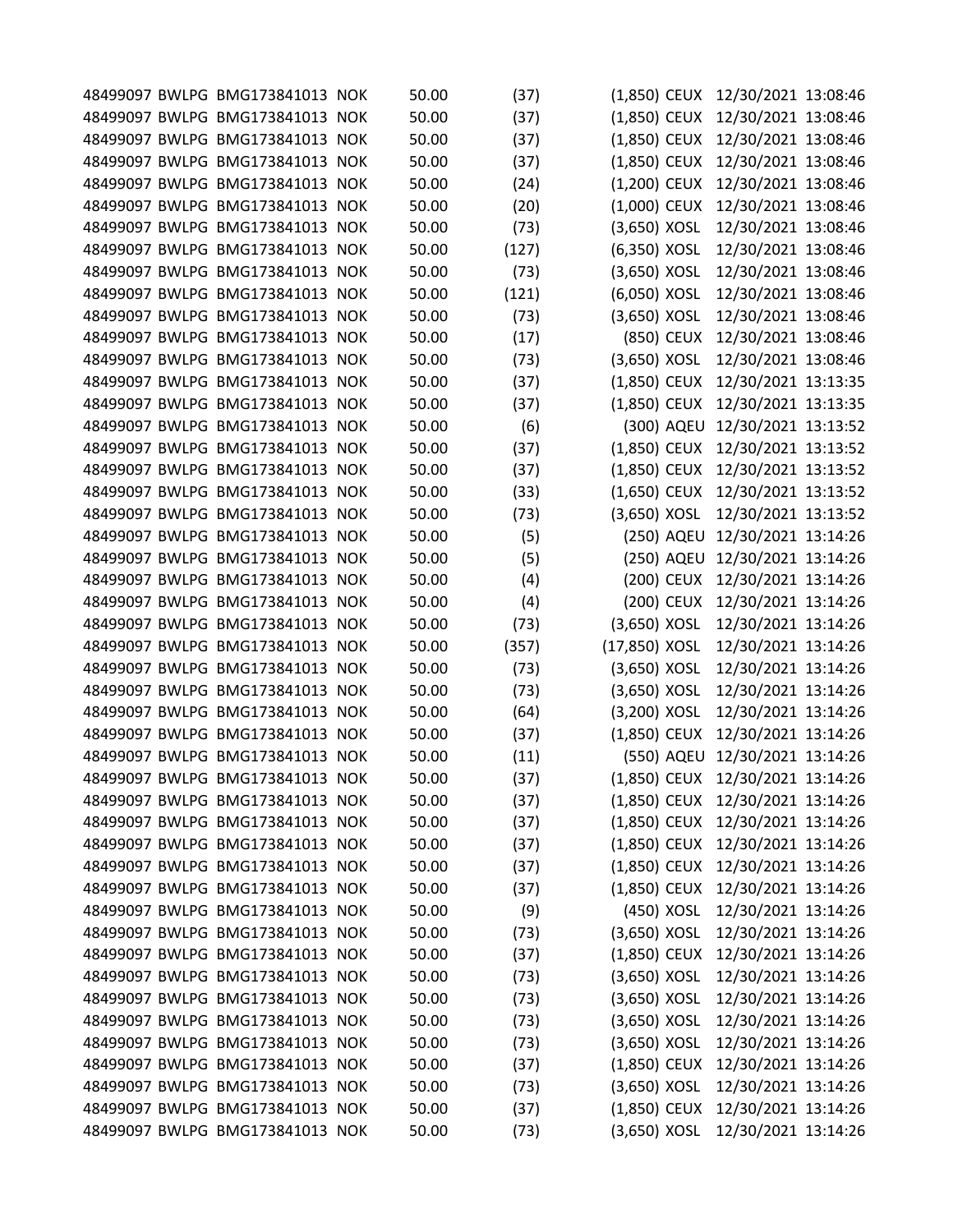| | | | | | | | | | |
|---|---|---|---|---|---|---|---|---|---|
| 48499097 | BWLPG | BMG173841013 | NOK | 50.00 | (37) | (1,850) | CEUX | 12/30/2021 | 13:08:46 |
| 48499097 | BWLPG | BMG173841013 | NOK | 50.00 | (37) | (1,850) | CEUX | 12/30/2021 | 13:08:46 |
| 48499097 | BWLPG | BMG173841013 | NOK | 50.00 | (37) | (1,850) | CEUX | 12/30/2021 | 13:08:46 |
| 48499097 | BWLPG | BMG173841013 | NOK | 50.00 | (37) | (1,850) | CEUX | 12/30/2021 | 13:08:46 |
| 48499097 | BWLPG | BMG173841013 | NOK | 50.00 | (24) | (1,200) | CEUX | 12/30/2021 | 13:08:46 |
| 48499097 | BWLPG | BMG173841013 | NOK | 50.00 | (20) | (1,000) | CEUX | 12/30/2021 | 13:08:46 |
| 48499097 | BWLPG | BMG173841013 | NOK | 50.00 | (73) | (3,650) | XOSL | 12/30/2021 | 13:08:46 |
| 48499097 | BWLPG | BMG173841013 | NOK | 50.00 | (127) | (6,350) | XOSL | 12/30/2021 | 13:08:46 |
| 48499097 | BWLPG | BMG173841013 | NOK | 50.00 | (73) | (3,650) | XOSL | 12/30/2021 | 13:08:46 |
| 48499097 | BWLPG | BMG173841013 | NOK | 50.00 | (121) | (6,050) | XOSL | 12/30/2021 | 13:08:46 |
| 48499097 | BWLPG | BMG173841013 | NOK | 50.00 | (73) | (3,650) | XOSL | 12/30/2021 | 13:08:46 |
| 48499097 | BWLPG | BMG173841013 | NOK | 50.00 | (17) | (850) | CEUX | 12/30/2021 | 13:08:46 |
| 48499097 | BWLPG | BMG173841013 | NOK | 50.00 | (73) | (3,650) | XOSL | 12/30/2021 | 13:08:46 |
| 48499097 | BWLPG | BMG173841013 | NOK | 50.00 | (37) | (1,850) | CEUX | 12/30/2021 | 13:13:35 |
| 48499097 | BWLPG | BMG173841013 | NOK | 50.00 | (37) | (1,850) | CEUX | 12/30/2021 | 13:13:35 |
| 48499097 | BWLPG | BMG173841013 | NOK | 50.00 | (6) | (300) | AQEU | 12/30/2021 | 13:13:52 |
| 48499097 | BWLPG | BMG173841013 | NOK | 50.00 | (37) | (1,850) | CEUX | 12/30/2021 | 13:13:52 |
| 48499097 | BWLPG | BMG173841013 | NOK | 50.00 | (37) | (1,850) | CEUX | 12/30/2021 | 13:13:52 |
| 48499097 | BWLPG | BMG173841013 | NOK | 50.00 | (33) | (1,650) | CEUX | 12/30/2021 | 13:13:52 |
| 48499097 | BWLPG | BMG173841013 | NOK | 50.00 | (73) | (3,650) | XOSL | 12/30/2021 | 13:13:52 |
| 48499097 | BWLPG | BMG173841013 | NOK | 50.00 | (5) | (250) | AQEU | 12/30/2021 | 13:14:26 |
| 48499097 | BWLPG | BMG173841013 | NOK | 50.00 | (5) | (250) | AQEU | 12/30/2021 | 13:14:26 |
| 48499097 | BWLPG | BMG173841013 | NOK | 50.00 | (4) | (200) | CEUX | 12/30/2021 | 13:14:26 |
| 48499097 | BWLPG | BMG173841013 | NOK | 50.00 | (4) | (200) | CEUX | 12/30/2021 | 13:14:26 |
| 48499097 | BWLPG | BMG173841013 | NOK | 50.00 | (73) | (3,650) | XOSL | 12/30/2021 | 13:14:26 |
| 48499097 | BWLPG | BMG173841013 | NOK | 50.00 | (357) | (17,850) | XOSL | 12/30/2021 | 13:14:26 |
| 48499097 | BWLPG | BMG173841013 | NOK | 50.00 | (73) | (3,650) | XOSL | 12/30/2021 | 13:14:26 |
| 48499097 | BWLPG | BMG173841013 | NOK | 50.00 | (73) | (3,650) | XOSL | 12/30/2021 | 13:14:26 |
| 48499097 | BWLPG | BMG173841013 | NOK | 50.00 | (64) | (3,200) | XOSL | 12/30/2021 | 13:14:26 |
| 48499097 | BWLPG | BMG173841013 | NOK | 50.00 | (37) | (1,850) | CEUX | 12/30/2021 | 13:14:26 |
| 48499097 | BWLPG | BMG173841013 | NOK | 50.00 | (11) | (550) | AQEU | 12/30/2021 | 13:14:26 |
| 48499097 | BWLPG | BMG173841013 | NOK | 50.00 | (37) | (1,850) | CEUX | 12/30/2021 | 13:14:26 |
| 48499097 | BWLPG | BMG173841013 | NOK | 50.00 | (37) | (1,850) | CEUX | 12/30/2021 | 13:14:26 |
| 48499097 | BWLPG | BMG173841013 | NOK | 50.00 | (37) | (1,850) | CEUX | 12/30/2021 | 13:14:26 |
| 48499097 | BWLPG | BMG173841013 | NOK | 50.00 | (37) | (1,850) | CEUX | 12/30/2021 | 13:14:26 |
| 48499097 | BWLPG | BMG173841013 | NOK | 50.00 | (37) | (1,850) | CEUX | 12/30/2021 | 13:14:26 |
| 48499097 | BWLPG | BMG173841013 | NOK | 50.00 | (37) | (1,850) | CEUX | 12/30/2021 | 13:14:26 |
| 48499097 | BWLPG | BMG173841013 | NOK | 50.00 | (9) | (450) | XOSL | 12/30/2021 | 13:14:26 |
| 48499097 | BWLPG | BMG173841013 | NOK | 50.00 | (73) | (3,650) | XOSL | 12/30/2021 | 13:14:26 |
| 48499097 | BWLPG | BMG173841013 | NOK | 50.00 | (37) | (1,850) | CEUX | 12/30/2021 | 13:14:26 |
| 48499097 | BWLPG | BMG173841013 | NOK | 50.00 | (73) | (3,650) | XOSL | 12/30/2021 | 13:14:26 |
| 48499097 | BWLPG | BMG173841013 | NOK | 50.00 | (73) | (3,650) | XOSL | 12/30/2021 | 13:14:26 |
| 48499097 | BWLPG | BMG173841013 | NOK | 50.00 | (73) | (3,650) | XOSL | 12/30/2021 | 13:14:26 |
| 48499097 | BWLPG | BMG173841013 | NOK | 50.00 | (73) | (3,650) | XOSL | 12/30/2021 | 13:14:26 |
| 48499097 | BWLPG | BMG173841013 | NOK | 50.00 | (37) | (1,850) | CEUX | 12/30/2021 | 13:14:26 |
| 48499097 | BWLPG | BMG173841013 | NOK | 50.00 | (73) | (3,650) | XOSL | 12/30/2021 | 13:14:26 |
| 48499097 | BWLPG | BMG173841013 | NOK | 50.00 | (37) | (1,850) | CEUX | 12/30/2021 | 13:14:26 |
| 48499097 | BWLPG | BMG173841013 | NOK | 50.00 | (73) | (3,650) | XOSL | 12/30/2021 | 13:14:26 |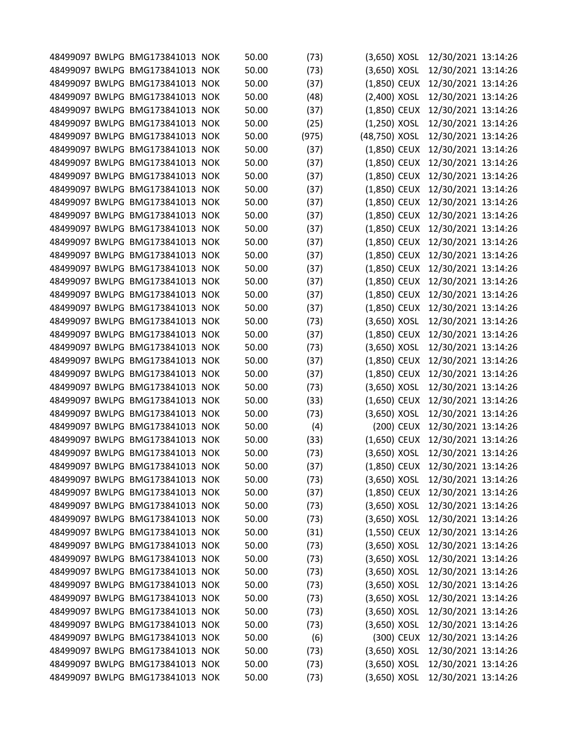| | | | | | | | | | |
|---|---|---|---|---|---|---|---|---|---|
| 48499097 | BWLPG | BMG173841013 | NOK | 50.00 | (73) | (3,650) | XOSL | 12/30/2021 | 13:14:26 |
| 48499097 | BWLPG | BMG173841013 | NOK | 50.00 | (73) | (3,650) | XOSL | 12/30/2021 | 13:14:26 |
| 48499097 | BWLPG | BMG173841013 | NOK | 50.00 | (37) | (1,850) | CEUX | 12/30/2021 | 13:14:26 |
| 48499097 | BWLPG | BMG173841013 | NOK | 50.00 | (48) | (2,400) | XOSL | 12/30/2021 | 13:14:26 |
| 48499097 | BWLPG | BMG173841013 | NOK | 50.00 | (37) | (1,850) | CEUX | 12/30/2021 | 13:14:26 |
| 48499097 | BWLPG | BMG173841013 | NOK | 50.00 | (25) | (1,250) | XOSL | 12/30/2021 | 13:14:26 |
| 48499097 | BWLPG | BMG173841013 | NOK | 50.00 | (975) | (48,750) | XOSL | 12/30/2021 | 13:14:26 |
| 48499097 | BWLPG | BMG173841013 | NOK | 50.00 | (37) | (1,850) | CEUX | 12/30/2021 | 13:14:26 |
| 48499097 | BWLPG | BMG173841013 | NOK | 50.00 | (37) | (1,850) | CEUX | 12/30/2021 | 13:14:26 |
| 48499097 | BWLPG | BMG173841013 | NOK | 50.00 | (37) | (1,850) | CEUX | 12/30/2021 | 13:14:26 |
| 48499097 | BWLPG | BMG173841013 | NOK | 50.00 | (37) | (1,850) | CEUX | 12/30/2021 | 13:14:26 |
| 48499097 | BWLPG | BMG173841013 | NOK | 50.00 | (37) | (1,850) | CEUX | 12/30/2021 | 13:14:26 |
| 48499097 | BWLPG | BMG173841013 | NOK | 50.00 | (37) | (1,850) | CEUX | 12/30/2021 | 13:14:26 |
| 48499097 | BWLPG | BMG173841013 | NOK | 50.00 | (37) | (1,850) | CEUX | 12/30/2021 | 13:14:26 |
| 48499097 | BWLPG | BMG173841013 | NOK | 50.00 | (37) | (1,850) | CEUX | 12/30/2021 | 13:14:26 |
| 48499097 | BWLPG | BMG173841013 | NOK | 50.00 | (37) | (1,850) | CEUX | 12/30/2021 | 13:14:26 |
| 48499097 | BWLPG | BMG173841013 | NOK | 50.00 | (37) | (1,850) | CEUX | 12/30/2021 | 13:14:26 |
| 48499097 | BWLPG | BMG173841013 | NOK | 50.00 | (37) | (1,850) | CEUX | 12/30/2021 | 13:14:26 |
| 48499097 | BWLPG | BMG173841013 | NOK | 50.00 | (37) | (1,850) | CEUX | 12/30/2021 | 13:14:26 |
| 48499097 | BWLPG | BMG173841013 | NOK | 50.00 | (37) | (1,850) | CEUX | 12/30/2021 | 13:14:26 |
| 48499097 | BWLPG | BMG173841013 | NOK | 50.00 | (73) | (3,650) | XOSL | 12/30/2021 | 13:14:26 |
| 48499097 | BWLPG | BMG173841013 | NOK | 50.00 | (37) | (1,850) | CEUX | 12/30/2021 | 13:14:26 |
| 48499097 | BWLPG | BMG173841013 | NOK | 50.00 | (73) | (3,650) | XOSL | 12/30/2021 | 13:14:26 |
| 48499097 | BWLPG | BMG173841013 | NOK | 50.00 | (37) | (1,850) | CEUX | 12/30/2021 | 13:14:26 |
| 48499097 | BWLPG | BMG173841013 | NOK | 50.00 | (37) | (1,850) | CEUX | 12/30/2021 | 13:14:26 |
| 48499097 | BWLPG | BMG173841013 | NOK | 50.00 | (73) | (3,650) | XOSL | 12/30/2021 | 13:14:26 |
| 48499097 | BWLPG | BMG173841013 | NOK | 50.00 | (33) | (1,650) | CEUX | 12/30/2021 | 13:14:26 |
| 48499097 | BWLPG | BMG173841013 | NOK | 50.00 | (73) | (3,650) | XOSL | 12/30/2021 | 13:14:26 |
| 48499097 | BWLPG | BMG173841013 | NOK | 50.00 | (4) | (200) | CEUX | 12/30/2021 | 13:14:26 |
| 48499097 | BWLPG | BMG173841013 | NOK | 50.00 | (33) | (1,650) | CEUX | 12/30/2021 | 13:14:26 |
| 48499097 | BWLPG | BMG173841013 | NOK | 50.00 | (73) | (3,650) | XOSL | 12/30/2021 | 13:14:26 |
| 48499097 | BWLPG | BMG173841013 | NOK | 50.00 | (37) | (1,850) | CEUX | 12/30/2021 | 13:14:26 |
| 48499097 | BWLPG | BMG173841013 | NOK | 50.00 | (73) | (3,650) | XOSL | 12/30/2021 | 13:14:26 |
| 48499097 | BWLPG | BMG173841013 | NOK | 50.00 | (37) | (1,850) | CEUX | 12/30/2021 | 13:14:26 |
| 48499097 | BWLPG | BMG173841013 | NOK | 50.00 | (73) | (3,650) | XOSL | 12/30/2021 | 13:14:26 |
| 48499097 | BWLPG | BMG173841013 | NOK | 50.00 | (73) | (3,650) | XOSL | 12/30/2021 | 13:14:26 |
| 48499097 | BWLPG | BMG173841013 | NOK | 50.00 | (31) | (1,550) | CEUX | 12/30/2021 | 13:14:26 |
| 48499097 | BWLPG | BMG173841013 | NOK | 50.00 | (73) | (3,650) | XOSL | 12/30/2021 | 13:14:26 |
| 48499097 | BWLPG | BMG173841013 | NOK | 50.00 | (73) | (3,650) | XOSL | 12/30/2021 | 13:14:26 |
| 48499097 | BWLPG | BMG173841013 | NOK | 50.00 | (73) | (3,650) | XOSL | 12/30/2021 | 13:14:26 |
| 48499097 | BWLPG | BMG173841013 | NOK | 50.00 | (73) | (3,650) | XOSL | 12/30/2021 | 13:14:26 |
| 48499097 | BWLPG | BMG173841013 | NOK | 50.00 | (73) | (3,650) | XOSL | 12/30/2021 | 13:14:26 |
| 48499097 | BWLPG | BMG173841013 | NOK | 50.00 | (73) | (3,650) | XOSL | 12/30/2021 | 13:14:26 |
| 48499097 | BWLPG | BMG173841013 | NOK | 50.00 | (73) | (3,650) | XOSL | 12/30/2021 | 13:14:26 |
| 48499097 | BWLPG | BMG173841013 | NOK | 50.00 | (6) | (300) | CEUX | 12/30/2021 | 13:14:26 |
| 48499097 | BWLPG | BMG173841013 | NOK | 50.00 | (73) | (3,650) | XOSL | 12/30/2021 | 13:14:26 |
| 48499097 | BWLPG | BMG173841013 | NOK | 50.00 | (73) | (3,650) | XOSL | 12/30/2021 | 13:14:26 |
| 48499097 | BWLPG | BMG173841013 | NOK | 50.00 | (73) | (3,650) | XOSL | 12/30/2021 | 13:14:26 |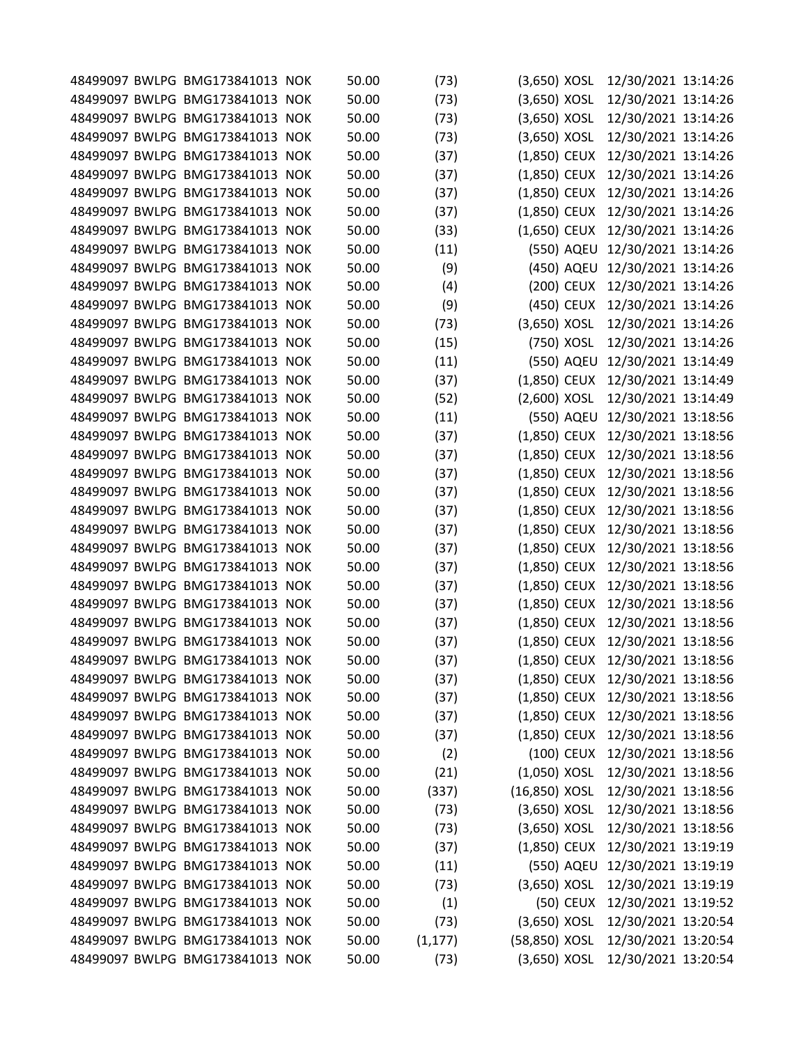| | | | | | | | | | |
|---|---|---|---|---|---|---|---|---|---|
| 48499097 | BWLPG | BMG173841013 | NOK | 50.00 | (73) | (3,650) | XOSL | 12/30/2021 | 13:14:26 |
| 48499097 | BWLPG | BMG173841013 | NOK | 50.00 | (73) | (3,650) | XOSL | 12/30/2021 | 13:14:26 |
| 48499097 | BWLPG | BMG173841013 | NOK | 50.00 | (73) | (3,650) | XOSL | 12/30/2021 | 13:14:26 |
| 48499097 | BWLPG | BMG173841013 | NOK | 50.00 | (73) | (3,650) | XOSL | 12/30/2021 | 13:14:26 |
| 48499097 | BWLPG | BMG173841013 | NOK | 50.00 | (37) | (1,850) | CEUX | 12/30/2021 | 13:14:26 |
| 48499097 | BWLPG | BMG173841013 | NOK | 50.00 | (37) | (1,850) | CEUX | 12/30/2021 | 13:14:26 |
| 48499097 | BWLPG | BMG173841013 | NOK | 50.00 | (37) | (1,850) | CEUX | 12/30/2021 | 13:14:26 |
| 48499097 | BWLPG | BMG173841013 | NOK | 50.00 | (37) | (1,850) | CEUX | 12/30/2021 | 13:14:26 |
| 48499097 | BWLPG | BMG173841013 | NOK | 50.00 | (33) | (1,650) | CEUX | 12/30/2021 | 13:14:26 |
| 48499097 | BWLPG | BMG173841013 | NOK | 50.00 | (11) | (550) | AQEU | 12/30/2021 | 13:14:26 |
| 48499097 | BWLPG | BMG173841013 | NOK | 50.00 | (9) | (450) | AQEU | 12/30/2021 | 13:14:26 |
| 48499097 | BWLPG | BMG173841013 | NOK | 50.00 | (4) | (200) | CEUX | 12/30/2021 | 13:14:26 |
| 48499097 | BWLPG | BMG173841013 | NOK | 50.00 | (9) | (450) | CEUX | 12/30/2021 | 13:14:26 |
| 48499097 | BWLPG | BMG173841013 | NOK | 50.00 | (73) | (3,650) | XOSL | 12/30/2021 | 13:14:26 |
| 48499097 | BWLPG | BMG173841013 | NOK | 50.00 | (15) | (750) | XOSL | 12/30/2021 | 13:14:26 |
| 48499097 | BWLPG | BMG173841013 | NOK | 50.00 | (11) | (550) | AQEU | 12/30/2021 | 13:14:49 |
| 48499097 | BWLPG | BMG173841013 | NOK | 50.00 | (37) | (1,850) | CEUX | 12/30/2021 | 13:14:49 |
| 48499097 | BWLPG | BMG173841013 | NOK | 50.00 | (52) | (2,600) | XOSL | 12/30/2021 | 13:14:49 |
| 48499097 | BWLPG | BMG173841013 | NOK | 50.00 | (11) | (550) | AQEU | 12/30/2021 | 13:18:56 |
| 48499097 | BWLPG | BMG173841013 | NOK | 50.00 | (37) | (1,850) | CEUX | 12/30/2021 | 13:18:56 |
| 48499097 | BWLPG | BMG173841013 | NOK | 50.00 | (37) | (1,850) | CEUX | 12/30/2021 | 13:18:56 |
| 48499097 | BWLPG | BMG173841013 | NOK | 50.00 | (37) | (1,850) | CEUX | 12/30/2021 | 13:18:56 |
| 48499097 | BWLPG | BMG173841013 | NOK | 50.00 | (37) | (1,850) | CEUX | 12/30/2021 | 13:18:56 |
| 48499097 | BWLPG | BMG173841013 | NOK | 50.00 | (37) | (1,850) | CEUX | 12/30/2021 | 13:18:56 |
| 48499097 | BWLPG | BMG173841013 | NOK | 50.00 | (37) | (1,850) | CEUX | 12/30/2021 | 13:18:56 |
| 48499097 | BWLPG | BMG173841013 | NOK | 50.00 | (37) | (1,850) | CEUX | 12/30/2021 | 13:18:56 |
| 48499097 | BWLPG | BMG173841013 | NOK | 50.00 | (37) | (1,850) | CEUX | 12/30/2021 | 13:18:56 |
| 48499097 | BWLPG | BMG173841013 | NOK | 50.00 | (37) | (1,850) | CEUX | 12/30/2021 | 13:18:56 |
| 48499097 | BWLPG | BMG173841013 | NOK | 50.00 | (37) | (1,850) | CEUX | 12/30/2021 | 13:18:56 |
| 48499097 | BWLPG | BMG173841013 | NOK | 50.00 | (37) | (1,850) | CEUX | 12/30/2021 | 13:18:56 |
| 48499097 | BWLPG | BMG173841013 | NOK | 50.00 | (37) | (1,850) | CEUX | 12/30/2021 | 13:18:56 |
| 48499097 | BWLPG | BMG173841013 | NOK | 50.00 | (37) | (1,850) | CEUX | 12/30/2021 | 13:18:56 |
| 48499097 | BWLPG | BMG173841013 | NOK | 50.00 | (37) | (1,850) | CEUX | 12/30/2021 | 13:18:56 |
| 48499097 | BWLPG | BMG173841013 | NOK | 50.00 | (37) | (1,850) | CEUX | 12/30/2021 | 13:18:56 |
| 48499097 | BWLPG | BMG173841013 | NOK | 50.00 | (37) | (1,850) | CEUX | 12/30/2021 | 13:18:56 |
| 48499097 | BWLPG | BMG173841013 | NOK | 50.00 | (37) | (1,850) | CEUX | 12/30/2021 | 13:18:56 |
| 48499097 | BWLPG | BMG173841013 | NOK | 50.00 | (2) | (100) | CEUX | 12/30/2021 | 13:18:56 |
| 48499097 | BWLPG | BMG173841013 | NOK | 50.00 | (21) | (1,050) | XOSL | 12/30/2021 | 13:18:56 |
| 48499097 | BWLPG | BMG173841013 | NOK | 50.00 | (337) | (16,850) | XOSL | 12/30/2021 | 13:18:56 |
| 48499097 | BWLPG | BMG173841013 | NOK | 50.00 | (73) | (3,650) | XOSL | 12/30/2021 | 13:18:56 |
| 48499097 | BWLPG | BMG173841013 | NOK | 50.00 | (73) | (3,650) | XOSL | 12/30/2021 | 13:18:56 |
| 48499097 | BWLPG | BMG173841013 | NOK | 50.00 | (37) | (1,850) | CEUX | 12/30/2021 | 13:19:19 |
| 48499097 | BWLPG | BMG173841013 | NOK | 50.00 | (11) | (550) | AQEU | 12/30/2021 | 13:19:19 |
| 48499097 | BWLPG | BMG173841013 | NOK | 50.00 | (73) | (3,650) | XOSL | 12/30/2021 | 13:19:19 |
| 48499097 | BWLPG | BMG173841013 | NOK | 50.00 | (1) | (50) | CEUX | 12/30/2021 | 13:19:52 |
| 48499097 | BWLPG | BMG173841013 | NOK | 50.00 | (73) | (3,650) | XOSL | 12/30/2021 | 13:20:54 |
| 48499097 | BWLPG | BMG173841013 | NOK | 50.00 | (1,177) | (58,850) | XOSL | 12/30/2021 | 13:20:54 |
| 48499097 | BWLPG | BMG173841013 | NOK | 50.00 | (73) | (3,650) | XOSL | 12/30/2021 | 13:20:54 |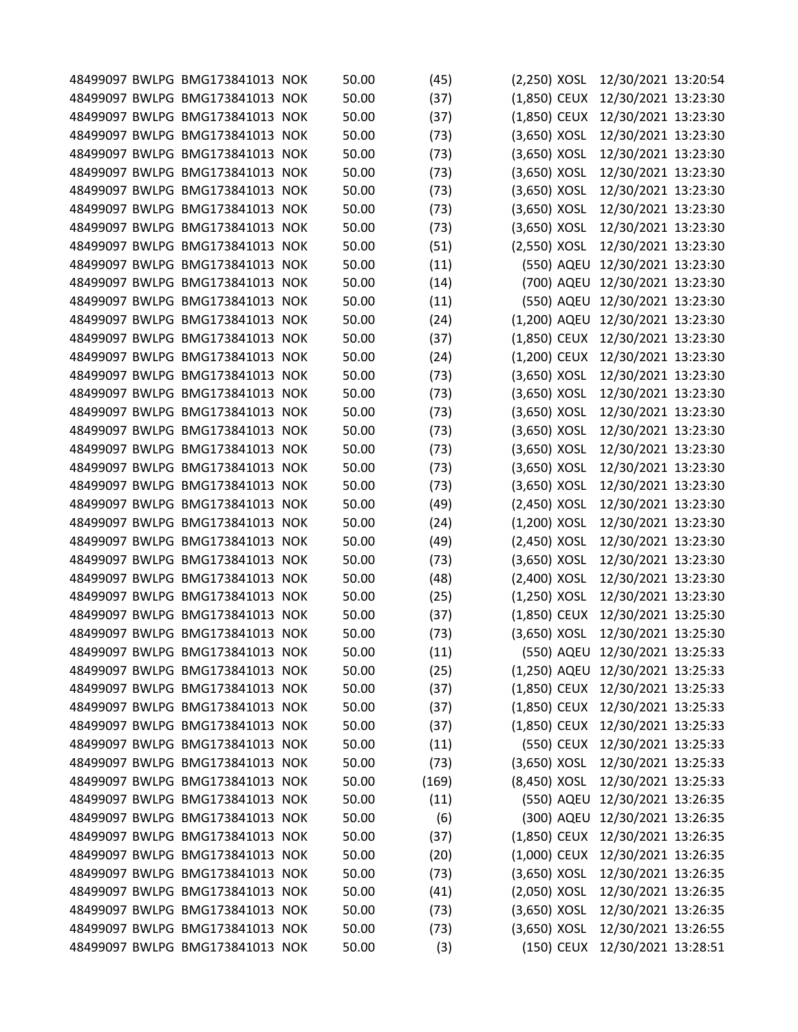| | | | | | | | | | |
|---|---|---|---|---|---|---|---|---|---|
| 48499097 | BWLPG | BMG173841013 | NOK | 50.00 | (45) | (2,250) | XOSL | 12/30/2021 | 13:20:54 |
| 48499097 | BWLPG | BMG173841013 | NOK | 50.00 | (37) | (1,850) | CEUX | 12/30/2021 | 13:23:30 |
| 48499097 | BWLPG | BMG173841013 | NOK | 50.00 | (37) | (1,850) | CEUX | 12/30/2021 | 13:23:30 |
| 48499097 | BWLPG | BMG173841013 | NOK | 50.00 | (73) | (3,650) | XOSL | 12/30/2021 | 13:23:30 |
| 48499097 | BWLPG | BMG173841013 | NOK | 50.00 | (73) | (3,650) | XOSL | 12/30/2021 | 13:23:30 |
| 48499097 | BWLPG | BMG173841013 | NOK | 50.00 | (73) | (3,650) | XOSL | 12/30/2021 | 13:23:30 |
| 48499097 | BWLPG | BMG173841013 | NOK | 50.00 | (73) | (3,650) | XOSL | 12/30/2021 | 13:23:30 |
| 48499097 | BWLPG | BMG173841013 | NOK | 50.00 | (73) | (3,650) | XOSL | 12/30/2021 | 13:23:30 |
| 48499097 | BWLPG | BMG173841013 | NOK | 50.00 | (73) | (3,650) | XOSL | 12/30/2021 | 13:23:30 |
| 48499097 | BWLPG | BMG173841013 | NOK | 50.00 | (51) | (2,550) | XOSL | 12/30/2021 | 13:23:30 |
| 48499097 | BWLPG | BMG173841013 | NOK | 50.00 | (11) | (550) | AQEU | 12/30/2021 | 13:23:30 |
| 48499097 | BWLPG | BMG173841013 | NOK | 50.00 | (14) | (700) | AQEU | 12/30/2021 | 13:23:30 |
| 48499097 | BWLPG | BMG173841013 | NOK | 50.00 | (11) | (550) | AQEU | 12/30/2021 | 13:23:30 |
| 48499097 | BWLPG | BMG173841013 | NOK | 50.00 | (24) | (1,200) | AQEU | 12/30/2021 | 13:23:30 |
| 48499097 | BWLPG | BMG173841013 | NOK | 50.00 | (37) | (1,850) | CEUX | 12/30/2021 | 13:23:30 |
| 48499097 | BWLPG | BMG173841013 | NOK | 50.00 | (24) | (1,200) | CEUX | 12/30/2021 | 13:23:30 |
| 48499097 | BWLPG | BMG173841013 | NOK | 50.00 | (73) | (3,650) | XOSL | 12/30/2021 | 13:23:30 |
| 48499097 | BWLPG | BMG173841013 | NOK | 50.00 | (73) | (3,650) | XOSL | 12/30/2021 | 13:23:30 |
| 48499097 | BWLPG | BMG173841013 | NOK | 50.00 | (73) | (3,650) | XOSL | 12/30/2021 | 13:23:30 |
| 48499097 | BWLPG | BMG173841013 | NOK | 50.00 | (73) | (3,650) | XOSL | 12/30/2021 | 13:23:30 |
| 48499097 | BWLPG | BMG173841013 | NOK | 50.00 | (73) | (3,650) | XOSL | 12/30/2021 | 13:23:30 |
| 48499097 | BWLPG | BMG173841013 | NOK | 50.00 | (73) | (3,650) | XOSL | 12/30/2021 | 13:23:30 |
| 48499097 | BWLPG | BMG173841013 | NOK | 50.00 | (73) | (3,650) | XOSL | 12/30/2021 | 13:23:30 |
| 48499097 | BWLPG | BMG173841013 | NOK | 50.00 | (49) | (2,450) | XOSL | 12/30/2021 | 13:23:30 |
| 48499097 | BWLPG | BMG173841013 | NOK | 50.00 | (24) | (1,200) | XOSL | 12/30/2021 | 13:23:30 |
| 48499097 | BWLPG | BMG173841013 | NOK | 50.00 | (49) | (2,450) | XOSL | 12/30/2021 | 13:23:30 |
| 48499097 | BWLPG | BMG173841013 | NOK | 50.00 | (73) | (3,650) | XOSL | 12/30/2021 | 13:23:30 |
| 48499097 | BWLPG | BMG173841013 | NOK | 50.00 | (48) | (2,400) | XOSL | 12/30/2021 | 13:23:30 |
| 48499097 | BWLPG | BMG173841013 | NOK | 50.00 | (25) | (1,250) | XOSL | 12/30/2021 | 13:23:30 |
| 48499097 | BWLPG | BMG173841013 | NOK | 50.00 | (37) | (1,850) | CEUX | 12/30/2021 | 13:25:30 |
| 48499097 | BWLPG | BMG173841013 | NOK | 50.00 | (73) | (3,650) | XOSL | 12/30/2021 | 13:25:30 |
| 48499097 | BWLPG | BMG173841013 | NOK | 50.00 | (11) | (550) | AQEU | 12/30/2021 | 13:25:33 |
| 48499097 | BWLPG | BMG173841013 | NOK | 50.00 | (25) | (1,250) | AQEU | 12/30/2021 | 13:25:33 |
| 48499097 | BWLPG | BMG173841013 | NOK | 50.00 | (37) | (1,850) | CEUX | 12/30/2021 | 13:25:33 |
| 48499097 | BWLPG | BMG173841013 | NOK | 50.00 | (37) | (1,850) | CEUX | 12/30/2021 | 13:25:33 |
| 48499097 | BWLPG | BMG173841013 | NOK | 50.00 | (37) | (1,850) | CEUX | 12/30/2021 | 13:25:33 |
| 48499097 | BWLPG | BMG173841013 | NOK | 50.00 | (11) | (550) | CEUX | 12/30/2021 | 13:25:33 |
| 48499097 | BWLPG | BMG173841013 | NOK | 50.00 | (73) | (3,650) | XOSL | 12/30/2021 | 13:25:33 |
| 48499097 | BWLPG | BMG173841013 | NOK | 50.00 | (169) | (8,450) | XOSL | 12/30/2021 | 13:25:33 |
| 48499097 | BWLPG | BMG173841013 | NOK | 50.00 | (11) | (550) | AQEU | 12/30/2021 | 13:26:35 |
| 48499097 | BWLPG | BMG173841013 | NOK | 50.00 | (6) | (300) | AQEU | 12/30/2021 | 13:26:35 |
| 48499097 | BWLPG | BMG173841013 | NOK | 50.00 | (37) | (1,850) | CEUX | 12/30/2021 | 13:26:35 |
| 48499097 | BWLPG | BMG173841013 | NOK | 50.00 | (20) | (1,000) | CEUX | 12/30/2021 | 13:26:35 |
| 48499097 | BWLPG | BMG173841013 | NOK | 50.00 | (73) | (3,650) | XOSL | 12/30/2021 | 13:26:35 |
| 48499097 | BWLPG | BMG173841013 | NOK | 50.00 | (41) | (2,050) | XOSL | 12/30/2021 | 13:26:35 |
| 48499097 | BWLPG | BMG173841013 | NOK | 50.00 | (73) | (3,650) | XOSL | 12/30/2021 | 13:26:35 |
| 48499097 | BWLPG | BMG173841013 | NOK | 50.00 | (73) | (3,650) | XOSL | 12/30/2021 | 13:26:55 |
| 48499097 | BWLPG | BMG173841013 | NOK | 50.00 | (3) | (150) | CEUX | 12/30/2021 | 13:28:51 |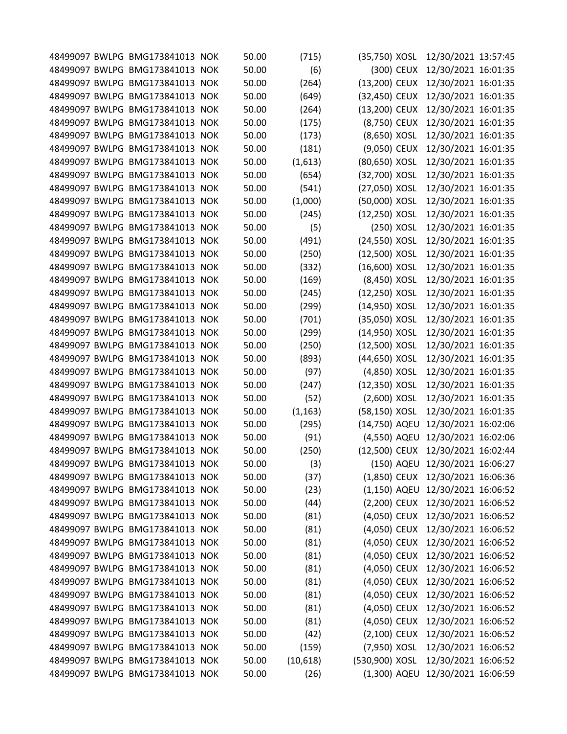| | | | | | | | | | |
|---|---|---|---|---|---|---|---|---|---|
| 48499097 | BWLPG | BMG173841013 | NOK | 50.00 | (715) | (35,750) | XOSL | 12/30/2021 | 13:57:45 |
| 48499097 | BWLPG | BMG173841013 | NOK | 50.00 | (6) | (300) | CEUX | 12/30/2021 | 16:01:35 |
| 48499097 | BWLPG | BMG173841013 | NOK | 50.00 | (264) | (13,200) | CEUX | 12/30/2021 | 16:01:35 |
| 48499097 | BWLPG | BMG173841013 | NOK | 50.00 | (649) | (32,450) | CEUX | 12/30/2021 | 16:01:35 |
| 48499097 | BWLPG | BMG173841013 | NOK | 50.00 | (264) | (13,200) | CEUX | 12/30/2021 | 16:01:35 |
| 48499097 | BWLPG | BMG173841013 | NOK | 50.00 | (175) | (8,750) | CEUX | 12/30/2021 | 16:01:35 |
| 48499097 | BWLPG | BMG173841013 | NOK | 50.00 | (173) | (8,650) | XOSL | 12/30/2021 | 16:01:35 |
| 48499097 | BWLPG | BMG173841013 | NOK | 50.00 | (181) | (9,050) | CEUX | 12/30/2021 | 16:01:35 |
| 48499097 | BWLPG | BMG173841013 | NOK | 50.00 | (1,613) | (80,650) | XOSL | 12/30/2021 | 16:01:35 |
| 48499097 | BWLPG | BMG173841013 | NOK | 50.00 | (654) | (32,700) | XOSL | 12/30/2021 | 16:01:35 |
| 48499097 | BWLPG | BMG173841013 | NOK | 50.00 | (541) | (27,050) | XOSL | 12/30/2021 | 16:01:35 |
| 48499097 | BWLPG | BMG173841013 | NOK | 50.00 | (1,000) | (50,000) | XOSL | 12/30/2021 | 16:01:35 |
| 48499097 | BWLPG | BMG173841013 | NOK | 50.00 | (245) | (12,250) | XOSL | 12/30/2021 | 16:01:35 |
| 48499097 | BWLPG | BMG173841013 | NOK | 50.00 | (5) | (250) | XOSL | 12/30/2021 | 16:01:35 |
| 48499097 | BWLPG | BMG173841013 | NOK | 50.00 | (491) | (24,550) | XOSL | 12/30/2021 | 16:01:35 |
| 48499097 | BWLPG | BMG173841013 | NOK | 50.00 | (250) | (12,500) | XOSL | 12/30/2021 | 16:01:35 |
| 48499097 | BWLPG | BMG173841013 | NOK | 50.00 | (332) | (16,600) | XOSL | 12/30/2021 | 16:01:35 |
| 48499097 | BWLPG | BMG173841013 | NOK | 50.00 | (169) | (8,450) | XOSL | 12/30/2021 | 16:01:35 |
| 48499097 | BWLPG | BMG173841013 | NOK | 50.00 | (245) | (12,250) | XOSL | 12/30/2021 | 16:01:35 |
| 48499097 | BWLPG | BMG173841013 | NOK | 50.00 | (299) | (14,950) | XOSL | 12/30/2021 | 16:01:35 |
| 48499097 | BWLPG | BMG173841013 | NOK | 50.00 | (701) | (35,050) | XOSL | 12/30/2021 | 16:01:35 |
| 48499097 | BWLPG | BMG173841013 | NOK | 50.00 | (299) | (14,950) | XOSL | 12/30/2021 | 16:01:35 |
| 48499097 | BWLPG | BMG173841013 | NOK | 50.00 | (250) | (12,500) | XOSL | 12/30/2021 | 16:01:35 |
| 48499097 | BWLPG | BMG173841013 | NOK | 50.00 | (893) | (44,650) | XOSL | 12/30/2021 | 16:01:35 |
| 48499097 | BWLPG | BMG173841013 | NOK | 50.00 | (97) | (4,850) | XOSL | 12/30/2021 | 16:01:35 |
| 48499097 | BWLPG | BMG173841013 | NOK | 50.00 | (247) | (12,350) | XOSL | 12/30/2021 | 16:01:35 |
| 48499097 | BWLPG | BMG173841013 | NOK | 50.00 | (52) | (2,600) | XOSL | 12/30/2021 | 16:01:35 |
| 48499097 | BWLPG | BMG173841013 | NOK | 50.00 | (1,163) | (58,150) | XOSL | 12/30/2021 | 16:01:35 |
| 48499097 | BWLPG | BMG173841013 | NOK | 50.00 | (295) | (14,750) | AQEU | 12/30/2021 | 16:02:06 |
| 48499097 | BWLPG | BMG173841013 | NOK | 50.00 | (91) | (4,550) | AQEU | 12/30/2021 | 16:02:06 |
| 48499097 | BWLPG | BMG173841013 | NOK | 50.00 | (250) | (12,500) | CEUX | 12/30/2021 | 16:02:44 |
| 48499097 | BWLPG | BMG173841013 | NOK | 50.00 | (3) | (150) | AQEU | 12/30/2021 | 16:06:27 |
| 48499097 | BWLPG | BMG173841013 | NOK | 50.00 | (37) | (1,850) | CEUX | 12/30/2021 | 16:06:36 |
| 48499097 | BWLPG | BMG173841013 | NOK | 50.00 | (23) | (1,150) | AQEU | 12/30/2021 | 16:06:52 |
| 48499097 | BWLPG | BMG173841013 | NOK | 50.00 | (44) | (2,200) | CEUX | 12/30/2021 | 16:06:52 |
| 48499097 | BWLPG | BMG173841013 | NOK | 50.00 | (81) | (4,050) | CEUX | 12/30/2021 | 16:06:52 |
| 48499097 | BWLPG | BMG173841013 | NOK | 50.00 | (81) | (4,050) | CEUX | 12/30/2021 | 16:06:52 |
| 48499097 | BWLPG | BMG173841013 | NOK | 50.00 | (81) | (4,050) | CEUX | 12/30/2021 | 16:06:52 |
| 48499097 | BWLPG | BMG173841013 | NOK | 50.00 | (81) | (4,050) | CEUX | 12/30/2021 | 16:06:52 |
| 48499097 | BWLPG | BMG173841013 | NOK | 50.00 | (81) | (4,050) | CEUX | 12/30/2021 | 16:06:52 |
| 48499097 | BWLPG | BMG173841013 | NOK | 50.00 | (81) | (4,050) | CEUX | 12/30/2021 | 16:06:52 |
| 48499097 | BWLPG | BMG173841013 | NOK | 50.00 | (81) | (4,050) | CEUX | 12/30/2021 | 16:06:52 |
| 48499097 | BWLPG | BMG173841013 | NOK | 50.00 | (81) | (4,050) | CEUX | 12/30/2021 | 16:06:52 |
| 48499097 | BWLPG | BMG173841013 | NOK | 50.00 | (81) | (4,050) | CEUX | 12/30/2021 | 16:06:52 |
| 48499097 | BWLPG | BMG173841013 | NOK | 50.00 | (42) | (2,100) | CEUX | 12/30/2021 | 16:06:52 |
| 48499097 | BWLPG | BMG173841013 | NOK | 50.00 | (159) | (7,950) | XOSL | 12/30/2021 | 16:06:52 |
| 48499097 | BWLPG | BMG173841013 | NOK | 50.00 | (10,618) | (530,900) | XOSL | 12/30/2021 | 16:06:52 |
| 48499097 | BWLPG | BMG173841013 | NOK | 50.00 | (26) | (1,300) | AQEU | 12/30/2021 | 16:06:59 |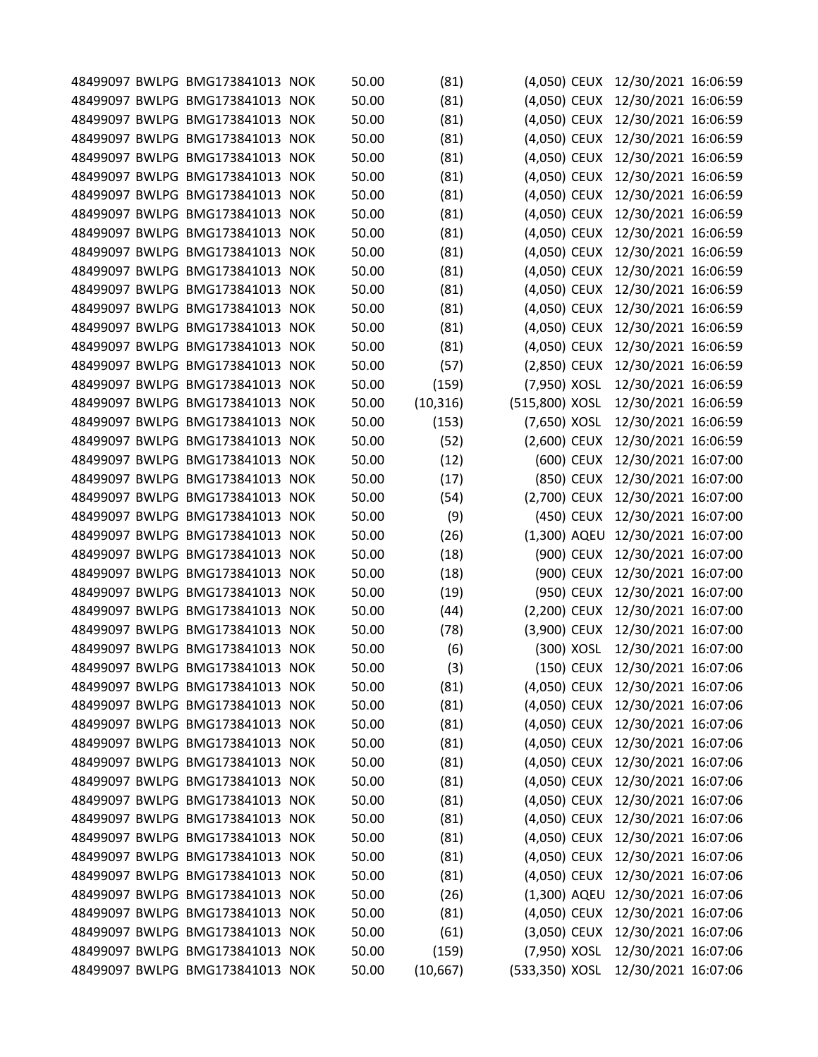| | | | | | | | | | |
|---|---|---|---|---|---|---|---|---|---|
| 48499097 | BWLPG | BMG173841013 | NOK | 50.00 | (81) | (4,050) | CEUX | 12/30/2021 | 16:06:59 |
| 48499097 | BWLPG | BMG173841013 | NOK | 50.00 | (81) | (4,050) | CEUX | 12/30/2021 | 16:06:59 |
| 48499097 | BWLPG | BMG173841013 | NOK | 50.00 | (81) | (4,050) | CEUX | 12/30/2021 | 16:06:59 |
| 48499097 | BWLPG | BMG173841013 | NOK | 50.00 | (81) | (4,050) | CEUX | 12/30/2021 | 16:06:59 |
| 48499097 | BWLPG | BMG173841013 | NOK | 50.00 | (81) | (4,050) | CEUX | 12/30/2021 | 16:06:59 |
| 48499097 | BWLPG | BMG173841013 | NOK | 50.00 | (81) | (4,050) | CEUX | 12/30/2021 | 16:06:59 |
| 48499097 | BWLPG | BMG173841013 | NOK | 50.00 | (81) | (4,050) | CEUX | 12/30/2021 | 16:06:59 |
| 48499097 | BWLPG | BMG173841013 | NOK | 50.00 | (81) | (4,050) | CEUX | 12/30/2021 | 16:06:59 |
| 48499097 | BWLPG | BMG173841013 | NOK | 50.00 | (81) | (4,050) | CEUX | 12/30/2021 | 16:06:59 |
| 48499097 | BWLPG | BMG173841013 | NOK | 50.00 | (81) | (4,050) | CEUX | 12/30/2021 | 16:06:59 |
| 48499097 | BWLPG | BMG173841013 | NOK | 50.00 | (81) | (4,050) | CEUX | 12/30/2021 | 16:06:59 |
| 48499097 | BWLPG | BMG173841013 | NOK | 50.00 | (81) | (4,050) | CEUX | 12/30/2021 | 16:06:59 |
| 48499097 | BWLPG | BMG173841013 | NOK | 50.00 | (81) | (4,050) | CEUX | 12/30/2021 | 16:06:59 |
| 48499097 | BWLPG | BMG173841013 | NOK | 50.00 | (81) | (4,050) | CEUX | 12/30/2021 | 16:06:59 |
| 48499097 | BWLPG | BMG173841013 | NOK | 50.00 | (81) | (4,050) | CEUX | 12/30/2021 | 16:06:59 |
| 48499097 | BWLPG | BMG173841013 | NOK | 50.00 | (57) | (2,850) | CEUX | 12/30/2021 | 16:06:59 |
| 48499097 | BWLPG | BMG173841013 | NOK | 50.00 | (159) | (7,950) | XOSL | 12/30/2021 | 16:06:59 |
| 48499097 | BWLPG | BMG173841013 | NOK | 50.00 | (10,316) | (515,800) | XOSL | 12/30/2021 | 16:06:59 |
| 48499097 | BWLPG | BMG173841013 | NOK | 50.00 | (153) | (7,650) | XOSL | 12/30/2021 | 16:06:59 |
| 48499097 | BWLPG | BMG173841013 | NOK | 50.00 | (52) | (2,600) | CEUX | 12/30/2021 | 16:06:59 |
| 48499097 | BWLPG | BMG173841013 | NOK | 50.00 | (12) | (600) | CEUX | 12/30/2021 | 16:07:00 |
| 48499097 | BWLPG | BMG173841013 | NOK | 50.00 | (17) | (850) | CEUX | 12/30/2021 | 16:07:00 |
| 48499097 | BWLPG | BMG173841013 | NOK | 50.00 | (54) | (2,700) | CEUX | 12/30/2021 | 16:07:00 |
| 48499097 | BWLPG | BMG173841013 | NOK | 50.00 | (9) | (450) | CEUX | 12/30/2021 | 16:07:00 |
| 48499097 | BWLPG | BMG173841013 | NOK | 50.00 | (26) | (1,300) | AQEU | 12/30/2021 | 16:07:00 |
| 48499097 | BWLPG | BMG173841013 | NOK | 50.00 | (18) | (900) | CEUX | 12/30/2021 | 16:07:00 |
| 48499097 | BWLPG | BMG173841013 | NOK | 50.00 | (18) | (900) | CEUX | 12/30/2021 | 16:07:00 |
| 48499097 | BWLPG | BMG173841013 | NOK | 50.00 | (19) | (950) | CEUX | 12/30/2021 | 16:07:00 |
| 48499097 | BWLPG | BMG173841013 | NOK | 50.00 | (44) | (2,200) | CEUX | 12/30/2021 | 16:07:00 |
| 48499097 | BWLPG | BMG173841013 | NOK | 50.00 | (78) | (3,900) | CEUX | 12/30/2021 | 16:07:00 |
| 48499097 | BWLPG | BMG173841013 | NOK | 50.00 | (6) | (300) | XOSL | 12/30/2021 | 16:07:00 |
| 48499097 | BWLPG | BMG173841013 | NOK | 50.00 | (3) | (150) | CEUX | 12/30/2021 | 16:07:06 |
| 48499097 | BWLPG | BMG173841013 | NOK | 50.00 | (81) | (4,050) | CEUX | 12/30/2021 | 16:07:06 |
| 48499097 | BWLPG | BMG173841013 | NOK | 50.00 | (81) | (4,050) | CEUX | 12/30/2021 | 16:07:06 |
| 48499097 | BWLPG | BMG173841013 | NOK | 50.00 | (81) | (4,050) | CEUX | 12/30/2021 | 16:07:06 |
| 48499097 | BWLPG | BMG173841013 | NOK | 50.00 | (81) | (4,050) | CEUX | 12/30/2021 | 16:07:06 |
| 48499097 | BWLPG | BMG173841013 | NOK | 50.00 | (81) | (4,050) | CEUX | 12/30/2021 | 16:07:06 |
| 48499097 | BWLPG | BMG173841013 | NOK | 50.00 | (81) | (4,050) | CEUX | 12/30/2021 | 16:07:06 |
| 48499097 | BWLPG | BMG173841013 | NOK | 50.00 | (81) | (4,050) | CEUX | 12/30/2021 | 16:07:06 |
| 48499097 | BWLPG | BMG173841013 | NOK | 50.00 | (81) | (4,050) | CEUX | 12/30/2021 | 16:07:06 |
| 48499097 | BWLPG | BMG173841013 | NOK | 50.00 | (81) | (4,050) | CEUX | 12/30/2021 | 16:07:06 |
| 48499097 | BWLPG | BMG173841013 | NOK | 50.00 | (81) | (4,050) | CEUX | 12/30/2021 | 16:07:06 |
| 48499097 | BWLPG | BMG173841013 | NOK | 50.00 | (81) | (4,050) | CEUX | 12/30/2021 | 16:07:06 |
| 48499097 | BWLPG | BMG173841013 | NOK | 50.00 | (26) | (1,300) | AQEU | 12/30/2021 | 16:07:06 |
| 48499097 | BWLPG | BMG173841013 | NOK | 50.00 | (81) | (4,050) | CEUX | 12/30/2021 | 16:07:06 |
| 48499097 | BWLPG | BMG173841013 | NOK | 50.00 | (61) | (3,050) | CEUX | 12/30/2021 | 16:07:06 |
| 48499097 | BWLPG | BMG173841013 | NOK | 50.00 | (159) | (7,950) | XOSL | 12/30/2021 | 16:07:06 |
| 48499097 | BWLPG | BMG173841013 | NOK | 50.00 | (10,667) | (533,350) | XOSL | 12/30/2021 | 16:07:06 |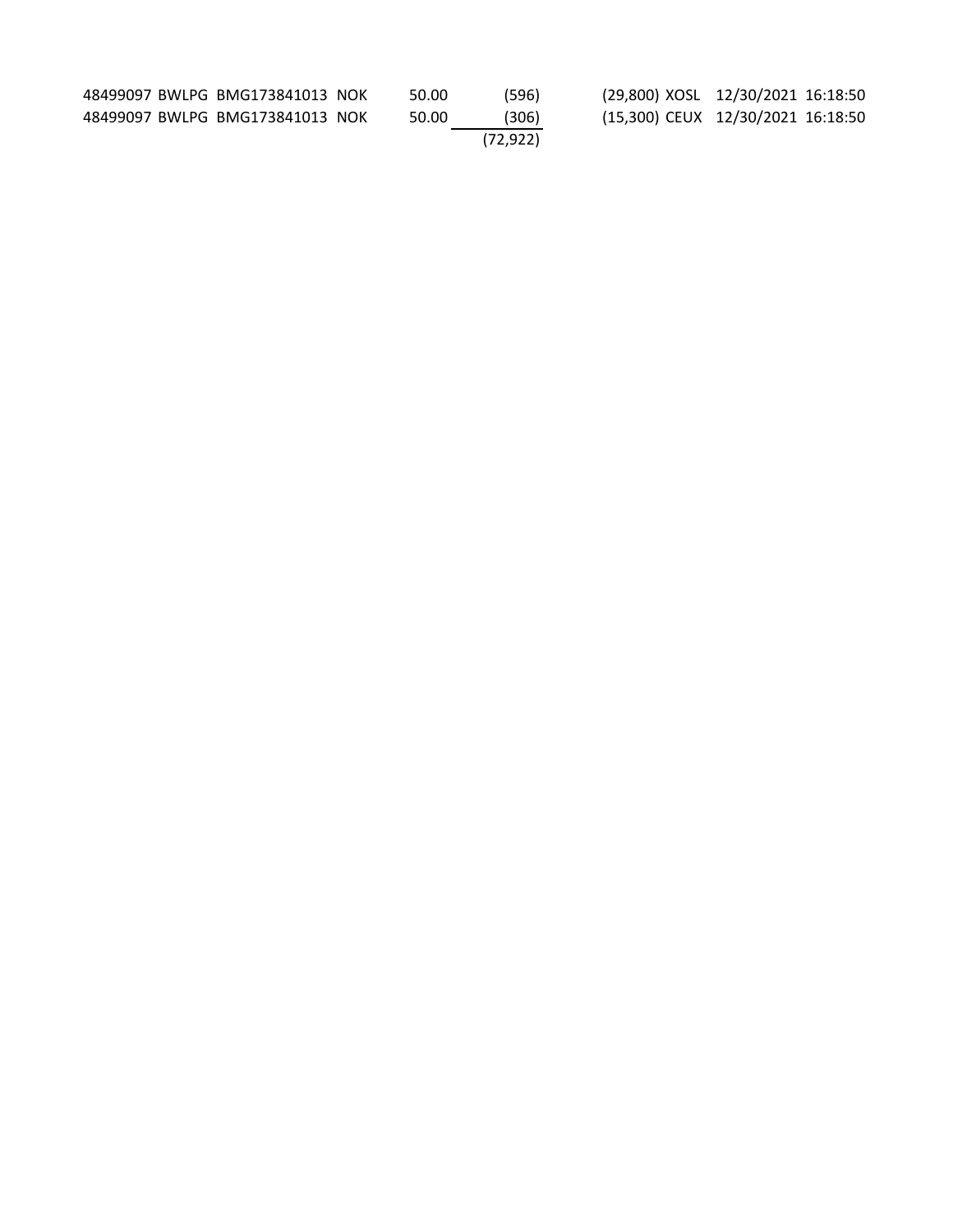| | | | | | | | | | |
|---|---|---|---|---|---|---|---|---|---|
| 48499097 | BWLPG | BMG173841013 | NOK | 50.00 | (596) | (29,800) | XOSL | 12/30/2021 | 16:18:50 |
| 48499097 | BWLPG | BMG173841013 | NOK | 50.00 | (306) | (15,300) | CEUX | 12/30/2021 | 16:18:50 |
| | | | | | (72,922) | | | | |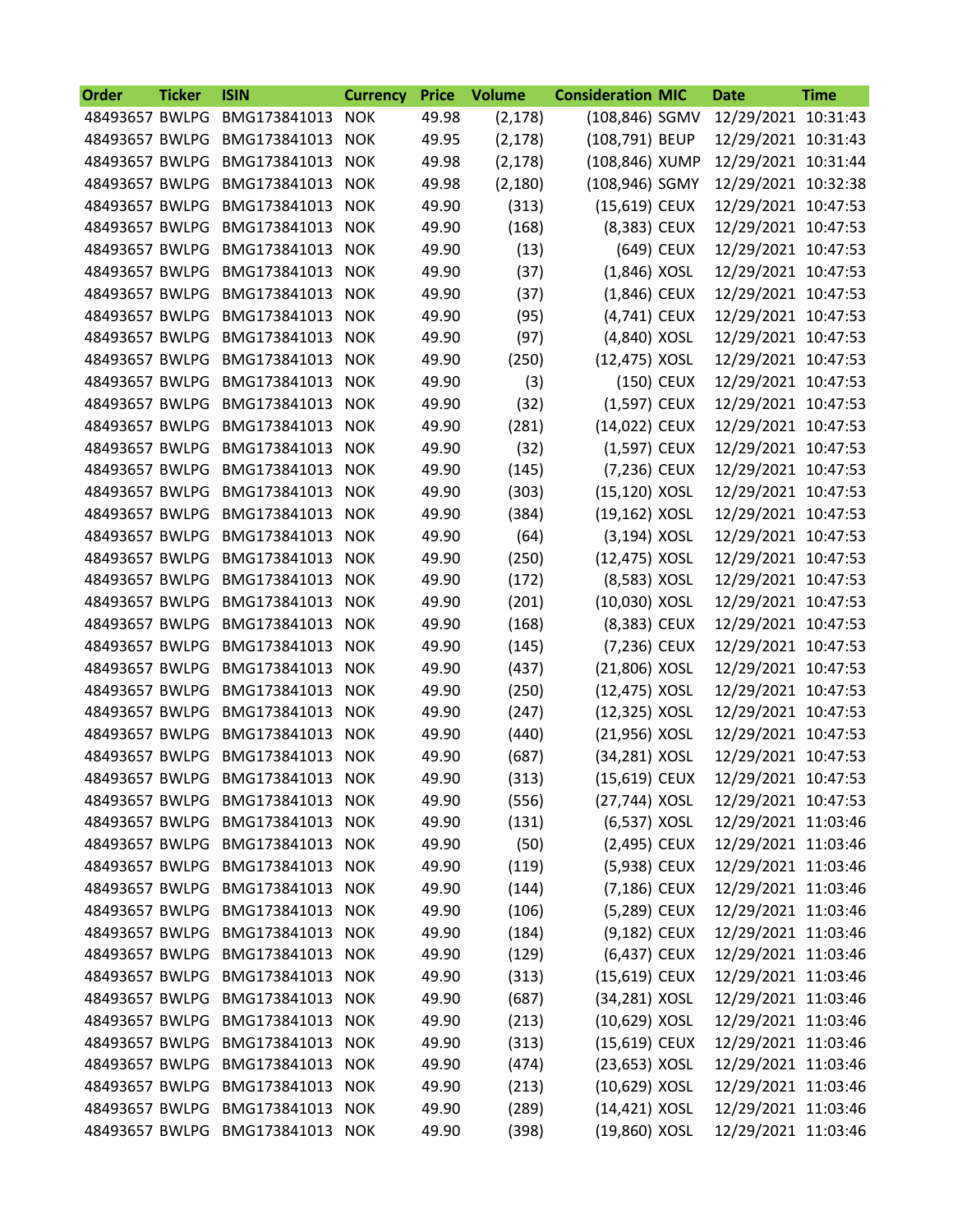| Order | Ticker | ISIN | Currency | Price | Volume | Consideration | MIC | Date | Time |
| --- | --- | --- | --- | --- | --- | --- | --- | --- | --- |
| 48493657 | BWLPG | BMG173841013 | NOK | 49.98 | (2,178) | (108,846) | SGMV | 12/29/2021 | 10:31:43 |
| 48493657 | BWLPG | BMG173841013 | NOK | 49.95 | (2,178) | (108,791) | BEUP | 12/29/2021 | 10:31:43 |
| 48493657 | BWLPG | BMG173841013 | NOK | 49.98 | (2,178) | (108,846) | XUMP | 12/29/2021 | 10:31:44 |
| 48493657 | BWLPG | BMG173841013 | NOK | 49.98 | (2,180) | (108,946) | SGMY | 12/29/2021 | 10:32:38 |
| 48493657 | BWLPG | BMG173841013 | NOK | 49.90 | (313) | (15,619) | CEUX | 12/29/2021 | 10:47:53 |
| 48493657 | BWLPG | BMG173841013 | NOK | 49.90 | (168) | (8,383) | CEUX | 12/29/2021 | 10:47:53 |
| 48493657 | BWLPG | BMG173841013 | NOK | 49.90 | (13) | (649) | CEUX | 12/29/2021 | 10:47:53 |
| 48493657 | BWLPG | BMG173841013 | NOK | 49.90 | (37) | (1,846) | XOSL | 12/29/2021 | 10:47:53 |
| 48493657 | BWLPG | BMG173841013 | NOK | 49.90 | (37) | (1,846) | CEUX | 12/29/2021 | 10:47:53 |
| 48493657 | BWLPG | BMG173841013 | NOK | 49.90 | (95) | (4,741) | CEUX | 12/29/2021 | 10:47:53 |
| 48493657 | BWLPG | BMG173841013 | NOK | 49.90 | (97) | (4,840) | XOSL | 12/29/2021 | 10:47:53 |
| 48493657 | BWLPG | BMG173841013 | NOK | 49.90 | (250) | (12,475) | XOSL | 12/29/2021 | 10:47:53 |
| 48493657 | BWLPG | BMG173841013 | NOK | 49.90 | (3) | (150) | CEUX | 12/29/2021 | 10:47:53 |
| 48493657 | BWLPG | BMG173841013 | NOK | 49.90 | (32) | (1,597) | CEUX | 12/29/2021 | 10:47:53 |
| 48493657 | BWLPG | BMG173841013 | NOK | 49.90 | (281) | (14,022) | CEUX | 12/29/2021 | 10:47:53 |
| 48493657 | BWLPG | BMG173841013 | NOK | 49.90 | (32) | (1,597) | CEUX | 12/29/2021 | 10:47:53 |
| 48493657 | BWLPG | BMG173841013 | NOK | 49.90 | (145) | (7,236) | CEUX | 12/29/2021 | 10:47:53 |
| 48493657 | BWLPG | BMG173841013 | NOK | 49.90 | (303) | (15,120) | XOSL | 12/29/2021 | 10:47:53 |
| 48493657 | BWLPG | BMG173841013 | NOK | 49.90 | (384) | (19,162) | XOSL | 12/29/2021 | 10:47:53 |
| 48493657 | BWLPG | BMG173841013 | NOK | 49.90 | (64) | (3,194) | XOSL | 12/29/2021 | 10:47:53 |
| 48493657 | BWLPG | BMG173841013 | NOK | 49.90 | (250) | (12,475) | XOSL | 12/29/2021 | 10:47:53 |
| 48493657 | BWLPG | BMG173841013 | NOK | 49.90 | (172) | (8,583) | XOSL | 12/29/2021 | 10:47:53 |
| 48493657 | BWLPG | BMG173841013 | NOK | 49.90 | (201) | (10,030) | XOSL | 12/29/2021 | 10:47:53 |
| 48493657 | BWLPG | BMG173841013 | NOK | 49.90 | (168) | (8,383) | CEUX | 12/29/2021 | 10:47:53 |
| 48493657 | BWLPG | BMG173841013 | NOK | 49.90 | (145) | (7,236) | CEUX | 12/29/2021 | 10:47:53 |
| 48493657 | BWLPG | BMG173841013 | NOK | 49.90 | (437) | (21,806) | XOSL | 12/29/2021 | 10:47:53 |
| 48493657 | BWLPG | BMG173841013 | NOK | 49.90 | (250) | (12,475) | XOSL | 12/29/2021 | 10:47:53 |
| 48493657 | BWLPG | BMG173841013 | NOK | 49.90 | (247) | (12,325) | XOSL | 12/29/2021 | 10:47:53 |
| 48493657 | BWLPG | BMG173841013 | NOK | 49.90 | (440) | (21,956) | XOSL | 12/29/2021 | 10:47:53 |
| 48493657 | BWLPG | BMG173841013 | NOK | 49.90 | (687) | (34,281) | XOSL | 12/29/2021 | 10:47:53 |
| 48493657 | BWLPG | BMG173841013 | NOK | 49.90 | (313) | (15,619) | CEUX | 12/29/2021 | 10:47:53 |
| 48493657 | BWLPG | BMG173841013 | NOK | 49.90 | (556) | (27,744) | XOSL | 12/29/2021 | 10:47:53 |
| 48493657 | BWLPG | BMG173841013 | NOK | 49.90 | (131) | (6,537) | XOSL | 12/29/2021 | 11:03:46 |
| 48493657 | BWLPG | BMG173841013 | NOK | 49.90 | (50) | (2,495) | CEUX | 12/29/2021 | 11:03:46 |
| 48493657 | BWLPG | BMG173841013 | NOK | 49.90 | (119) | (5,938) | CEUX | 12/29/2021 | 11:03:46 |
| 48493657 | BWLPG | BMG173841013 | NOK | 49.90 | (144) | (7,186) | CEUX | 12/29/2021 | 11:03:46 |
| 48493657 | BWLPG | BMG173841013 | NOK | 49.90 | (106) | (5,289) | CEUX | 12/29/2021 | 11:03:46 |
| 48493657 | BWLPG | BMG173841013 | NOK | 49.90 | (184) | (9,182) | CEUX | 12/29/2021 | 11:03:46 |
| 48493657 | BWLPG | BMG173841013 | NOK | 49.90 | (129) | (6,437) | CEUX | 12/29/2021 | 11:03:46 |
| 48493657 | BWLPG | BMG173841013 | NOK | 49.90 | (313) | (15,619) | CEUX | 12/29/2021 | 11:03:46 |
| 48493657 | BWLPG | BMG173841013 | NOK | 49.90 | (687) | (34,281) | XOSL | 12/29/2021 | 11:03:46 |
| 48493657 | BWLPG | BMG173841013 | NOK | 49.90 | (213) | (10,629) | XOSL | 12/29/2021 | 11:03:46 |
| 48493657 | BWLPG | BMG173841013 | NOK | 49.90 | (313) | (15,619) | CEUX | 12/29/2021 | 11:03:46 |
| 48493657 | BWLPG | BMG173841013 | NOK | 49.90 | (474) | (23,653) | XOSL | 12/29/2021 | 11:03:46 |
| 48493657 | BWLPG | BMG173841013 | NOK | 49.90 | (213) | (10,629) | XOSL | 12/29/2021 | 11:03:46 |
| 48493657 | BWLPG | BMG173841013 | NOK | 49.90 | (289) | (14,421) | XOSL | 12/29/2021 | 11:03:46 |
| 48493657 | BWLPG | BMG173841013 | NOK | 49.90 | (398) | (19,860) | XOSL | 12/29/2021 | 11:03:46 |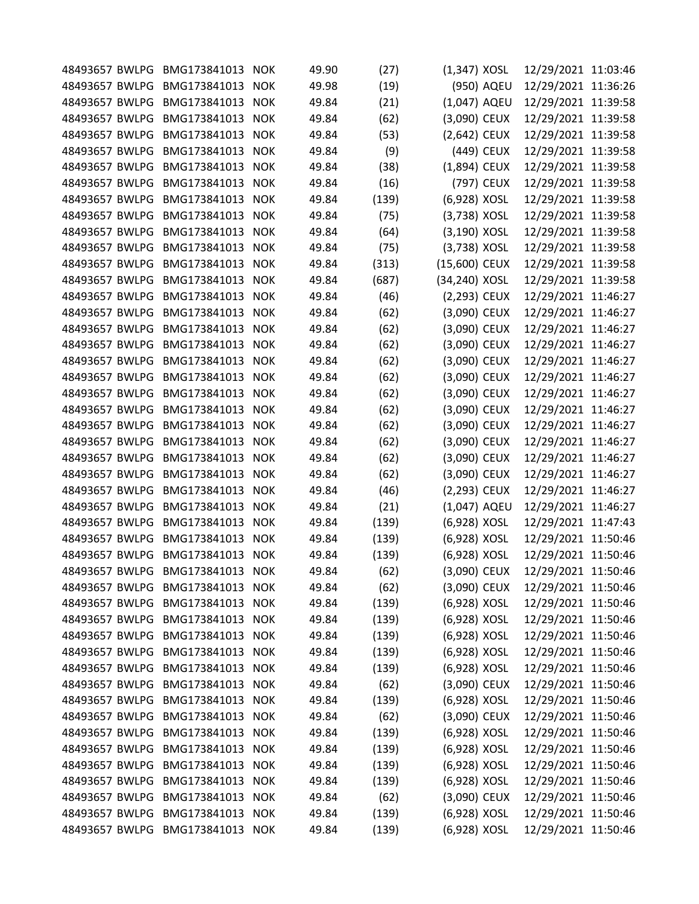| | | | | | | | | | |
|---|---|---|---|---|---|---|---|---|---|
| 48493657 | BWLPG | BMG173841013 | NOK | 49.90 | (27) | (1,347) | XOSL | 12/29/2021 | 11:03:46 |
| 48493657 | BWLPG | BMG173841013 | NOK | 49.98 | (19) | (950) | AQEU | 12/29/2021 | 11:36:26 |
| 48493657 | BWLPG | BMG173841013 | NOK | 49.84 | (21) | (1,047) | AQEU | 12/29/2021 | 11:39:58 |
| 48493657 | BWLPG | BMG173841013 | NOK | 49.84 | (62) | (3,090) | CEUX | 12/29/2021 | 11:39:58 |
| 48493657 | BWLPG | BMG173841013 | NOK | 49.84 | (53) | (2,642) | CEUX | 12/29/2021 | 11:39:58 |
| 48493657 | BWLPG | BMG173841013 | NOK | 49.84 | (9) | (449) | CEUX | 12/29/2021 | 11:39:58 |
| 48493657 | BWLPG | BMG173841013 | NOK | 49.84 | (38) | (1,894) | CEUX | 12/29/2021 | 11:39:58 |
| 48493657 | BWLPG | BMG173841013 | NOK | 49.84 | (16) | (797) | CEUX | 12/29/2021 | 11:39:58 |
| 48493657 | BWLPG | BMG173841013 | NOK | 49.84 | (139) | (6,928) | XOSL | 12/29/2021 | 11:39:58 |
| 48493657 | BWLPG | BMG173841013 | NOK | 49.84 | (75) | (3,738) | XOSL | 12/29/2021 | 11:39:58 |
| 48493657 | BWLPG | BMG173841013 | NOK | 49.84 | (64) | (3,190) | XOSL | 12/29/2021 | 11:39:58 |
| 48493657 | BWLPG | BMG173841013 | NOK | 49.84 | (75) | (3,738) | XOSL | 12/29/2021 | 11:39:58 |
| 48493657 | BWLPG | BMG173841013 | NOK | 49.84 | (313) | (15,600) | CEUX | 12/29/2021 | 11:39:58 |
| 48493657 | BWLPG | BMG173841013 | NOK | 49.84 | (687) | (34,240) | XOSL | 12/29/2021 | 11:39:58 |
| 48493657 | BWLPG | BMG173841013 | NOK | 49.84 | (46) | (2,293) | CEUX | 12/29/2021 | 11:46:27 |
| 48493657 | BWLPG | BMG173841013 | NOK | 49.84 | (62) | (3,090) | CEUX | 12/29/2021 | 11:46:27 |
| 48493657 | BWLPG | BMG173841013 | NOK | 49.84 | (62) | (3,090) | CEUX | 12/29/2021 | 11:46:27 |
| 48493657 | BWLPG | BMG173841013 | NOK | 49.84 | (62) | (3,090) | CEUX | 12/29/2021 | 11:46:27 |
| 48493657 | BWLPG | BMG173841013 | NOK | 49.84 | (62) | (3,090) | CEUX | 12/29/2021 | 11:46:27 |
| 48493657 | BWLPG | BMG173841013 | NOK | 49.84 | (62) | (3,090) | CEUX | 12/29/2021 | 11:46:27 |
| 48493657 | BWLPG | BMG173841013 | NOK | 49.84 | (62) | (3,090) | CEUX | 12/29/2021 | 11:46:27 |
| 48493657 | BWLPG | BMG173841013 | NOK | 49.84 | (62) | (3,090) | CEUX | 12/29/2021 | 11:46:27 |
| 48493657 | BWLPG | BMG173841013 | NOK | 49.84 | (62) | (3,090) | CEUX | 12/29/2021 | 11:46:27 |
| 48493657 | BWLPG | BMG173841013 | NOK | 49.84 | (62) | (3,090) | CEUX | 12/29/2021 | 11:46:27 |
| 48493657 | BWLPG | BMG173841013 | NOK | 49.84 | (62) | (3,090) | CEUX | 12/29/2021 | 11:46:27 |
| 48493657 | BWLPG | BMG173841013 | NOK | 49.84 | (62) | (3,090) | CEUX | 12/29/2021 | 11:46:27 |
| 48493657 | BWLPG | BMG173841013 | NOK | 49.84 | (46) | (2,293) | CEUX | 12/29/2021 | 11:46:27 |
| 48493657 | BWLPG | BMG173841013 | NOK | 49.84 | (21) | (1,047) | AQEU | 12/29/2021 | 11:46:27 |
| 48493657 | BWLPG | BMG173841013 | NOK | 49.84 | (139) | (6,928) | XOSL | 12/29/2021 | 11:47:43 |
| 48493657 | BWLPG | BMG173841013 | NOK | 49.84 | (139) | (6,928) | XOSL | 12/29/2021 | 11:50:46 |
| 48493657 | BWLPG | BMG173841013 | NOK | 49.84 | (139) | (6,928) | XOSL | 12/29/2021 | 11:50:46 |
| 48493657 | BWLPG | BMG173841013 | NOK | 49.84 | (62) | (3,090) | CEUX | 12/29/2021 | 11:50:46 |
| 48493657 | BWLPG | BMG173841013 | NOK | 49.84 | (62) | (3,090) | CEUX | 12/29/2021 | 11:50:46 |
| 48493657 | BWLPG | BMG173841013 | NOK | 49.84 | (139) | (6,928) | XOSL | 12/29/2021 | 11:50:46 |
| 48493657 | BWLPG | BMG173841013 | NOK | 49.84 | (139) | (6,928) | XOSL | 12/29/2021 | 11:50:46 |
| 48493657 | BWLPG | BMG173841013 | NOK | 49.84 | (139) | (6,928) | XOSL | 12/29/2021 | 11:50:46 |
| 48493657 | BWLPG | BMG173841013 | NOK | 49.84 | (139) | (6,928) | XOSL | 12/29/2021 | 11:50:46 |
| 48493657 | BWLPG | BMG173841013 | NOK | 49.84 | (139) | (6,928) | XOSL | 12/29/2021 | 11:50:46 |
| 48493657 | BWLPG | BMG173841013 | NOK | 49.84 | (62) | (3,090) | CEUX | 12/29/2021 | 11:50:46 |
| 48493657 | BWLPG | BMG173841013 | NOK | 49.84 | (139) | (6,928) | XOSL | 12/29/2021 | 11:50:46 |
| 48493657 | BWLPG | BMG173841013 | NOK | 49.84 | (62) | (3,090) | CEUX | 12/29/2021 | 11:50:46 |
| 48493657 | BWLPG | BMG173841013 | NOK | 49.84 | (139) | (6,928) | XOSL | 12/29/2021 | 11:50:46 |
| 48493657 | BWLPG | BMG173841013 | NOK | 49.84 | (139) | (6,928) | XOSL | 12/29/2021 | 11:50:46 |
| 48493657 | BWLPG | BMG173841013 | NOK | 49.84 | (139) | (6,928) | XOSL | 12/29/2021 | 11:50:46 |
| 48493657 | BWLPG | BMG173841013 | NOK | 49.84 | (139) | (6,928) | XOSL | 12/29/2021 | 11:50:46 |
| 48493657 | BWLPG | BMG173841013 | NOK | 49.84 | (62) | (3,090) | CEUX | 12/29/2021 | 11:50:46 |
| 48493657 | BWLPG | BMG173841013 | NOK | 49.84 | (139) | (6,928) | XOSL | 12/29/2021 | 11:50:46 |
| 48493657 | BWLPG | BMG173841013 | NOK | 49.84 | (139) | (6,928) | XOSL | 12/29/2021 | 11:50:46 |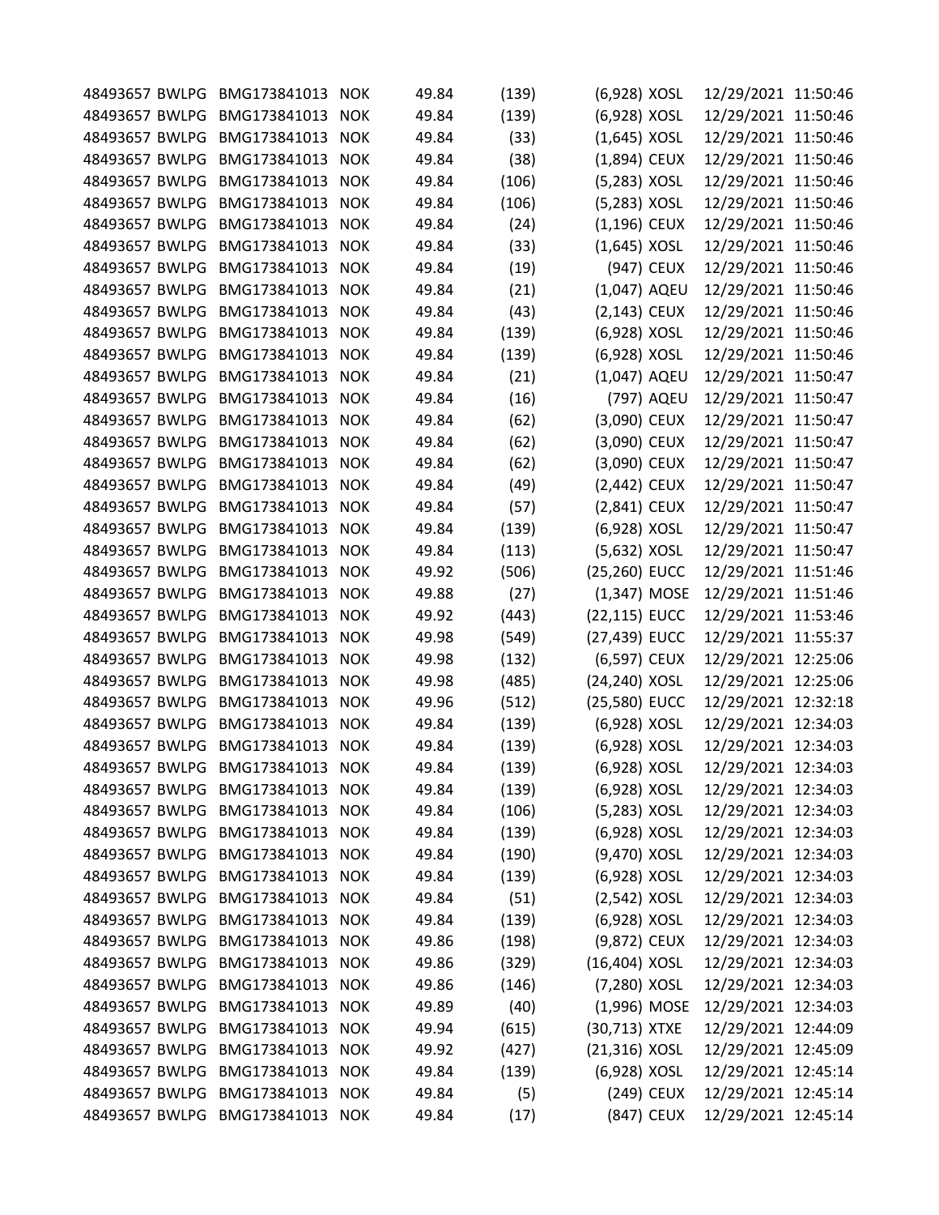| | | | | | | | | | |
|---|---|---|---|---|---|---|---|---|---|
| 48493657 | BWLPG | BMG173841013 | NOK | 49.84 | (139) | (6,928) | XOSL | 12/29/2021 | 11:50:46 |
| 48493657 | BWLPG | BMG173841013 | NOK | 49.84 | (139) | (6,928) | XOSL | 12/29/2021 | 11:50:46 |
| 48493657 | BWLPG | BMG173841013 | NOK | 49.84 | (33) | (1,645) | XOSL | 12/29/2021 | 11:50:46 |
| 48493657 | BWLPG | BMG173841013 | NOK | 49.84 | (38) | (1,894) | CEUX | 12/29/2021 | 11:50:46 |
| 48493657 | BWLPG | BMG173841013 | NOK | 49.84 | (106) | (5,283) | XOSL | 12/29/2021 | 11:50:46 |
| 48493657 | BWLPG | BMG173841013 | NOK | 49.84 | (106) | (5,283) | XOSL | 12/29/2021 | 11:50:46 |
| 48493657 | BWLPG | BMG173841013 | NOK | 49.84 | (24) | (1,196) | CEUX | 12/29/2021 | 11:50:46 |
| 48493657 | BWLPG | BMG173841013 | NOK | 49.84 | (33) | (1,645) | XOSL | 12/29/2021 | 11:50:46 |
| 48493657 | BWLPG | BMG173841013 | NOK | 49.84 | (19) | (947) | CEUX | 12/29/2021 | 11:50:46 |
| 48493657 | BWLPG | BMG173841013 | NOK | 49.84 | (21) | (1,047) | AQEU | 12/29/2021 | 11:50:46 |
| 48493657 | BWLPG | BMG173841013 | NOK | 49.84 | (43) | (2,143) | CEUX | 12/29/2021 | 11:50:46 |
| 48493657 | BWLPG | BMG173841013 | NOK | 49.84 | (139) | (6,928) | XOSL | 12/29/2021 | 11:50:46 |
| 48493657 | BWLPG | BMG173841013 | NOK | 49.84 | (139) | (6,928) | XOSL | 12/29/2021 | 11:50:46 |
| 48493657 | BWLPG | BMG173841013 | NOK | 49.84 | (21) | (1,047) | AQEU | 12/29/2021 | 11:50:47 |
| 48493657 | BWLPG | BMG173841013 | NOK | 49.84 | (16) | (797) | AQEU | 12/29/2021 | 11:50:47 |
| 48493657 | BWLPG | BMG173841013 | NOK | 49.84 | (62) | (3,090) | CEUX | 12/29/2021 | 11:50:47 |
| 48493657 | BWLPG | BMG173841013 | NOK | 49.84 | (62) | (3,090) | CEUX | 12/29/2021 | 11:50:47 |
| 48493657 | BWLPG | BMG173841013 | NOK | 49.84 | (62) | (3,090) | CEUX | 12/29/2021 | 11:50:47 |
| 48493657 | BWLPG | BMG173841013 | NOK | 49.84 | (49) | (2,442) | CEUX | 12/29/2021 | 11:50:47 |
| 48493657 | BWLPG | BMG173841013 | NOK | 49.84 | (57) | (2,841) | CEUX | 12/29/2021 | 11:50:47 |
| 48493657 | BWLPG | BMG173841013 | NOK | 49.84 | (139) | (6,928) | XOSL | 12/29/2021 | 11:50:47 |
| 48493657 | BWLPG | BMG173841013 | NOK | 49.84 | (113) | (5,632) | XOSL | 12/29/2021 | 11:50:47 |
| 48493657 | BWLPG | BMG173841013 | NOK | 49.92 | (506) | (25,260) | EUCC | 12/29/2021 | 11:51:46 |
| 48493657 | BWLPG | BMG173841013 | NOK | 49.88 | (27) | (1,347) | MOSE | 12/29/2021 | 11:51:46 |
| 48493657 | BWLPG | BMG173841013 | NOK | 49.92 | (443) | (22,115) | EUCC | 12/29/2021 | 11:53:46 |
| 48493657 | BWLPG | BMG173841013 | NOK | 49.98 | (549) | (27,439) | EUCC | 12/29/2021 | 11:55:37 |
| 48493657 | BWLPG | BMG173841013 | NOK | 49.98 | (132) | (6,597) | CEUX | 12/29/2021 | 12:25:06 |
| 48493657 | BWLPG | BMG173841013 | NOK | 49.98 | (485) | (24,240) | XOSL | 12/29/2021 | 12:25:06 |
| 48493657 | BWLPG | BMG173841013 | NOK | 49.96 | (512) | (25,580) | EUCC | 12/29/2021 | 12:32:18 |
| 48493657 | BWLPG | BMG173841013 | NOK | 49.84 | (139) | (6,928) | XOSL | 12/29/2021 | 12:34:03 |
| 48493657 | BWLPG | BMG173841013 | NOK | 49.84 | (139) | (6,928) | XOSL | 12/29/2021 | 12:34:03 |
| 48493657 | BWLPG | BMG173841013 | NOK | 49.84 | (139) | (6,928) | XOSL | 12/29/2021 | 12:34:03 |
| 48493657 | BWLPG | BMG173841013 | NOK | 49.84 | (139) | (6,928) | XOSL | 12/29/2021 | 12:34:03 |
| 48493657 | BWLPG | BMG173841013 | NOK | 49.84 | (106) | (5,283) | XOSL | 12/29/2021 | 12:34:03 |
| 48493657 | BWLPG | BMG173841013 | NOK | 49.84 | (139) | (6,928) | XOSL | 12/29/2021 | 12:34:03 |
| 48493657 | BWLPG | BMG173841013 | NOK | 49.84 | (190) | (9,470) | XOSL | 12/29/2021 | 12:34:03 |
| 48493657 | BWLPG | BMG173841013 | NOK | 49.84 | (139) | (6,928) | XOSL | 12/29/2021 | 12:34:03 |
| 48493657 | BWLPG | BMG173841013 | NOK | 49.84 | (51) | (2,542) | XOSL | 12/29/2021 | 12:34:03 |
| 48493657 | BWLPG | BMG173841013 | NOK | 49.84 | (139) | (6,928) | XOSL | 12/29/2021 | 12:34:03 |
| 48493657 | BWLPG | BMG173841013 | NOK | 49.86 | (198) | (9,872) | CEUX | 12/29/2021 | 12:34:03 |
| 48493657 | BWLPG | BMG173841013 | NOK | 49.86 | (329) | (16,404) | XOSL | 12/29/2021 | 12:34:03 |
| 48493657 | BWLPG | BMG173841013 | NOK | 49.86 | (146) | (7,280) | XOSL | 12/29/2021 | 12:34:03 |
| 48493657 | BWLPG | BMG173841013 | NOK | 49.89 | (40) | (1,996) | MOSE | 12/29/2021 | 12:34:03 |
| 48493657 | BWLPG | BMG173841013 | NOK | 49.94 | (615) | (30,713) | XTXE | 12/29/2021 | 12:44:09 |
| 48493657 | BWLPG | BMG173841013 | NOK | 49.92 | (427) | (21,316) | XOSL | 12/29/2021 | 12:45:09 |
| 48493657 | BWLPG | BMG173841013 | NOK | 49.84 | (139) | (6,928) | XOSL | 12/29/2021 | 12:45:14 |
| 48493657 | BWLPG | BMG173841013 | NOK | 49.84 | (5) | (249) | CEUX | 12/29/2021 | 12:45:14 |
| 48493657 | BWLPG | BMG173841013 | NOK | 49.84 | (17) | (847) | CEUX | 12/29/2021 | 12:45:14 |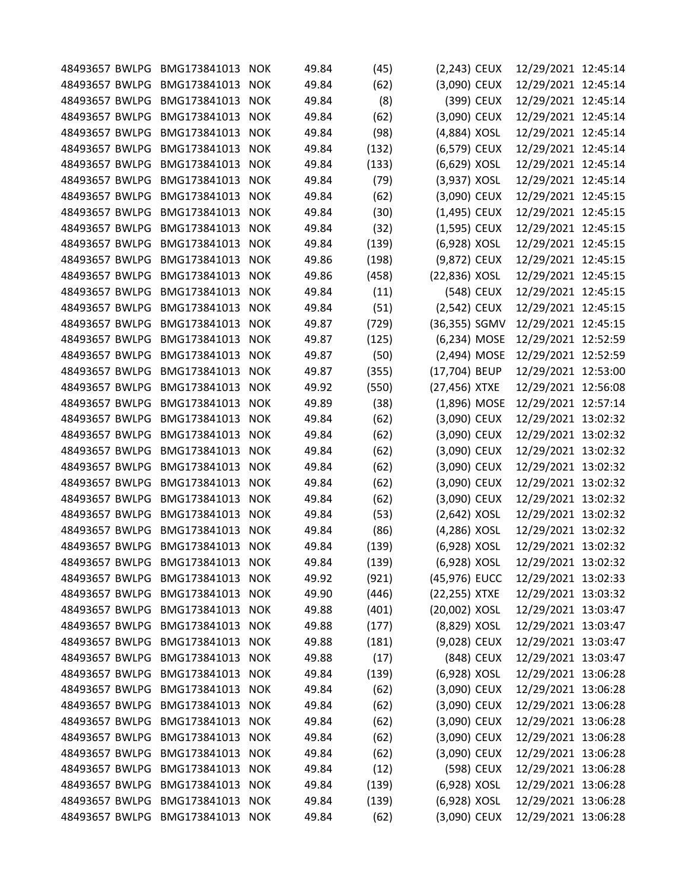| | | | | | | | | | |
|---|---|---|---|---|---|---|---|---|---|
| 48493657 | BWLPG | BMG173841013 | NOK | 49.84 | (45) | (2,243) | CEUX | 12/29/2021 | 12:45:14 |
| 48493657 | BWLPG | BMG173841013 | NOK | 49.84 | (62) | (3,090) | CEUX | 12/29/2021 | 12:45:14 |
| 48493657 | BWLPG | BMG173841013 | NOK | 49.84 | (8) | (399) | CEUX | 12/29/2021 | 12:45:14 |
| 48493657 | BWLPG | BMG173841013 | NOK | 49.84 | (62) | (3,090) | CEUX | 12/29/2021 | 12:45:14 |
| 48493657 | BWLPG | BMG173841013 | NOK | 49.84 | (98) | (4,884) | XOSL | 12/29/2021 | 12:45:14 |
| 48493657 | BWLPG | BMG173841013 | NOK | 49.84 | (132) | (6,579) | CEUX | 12/29/2021 | 12:45:14 |
| 48493657 | BWLPG | BMG173841013 | NOK | 49.84 | (133) | (6,629) | XOSL | 12/29/2021 | 12:45:14 |
| 48493657 | BWLPG | BMG173841013 | NOK | 49.84 | (79) | (3,937) | XOSL | 12/29/2021 | 12:45:14 |
| 48493657 | BWLPG | BMG173841013 | NOK | 49.84 | (62) | (3,090) | CEUX | 12/29/2021 | 12:45:15 |
| 48493657 | BWLPG | BMG173841013 | NOK | 49.84 | (30) | (1,495) | CEUX | 12/29/2021 | 12:45:15 |
| 48493657 | BWLPG | BMG173841013 | NOK | 49.84 | (32) | (1,595) | CEUX | 12/29/2021 | 12:45:15 |
| 48493657 | BWLPG | BMG173841013 | NOK | 49.84 | (139) | (6,928) | XOSL | 12/29/2021 | 12:45:15 |
| 48493657 | BWLPG | BMG173841013 | NOK | 49.86 | (198) | (9,872) | CEUX | 12/29/2021 | 12:45:15 |
| 48493657 | BWLPG | BMG173841013 | NOK | 49.86 | (458) | (22,836) | XOSL | 12/29/2021 | 12:45:15 |
| 48493657 | BWLPG | BMG173841013 | NOK | 49.84 | (11) | (548) | CEUX | 12/29/2021 | 12:45:15 |
| 48493657 | BWLPG | BMG173841013 | NOK | 49.84 | (51) | (2,542) | CEUX | 12/29/2021 | 12:45:15 |
| 48493657 | BWLPG | BMG173841013 | NOK | 49.87 | (729) | (36,355) | SGMV | 12/29/2021 | 12:45:15 |
| 48493657 | BWLPG | BMG173841013 | NOK | 49.87 | (125) | (6,234) | MOSE | 12/29/2021 | 12:52:59 |
| 48493657 | BWLPG | BMG173841013 | NOK | 49.87 | (50) | (2,494) | MOSE | 12/29/2021 | 12:52:59 |
| 48493657 | BWLPG | BMG173841013 | NOK | 49.87 | (355) | (17,704) | BEUP | 12/29/2021 | 12:53:00 |
| 48493657 | BWLPG | BMG173841013 | NOK | 49.92 | (550) | (27,456) | XTXE | 12/29/2021 | 12:56:08 |
| 48493657 | BWLPG | BMG173841013 | NOK | 49.89 | (38) | (1,896) | MOSE | 12/29/2021 | 12:57:14 |
| 48493657 | BWLPG | BMG173841013 | NOK | 49.84 | (62) | (3,090) | CEUX | 12/29/2021 | 13:02:32 |
| 48493657 | BWLPG | BMG173841013 | NOK | 49.84 | (62) | (3,090) | CEUX | 12/29/2021 | 13:02:32 |
| 48493657 | BWLPG | BMG173841013 | NOK | 49.84 | (62) | (3,090) | CEUX | 12/29/2021 | 13:02:32 |
| 48493657 | BWLPG | BMG173841013 | NOK | 49.84 | (62) | (3,090) | CEUX | 12/29/2021 | 13:02:32 |
| 48493657 | BWLPG | BMG173841013 | NOK | 49.84 | (62) | (3,090) | CEUX | 12/29/2021 | 13:02:32 |
| 48493657 | BWLPG | BMG173841013 | NOK | 49.84 | (62) | (3,090) | CEUX | 12/29/2021 | 13:02:32 |
| 48493657 | BWLPG | BMG173841013 | NOK | 49.84 | (53) | (2,642) | XOSL | 12/29/2021 | 13:02:32 |
| 48493657 | BWLPG | BMG173841013 | NOK | 49.84 | (86) | (4,286) | XOSL | 12/29/2021 | 13:02:32 |
| 48493657 | BWLPG | BMG173841013 | NOK | 49.84 | (139) | (6,928) | XOSL | 12/29/2021 | 13:02:32 |
| 48493657 | BWLPG | BMG173841013 | NOK | 49.84 | (139) | (6,928) | XOSL | 12/29/2021 | 13:02:32 |
| 48493657 | BWLPG | BMG173841013 | NOK | 49.92 | (921) | (45,976) | EUCC | 12/29/2021 | 13:02:33 |
| 48493657 | BWLPG | BMG173841013 | NOK | 49.90 | (446) | (22,255) | XTXE | 12/29/2021 | 13:03:32 |
| 48493657 | BWLPG | BMG173841013 | NOK | 49.88 | (401) | (20,002) | XOSL | 12/29/2021 | 13:03:47 |
| 48493657 | BWLPG | BMG173841013 | NOK | 49.88 | (177) | (8,829) | XOSL | 12/29/2021 | 13:03:47 |
| 48493657 | BWLPG | BMG173841013 | NOK | 49.88 | (181) | (9,028) | CEUX | 12/29/2021 | 13:03:47 |
| 48493657 | BWLPG | BMG173841013 | NOK | 49.88 | (17) | (848) | CEUX | 12/29/2021 | 13:03:47 |
| 48493657 | BWLPG | BMG173841013 | NOK | 49.84 | (139) | (6,928) | XOSL | 12/29/2021 | 13:06:28 |
| 48493657 | BWLPG | BMG173841013 | NOK | 49.84 | (62) | (3,090) | CEUX | 12/29/2021 | 13:06:28 |
| 48493657 | BWLPG | BMG173841013 | NOK | 49.84 | (62) | (3,090) | CEUX | 12/29/2021 | 13:06:28 |
| 48493657 | BWLPG | BMG173841013 | NOK | 49.84 | (62) | (3,090) | CEUX | 12/29/2021 | 13:06:28 |
| 48493657 | BWLPG | BMG173841013 | NOK | 49.84 | (62) | (3,090) | CEUX | 12/29/2021 | 13:06:28 |
| 48493657 | BWLPG | BMG173841013 | NOK | 49.84 | (62) | (3,090) | CEUX | 12/29/2021 | 13:06:28 |
| 48493657 | BWLPG | BMG173841013 | NOK | 49.84 | (12) | (598) | CEUX | 12/29/2021 | 13:06:28 |
| 48493657 | BWLPG | BMG173841013 | NOK | 49.84 | (139) | (6,928) | XOSL | 12/29/2021 | 13:06:28 |
| 48493657 | BWLPG | BMG173841013 | NOK | 49.84 | (139) | (6,928) | XOSL | 12/29/2021 | 13:06:28 |
| 48493657 | BWLPG | BMG173841013 | NOK | 49.84 | (62) | (3,090) | CEUX | 12/29/2021 | 13:06:28 |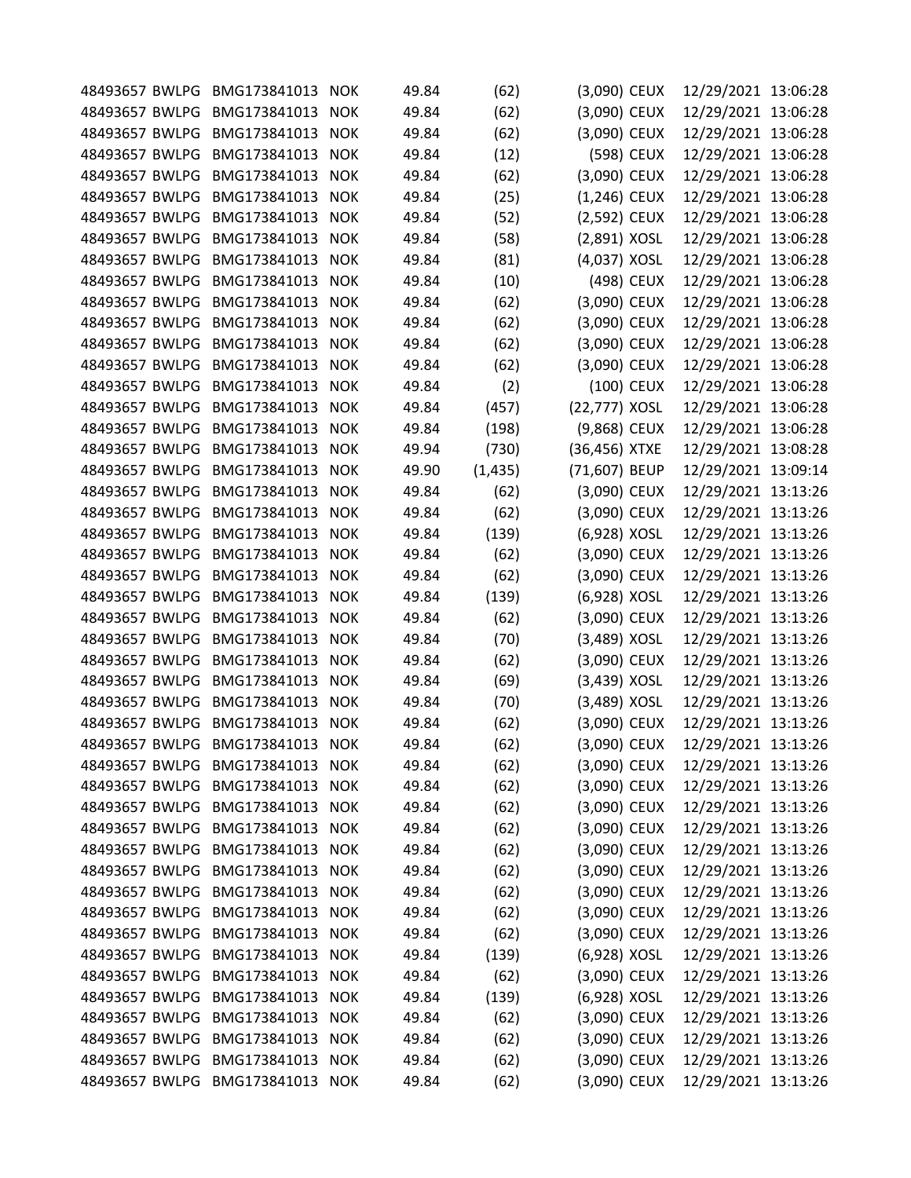| | | | | | | | | | |
|---|---|---|---|---|---|---|---|---|---|
| 48493657 | BWLPG | BMG173841013 | NOK | 49.84 | (62) | (3,090) | CEUX | 12/29/2021 | 13:06:28 |
| 48493657 | BWLPG | BMG173841013 | NOK | 49.84 | (62) | (3,090) | CEUX | 12/29/2021 | 13:06:28 |
| 48493657 | BWLPG | BMG173841013 | NOK | 49.84 | (62) | (3,090) | CEUX | 12/29/2021 | 13:06:28 |
| 48493657 | BWLPG | BMG173841013 | NOK | 49.84 | (12) | (598) | CEUX | 12/29/2021 | 13:06:28 |
| 48493657 | BWLPG | BMG173841013 | NOK | 49.84 | (62) | (3,090) | CEUX | 12/29/2021 | 13:06:28 |
| 48493657 | BWLPG | BMG173841013 | NOK | 49.84 | (25) | (1,246) | CEUX | 12/29/2021 | 13:06:28 |
| 48493657 | BWLPG | BMG173841013 | NOK | 49.84 | (52) | (2,592) | CEUX | 12/29/2021 | 13:06:28 |
| 48493657 | BWLPG | BMG173841013 | NOK | 49.84 | (58) | (2,891) | XOSL | 12/29/2021 | 13:06:28 |
| 48493657 | BWLPG | BMG173841013 | NOK | 49.84 | (81) | (4,037) | XOSL | 12/29/2021 | 13:06:28 |
| 48493657 | BWLPG | BMG173841013 | NOK | 49.84 | (10) | (498) | CEUX | 12/29/2021 | 13:06:28 |
| 48493657 | BWLPG | BMG173841013 | NOK | 49.84 | (62) | (3,090) | CEUX | 12/29/2021 | 13:06:28 |
| 48493657 | BWLPG | BMG173841013 | NOK | 49.84 | (62) | (3,090) | CEUX | 12/29/2021 | 13:06:28 |
| 48493657 | BWLPG | BMG173841013 | NOK | 49.84 | (62) | (3,090) | CEUX | 12/29/2021 | 13:06:28 |
| 48493657 | BWLPG | BMG173841013 | NOK | 49.84 | (62) | (3,090) | CEUX | 12/29/2021 | 13:06:28 |
| 48493657 | BWLPG | BMG173841013 | NOK | 49.84 | (2) | (100) | CEUX | 12/29/2021 | 13:06:28 |
| 48493657 | BWLPG | BMG173841013 | NOK | 49.84 | (457) | (22,777) | XOSL | 12/29/2021 | 13:06:28 |
| 48493657 | BWLPG | BMG173841013 | NOK | 49.84 | (198) | (9,868) | CEUX | 12/29/2021 | 13:06:28 |
| 48493657 | BWLPG | BMG173841013 | NOK | 49.94 | (730) | (36,456) | XTXE | 12/29/2021 | 13:08:28 |
| 48493657 | BWLPG | BMG173841013 | NOK | 49.90 | (1,435) | (71,607) | BEUP | 12/29/2021 | 13:09:14 |
| 48493657 | BWLPG | BMG173841013 | NOK | 49.84 | (62) | (3,090) | CEUX | 12/29/2021 | 13:13:26 |
| 48493657 | BWLPG | BMG173841013 | NOK | 49.84 | (62) | (3,090) | CEUX | 12/29/2021 | 13:13:26 |
| 48493657 | BWLPG | BMG173841013 | NOK | 49.84 | (139) | (6,928) | XOSL | 12/29/2021 | 13:13:26 |
| 48493657 | BWLPG | BMG173841013 | NOK | 49.84 | (62) | (3,090) | CEUX | 12/29/2021 | 13:13:26 |
| 48493657 | BWLPG | BMG173841013 | NOK | 49.84 | (62) | (3,090) | CEUX | 12/29/2021 | 13:13:26 |
| 48493657 | BWLPG | BMG173841013 | NOK | 49.84 | (139) | (6,928) | XOSL | 12/29/2021 | 13:13:26 |
| 48493657 | BWLPG | BMG173841013 | NOK | 49.84 | (62) | (3,090) | CEUX | 12/29/2021 | 13:13:26 |
| 48493657 | BWLPG | BMG173841013 | NOK | 49.84 | (70) | (3,489) | XOSL | 12/29/2021 | 13:13:26 |
| 48493657 | BWLPG | BMG173841013 | NOK | 49.84 | (62) | (3,090) | CEUX | 12/29/2021 | 13:13:26 |
| 48493657 | BWLPG | BMG173841013 | NOK | 49.84 | (69) | (3,439) | XOSL | 12/29/2021 | 13:13:26 |
| 48493657 | BWLPG | BMG173841013 | NOK | 49.84 | (70) | (3,489) | XOSL | 12/29/2021 | 13:13:26 |
| 48493657 | BWLPG | BMG173841013 | NOK | 49.84 | (62) | (3,090) | CEUX | 12/29/2021 | 13:13:26 |
| 48493657 | BWLPG | BMG173841013 | NOK | 49.84 | (62) | (3,090) | CEUX | 12/29/2021 | 13:13:26 |
| 48493657 | BWLPG | BMG173841013 | NOK | 49.84 | (62) | (3,090) | CEUX | 12/29/2021 | 13:13:26 |
| 48493657 | BWLPG | BMG173841013 | NOK | 49.84 | (62) | (3,090) | CEUX | 12/29/2021 | 13:13:26 |
| 48493657 | BWLPG | BMG173841013 | NOK | 49.84 | (62) | (3,090) | CEUX | 12/29/2021 | 13:13:26 |
| 48493657 | BWLPG | BMG173841013 | NOK | 49.84 | (62) | (3,090) | CEUX | 12/29/2021 | 13:13:26 |
| 48493657 | BWLPG | BMG173841013 | NOK | 49.84 | (62) | (3,090) | CEUX | 12/29/2021 | 13:13:26 |
| 48493657 | BWLPG | BMG173841013 | NOK | 49.84 | (62) | (3,090) | CEUX | 12/29/2021 | 13:13:26 |
| 48493657 | BWLPG | BMG173841013 | NOK | 49.84 | (62) | (3,090) | CEUX | 12/29/2021 | 13:13:26 |
| 48493657 | BWLPG | BMG173841013 | NOK | 49.84 | (62) | (3,090) | CEUX | 12/29/2021 | 13:13:26 |
| 48493657 | BWLPG | BMG173841013 | NOK | 49.84 | (62) | (3,090) | CEUX | 12/29/2021 | 13:13:26 |
| 48493657 | BWLPG | BMG173841013 | NOK | 49.84 | (139) | (6,928) | XOSL | 12/29/2021 | 13:13:26 |
| 48493657 | BWLPG | BMG173841013 | NOK | 49.84 | (62) | (3,090) | CEUX | 12/29/2021 | 13:13:26 |
| 48493657 | BWLPG | BMG173841013 | NOK | 49.84 | (139) | (6,928) | XOSL | 12/29/2021 | 13:13:26 |
| 48493657 | BWLPG | BMG173841013 | NOK | 49.84 | (62) | (3,090) | CEUX | 12/29/2021 | 13:13:26 |
| 48493657 | BWLPG | BMG173841013 | NOK | 49.84 | (62) | (3,090) | CEUX | 12/29/2021 | 13:13:26 |
| 48493657 | BWLPG | BMG173841013 | NOK | 49.84 | (62) | (3,090) | CEUX | 12/29/2021 | 13:13:26 |
| 48493657 | BWLPG | BMG173841013 | NOK | 49.84 | (62) | (3,090) | CEUX | 12/29/2021 | 13:13:26 |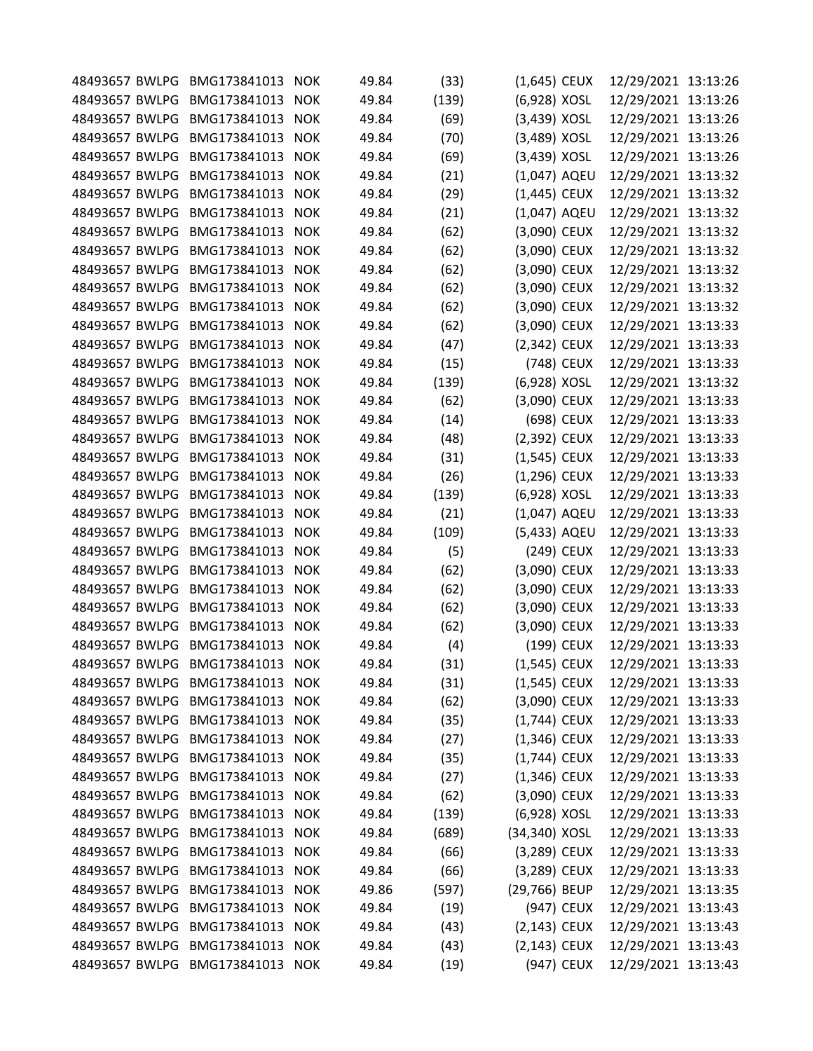| | | | | | | | | | |
|---|---|---|---|---|---|---|---|---|---|
| 48493657 | BWLPG | BMG173841013 | NOK | 49.84 | (33) | (1,645) | CEUX | 12/29/2021 | 13:13:26 |
| 48493657 | BWLPG | BMG173841013 | NOK | 49.84 | (139) | (6,928) | XOSL | 12/29/2021 | 13:13:26 |
| 48493657 | BWLPG | BMG173841013 | NOK | 49.84 | (69) | (3,439) | XOSL | 12/29/2021 | 13:13:26 |
| 48493657 | BWLPG | BMG173841013 | NOK | 49.84 | (70) | (3,489) | XOSL | 12/29/2021 | 13:13:26 |
| 48493657 | BWLPG | BMG173841013 | NOK | 49.84 | (69) | (3,439) | XOSL | 12/29/2021 | 13:13:26 |
| 48493657 | BWLPG | BMG173841013 | NOK | 49.84 | (21) | (1,047) | AQEU | 12/29/2021 | 13:13:32 |
| 48493657 | BWLPG | BMG173841013 | NOK | 49.84 | (29) | (1,445) | CEUX | 12/29/2021 | 13:13:32 |
| 48493657 | BWLPG | BMG173841013 | NOK | 49.84 | (21) | (1,047) | AQEU | 12/29/2021 | 13:13:32 |
| 48493657 | BWLPG | BMG173841013 | NOK | 49.84 | (62) | (3,090) | CEUX | 12/29/2021 | 13:13:32 |
| 48493657 | BWLPG | BMG173841013 | NOK | 49.84 | (62) | (3,090) | CEUX | 12/29/2021 | 13:13:32 |
| 48493657 | BWLPG | BMG173841013 | NOK | 49.84 | (62) | (3,090) | CEUX | 12/29/2021 | 13:13:32 |
| 48493657 | BWLPG | BMG173841013 | NOK | 49.84 | (62) | (3,090) | CEUX | 12/29/2021 | 13:13:32 |
| 48493657 | BWLPG | BMG173841013 | NOK | 49.84 | (62) | (3,090) | CEUX | 12/29/2021 | 13:13:32 |
| 48493657 | BWLPG | BMG173841013 | NOK | 49.84 | (62) | (3,090) | CEUX | 12/29/2021 | 13:13:33 |
| 48493657 | BWLPG | BMG173841013 | NOK | 49.84 | (47) | (2,342) | CEUX | 12/29/2021 | 13:13:33 |
| 48493657 | BWLPG | BMG173841013 | NOK | 49.84 | (15) | (748) | CEUX | 12/29/2021 | 13:13:33 |
| 48493657 | BWLPG | BMG173841013 | NOK | 49.84 | (139) | (6,928) | XOSL | 12/29/2021 | 13:13:32 |
| 48493657 | BWLPG | BMG173841013 | NOK | 49.84 | (62) | (3,090) | CEUX | 12/29/2021 | 13:13:33 |
| 48493657 | BWLPG | BMG173841013 | NOK | 49.84 | (14) | (698) | CEUX | 12/29/2021 | 13:13:33 |
| 48493657 | BWLPG | BMG173841013 | NOK | 49.84 | (48) | (2,392) | CEUX | 12/29/2021 | 13:13:33 |
| 48493657 | BWLPG | BMG173841013 | NOK | 49.84 | (31) | (1,545) | CEUX | 12/29/2021 | 13:13:33 |
| 48493657 | BWLPG | BMG173841013 | NOK | 49.84 | (26) | (1,296) | CEUX | 12/29/2021 | 13:13:33 |
| 48493657 | BWLPG | BMG173841013 | NOK | 49.84 | (139) | (6,928) | XOSL | 12/29/2021 | 13:13:33 |
| 48493657 | BWLPG | BMG173841013 | NOK | 49.84 | (21) | (1,047) | AQEU | 12/29/2021 | 13:13:33 |
| 48493657 | BWLPG | BMG173841013 | NOK | 49.84 | (109) | (5,433) | AQEU | 12/29/2021 | 13:13:33 |
| 48493657 | BWLPG | BMG173841013 | NOK | 49.84 | (5) | (249) | CEUX | 12/29/2021 | 13:13:33 |
| 48493657 | BWLPG | BMG173841013 | NOK | 49.84 | (62) | (3,090) | CEUX | 12/29/2021 | 13:13:33 |
| 48493657 | BWLPG | BMG173841013 | NOK | 49.84 | (62) | (3,090) | CEUX | 12/29/2021 | 13:13:33 |
| 48493657 | BWLPG | BMG173841013 | NOK | 49.84 | (62) | (3,090) | CEUX | 12/29/2021 | 13:13:33 |
| 48493657 | BWLPG | BMG173841013 | NOK | 49.84 | (62) | (3,090) | CEUX | 12/29/2021 | 13:13:33 |
| 48493657 | BWLPG | BMG173841013 | NOK | 49.84 | (4) | (199) | CEUX | 12/29/2021 | 13:13:33 |
| 48493657 | BWLPG | BMG173841013 | NOK | 49.84 | (31) | (1,545) | CEUX | 12/29/2021 | 13:13:33 |
| 48493657 | BWLPG | BMG173841013 | NOK | 49.84 | (31) | (1,545) | CEUX | 12/29/2021 | 13:13:33 |
| 48493657 | BWLPG | BMG173841013 | NOK | 49.84 | (62) | (3,090) | CEUX | 12/29/2021 | 13:13:33 |
| 48493657 | BWLPG | BMG173841013 | NOK | 49.84 | (35) | (1,744) | CEUX | 12/29/2021 | 13:13:33 |
| 48493657 | BWLPG | BMG173841013 | NOK | 49.84 | (27) | (1,346) | CEUX | 12/29/2021 | 13:13:33 |
| 48493657 | BWLPG | BMG173841013 | NOK | 49.84 | (35) | (1,744) | CEUX | 12/29/2021 | 13:13:33 |
| 48493657 | BWLPG | BMG173841013 | NOK | 49.84 | (27) | (1,346) | CEUX | 12/29/2021 | 13:13:33 |
| 48493657 | BWLPG | BMG173841013 | NOK | 49.84 | (62) | (3,090) | CEUX | 12/29/2021 | 13:13:33 |
| 48493657 | BWLPG | BMG173841013 | NOK | 49.84 | (139) | (6,928) | XOSL | 12/29/2021 | 13:13:33 |
| 48493657 | BWLPG | BMG173841013 | NOK | 49.84 | (689) | (34,340) | XOSL | 12/29/2021 | 13:13:33 |
| 48493657 | BWLPG | BMG173841013 | NOK | 49.84 | (66) | (3,289) | CEUX | 12/29/2021 | 13:13:33 |
| 48493657 | BWLPG | BMG173841013 | NOK | 49.84 | (66) | (3,289) | CEUX | 12/29/2021 | 13:13:33 |
| 48493657 | BWLPG | BMG173841013 | NOK | 49.86 | (597) | (29,766) | BEUP | 12/29/2021 | 13:13:35 |
| 48493657 | BWLPG | BMG173841013 | NOK | 49.84 | (19) | (947) | CEUX | 12/29/2021 | 13:13:43 |
| 48493657 | BWLPG | BMG173841013 | NOK | 49.84 | (43) | (2,143) | CEUX | 12/29/2021 | 13:13:43 |
| 48493657 | BWLPG | BMG173841013 | NOK | 49.84 | (43) | (2,143) | CEUX | 12/29/2021 | 13:13:43 |
| 48493657 | BWLPG | BMG173841013 | NOK | 49.84 | (19) | (947) | CEUX | 12/29/2021 | 13:13:43 |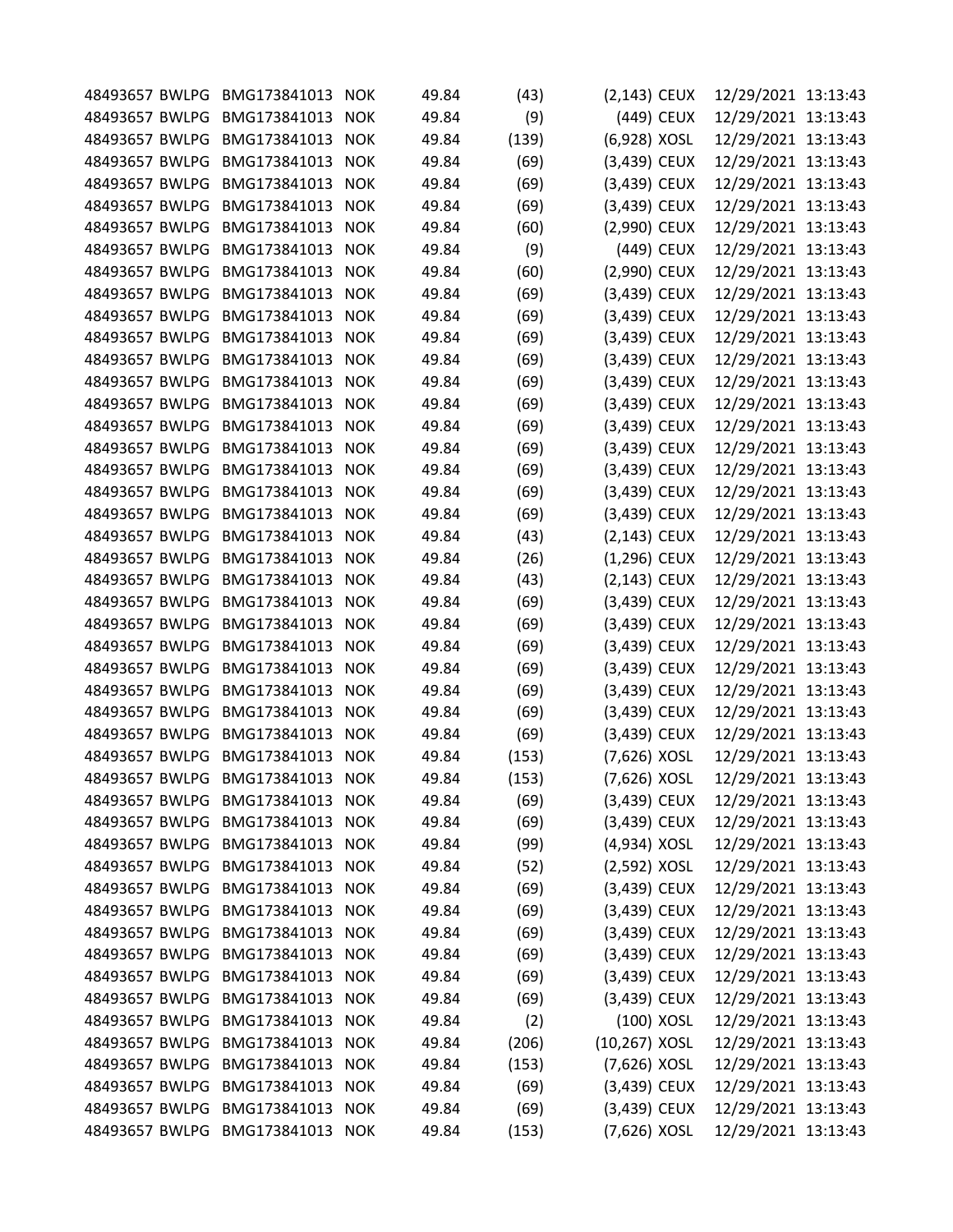| | | | | | | | | | |
|---|---|---|---|---|---|---|---|---|---|
| 48493657 | BWLPG | BMG173841013 | NOK | 49.84 | (43) | (2,143) | CEUX | 12/29/2021 | 13:13:43 |
| 48493657 | BWLPG | BMG173841013 | NOK | 49.84 | (9) | (449) | CEUX | 12/29/2021 | 13:13:43 |
| 48493657 | BWLPG | BMG173841013 | NOK | 49.84 | (139) | (6,928) | XOSL | 12/29/2021 | 13:13:43 |
| 48493657 | BWLPG | BMG173841013 | NOK | 49.84 | (69) | (3,439) | CEUX | 12/29/2021 | 13:13:43 |
| 48493657 | BWLPG | BMG173841013 | NOK | 49.84 | (69) | (3,439) | CEUX | 12/29/2021 | 13:13:43 |
| 48493657 | BWLPG | BMG173841013 | NOK | 49.84 | (69) | (3,439) | CEUX | 12/29/2021 | 13:13:43 |
| 48493657 | BWLPG | BMG173841013 | NOK | 49.84 | (60) | (2,990) | CEUX | 12/29/2021 | 13:13:43 |
| 48493657 | BWLPG | BMG173841013 | NOK | 49.84 | (9) | (449) | CEUX | 12/29/2021 | 13:13:43 |
| 48493657 | BWLPG | BMG173841013 | NOK | 49.84 | (60) | (2,990) | CEUX | 12/29/2021 | 13:13:43 |
| 48493657 | BWLPG | BMG173841013 | NOK | 49.84 | (69) | (3,439) | CEUX | 12/29/2021 | 13:13:43 |
| 48493657 | BWLPG | BMG173841013 | NOK | 49.84 | (69) | (3,439) | CEUX | 12/29/2021 | 13:13:43 |
| 48493657 | BWLPG | BMG173841013 | NOK | 49.84 | (69) | (3,439) | CEUX | 12/29/2021 | 13:13:43 |
| 48493657 | BWLPG | BMG173841013 | NOK | 49.84 | (69) | (3,439) | CEUX | 12/29/2021 | 13:13:43 |
| 48493657 | BWLPG | BMG173841013 | NOK | 49.84 | (69) | (3,439) | CEUX | 12/29/2021 | 13:13:43 |
| 48493657 | BWLPG | BMG173841013 | NOK | 49.84 | (69) | (3,439) | CEUX | 12/29/2021 | 13:13:43 |
| 48493657 | BWLPG | BMG173841013 | NOK | 49.84 | (69) | (3,439) | CEUX | 12/29/2021 | 13:13:43 |
| 48493657 | BWLPG | BMG173841013 | NOK | 49.84 | (69) | (3,439) | CEUX | 12/29/2021 | 13:13:43 |
| 48493657 | BWLPG | BMG173841013 | NOK | 49.84 | (69) | (3,439) | CEUX | 12/29/2021 | 13:13:43 |
| 48493657 | BWLPG | BMG173841013 | NOK | 49.84 | (69) | (3,439) | CEUX | 12/29/2021 | 13:13:43 |
| 48493657 | BWLPG | BMG173841013 | NOK | 49.84 | (69) | (3,439) | CEUX | 12/29/2021 | 13:13:43 |
| 48493657 | BWLPG | BMG173841013 | NOK | 49.84 | (43) | (2,143) | CEUX | 12/29/2021 | 13:13:43 |
| 48493657 | BWLPG | BMG173841013 | NOK | 49.84 | (26) | (1,296) | CEUX | 12/29/2021 | 13:13:43 |
| 48493657 | BWLPG | BMG173841013 | NOK | 49.84 | (43) | (2,143) | CEUX | 12/29/2021 | 13:13:43 |
| 48493657 | BWLPG | BMG173841013 | NOK | 49.84 | (69) | (3,439) | CEUX | 12/29/2021 | 13:13:43 |
| 48493657 | BWLPG | BMG173841013 | NOK | 49.84 | (69) | (3,439) | CEUX | 12/29/2021 | 13:13:43 |
| 48493657 | BWLPG | BMG173841013 | NOK | 49.84 | (69) | (3,439) | CEUX | 12/29/2021 | 13:13:43 |
| 48493657 | BWLPG | BMG173841013 | NOK | 49.84 | (69) | (3,439) | CEUX | 12/29/2021 | 13:13:43 |
| 48493657 | BWLPG | BMG173841013 | NOK | 49.84 | (69) | (3,439) | CEUX | 12/29/2021 | 13:13:43 |
| 48493657 | BWLPG | BMG173841013 | NOK | 49.84 | (69) | (3,439) | CEUX | 12/29/2021 | 13:13:43 |
| 48493657 | BWLPG | BMG173841013 | NOK | 49.84 | (69) | (3,439) | CEUX | 12/29/2021 | 13:13:43 |
| 48493657 | BWLPG | BMG173841013 | NOK | 49.84 | (153) | (7,626) | XOSL | 12/29/2021 | 13:13:43 |
| 48493657 | BWLPG | BMG173841013 | NOK | 49.84 | (153) | (7,626) | XOSL | 12/29/2021 | 13:13:43 |
| 48493657 | BWLPG | BMG173841013 | NOK | 49.84 | (69) | (3,439) | CEUX | 12/29/2021 | 13:13:43 |
| 48493657 | BWLPG | BMG173841013 | NOK | 49.84 | (69) | (3,439) | CEUX | 12/29/2021 | 13:13:43 |
| 48493657 | BWLPG | BMG173841013 | NOK | 49.84 | (99) | (4,934) | XOSL | 12/29/2021 | 13:13:43 |
| 48493657 | BWLPG | BMG173841013 | NOK | 49.84 | (52) | (2,592) | XOSL | 12/29/2021 | 13:13:43 |
| 48493657 | BWLPG | BMG173841013 | NOK | 49.84 | (69) | (3,439) | CEUX | 12/29/2021 | 13:13:43 |
| 48493657 | BWLPG | BMG173841013 | NOK | 49.84 | (69) | (3,439) | CEUX | 12/29/2021 | 13:13:43 |
| 48493657 | BWLPG | BMG173841013 | NOK | 49.84 | (69) | (3,439) | CEUX | 12/29/2021 | 13:13:43 |
| 48493657 | BWLPG | BMG173841013 | NOK | 49.84 | (69) | (3,439) | CEUX | 12/29/2021 | 13:13:43 |
| 48493657 | BWLPG | BMG173841013 | NOK | 49.84 | (69) | (3,439) | CEUX | 12/29/2021 | 13:13:43 |
| 48493657 | BWLPG | BMG173841013 | NOK | 49.84 | (69) | (3,439) | CEUX | 12/29/2021 | 13:13:43 |
| 48493657 | BWLPG | BMG173841013 | NOK | 49.84 | (2) | (100) | XOSL | 12/29/2021 | 13:13:43 |
| 48493657 | BWLPG | BMG173841013 | NOK | 49.84 | (206) | (10,267) | XOSL | 12/29/2021 | 13:13:43 |
| 48493657 | BWLPG | BMG173841013 | NOK | 49.84 | (153) | (7,626) | XOSL | 12/29/2021 | 13:13:43 |
| 48493657 | BWLPG | BMG173841013 | NOK | 49.84 | (69) | (3,439) | CEUX | 12/29/2021 | 13:13:43 |
| 48493657 | BWLPG | BMG173841013 | NOK | 49.84 | (69) | (3,439) | CEUX | 12/29/2021 | 13:13:43 |
| 48493657 | BWLPG | BMG173841013 | NOK | 49.84 | (153) | (7,626) | XOSL | 12/29/2021 | 13:13:43 |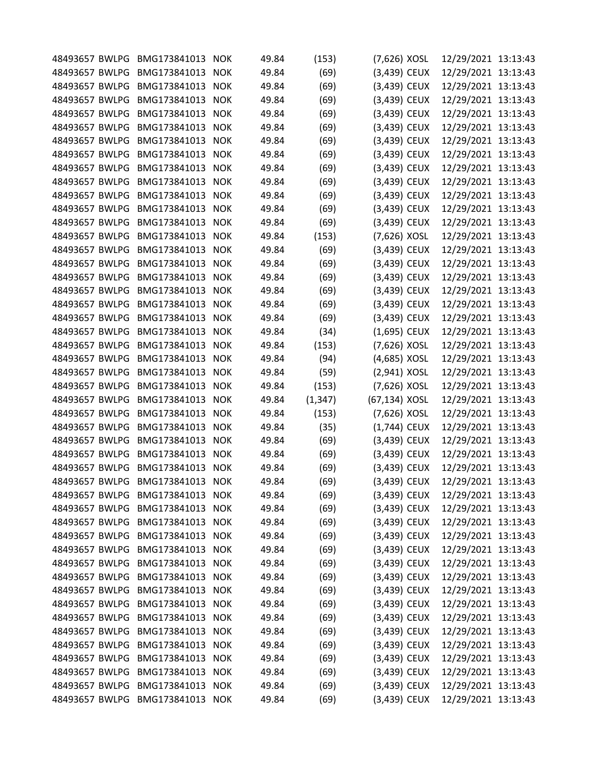| | | | | | | | | | |
|---|---|---|---|---|---|---|---|---|---|
| 48493657 | BWLPG | BMG173841013 | NOK | 49.84 | (153) | (7,626) | XOSL | 12/29/2021 | 13:13:43 |
| 48493657 | BWLPG | BMG173841013 | NOK | 49.84 | (69) | (3,439) | CEUX | 12/29/2021 | 13:13:43 |
| 48493657 | BWLPG | BMG173841013 | NOK | 49.84 | (69) | (3,439) | CEUX | 12/29/2021 | 13:13:43 |
| 48493657 | BWLPG | BMG173841013 | NOK | 49.84 | (69) | (3,439) | CEUX | 12/29/2021 | 13:13:43 |
| 48493657 | BWLPG | BMG173841013 | NOK | 49.84 | (69) | (3,439) | CEUX | 12/29/2021 | 13:13:43 |
| 48493657 | BWLPG | BMG173841013 | NOK | 49.84 | (69) | (3,439) | CEUX | 12/29/2021 | 13:13:43 |
| 48493657 | BWLPG | BMG173841013 | NOK | 49.84 | (69) | (3,439) | CEUX | 12/29/2021 | 13:13:43 |
| 48493657 | BWLPG | BMG173841013 | NOK | 49.84 | (69) | (3,439) | CEUX | 12/29/2021 | 13:13:43 |
| 48493657 | BWLPG | BMG173841013 | NOK | 49.84 | (69) | (3,439) | CEUX | 12/29/2021 | 13:13:43 |
| 48493657 | BWLPG | BMG173841013 | NOK | 49.84 | (69) | (3,439) | CEUX | 12/29/2021 | 13:13:43 |
| 48493657 | BWLPG | BMG173841013 | NOK | 49.84 | (69) | (3,439) | CEUX | 12/29/2021 | 13:13:43 |
| 48493657 | BWLPG | BMG173841013 | NOK | 49.84 | (69) | (3,439) | CEUX | 12/29/2021 | 13:13:43 |
| 48493657 | BWLPG | BMG173841013 | NOK | 49.84 | (69) | (3,439) | CEUX | 12/29/2021 | 13:13:43 |
| 48493657 | BWLPG | BMG173841013 | NOK | 49.84 | (153) | (7,626) | XOSL | 12/29/2021 | 13:13:43 |
| 48493657 | BWLPG | BMG173841013 | NOK | 49.84 | (69) | (3,439) | CEUX | 12/29/2021 | 13:13:43 |
| 48493657 | BWLPG | BMG173841013 | NOK | 49.84 | (69) | (3,439) | CEUX | 12/29/2021 | 13:13:43 |
| 48493657 | BWLPG | BMG173841013 | NOK | 49.84 | (69) | (3,439) | CEUX | 12/29/2021 | 13:13:43 |
| 48493657 | BWLPG | BMG173841013 | NOK | 49.84 | (69) | (3,439) | CEUX | 12/29/2021 | 13:13:43 |
| 48493657 | BWLPG | BMG173841013 | NOK | 49.84 | (69) | (3,439) | CEUX | 12/29/2021 | 13:13:43 |
| 48493657 | BWLPG | BMG173841013 | NOK | 49.84 | (69) | (3,439) | CEUX | 12/29/2021 | 13:13:43 |
| 48493657 | BWLPG | BMG173841013 | NOK | 49.84 | (34) | (1,695) | CEUX | 12/29/2021 | 13:13:43 |
| 48493657 | BWLPG | BMG173841013 | NOK | 49.84 | (153) | (7,626) | XOSL | 12/29/2021 | 13:13:43 |
| 48493657 | BWLPG | BMG173841013 | NOK | 49.84 | (94) | (4,685) | XOSL | 12/29/2021 | 13:13:43 |
| 48493657 | BWLPG | BMG173841013 | NOK | 49.84 | (59) | (2,941) | XOSL | 12/29/2021 | 13:13:43 |
| 48493657 | BWLPG | BMG173841013 | NOK | 49.84 | (153) | (7,626) | XOSL | 12/29/2021 | 13:13:43 |
| 48493657 | BWLPG | BMG173841013 | NOK | 49.84 | (1,347) | (67,134) | XOSL | 12/29/2021 | 13:13:43 |
| 48493657 | BWLPG | BMG173841013 | NOK | 49.84 | (153) | (7,626) | XOSL | 12/29/2021 | 13:13:43 |
| 48493657 | BWLPG | BMG173841013 | NOK | 49.84 | (35) | (1,744) | CEUX | 12/29/2021 | 13:13:43 |
| 48493657 | BWLPG | BMG173841013 | NOK | 49.84 | (69) | (3,439) | CEUX | 12/29/2021 | 13:13:43 |
| 48493657 | BWLPG | BMG173841013 | NOK | 49.84 | (69) | (3,439) | CEUX | 12/29/2021 | 13:13:43 |
| 48493657 | BWLPG | BMG173841013 | NOK | 49.84 | (69) | (3,439) | CEUX | 12/29/2021 | 13:13:43 |
| 48493657 | BWLPG | BMG173841013 | NOK | 49.84 | (69) | (3,439) | CEUX | 12/29/2021 | 13:13:43 |
| 48493657 | BWLPG | BMG173841013 | NOK | 49.84 | (69) | (3,439) | CEUX | 12/29/2021 | 13:13:43 |
| 48493657 | BWLPG | BMG173841013 | NOK | 49.84 | (69) | (3,439) | CEUX | 12/29/2021 | 13:13:43 |
| 48493657 | BWLPG | BMG173841013 | NOK | 49.84 | (69) | (3,439) | CEUX | 12/29/2021 | 13:13:43 |
| 48493657 | BWLPG | BMG173841013 | NOK | 49.84 | (69) | (3,439) | CEUX | 12/29/2021 | 13:13:43 |
| 48493657 | BWLPG | BMG173841013 | NOK | 49.84 | (69) | (3,439) | CEUX | 12/29/2021 | 13:13:43 |
| 48493657 | BWLPG | BMG173841013 | NOK | 49.84 | (69) | (3,439) | CEUX | 12/29/2021 | 13:13:43 |
| 48493657 | BWLPG | BMG173841013 | NOK | 49.84 | (69) | (3,439) | CEUX | 12/29/2021 | 13:13:43 |
| 48493657 | BWLPG | BMG173841013 | NOK | 49.84 | (69) | (3,439) | CEUX | 12/29/2021 | 13:13:43 |
| 48493657 | BWLPG | BMG173841013 | NOK | 49.84 | (69) | (3,439) | CEUX | 12/29/2021 | 13:13:43 |
| 48493657 | BWLPG | BMG173841013 | NOK | 49.84 | (69) | (3,439) | CEUX | 12/29/2021 | 13:13:43 |
| 48493657 | BWLPG | BMG173841013 | NOK | 49.84 | (69) | (3,439) | CEUX | 12/29/2021 | 13:13:43 |
| 48493657 | BWLPG | BMG173841013 | NOK | 49.84 | (69) | (3,439) | CEUX | 12/29/2021 | 13:13:43 |
| 48493657 | BWLPG | BMG173841013 | NOK | 49.84 | (69) | (3,439) | CEUX | 12/29/2021 | 13:13:43 |
| 48493657 | BWLPG | BMG173841013 | NOK | 49.84 | (69) | (3,439) | CEUX | 12/29/2021 | 13:13:43 |
| 48493657 | BWLPG | BMG173841013 | NOK | 49.84 | (69) | (3,439) | CEUX | 12/29/2021 | 13:13:43 |
| 48493657 | BWLPG | BMG173841013 | NOK | 49.84 | (69) | (3,439) | CEUX | 12/29/2021 | 13:13:43 |
| 48493657 | BWLPG | BMG173841013 | NOK | 49.84 | (69) | (3,439) | CEUX | 12/29/2021 | 13:13:43 |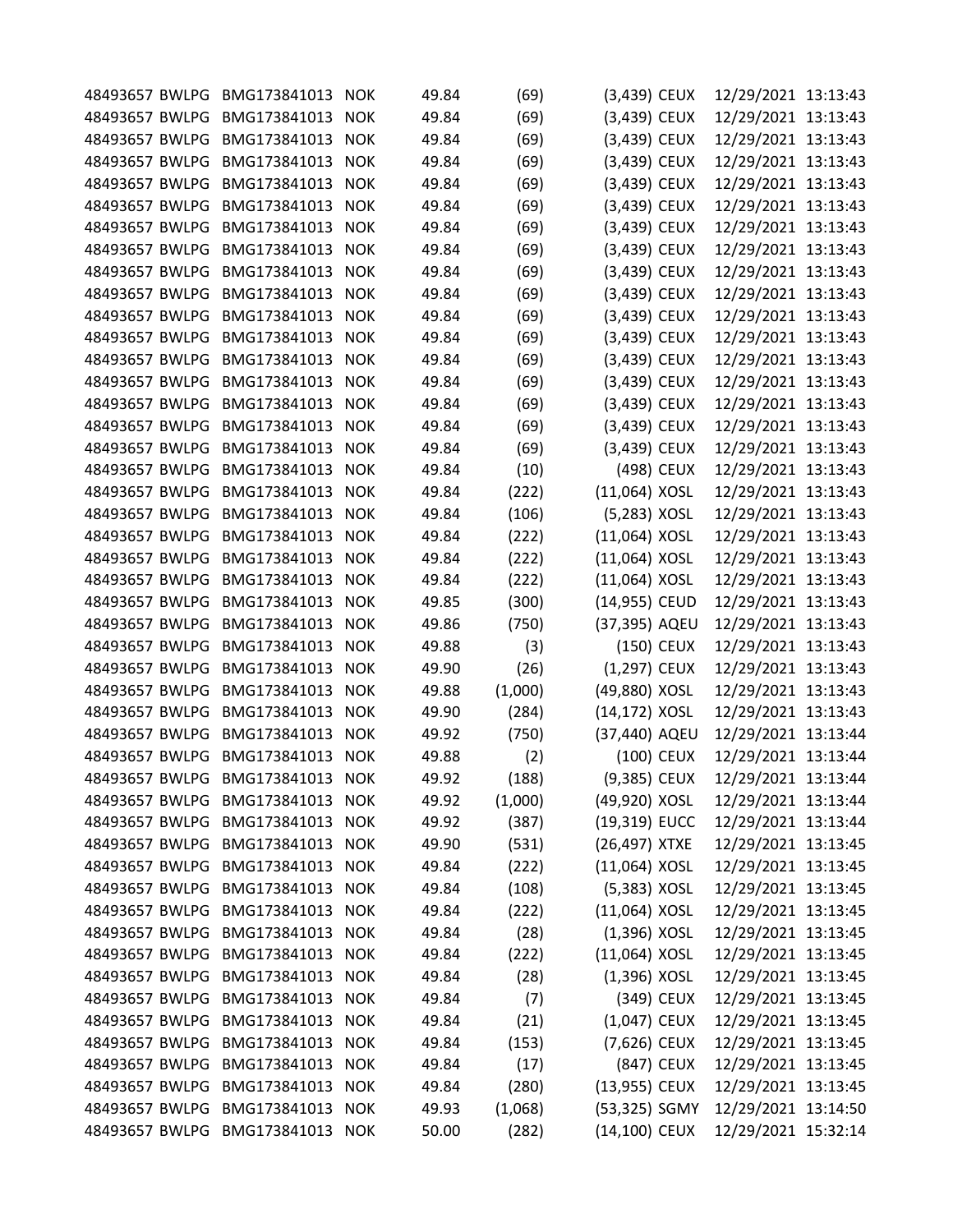| | | | | | | | | | |
|---|---|---|---|---|---|---|---|---|---|
| 48493657 | BWLPG | BMG173841013 | NOK | 49.84 | (69) | (3,439) | CEUX | 12/29/2021 | 13:13:43 |
| 48493657 | BWLPG | BMG173841013 | NOK | 49.84 | (69) | (3,439) | CEUX | 12/29/2021 | 13:13:43 |
| 48493657 | BWLPG | BMG173841013 | NOK | 49.84 | (69) | (3,439) | CEUX | 12/29/2021 | 13:13:43 |
| 48493657 | BWLPG | BMG173841013 | NOK | 49.84 | (69) | (3,439) | CEUX | 12/29/2021 | 13:13:43 |
| 48493657 | BWLPG | BMG173841013 | NOK | 49.84 | (69) | (3,439) | CEUX | 12/29/2021 | 13:13:43 |
| 48493657 | BWLPG | BMG173841013 | NOK | 49.84 | (69) | (3,439) | CEUX | 12/29/2021 | 13:13:43 |
| 48493657 | BWLPG | BMG173841013 | NOK | 49.84 | (69) | (3,439) | CEUX | 12/29/2021 | 13:13:43 |
| 48493657 | BWLPG | BMG173841013 | NOK | 49.84 | (69) | (3,439) | CEUX | 12/29/2021 | 13:13:43 |
| 48493657 | BWLPG | BMG173841013 | NOK | 49.84 | (69) | (3,439) | CEUX | 12/29/2021 | 13:13:43 |
| 48493657 | BWLPG | BMG173841013 | NOK | 49.84 | (69) | (3,439) | CEUX | 12/29/2021 | 13:13:43 |
| 48493657 | BWLPG | BMG173841013 | NOK | 49.84 | (69) | (3,439) | CEUX | 12/29/2021 | 13:13:43 |
| 48493657 | BWLPG | BMG173841013 | NOK | 49.84 | (69) | (3,439) | CEUX | 12/29/2021 | 13:13:43 |
| 48493657 | BWLPG | BMG173841013 | NOK | 49.84 | (69) | (3,439) | CEUX | 12/29/2021 | 13:13:43 |
| 48493657 | BWLPG | BMG173841013 | NOK | 49.84 | (69) | (3,439) | CEUX | 12/29/2021 | 13:13:43 |
| 48493657 | BWLPG | BMG173841013 | NOK | 49.84 | (69) | (3,439) | CEUX | 12/29/2021 | 13:13:43 |
| 48493657 | BWLPG | BMG173841013 | NOK | 49.84 | (69) | (3,439) | CEUX | 12/29/2021 | 13:13:43 |
| 48493657 | BWLPG | BMG173841013 | NOK | 49.84 | (69) | (3,439) | CEUX | 12/29/2021 | 13:13:43 |
| 48493657 | BWLPG | BMG173841013 | NOK | 49.84 | (10) | (498) | CEUX | 12/29/2021 | 13:13:43 |
| 48493657 | BWLPG | BMG173841013 | NOK | 49.84 | (222) | (11,064) | XOSL | 12/29/2021 | 13:13:43 |
| 48493657 | BWLPG | BMG173841013 | NOK | 49.84 | (106) | (5,283) | XOSL | 12/29/2021 | 13:13:43 |
| 48493657 | BWLPG | BMG173841013 | NOK | 49.84 | (222) | (11,064) | XOSL | 12/29/2021 | 13:13:43 |
| 48493657 | BWLPG | BMG173841013 | NOK | 49.84 | (222) | (11,064) | XOSL | 12/29/2021 | 13:13:43 |
| 48493657 | BWLPG | BMG173841013 | NOK | 49.84 | (222) | (11,064) | XOSL | 12/29/2021 | 13:13:43 |
| 48493657 | BWLPG | BMG173841013 | NOK | 49.85 | (300) | (14,955) | CEUD | 12/29/2021 | 13:13:43 |
| 48493657 | BWLPG | BMG173841013 | NOK | 49.86 | (750) | (37,395) | AQEU | 12/29/2021 | 13:13:43 |
| 48493657 | BWLPG | BMG173841013 | NOK | 49.88 | (3) | (150) | CEUX | 12/29/2021 | 13:13:43 |
| 48493657 | BWLPG | BMG173841013 | NOK | 49.90 | (26) | (1,297) | CEUX | 12/29/2021 | 13:13:43 |
| 48493657 | BWLPG | BMG173841013 | NOK | 49.88 | (1,000) | (49,880) | XOSL | 12/29/2021 | 13:13:43 |
| 48493657 | BWLPG | BMG173841013 | NOK | 49.90 | (284) | (14,172) | XOSL | 12/29/2021 | 13:13:43 |
| 48493657 | BWLPG | BMG173841013 | NOK | 49.92 | (750) | (37,440) | AQEU | 12/29/2021 | 13:13:44 |
| 48493657 | BWLPG | BMG173841013 | NOK | 49.88 | (2) | (100) | CEUX | 12/29/2021 | 13:13:44 |
| 48493657 | BWLPG | BMG173841013 | NOK | 49.92 | (188) | (9,385) | CEUX | 12/29/2021 | 13:13:44 |
| 48493657 | BWLPG | BMG173841013 | NOK | 49.92 | (1,000) | (49,920) | XOSL | 12/29/2021 | 13:13:44 |
| 48493657 | BWLPG | BMG173841013 | NOK | 49.92 | (387) | (19,319) | EUCC | 12/29/2021 | 13:13:44 |
| 48493657 | BWLPG | BMG173841013 | NOK | 49.90 | (531) | (26,497) | XTXE | 12/29/2021 | 13:13:45 |
| 48493657 | BWLPG | BMG173841013 | NOK | 49.84 | (222) | (11,064) | XOSL | 12/29/2021 | 13:13:45 |
| 48493657 | BWLPG | BMG173841013 | NOK | 49.84 | (108) | (5,383) | XOSL | 12/29/2021 | 13:13:45 |
| 48493657 | BWLPG | BMG173841013 | NOK | 49.84 | (222) | (11,064) | XOSL | 12/29/2021 | 13:13:45 |
| 48493657 | BWLPG | BMG173841013 | NOK | 49.84 | (28) | (1,396) | XOSL | 12/29/2021 | 13:13:45 |
| 48493657 | BWLPG | BMG173841013 | NOK | 49.84 | (222) | (11,064) | XOSL | 12/29/2021 | 13:13:45 |
| 48493657 | BWLPG | BMG173841013 | NOK | 49.84 | (28) | (1,396) | XOSL | 12/29/2021 | 13:13:45 |
| 48493657 | BWLPG | BMG173841013 | NOK | 49.84 | (7) | (349) | CEUX | 12/29/2021 | 13:13:45 |
| 48493657 | BWLPG | BMG173841013 | NOK | 49.84 | (21) | (1,047) | CEUX | 12/29/2021 | 13:13:45 |
| 48493657 | BWLPG | BMG173841013 | NOK | 49.84 | (153) | (7,626) | CEUX | 12/29/2021 | 13:13:45 |
| 48493657 | BWLPG | BMG173841013 | NOK | 49.84 | (17) | (847) | CEUX | 12/29/2021 | 13:13:45 |
| 48493657 | BWLPG | BMG173841013 | NOK | 49.84 | (280) | (13,955) | CEUX | 12/29/2021 | 13:13:45 |
| 48493657 | BWLPG | BMG173841013 | NOK | 49.93 | (1,068) | (53,325) | SGMY | 12/29/2021 | 13:14:50 |
| 48493657 | BWLPG | BMG173841013 | NOK | 50.00 | (282) | (14,100) | CEUX | 12/29/2021 | 15:32:14 |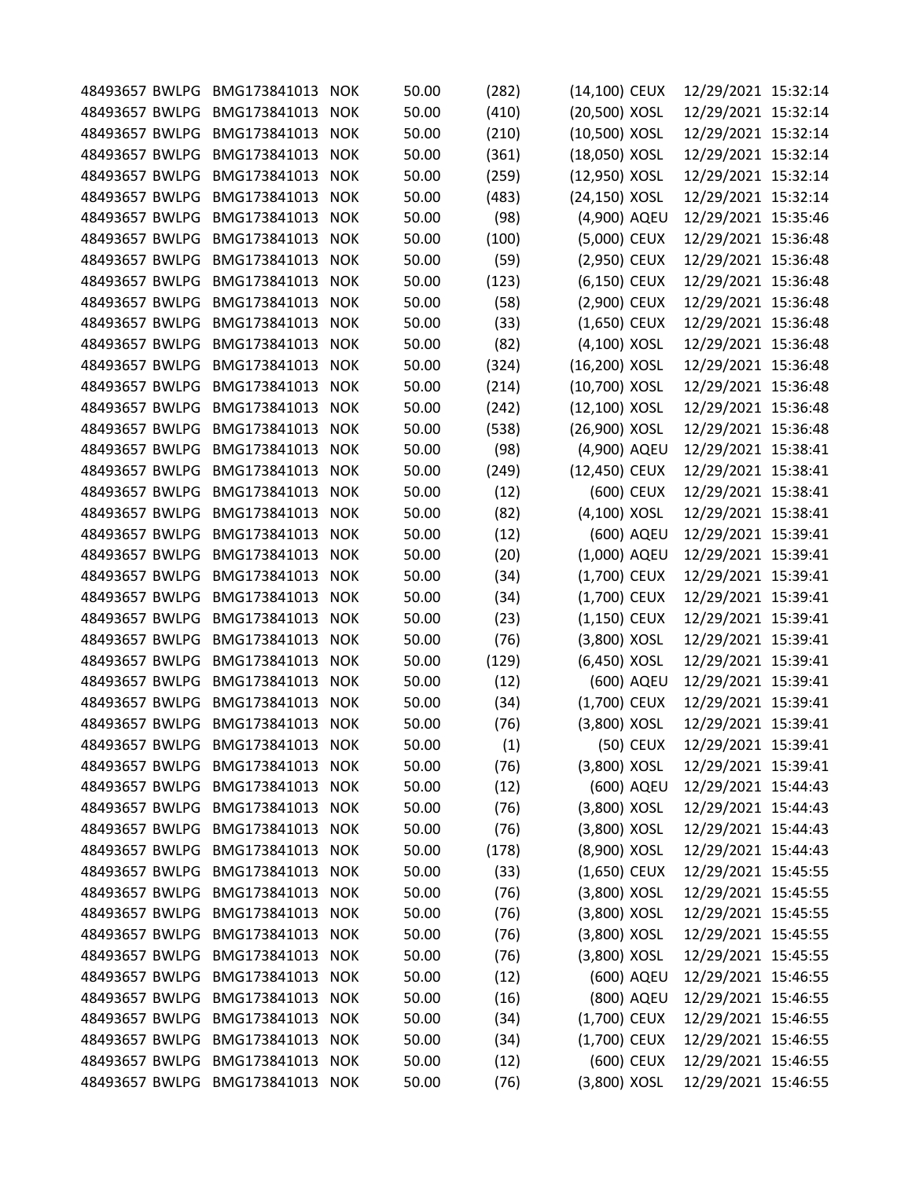| | | | | | | | | | |
|---|---|---|---|---|---|---|---|---|---|
| 48493657 | BWLPG | BMG173841013 | NOK | 50.00 | (282) | (14,100) | CEUX | 12/29/2021 | 15:32:14 |
| 48493657 | BWLPG | BMG173841013 | NOK | 50.00 | (410) | (20,500) | XOSL | 12/29/2021 | 15:32:14 |
| 48493657 | BWLPG | BMG173841013 | NOK | 50.00 | (210) | (10,500) | XOSL | 12/29/2021 | 15:32:14 |
| 48493657 | BWLPG | BMG173841013 | NOK | 50.00 | (361) | (18,050) | XOSL | 12/29/2021 | 15:32:14 |
| 48493657 | BWLPG | BMG173841013 | NOK | 50.00 | (259) | (12,950) | XOSL | 12/29/2021 | 15:32:14 |
| 48493657 | BWLPG | BMG173841013 | NOK | 50.00 | (483) | (24,150) | XOSL | 12/29/2021 | 15:32:14 |
| 48493657 | BWLPG | BMG173841013 | NOK | 50.00 | (98) | (4,900) | AQEU | 12/29/2021 | 15:35:46 |
| 48493657 | BWLPG | BMG173841013 | NOK | 50.00 | (100) | (5,000) | CEUX | 12/29/2021 | 15:36:48 |
| 48493657 | BWLPG | BMG173841013 | NOK | 50.00 | (59) | (2,950) | CEUX | 12/29/2021 | 15:36:48 |
| 48493657 | BWLPG | BMG173841013 | NOK | 50.00 | (123) | (6,150) | CEUX | 12/29/2021 | 15:36:48 |
| 48493657 | BWLPG | BMG173841013 | NOK | 50.00 | (58) | (2,900) | CEUX | 12/29/2021 | 15:36:48 |
| 48493657 | BWLPG | BMG173841013 | NOK | 50.00 | (33) | (1,650) | CEUX | 12/29/2021 | 15:36:48 |
| 48493657 | BWLPG | BMG173841013 | NOK | 50.00 | (82) | (4,100) | XOSL | 12/29/2021 | 15:36:48 |
| 48493657 | BWLPG | BMG173841013 | NOK | 50.00 | (324) | (16,200) | XOSL | 12/29/2021 | 15:36:48 |
| 48493657 | BWLPG | BMG173841013 | NOK | 50.00 | (214) | (10,700) | XOSL | 12/29/2021 | 15:36:48 |
| 48493657 | BWLPG | BMG173841013 | NOK | 50.00 | (242) | (12,100) | XOSL | 12/29/2021 | 15:36:48 |
| 48493657 | BWLPG | BMG173841013 | NOK | 50.00 | (538) | (26,900) | XOSL | 12/29/2021 | 15:36:48 |
| 48493657 | BWLPG | BMG173841013 | NOK | 50.00 | (98) | (4,900) | AQEU | 12/29/2021 | 15:38:41 |
| 48493657 | BWLPG | BMG173841013 | NOK | 50.00 | (249) | (12,450) | CEUX | 12/29/2021 | 15:38:41 |
| 48493657 | BWLPG | BMG173841013 | NOK | 50.00 | (12) | (600) | CEUX | 12/29/2021 | 15:38:41 |
| 48493657 | BWLPG | BMG173841013 | NOK | 50.00 | (82) | (4,100) | XOSL | 12/29/2021 | 15:38:41 |
| 48493657 | BWLPG | BMG173841013 | NOK | 50.00 | (12) | (600) | AQEU | 12/29/2021 | 15:39:41 |
| 48493657 | BWLPG | BMG173841013 | NOK | 50.00 | (20) | (1,000) | AQEU | 12/29/2021 | 15:39:41 |
| 48493657 | BWLPG | BMG173841013 | NOK | 50.00 | (34) | (1,700) | CEUX | 12/29/2021 | 15:39:41 |
| 48493657 | BWLPG | BMG173841013 | NOK | 50.00 | (34) | (1,700) | CEUX | 12/29/2021 | 15:39:41 |
| 48493657 | BWLPG | BMG173841013 | NOK | 50.00 | (23) | (1,150) | CEUX | 12/29/2021 | 15:39:41 |
| 48493657 | BWLPG | BMG173841013 | NOK | 50.00 | (76) | (3,800) | XOSL | 12/29/2021 | 15:39:41 |
| 48493657 | BWLPG | BMG173841013 | NOK | 50.00 | (129) | (6,450) | XOSL | 12/29/2021 | 15:39:41 |
| 48493657 | BWLPG | BMG173841013 | NOK | 50.00 | (12) | (600) | AQEU | 12/29/2021 | 15:39:41 |
| 48493657 | BWLPG | BMG173841013 | NOK | 50.00 | (34) | (1,700) | CEUX | 12/29/2021 | 15:39:41 |
| 48493657 | BWLPG | BMG173841013 | NOK | 50.00 | (76) | (3,800) | XOSL | 12/29/2021 | 15:39:41 |
| 48493657 | BWLPG | BMG173841013 | NOK | 50.00 | (1) | (50) | CEUX | 12/29/2021 | 15:39:41 |
| 48493657 | BWLPG | BMG173841013 | NOK | 50.00 | (76) | (3,800) | XOSL | 12/29/2021 | 15:39:41 |
| 48493657 | BWLPG | BMG173841013 | NOK | 50.00 | (12) | (600) | AQEU | 12/29/2021 | 15:44:43 |
| 48493657 | BWLPG | BMG173841013 | NOK | 50.00 | (76) | (3,800) | XOSL | 12/29/2021 | 15:44:43 |
| 48493657 | BWLPG | BMG173841013 | NOK | 50.00 | (76) | (3,800) | XOSL | 12/29/2021 | 15:44:43 |
| 48493657 | BWLPG | BMG173841013 | NOK | 50.00 | (178) | (8,900) | XOSL | 12/29/2021 | 15:44:43 |
| 48493657 | BWLPG | BMG173841013 | NOK | 50.00 | (33) | (1,650) | CEUX | 12/29/2021 | 15:45:55 |
| 48493657 | BWLPG | BMG173841013 | NOK | 50.00 | (76) | (3,800) | XOSL | 12/29/2021 | 15:45:55 |
| 48493657 | BWLPG | BMG173841013 | NOK | 50.00 | (76) | (3,800) | XOSL | 12/29/2021 | 15:45:55 |
| 48493657 | BWLPG | BMG173841013 | NOK | 50.00 | (76) | (3,800) | XOSL | 12/29/2021 | 15:45:55 |
| 48493657 | BWLPG | BMG173841013 | NOK | 50.00 | (76) | (3,800) | XOSL | 12/29/2021 | 15:45:55 |
| 48493657 | BWLPG | BMG173841013 | NOK | 50.00 | (12) | (600) | AQEU | 12/29/2021 | 15:46:55 |
| 48493657 | BWLPG | BMG173841013 | NOK | 50.00 | (16) | (800) | AQEU | 12/29/2021 | 15:46:55 |
| 48493657 | BWLPG | BMG173841013 | NOK | 50.00 | (34) | (1,700) | CEUX | 12/29/2021 | 15:46:55 |
| 48493657 | BWLPG | BMG173841013 | NOK | 50.00 | (34) | (1,700) | CEUX | 12/29/2021 | 15:46:55 |
| 48493657 | BWLPG | BMG173841013 | NOK | 50.00 | (12) | (600) | CEUX | 12/29/2021 | 15:46:55 |
| 48493657 | BWLPG | BMG173841013 | NOK | 50.00 | (76) | (3,800) | XOSL | 12/29/2021 | 15:46:55 |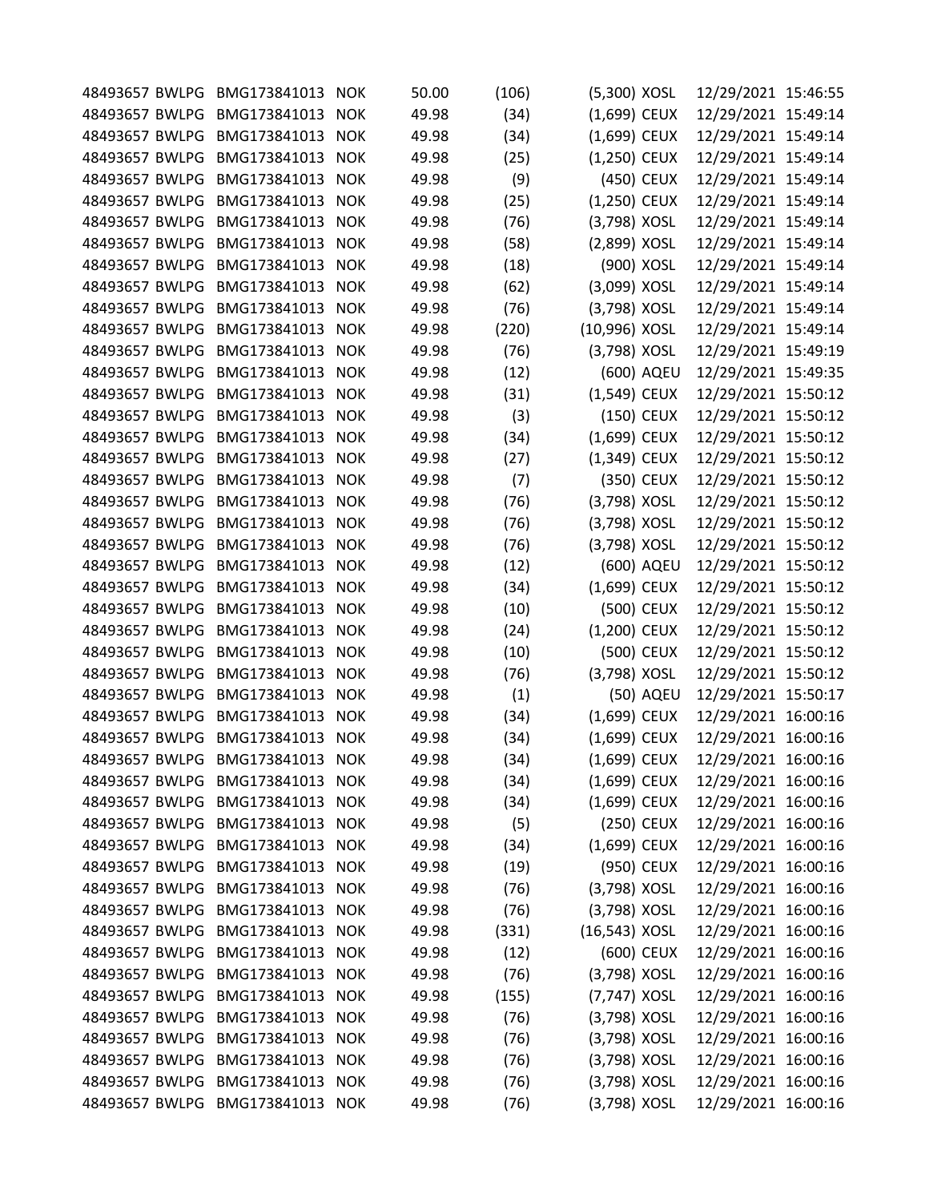| | | | | | | | | | |
|---|---|---|---|---|---|---|---|---|---|
| 48493657 | BWLPG | BMG173841013 | NOK | 50.00 | (106) | (5,300) | XOSL | 12/29/2021 | 15:46:55 |
| 48493657 | BWLPG | BMG173841013 | NOK | 49.98 | (34) | (1,699) | CEUX | 12/29/2021 | 15:49:14 |
| 48493657 | BWLPG | BMG173841013 | NOK | 49.98 | (34) | (1,699) | CEUX | 12/29/2021 | 15:49:14 |
| 48493657 | BWLPG | BMG173841013 | NOK | 49.98 | (25) | (1,250) | CEUX | 12/29/2021 | 15:49:14 |
| 48493657 | BWLPG | BMG173841013 | NOK | 49.98 | (9) | (450) | CEUX | 12/29/2021 | 15:49:14 |
| 48493657 | BWLPG | BMG173841013 | NOK | 49.98 | (25) | (1,250) | CEUX | 12/29/2021 | 15:49:14 |
| 48493657 | BWLPG | BMG173841013 | NOK | 49.98 | (76) | (3,798) | XOSL | 12/29/2021 | 15:49:14 |
| 48493657 | BWLPG | BMG173841013 | NOK | 49.98 | (58) | (2,899) | XOSL | 12/29/2021 | 15:49:14 |
| 48493657 | BWLPG | BMG173841013 | NOK | 49.98 | (18) | (900) | XOSL | 12/29/2021 | 15:49:14 |
| 48493657 | BWLPG | BMG173841013 | NOK | 49.98 | (62) | (3,099) | XOSL | 12/29/2021 | 15:49:14 |
| 48493657 | BWLPG | BMG173841013 | NOK | 49.98 | (76) | (3,798) | XOSL | 12/29/2021 | 15:49:14 |
| 48493657 | BWLPG | BMG173841013 | NOK | 49.98 | (220) | (10,996) | XOSL | 12/29/2021 | 15:49:14 |
| 48493657 | BWLPG | BMG173841013 | NOK | 49.98 | (76) | (3,798) | XOSL | 12/29/2021 | 15:49:19 |
| 48493657 | BWLPG | BMG173841013 | NOK | 49.98 | (12) | (600) | AQEU | 12/29/2021 | 15:49:35 |
| 48493657 | BWLPG | BMG173841013 | NOK | 49.98 | (31) | (1,549) | CEUX | 12/29/2021 | 15:50:12 |
| 48493657 | BWLPG | BMG173841013 | NOK | 49.98 | (3) | (150) | CEUX | 12/29/2021 | 15:50:12 |
| 48493657 | BWLPG | BMG173841013 | NOK | 49.98 | (34) | (1,699) | CEUX | 12/29/2021 | 15:50:12 |
| 48493657 | BWLPG | BMG173841013 | NOK | 49.98 | (27) | (1,349) | CEUX | 12/29/2021 | 15:50:12 |
| 48493657 | BWLPG | BMG173841013 | NOK | 49.98 | (7) | (350) | CEUX | 12/29/2021 | 15:50:12 |
| 48493657 | BWLPG | BMG173841013 | NOK | 49.98 | (76) | (3,798) | XOSL | 12/29/2021 | 15:50:12 |
| 48493657 | BWLPG | BMG173841013 | NOK | 49.98 | (76) | (3,798) | XOSL | 12/29/2021 | 15:50:12 |
| 48493657 | BWLPG | BMG173841013 | NOK | 49.98 | (76) | (3,798) | XOSL | 12/29/2021 | 15:50:12 |
| 48493657 | BWLPG | BMG173841013 | NOK | 49.98 | (12) | (600) | AQEU | 12/29/2021 | 15:50:12 |
| 48493657 | BWLPG | BMG173841013 | NOK | 49.98 | (34) | (1,699) | CEUX | 12/29/2021 | 15:50:12 |
| 48493657 | BWLPG | BMG173841013 | NOK | 49.98 | (10) | (500) | CEUX | 12/29/2021 | 15:50:12 |
| 48493657 | BWLPG | BMG173841013 | NOK | 49.98 | (24) | (1,200) | CEUX | 12/29/2021 | 15:50:12 |
| 48493657 | BWLPG | BMG173841013 | NOK | 49.98 | (10) | (500) | CEUX | 12/29/2021 | 15:50:12 |
| 48493657 | BWLPG | BMG173841013 | NOK | 49.98 | (76) | (3,798) | XOSL | 12/29/2021 | 15:50:12 |
| 48493657 | BWLPG | BMG173841013 | NOK | 49.98 | (1) | (50) | AQEU | 12/29/2021 | 15:50:17 |
| 48493657 | BWLPG | BMG173841013 | NOK | 49.98 | (34) | (1,699) | CEUX | 12/29/2021 | 16:00:16 |
| 48493657 | BWLPG | BMG173841013 | NOK | 49.98 | (34) | (1,699) | CEUX | 12/29/2021 | 16:00:16 |
| 48493657 | BWLPG | BMG173841013 | NOK | 49.98 | (34) | (1,699) | CEUX | 12/29/2021 | 16:00:16 |
| 48493657 | BWLPG | BMG173841013 | NOK | 49.98 | (34) | (1,699) | CEUX | 12/29/2021 | 16:00:16 |
| 48493657 | BWLPG | BMG173841013 | NOK | 49.98 | (34) | (1,699) | CEUX | 12/29/2021 | 16:00:16 |
| 48493657 | BWLPG | BMG173841013 | NOK | 49.98 | (5) | (250) | CEUX | 12/29/2021 | 16:00:16 |
| 48493657 | BWLPG | BMG173841013 | NOK | 49.98 | (34) | (1,699) | CEUX | 12/29/2021 | 16:00:16 |
| 48493657 | BWLPG | BMG173841013 | NOK | 49.98 | (19) | (950) | CEUX | 12/29/2021 | 16:00:16 |
| 48493657 | BWLPG | BMG173841013 | NOK | 49.98 | (76) | (3,798) | XOSL | 12/29/2021 | 16:00:16 |
| 48493657 | BWLPG | BMG173841013 | NOK | 49.98 | (76) | (3,798) | XOSL | 12/29/2021 | 16:00:16 |
| 48493657 | BWLPG | BMG173841013 | NOK | 49.98 | (331) | (16,543) | XOSL | 12/29/2021 | 16:00:16 |
| 48493657 | BWLPG | BMG173841013 | NOK | 49.98 | (12) | (600) | CEUX | 12/29/2021 | 16:00:16 |
| 48493657 | BWLPG | BMG173841013 | NOK | 49.98 | (76) | (3,798) | XOSL | 12/29/2021 | 16:00:16 |
| 48493657 | BWLPG | BMG173841013 | NOK | 49.98 | (155) | (7,747) | XOSL | 12/29/2021 | 16:00:16 |
| 48493657 | BWLPG | BMG173841013 | NOK | 49.98 | (76) | (3,798) | XOSL | 12/29/2021 | 16:00:16 |
| 48493657 | BWLPG | BMG173841013 | NOK | 49.98 | (76) | (3,798) | XOSL | 12/29/2021 | 16:00:16 |
| 48493657 | BWLPG | BMG173841013 | NOK | 49.98 | (76) | (3,798) | XOSL | 12/29/2021 | 16:00:16 |
| 48493657 | BWLPG | BMG173841013 | NOK | 49.98 | (76) | (3,798) | XOSL | 12/29/2021 | 16:00:16 |
| 48493657 | BWLPG | BMG173841013 | NOK | 49.98 | (76) | (3,798) | XOSL | 12/29/2021 | 16:00:16 |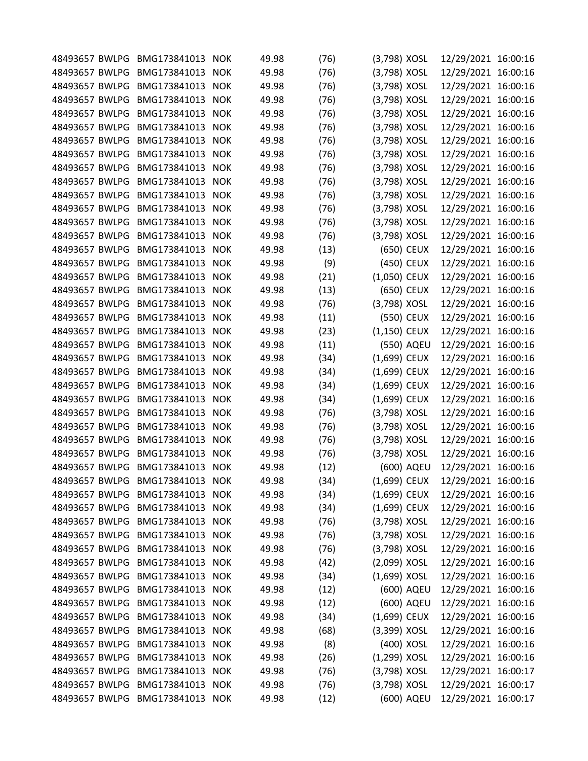| | | | | | | | | | |
|---|---|---|---|---|---|---|---|---|---|
| 48493657 | BWLPG | BMG173841013 | NOK | 49.98 | (76) | (3,798) | XOSL | 12/29/2021 | 16:00:16 |
| 48493657 | BWLPG | BMG173841013 | NOK | 49.98 | (76) | (3,798) | XOSL | 12/29/2021 | 16:00:16 |
| 48493657 | BWLPG | BMG173841013 | NOK | 49.98 | (76) | (3,798) | XOSL | 12/29/2021 | 16:00:16 |
| 48493657 | BWLPG | BMG173841013 | NOK | 49.98 | (76) | (3,798) | XOSL | 12/29/2021 | 16:00:16 |
| 48493657 | BWLPG | BMG173841013 | NOK | 49.98 | (76) | (3,798) | XOSL | 12/29/2021 | 16:00:16 |
| 48493657 | BWLPG | BMG173841013 | NOK | 49.98 | (76) | (3,798) | XOSL | 12/29/2021 | 16:00:16 |
| 48493657 | BWLPG | BMG173841013 | NOK | 49.98 | (76) | (3,798) | XOSL | 12/29/2021 | 16:00:16 |
| 48493657 | BWLPG | BMG173841013 | NOK | 49.98 | (76) | (3,798) | XOSL | 12/29/2021 | 16:00:16 |
| 48493657 | BWLPG | BMG173841013 | NOK | 49.98 | (76) | (3,798) | XOSL | 12/29/2021 | 16:00:16 |
| 48493657 | BWLPG | BMG173841013 | NOK | 49.98 | (76) | (3,798) | XOSL | 12/29/2021 | 16:00:16 |
| 48493657 | BWLPG | BMG173841013 | NOK | 49.98 | (76) | (3,798) | XOSL | 12/29/2021 | 16:00:16 |
| 48493657 | BWLPG | BMG173841013 | NOK | 49.98 | (76) | (3,798) | XOSL | 12/29/2021 | 16:00:16 |
| 48493657 | BWLPG | BMG173841013 | NOK | 49.98 | (76) | (3,798) | XOSL | 12/29/2021 | 16:00:16 |
| 48493657 | BWLPG | BMG173841013 | NOK | 49.98 | (76) | (3,798) | XOSL | 12/29/2021 | 16:00:16 |
| 48493657 | BWLPG | BMG173841013 | NOK | 49.98 | (13) | (650) | CEUX | 12/29/2021 | 16:00:16 |
| 48493657 | BWLPG | BMG173841013 | NOK | 49.98 | (9) | (450) | CEUX | 12/29/2021 | 16:00:16 |
| 48493657 | BWLPG | BMG173841013 | NOK | 49.98 | (21) | (1,050) | CEUX | 12/29/2021 | 16:00:16 |
| 48493657 | BWLPG | BMG173841013 | NOK | 49.98 | (13) | (650) | CEUX | 12/29/2021 | 16:00:16 |
| 48493657 | BWLPG | BMG173841013 | NOK | 49.98 | (76) | (3,798) | XOSL | 12/29/2021 | 16:00:16 |
| 48493657 | BWLPG | BMG173841013 | NOK | 49.98 | (11) | (550) | CEUX | 12/29/2021 | 16:00:16 |
| 48493657 | BWLPG | BMG173841013 | NOK | 49.98 | (23) | (1,150) | CEUX | 12/29/2021 | 16:00:16 |
| 48493657 | BWLPG | BMG173841013 | NOK | 49.98 | (11) | (550) | AQEU | 12/29/2021 | 16:00:16 |
| 48493657 | BWLPG | BMG173841013 | NOK | 49.98 | (34) | (1,699) | CEUX | 12/29/2021 | 16:00:16 |
| 48493657 | BWLPG | BMG173841013 | NOK | 49.98 | (34) | (1,699) | CEUX | 12/29/2021 | 16:00:16 |
| 48493657 | BWLPG | BMG173841013 | NOK | 49.98 | (34) | (1,699) | CEUX | 12/29/2021 | 16:00:16 |
| 48493657 | BWLPG | BMG173841013 | NOK | 49.98 | (34) | (1,699) | CEUX | 12/29/2021 | 16:00:16 |
| 48493657 | BWLPG | BMG173841013 | NOK | 49.98 | (76) | (3,798) | XOSL | 12/29/2021 | 16:00:16 |
| 48493657 | BWLPG | BMG173841013 | NOK | 49.98 | (76) | (3,798) | XOSL | 12/29/2021 | 16:00:16 |
| 48493657 | BWLPG | BMG173841013 | NOK | 49.98 | (76) | (3,798) | XOSL | 12/29/2021 | 16:00:16 |
| 48493657 | BWLPG | BMG173841013 | NOK | 49.98 | (76) | (3,798) | XOSL | 12/29/2021 | 16:00:16 |
| 48493657 | BWLPG | BMG173841013 | NOK | 49.98 | (12) | (600) | AQEU | 12/29/2021 | 16:00:16 |
| 48493657 | BWLPG | BMG173841013 | NOK | 49.98 | (34) | (1,699) | CEUX | 12/29/2021 | 16:00:16 |
| 48493657 | BWLPG | BMG173841013 | NOK | 49.98 | (34) | (1,699) | CEUX | 12/29/2021 | 16:00:16 |
| 48493657 | BWLPG | BMG173841013 | NOK | 49.98 | (34) | (1,699) | CEUX | 12/29/2021 | 16:00:16 |
| 48493657 | BWLPG | BMG173841013 | NOK | 49.98 | (76) | (3,798) | XOSL | 12/29/2021 | 16:00:16 |
| 48493657 | BWLPG | BMG173841013 | NOK | 49.98 | (76) | (3,798) | XOSL | 12/29/2021 | 16:00:16 |
| 48493657 | BWLPG | BMG173841013 | NOK | 49.98 | (76) | (3,798) | XOSL | 12/29/2021 | 16:00:16 |
| 48493657 | BWLPG | BMG173841013 | NOK | 49.98 | (42) | (2,099) | XOSL | 12/29/2021 | 16:00:16 |
| 48493657 | BWLPG | BMG173841013 | NOK | 49.98 | (34) | (1,699) | XOSL | 12/29/2021 | 16:00:16 |
| 48493657 | BWLPG | BMG173841013 | NOK | 49.98 | (12) | (600) | AQEU | 12/29/2021 | 16:00:16 |
| 48493657 | BWLPG | BMG173841013 | NOK | 49.98 | (12) | (600) | AQEU | 12/29/2021 | 16:00:16 |
| 48493657 | BWLPG | BMG173841013 | NOK | 49.98 | (34) | (1,699) | CEUX | 12/29/2021 | 16:00:16 |
| 48493657 | BWLPG | BMG173841013 | NOK | 49.98 | (68) | (3,399) | XOSL | 12/29/2021 | 16:00:16 |
| 48493657 | BWLPG | BMG173841013 | NOK | 49.98 | (8) | (400) | XOSL | 12/29/2021 | 16:00:16 |
| 48493657 | BWLPG | BMG173841013 | NOK | 49.98 | (26) | (1,299) | XOSL | 12/29/2021 | 16:00:16 |
| 48493657 | BWLPG | BMG173841013 | NOK | 49.98 | (76) | (3,798) | XOSL | 12/29/2021 | 16:00:17 |
| 48493657 | BWLPG | BMG173841013 | NOK | 49.98 | (76) | (3,798) | XOSL | 12/29/2021 | 16:00:17 |
| 48493657 | BWLPG | BMG173841013 | NOK | 49.98 | (12) | (600) | AQEU | 12/29/2021 | 16:00:17 |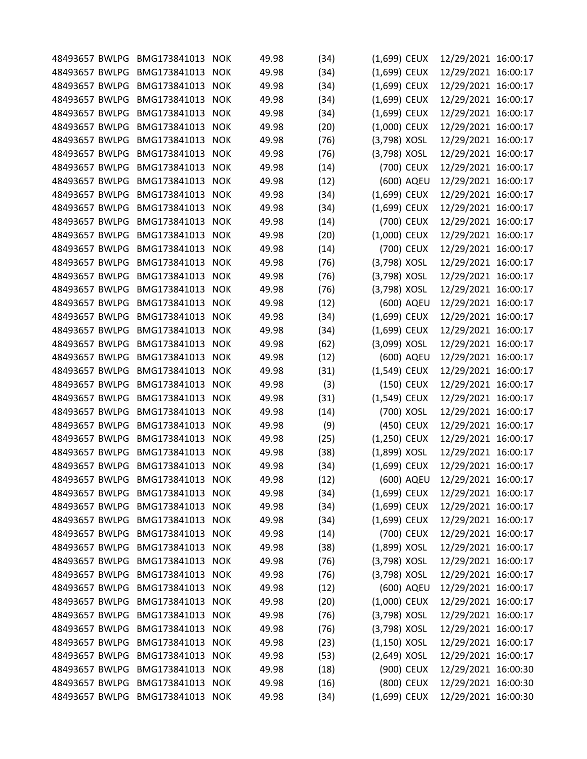| | | | | | | | | | |
|---|---|---|---|---|---|---|---|---|---|
| 48493657 | BWLPG | BMG173841013 | NOK | 49.98 | (34) | (1,699) | CEUX | 12/29/2021 | 16:00:17 |
| 48493657 | BWLPG | BMG173841013 | NOK | 49.98 | (34) | (1,699) | CEUX | 12/29/2021 | 16:00:17 |
| 48493657 | BWLPG | BMG173841013 | NOK | 49.98 | (34) | (1,699) | CEUX | 12/29/2021 | 16:00:17 |
| 48493657 | BWLPG | BMG173841013 | NOK | 49.98 | (34) | (1,699) | CEUX | 12/29/2021 | 16:00:17 |
| 48493657 | BWLPG | BMG173841013 | NOK | 49.98 | (34) | (1,699) | CEUX | 12/29/2021 | 16:00:17 |
| 48493657 | BWLPG | BMG173841013 | NOK | 49.98 | (20) | (1,000) | CEUX | 12/29/2021 | 16:00:17 |
| 48493657 | BWLPG | BMG173841013 | NOK | 49.98 | (76) | (3,798) | XOSL | 12/29/2021 | 16:00:17 |
| 48493657 | BWLPG | BMG173841013 | NOK | 49.98 | (76) | (3,798) | XOSL | 12/29/2021 | 16:00:17 |
| 48493657 | BWLPG | BMG173841013 | NOK | 49.98 | (14) | (700) | CEUX | 12/29/2021 | 16:00:17 |
| 48493657 | BWLPG | BMG173841013 | NOK | 49.98 | (12) | (600) | AQEU | 12/29/2021 | 16:00:17 |
| 48493657 | BWLPG | BMG173841013 | NOK | 49.98 | (34) | (1,699) | CEUX | 12/29/2021 | 16:00:17 |
| 48493657 | BWLPG | BMG173841013 | NOK | 49.98 | (34) | (1,699) | CEUX | 12/29/2021 | 16:00:17 |
| 48493657 | BWLPG | BMG173841013 | NOK | 49.98 | (14) | (700) | CEUX | 12/29/2021 | 16:00:17 |
| 48493657 | BWLPG | BMG173841013 | NOK | 49.98 | (20) | (1,000) | CEUX | 12/29/2021 | 16:00:17 |
| 48493657 | BWLPG | BMG173841013 | NOK | 49.98 | (14) | (700) | CEUX | 12/29/2021 | 16:00:17 |
| 48493657 | BWLPG | BMG173841013 | NOK | 49.98 | (76) | (3,798) | XOSL | 12/29/2021 | 16:00:17 |
| 48493657 | BWLPG | BMG173841013 | NOK | 49.98 | (76) | (3,798) | XOSL | 12/29/2021 | 16:00:17 |
| 48493657 | BWLPG | BMG173841013 | NOK | 49.98 | (76) | (3,798) | XOSL | 12/29/2021 | 16:00:17 |
| 48493657 | BWLPG | BMG173841013 | NOK | 49.98 | (12) | (600) | AQEU | 12/29/2021 | 16:00:17 |
| 48493657 | BWLPG | BMG173841013 | NOK | 49.98 | (34) | (1,699) | CEUX | 12/29/2021 | 16:00:17 |
| 48493657 | BWLPG | BMG173841013 | NOK | 49.98 | (34) | (1,699) | CEUX | 12/29/2021 | 16:00:17 |
| 48493657 | BWLPG | BMG173841013 | NOK | 49.98 | (62) | (3,099) | XOSL | 12/29/2021 | 16:00:17 |
| 48493657 | BWLPG | BMG173841013 | NOK | 49.98 | (12) | (600) | AQEU | 12/29/2021 | 16:00:17 |
| 48493657 | BWLPG | BMG173841013 | NOK | 49.98 | (31) | (1,549) | CEUX | 12/29/2021 | 16:00:17 |
| 48493657 | BWLPG | BMG173841013 | NOK | 49.98 | (3) | (150) | CEUX | 12/29/2021 | 16:00:17 |
| 48493657 | BWLPG | BMG173841013 | NOK | 49.98 | (31) | (1,549) | CEUX | 12/29/2021 | 16:00:17 |
| 48493657 | BWLPG | BMG173841013 | NOK | 49.98 | (14) | (700) | XOSL | 12/29/2021 | 16:00:17 |
| 48493657 | BWLPG | BMG173841013 | NOK | 49.98 | (9) | (450) | CEUX | 12/29/2021 | 16:00:17 |
| 48493657 | BWLPG | BMG173841013 | NOK | 49.98 | (25) | (1,250) | CEUX | 12/29/2021 | 16:00:17 |
| 48493657 | BWLPG | BMG173841013 | NOK | 49.98 | (38) | (1,899) | XOSL | 12/29/2021 | 16:00:17 |
| 48493657 | BWLPG | BMG173841013 | NOK | 49.98 | (34) | (1,699) | CEUX | 12/29/2021 | 16:00:17 |
| 48493657 | BWLPG | BMG173841013 | NOK | 49.98 | (12) | (600) | AQEU | 12/29/2021 | 16:00:17 |
| 48493657 | BWLPG | BMG173841013 | NOK | 49.98 | (34) | (1,699) | CEUX | 12/29/2021 | 16:00:17 |
| 48493657 | BWLPG | BMG173841013 | NOK | 49.98 | (34) | (1,699) | CEUX | 12/29/2021 | 16:00:17 |
| 48493657 | BWLPG | BMG173841013 | NOK | 49.98 | (34) | (1,699) | CEUX | 12/29/2021 | 16:00:17 |
| 48493657 | BWLPG | BMG173841013 | NOK | 49.98 | (14) | (700) | CEUX | 12/29/2021 | 16:00:17 |
| 48493657 | BWLPG | BMG173841013 | NOK | 49.98 | (38) | (1,899) | XOSL | 12/29/2021 | 16:00:17 |
| 48493657 | BWLPG | BMG173841013 | NOK | 49.98 | (76) | (3,798) | XOSL | 12/29/2021 | 16:00:17 |
| 48493657 | BWLPG | BMG173841013 | NOK | 49.98 | (76) | (3,798) | XOSL | 12/29/2021 | 16:00:17 |
| 48493657 | BWLPG | BMG173841013 | NOK | 49.98 | (12) | (600) | AQEU | 12/29/2021 | 16:00:17 |
| 48493657 | BWLPG | BMG173841013 | NOK | 49.98 | (20) | (1,000) | CEUX | 12/29/2021 | 16:00:17 |
| 48493657 | BWLPG | BMG173841013 | NOK | 49.98 | (76) | (3,798) | XOSL | 12/29/2021 | 16:00:17 |
| 48493657 | BWLPG | BMG173841013 | NOK | 49.98 | (76) | (3,798) | XOSL | 12/29/2021 | 16:00:17 |
| 48493657 | BWLPG | BMG173841013 | NOK | 49.98 | (23) | (1,150) | XOSL | 12/29/2021 | 16:00:17 |
| 48493657 | BWLPG | BMG173841013 | NOK | 49.98 | (53) | (2,649) | XOSL | 12/29/2021 | 16:00:17 |
| 48493657 | BWLPG | BMG173841013 | NOK | 49.98 | (18) | (900) | CEUX | 12/29/2021 | 16:00:30 |
| 48493657 | BWLPG | BMG173841013 | NOK | 49.98 | (16) | (800) | CEUX | 12/29/2021 | 16:00:30 |
| 48493657 | BWLPG | BMG173841013 | NOK | 49.98 | (34) | (1,699) | CEUX | 12/29/2021 | 16:00:30 |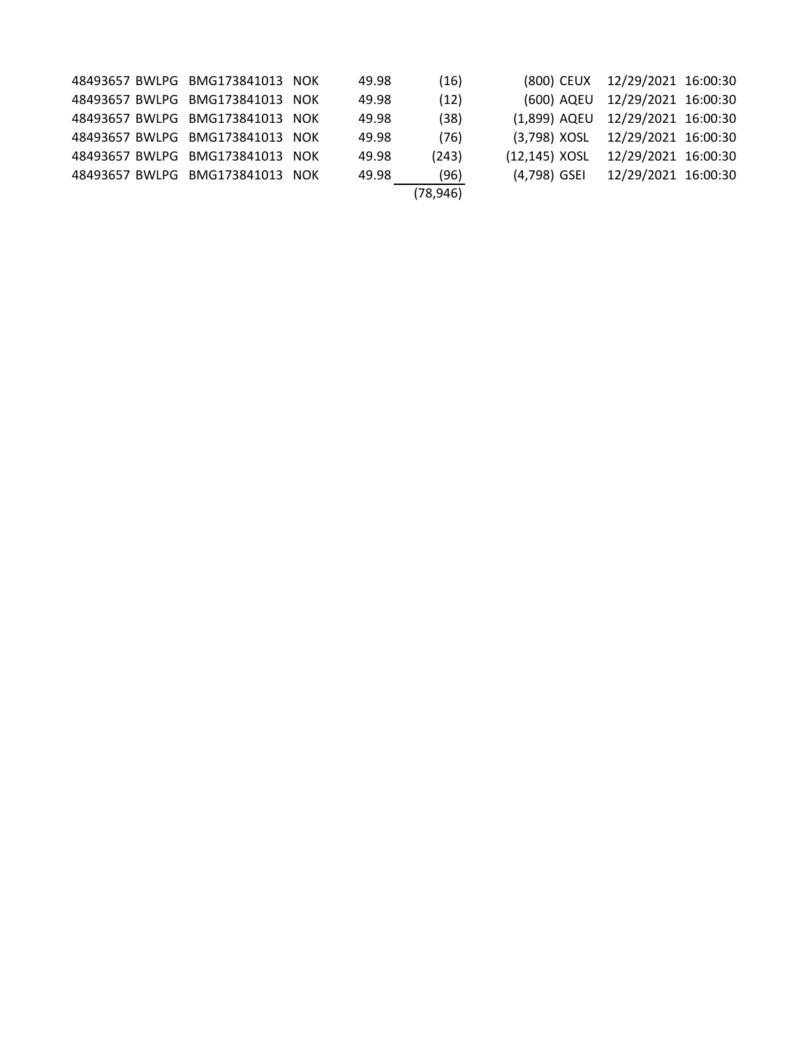| | | | | | | | | | |
|---|---|---|---|---|---|---|---|---|---|
| 48493657 | BWLPG | BMG173841013 | NOK | 49.98 | (16) | (800) | CEUX | 12/29/2021 | 16:00:30 |
| 48493657 | BWLPG | BMG173841013 | NOK | 49.98 | (12) | (600) | AQEU | 12/29/2021 | 16:00:30 |
| 48493657 | BWLPG | BMG173841013 | NOK | 49.98 | (38) | (1,899) | AQEU | 12/29/2021 | 16:00:30 |
| 48493657 | BWLPG | BMG173841013 | NOK | 49.98 | (76) | (3,798) | XOSL | 12/29/2021 | 16:00:30 |
| 48493657 | BWLPG | BMG173841013 | NOK | 49.98 | (243) | (12,145) | XOSL | 12/29/2021 | 16:00:30 |
| 48493657 | BWLPG | BMG173841013 | NOK | 49.98 | (96) | (4,798) | GSEI | 12/29/2021 | 16:00:30 |
| | | | | | (78,946) | | | | |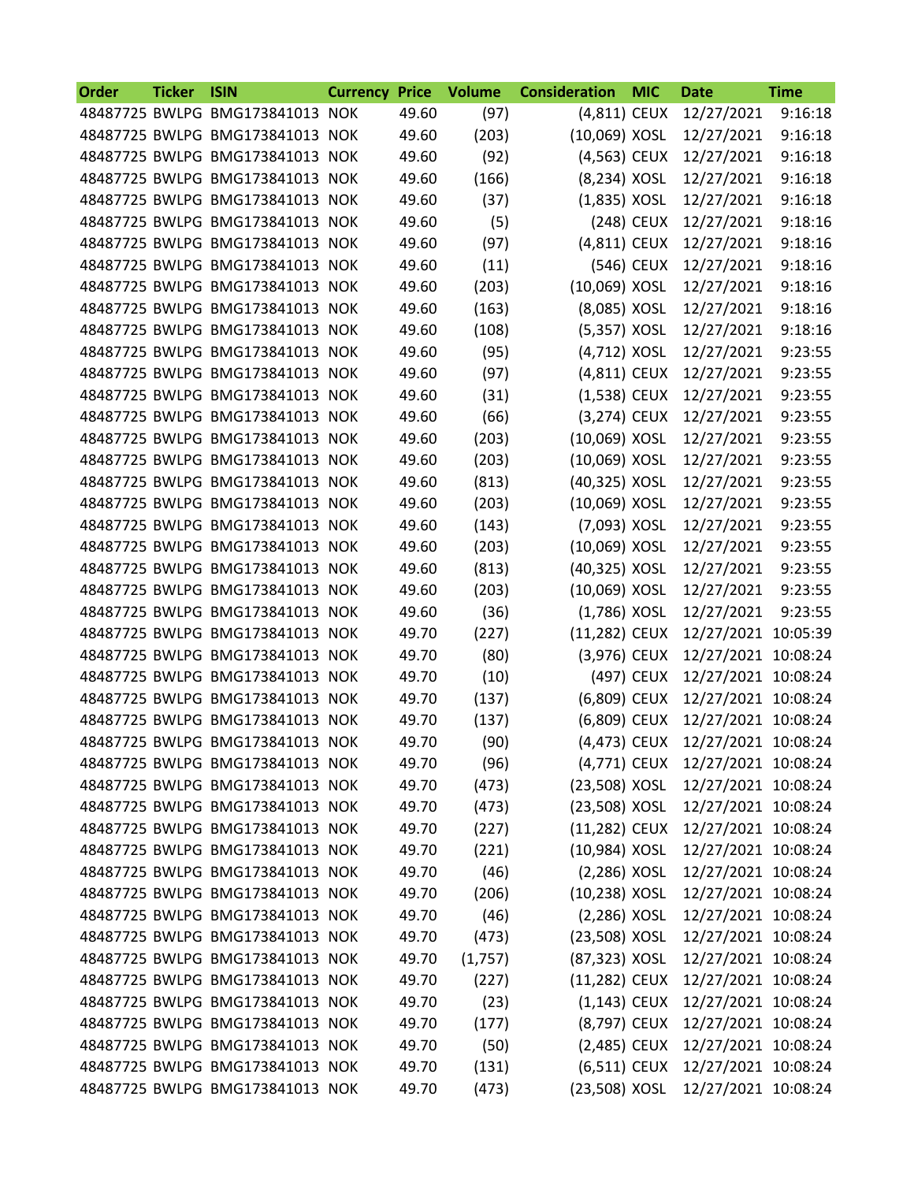| Order | Ticker | ISIN | Currency | Price | Volume | Consideration | MIC | Date | Time |
|---|---|---|---|---|---|---|---|---|---|
| 48487725 | BWLPG | BMG173841013 | NOK | 49.60 | (97) | (4,811) | CEUX | 12/27/2021 | 9:16:18 |
| 48487725 | BWLPG | BMG173841013 | NOK | 49.60 | (203) | (10,069) | XOSL | 12/27/2021 | 9:16:18 |
| 48487725 | BWLPG | BMG173841013 | NOK | 49.60 | (92) | (4,563) | CEUX | 12/27/2021 | 9:16:18 |
| 48487725 | BWLPG | BMG173841013 | NOK | 49.60 | (166) | (8,234) | XOSL | 12/27/2021 | 9:16:18 |
| 48487725 | BWLPG | BMG173841013 | NOK | 49.60 | (37) | (1,835) | XOSL | 12/27/2021 | 9:16:18 |
| 48487725 | BWLPG | BMG173841013 | NOK | 49.60 | (5) | (248) | CEUX | 12/27/2021 | 9:18:16 |
| 48487725 | BWLPG | BMG173841013 | NOK | 49.60 | (97) | (4,811) | CEUX | 12/27/2021 | 9:18:16 |
| 48487725 | BWLPG | BMG173841013 | NOK | 49.60 | (11) | (546) | CEUX | 12/27/2021 | 9:18:16 |
| 48487725 | BWLPG | BMG173841013 | NOK | 49.60 | (203) | (10,069) | XOSL | 12/27/2021 | 9:18:16 |
| 48487725 | BWLPG | BMG173841013 | NOK | 49.60 | (163) | (8,085) | XOSL | 12/27/2021 | 9:18:16 |
| 48487725 | BWLPG | BMG173841013 | NOK | 49.60 | (108) | (5,357) | XOSL | 12/27/2021 | 9:18:16 |
| 48487725 | BWLPG | BMG173841013 | NOK | 49.60 | (95) | (4,712) | XOSL | 12/27/2021 | 9:23:55 |
| 48487725 | BWLPG | BMG173841013 | NOK | 49.60 | (97) | (4,811) | CEUX | 12/27/2021 | 9:23:55 |
| 48487725 | BWLPG | BMG173841013 | NOK | 49.60 | (31) | (1,538) | CEUX | 12/27/2021 | 9:23:55 |
| 48487725 | BWLPG | BMG173841013 | NOK | 49.60 | (66) | (3,274) | CEUX | 12/27/2021 | 9:23:55 |
| 48487725 | BWLPG | BMG173841013 | NOK | 49.60 | (203) | (10,069) | XOSL | 12/27/2021 | 9:23:55 |
| 48487725 | BWLPG | BMG173841013 | NOK | 49.60 | (203) | (10,069) | XOSL | 12/27/2021 | 9:23:55 |
| 48487725 | BWLPG | BMG173841013 | NOK | 49.60 | (813) | (40,325) | XOSL | 12/27/2021 | 9:23:55 |
| 48487725 | BWLPG | BMG173841013 | NOK | 49.60 | (203) | (10,069) | XOSL | 12/27/2021 | 9:23:55 |
| 48487725 | BWLPG | BMG173841013 | NOK | 49.60 | (143) | (7,093) | XOSL | 12/27/2021 | 9:23:55 |
| 48487725 | BWLPG | BMG173841013 | NOK | 49.60 | (203) | (10,069) | XOSL | 12/27/2021 | 9:23:55 |
| 48487725 | BWLPG | BMG173841013 | NOK | 49.60 | (813) | (40,325) | XOSL | 12/27/2021 | 9:23:55 |
| 48487725 | BWLPG | BMG173841013 | NOK | 49.60 | (203) | (10,069) | XOSL | 12/27/2021 | 9:23:55 |
| 48487725 | BWLPG | BMG173841013 | NOK | 49.60 | (36) | (1,786) | XOSL | 12/27/2021 | 9:23:55 |
| 48487725 | BWLPG | BMG173841013 | NOK | 49.70 | (227) | (11,282) | CEUX | 12/27/2021 | 10:05:39 |
| 48487725 | BWLPG | BMG173841013 | NOK | 49.70 | (80) | (3,976) | CEUX | 12/27/2021 | 10:08:24 |
| 48487725 | BWLPG | BMG173841013 | NOK | 49.70 | (10) | (497) | CEUX | 12/27/2021 | 10:08:24 |
| 48487725 | BWLPG | BMG173841013 | NOK | 49.70 | (137) | (6,809) | CEUX | 12/27/2021 | 10:08:24 |
| 48487725 | BWLPG | BMG173841013 | NOK | 49.70 | (137) | (6,809) | CEUX | 12/27/2021 | 10:08:24 |
| 48487725 | BWLPG | BMG173841013 | NOK | 49.70 | (90) | (4,473) | CEUX | 12/27/2021 | 10:08:24 |
| 48487725 | BWLPG | BMG173841013 | NOK | 49.70 | (96) | (4,771) | CEUX | 12/27/2021 | 10:08:24 |
| 48487725 | BWLPG | BMG173841013 | NOK | 49.70 | (473) | (23,508) | XOSL | 12/27/2021 | 10:08:24 |
| 48487725 | BWLPG | BMG173841013 | NOK | 49.70 | (473) | (23,508) | XOSL | 12/27/2021 | 10:08:24 |
| 48487725 | BWLPG | BMG173841013 | NOK | 49.70 | (227) | (11,282) | CEUX | 12/27/2021 | 10:08:24 |
| 48487725 | BWLPG | BMG173841013 | NOK | 49.70 | (221) | (10,984) | XOSL | 12/27/2021 | 10:08:24 |
| 48487725 | BWLPG | BMG173841013 | NOK | 49.70 | (46) | (2,286) | XOSL | 12/27/2021 | 10:08:24 |
| 48487725 | BWLPG | BMG173841013 | NOK | 49.70 | (206) | (10,238) | XOSL | 12/27/2021 | 10:08:24 |
| 48487725 | BWLPG | BMG173841013 | NOK | 49.70 | (46) | (2,286) | XOSL | 12/27/2021 | 10:08:24 |
| 48487725 | BWLPG | BMG173841013 | NOK | 49.70 | (473) | (23,508) | XOSL | 12/27/2021 | 10:08:24 |
| 48487725 | BWLPG | BMG173841013 | NOK | 49.70 | (1,757) | (87,323) | XOSL | 12/27/2021 | 10:08:24 |
| 48487725 | BWLPG | BMG173841013 | NOK | 49.70 | (227) | (11,282) | CEUX | 12/27/2021 | 10:08:24 |
| 48487725 | BWLPG | BMG173841013 | NOK | 49.70 | (23) | (1,143) | CEUX | 12/27/2021 | 10:08:24 |
| 48487725 | BWLPG | BMG173841013 | NOK | 49.70 | (177) | (8,797) | CEUX | 12/27/2021 | 10:08:24 |
| 48487725 | BWLPG | BMG173841013 | NOK | 49.70 | (50) | (2,485) | CEUX | 12/27/2021 | 10:08:24 |
| 48487725 | BWLPG | BMG173841013 | NOK | 49.70 | (131) | (6,511) | CEUX | 12/27/2021 | 10:08:24 |
| 48487725 | BWLPG | BMG173841013 | NOK | 49.70 | (473) | (23,508) | XOSL | 12/27/2021 | 10:08:24 |